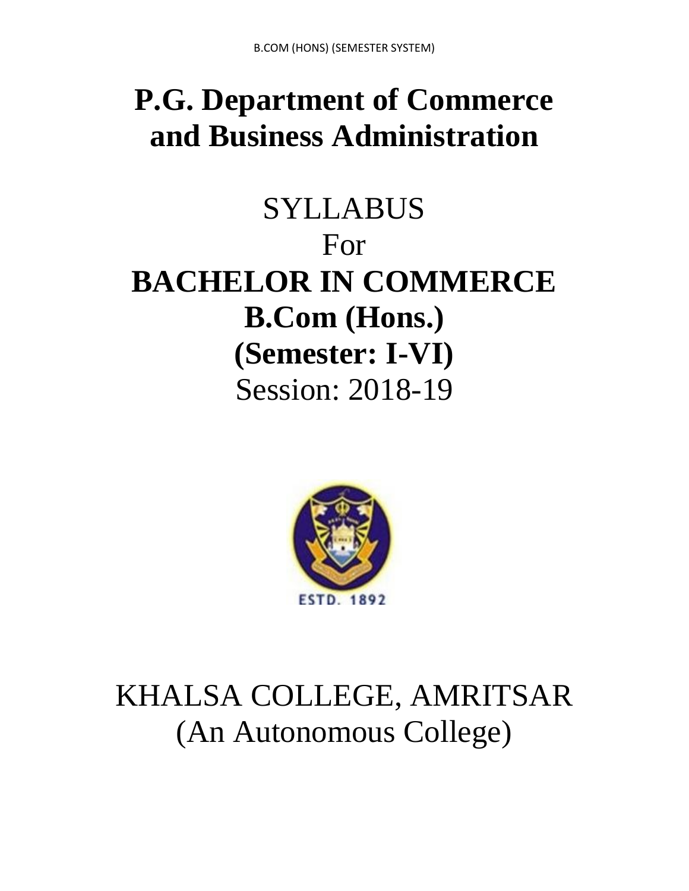# P.G. Department of Commerce and Business Administration

SYLLABUS

For

## BACHELOR IN COMMERCE

## B.Com (Hons.)

## (Semester: I-VI)

Session: 2018-19

ESTD. 1892

KHALSA COLLEGE, AMRITSAR

(An Autonomous College)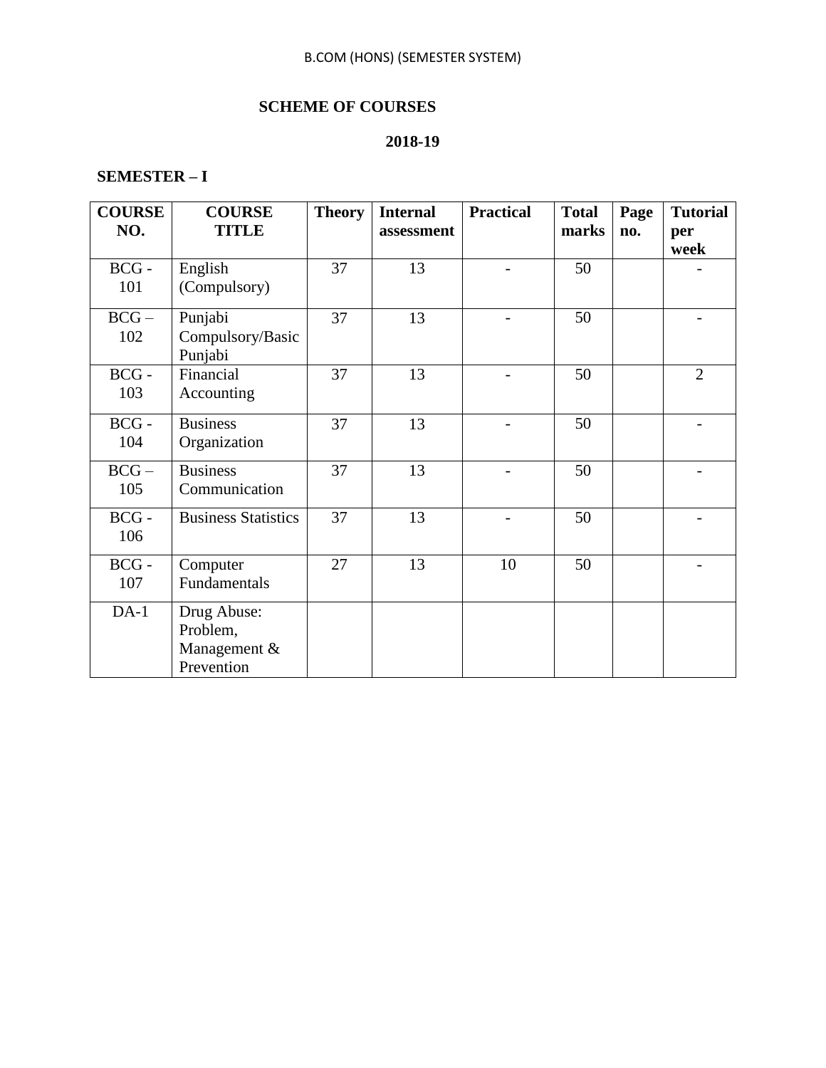B.COM (HONS) (SEMESTER SYSTEM)

## SCHEME OF COURSES

### 2018-19

### SEMESTER – I

| COURSE NO. | COURSE TITLE | Theory | Internal assessment | Practical | Total marks | Page no. | Tutorial per week |
|---|---|---|---|---|---|---|---|
| BCG - 101 | English (Compulsory) | 37 | 13 | - | 50 | | - |
| BCG – 102 | Punjabi Compulsory/Basic Punjabi | 37 | 13 | - | 50 | | - |
| BCG - 103 | Financial Accounting | 37 | 13 | - | 50 | | 2 |
| BCG - 104 | Business Organization | 37 | 13 | - | 50 | | - |
| BCG – 105 | Business Communication | 37 | 13 | - | 50 | | - |
| BCG - 106 | Business Statistics | 37 | 13 | - | 50 | | - |
| BCG - 107 | Computer Fundamentals | 27 | 13 | 10 | 50 | | - |
| DA-1 | Drug Abuse: Problem, Management & Prevention | | | | | | |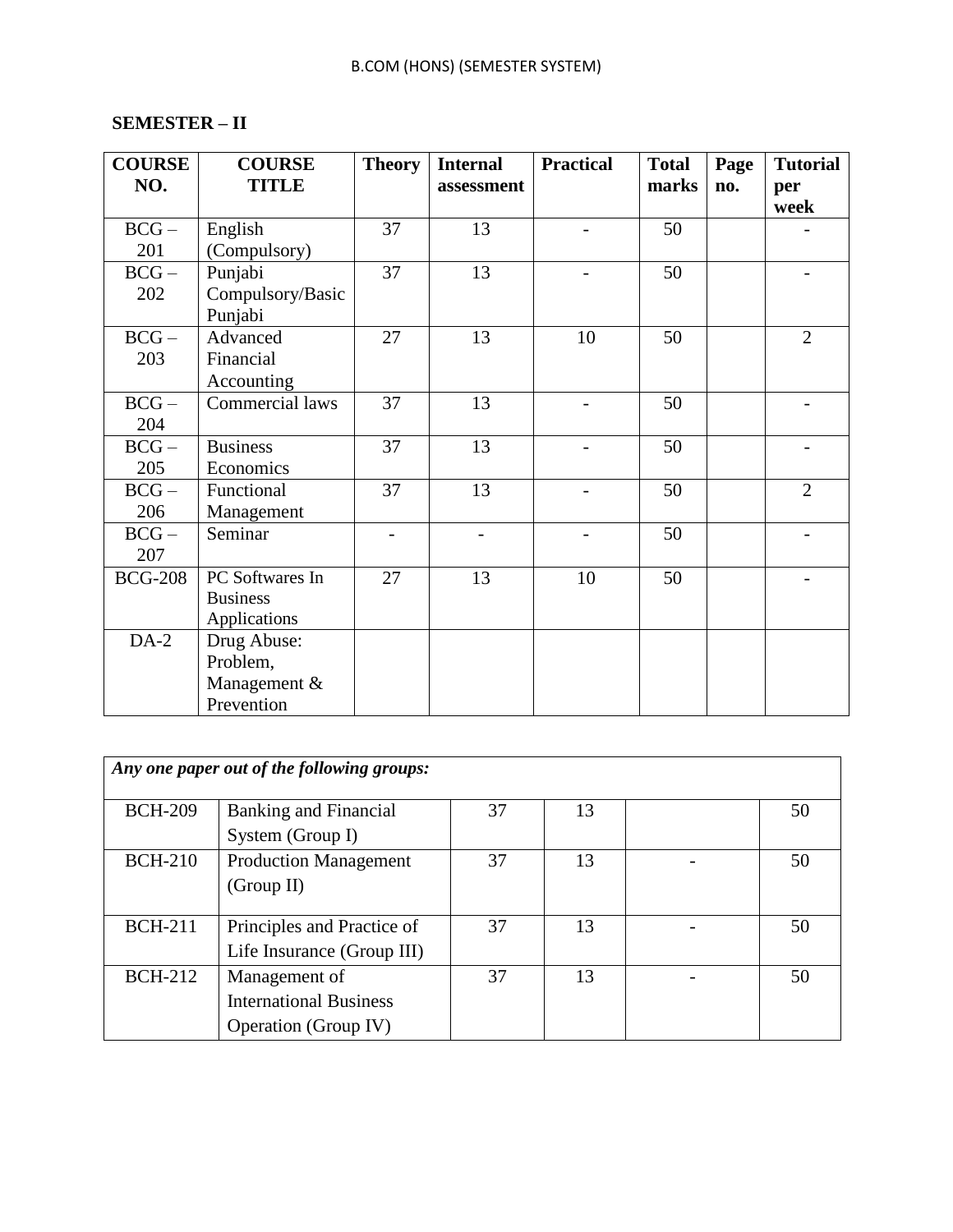**SEMESTER – II**

| COURSE NO. | COURSE TITLE | Theory | Internal assessment | Practical | Total marks | Page no. | Tutorial per week |
|---|---|---|---|---|---|---|---|
| BCG – 201 | English (Compulsory) | 37 | 13 | - | 50 | | - |
| BCG – 202 | Punjabi Compulsory/Basic Punjabi | 37 | 13 | - | 50 | | - |
| BCG – 203 | Advanced Financial Accounting | 27 | 13 | 10 | 50 | | 2 |
| BCG – 204 | Commercial laws | 37 | 13 | - | 50 | | - |
| BCG – 205 | Business Economics | 37 | 13 | - | 50 | | - |
| BCG – 206 | Functional Management | 37 | 13 | - | 50 | | 2 |
| BCG – 207 | Seminar | - | - | - | 50 | | - |
| BCG-208 | PC Softwares In Business Applications | 27 | 13 | 10 | 50 | | - |
| DA-2 | Drug Abuse: Problem, Management & Prevention | | | | | | |

| ***Any one paper out of the following groups:*** | | | | | |
|---|---|---|---|---|---|
| BCH-209 | Banking and Financial System (Group I) | 37 | 13 | | 50 |
| BCH-210 | Production Management (Group II) | 37 | 13 | - | 50 |
| BCH-211 | Principles and Practice of Life Insurance (Group III) | 37 | 13 | - | 50 |
| BCH-212 | Management of International Business Operation (Group IV) | 37 | 13 | - | 50 |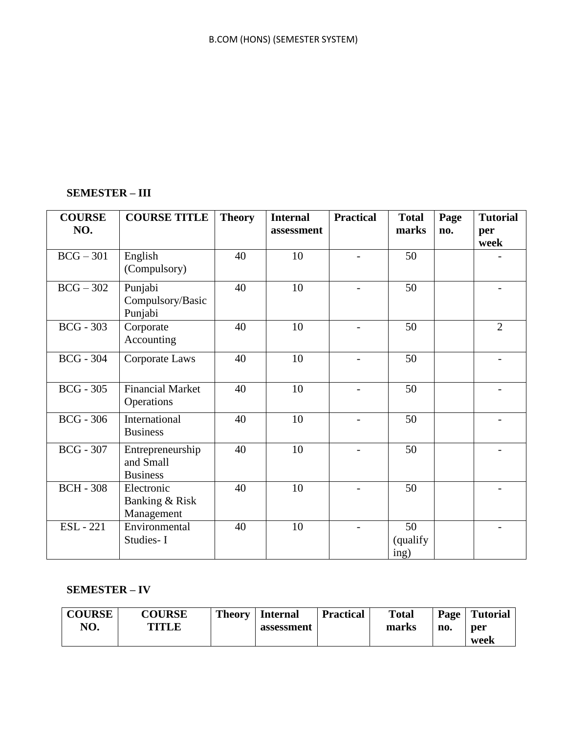B.COM (HONS) (SEMESTER SYSTEM)

**SEMESTER – III**

| COURSE NO. | COURSE TITLE | Theory | Internal assessment | Practical | Total marks | Page no. | Tutorial per week |
|---|---|---|---|---|---|---|---|
| BCG – 301 | English (Compulsory) | 40 | 10 | - | 50 | | - |
| BCG – 302 | Punjabi Compulsory/Basic Punjabi | 40 | 10 | - | 50 | | - |
| BCG - 303 | Corporate Accounting | 40 | 10 | - | 50 | | 2 |
| BCG - 304 | Corporate Laws | 40 | 10 | - | 50 | | - |
| BCG - 305 | Financial Market Operations | 40 | 10 | - | 50 | | - |
| BCG - 306 | International Business | 40 | 10 | - | 50 | | - |
| BCG - 307 | Entrepreneurship and Small Business | 40 | 10 | - | 50 | | - |
| BCH - 308 | Electronic Banking & Risk Management | 40 | 10 | - | 50 | | - |
| ESL - 221 | Environmental Studies- I | 40 | 10 | - | 50 (qualifying) | | - |

**SEMESTER – IV**

| COURSE NO. | COURSE TITLE | Theory | Internal assessment | Practical | Total marks | Page no. | Tutorial per week |
|---|---|---|---|---|---|---|---|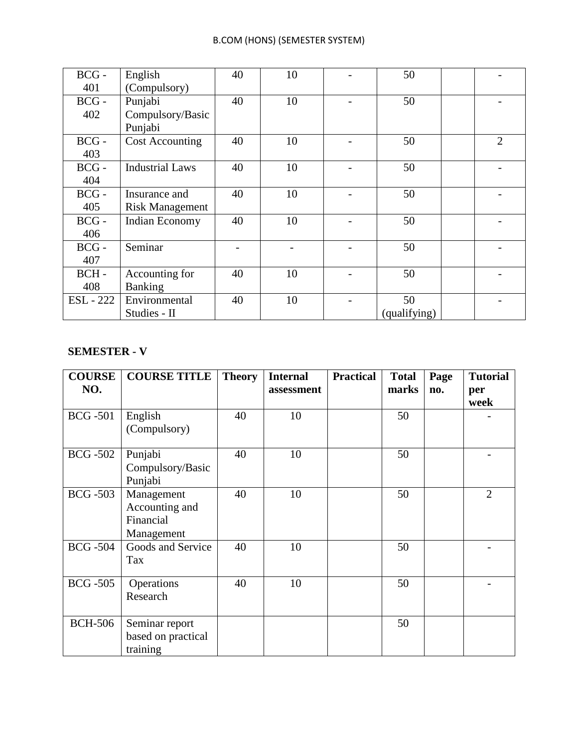| BCG - 401 | English (Compulsory) | 40 | 10 | - | 50 | | - |
|---|---|---|---|---|---|---|---|
| BCG - 402 | Punjabi Compulsory/Basic Punjabi | 40 | 10 | - | 50 | | - |
| BCG - 403 | Cost Accounting | 40 | 10 | - | 50 | | 2 |
| BCG - 404 | Industrial Laws | 40 | 10 | - | 50 | | - |
| BCG - 405 | Insurance and Risk Management | 40 | 10 | - | 50 | | - |
| BCG - 406 | Indian Economy | 40 | 10 | - | 50 | | - |
| BCG - 407 | Seminar | - | - | - | 50 | | - |
| BCH - 408 | Accounting for Banking | 40 | 10 | - | 50 | | - |
| ESL - 222 | Environmental Studies - II | 40 | 10 | - | 50 (qualifying) | | - |

**SEMESTER - V**

| COURSE NO. | COURSE TITLE | Theory | Internal assessment | Practical | Total marks | Page no. | Tutorial per week |
|---|---|---|---|---|---|---|---|
| BCG -501 | English (Compulsory) | 40 | 10 | | 50 | | - |
| BCG -502 | Punjabi Compulsory/Basic Punjabi | 40 | 10 | | 50 | | - |
| BCG -503 | Management Accounting and Financial Management | 40 | 10 | | 50 | | 2 |
| BCG -504 | Goods and Service Tax | 40 | 10 | | 50 | | - |
| BCG -505 | Operations Research | 40 | 10 | | 50 | | - |
| BCH-506 | Seminar report based on practical training | | | | 50 | | |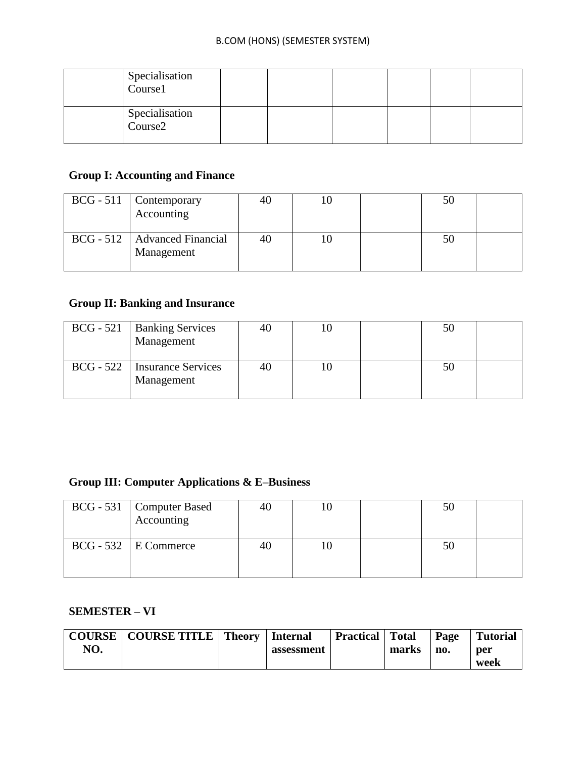| | | | | | | | |
|---|---|---|---|---|---|---|---|
| | Specialisation Course1 | | | | | | |
| | Specialisation Course2 | | | | | | |

**Group I: Accounting and Finance**

| | | | | | | |
|---|---|---|---|---|---|---|
| BCG - 511 | Contemporary Accounting | 40 | 10 | | 50 | |
| BCG - 512 | Advanced Financial Management | 40 | 10 | | 50 | |

**Group II: Banking and Insurance**

| | | | | | | |
|---|---|---|---|---|---|---|
| BCG - 521 | Banking Services Management | 40 | 10 | | 50 | |
| BCG - 522 | Insurance Services Management | 40 | 10 | | 50 | |

**Group III: Computer Applications & E–Business**

| | | | | | | |
|---|---|---|---|---|---|---|
| BCG - 531 | Computer Based Accounting | 40 | 10 | | 50 | |
| BCG - 532 | E Commerce | 40 | 10 | | 50 | |

**SEMESTER – VI**

| COURSE NO. | COURSE TITLE | Theory | Internal assessment | Practical | Total marks | Page no. | Tutorial per week |
|---|---|---|---|---|---|---|---|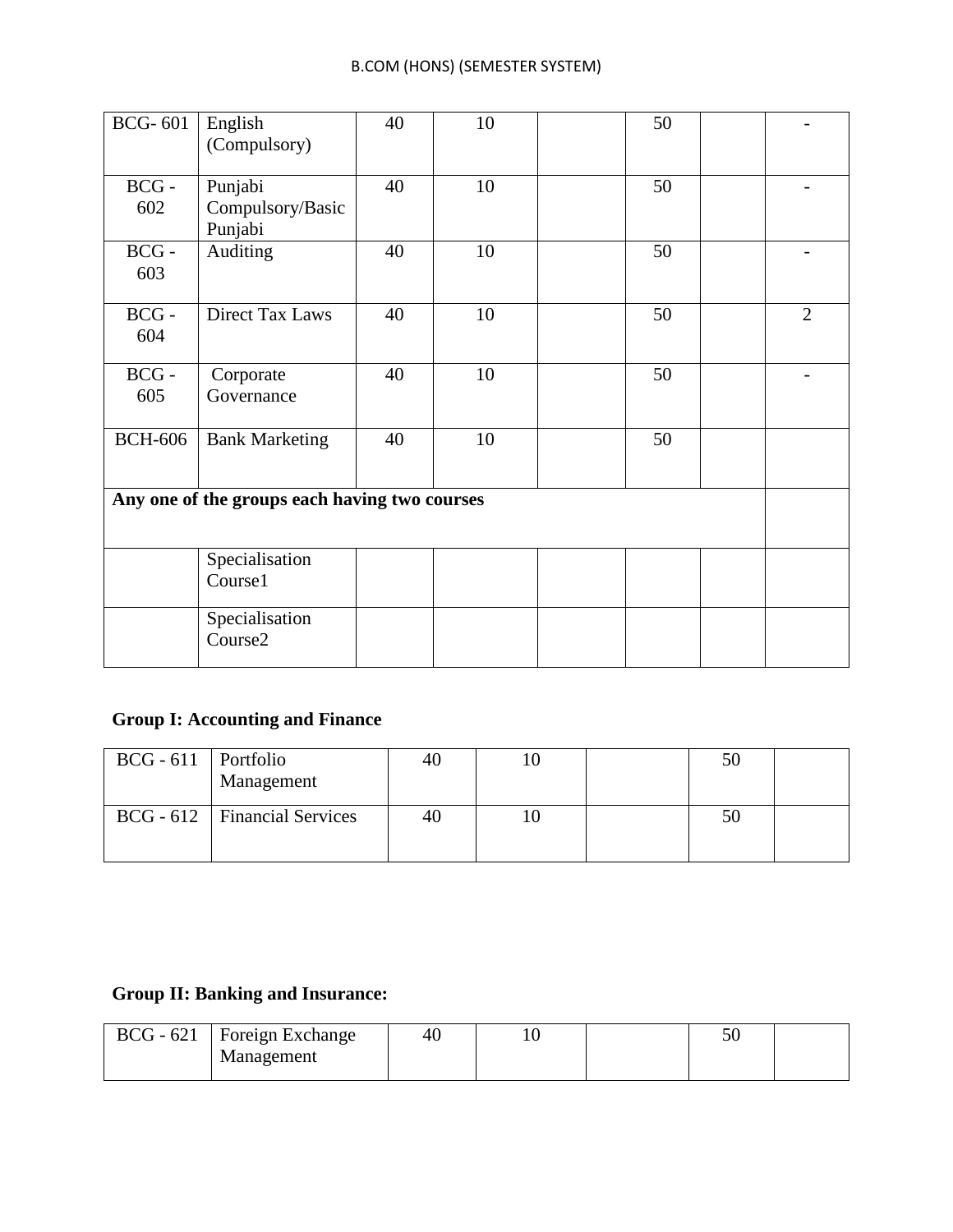| | | | | | | | |
|---|---|---|---|---|---|---|---|
| BCG- 601 | English (Compulsory) | 40 | 10 | | 50 | | - |
| BCG - 602 | Punjabi Compulsory/Basic Punjabi | 40 | 10 | | 50 | | - |
| BCG - 603 | Auditing | 40 | 10 | | 50 | | - |
| BCG - 604 | Direct Tax Laws | 40 | 10 | | 50 | | 2 |
| BCG - 605 | Corporate Governance | 40 | 10 | | 50 | | - |
| BCH-606 | Bank Marketing | 40 | 10 | | 50 | | |
| **Any one of the groups each having two courses** | | | | | | | |
| | Specialisation Course1 | | | | | | |
| | Specialisation Course2 | | | | | | |

**Group I: Accounting and Finance**

| | | | | | | |
|---|---|---|---|---|---|---|
| BCG - 611 | Portfolio Management | 40 | 10 | | 50 | |
| BCG - 612 | Financial Services | 40 | 10 | | 50 | |

**Group II: Banking and Insurance:**

| | | | | | | |
|---|---|---|---|---|---|---|
| BCG - 621 | Foreign Exchange Management | 40 | 10 | | 50 | |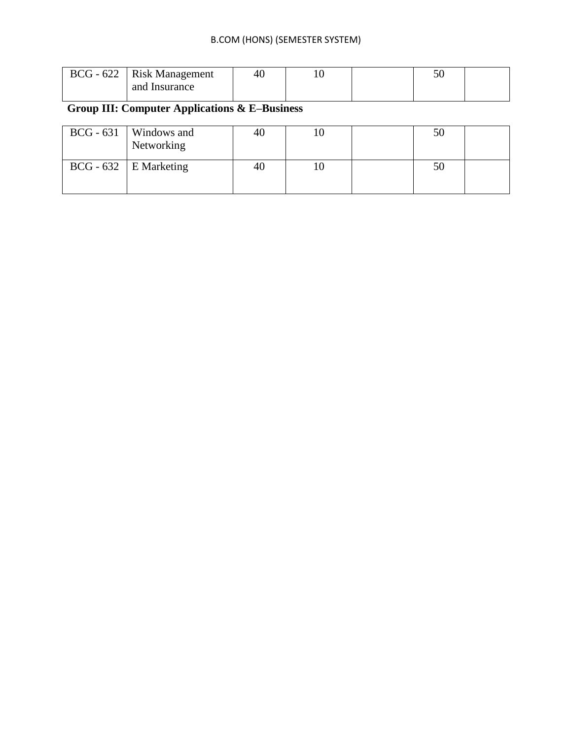| BCG - 622 | Risk Management and Insurance | 40 | 10 | | 50 | |
|---|---|---|---|---|---|---|

**Group III: Computer Applications & E–Business**

| BCG - 631 | Windows and Networking | 40 | 10 | | 50 | |
|---|---|---|---|---|---|---|
| BCG - 632 | E Marketing | 40 | 10 | | 50 | |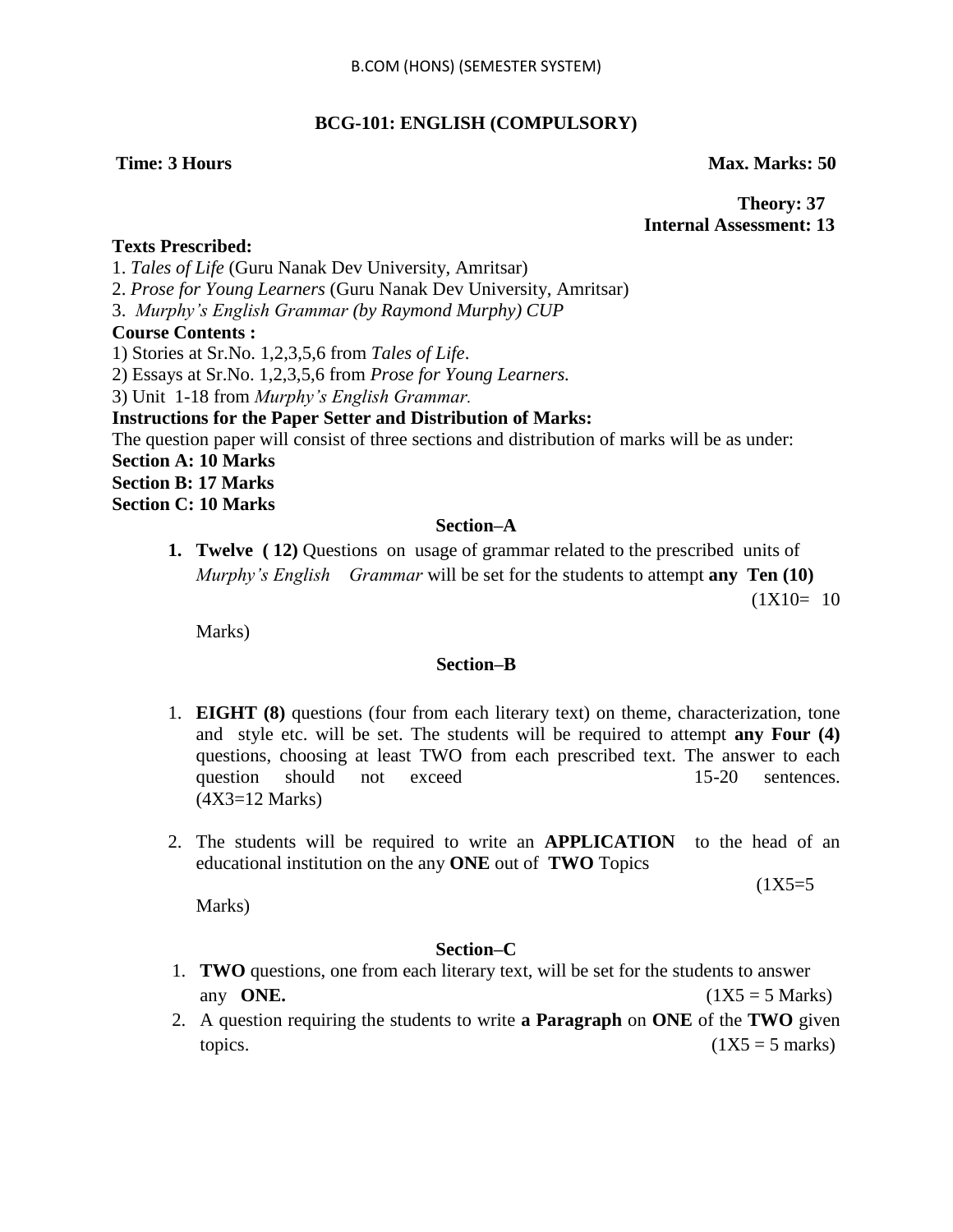B.COM (HONS) (SEMESTER SYSTEM)

## BCG-101: ENGLISH (COMPULSORY)

**Time: 3 Hours** **Max. Marks: 50**

**Theory: 37**
**Internal Assessment: 13**

**Texts Prescribed:**

1. *Tales of Life* (Guru Nanak Dev University, Amritsar)
2. *Prose for Young Learners* (Guru Nanak Dev University, Amritsar)
3. *Murphy's English Grammar (by Raymond Murphy) CUP*

**Course Contents :**

1) Stories at Sr.No. 1,2,3,5,6 from *Tales of Life*.
2) Essays at Sr.No. 1,2,3,5,6 from *Prose for Young Learners.*
3) Unit 1-18 from *Murphy's English Grammar.*

**Instructions for the Paper Setter and Distribution of Marks:**

The question paper will consist three sections and distribution of marks will be as under:

**Section A: 10 Marks**
**Section B: 17 Marks**
**Section C: 10 Marks**

### Section–A

1. **Twelve ( 12)** Questions on usage of grammar related to the prescribed units of *Murphy's English Grammar* will be set for the students to attempt **any Ten (10)** (1X10= 10 Marks)

### Section–B

1. **EIGHT (8)** questions (four from each literary text) on theme, characterization, tone and style etc. will be set. The students will be required to attempt **any Four (4)** questions, choosing at least TWO from each prescribed text. The answer to each question should not exceed 15-20 sentences. (4X3=12 Marks)

2. The students will be required to write an **APPLICATION** to the head of an educational institution on the any **ONE** out of **TWO** Topics (1X5=5 Marks)

### Section–C

1. **TWO** questions, one from each literary text, will be set for the students to answer any **ONE.** (1X5 = 5 Marks)
2. A question requiring the students to write **a Paragraph** on **ONE** of the **TWO** given topics. (1X5 = 5 marks)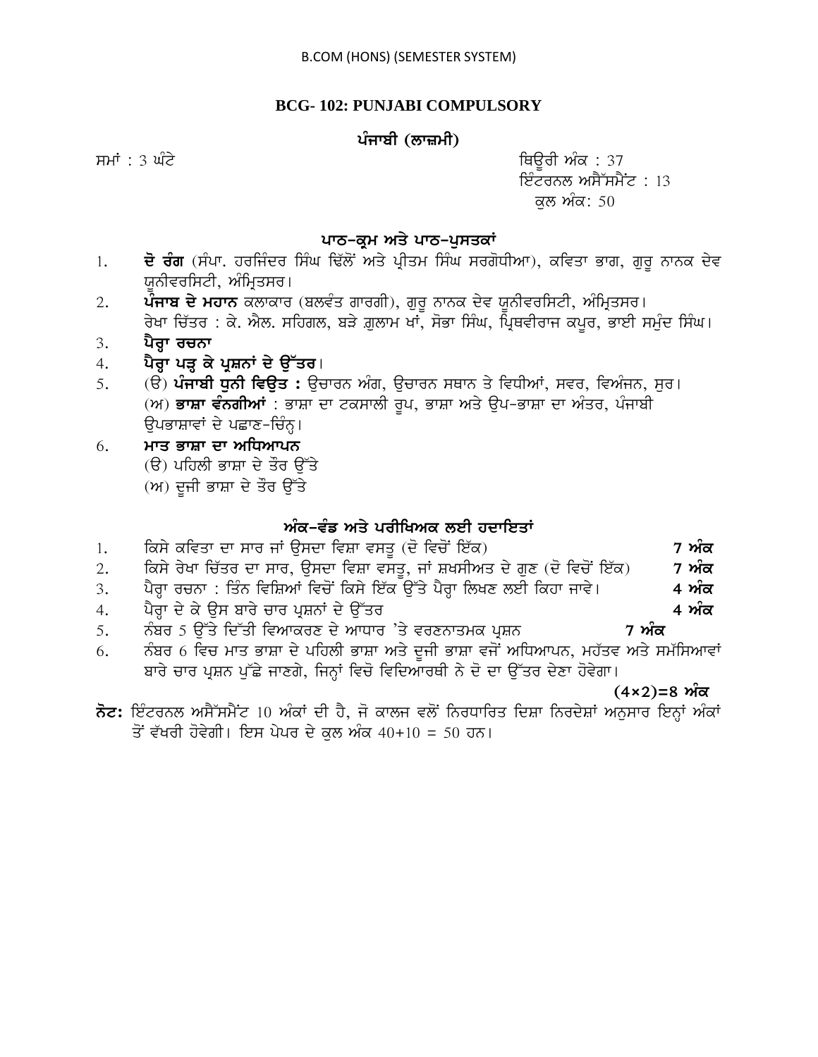B.COM (HONS) (SEMESTER SYSTEM)

## BCG- 102: PUNJABI COMPULSORY

### ਪੰਜਾਬੀ (ਲਾਜ਼ਮੀ)

ਸਮਾਂ : 3 ਘੰਟੇ

ਥਿਊਰੀ ਅੰਕ : 37
ਇੰਟਰਨਲ ਅਸੈੱਸਮੈਂਟ : 13
ਕੁਲ ਅੰਕ: 50

### ਪਾਠ–ਕ੍ਰਮ ਅਤੇ ਪਾਠ–ਪੁਸਤਕਾਂ

1. **ਦੋ ਰੰਗ** (ਸੰਪਾ. ਹਰਜਿੰਦਰ ਸਿੰਘ ਢਿੱਲੋਂ ਅਤੇ ਪ੍ਰੀਤਮ ਸਿੰਘ ਸਰਗੋਧੀਆ), ਕਵਿਤਾ ਭਾਗ, ਗੁਰੂ ਨਾਨਕ ਦੇਵ ਯੂਨੀਵਰਸਿਟੀ, ਅੰਮ੍ਰਿਤਸਰ।
2. **ਪੰਜਾਬ ਦੇ ਮਹਾਨ** ਕਲਾਕਾਰ (ਬਲਵੰਤ ਗਾਰਗੀ), ਗੁਰੂ ਨਾਨਕ ਦੇਵ ਯੂਨੀਵਰਸਿਟੀ, ਅੰਮ੍ਰਿਤਸਰ।
   ਰੇਖਾ ਚਿੱਤਰ : ਕੇ. ਐਲ. ਸਹਿਗਲ, ਬੜੇ ਗ਼ੁਲਾਮ ਖਾਂ, ਸੋਭਾ ਸਿੰਘ, ਪ੍ਰਿਥਵੀਰਾਜ ਕਪੂਰ, ਭਾਈ ਸਮੁੰਦ ਸਿੰਘ।
3. **ਪੈਰ੍ਹਾ ਰਚਨਾ**
4. **ਪੈਰ੍ਹਾ ਪੜ੍ਹ ਕੇ ਪ੍ਰਸ਼ਨਾਂ ਦੇ ਉੱਤਰ**।
5. (ੳ) **ਪੰਜਾਬੀ ਧੁਨੀ ਵਿਉਤ :** ਉਚਾਰਨ ਅੰਗ, ਉਚਾਰਨ ਸਥਾਨ ਤੇ ਵਿਧੀਆਂ, ਸਵਰ, ਵਿਅੰਜਨ, ਸੁਰ।
   (ਅ) **ਭਾਸ਼ਾ ਵੰਨਗੀਆਂ** : ਭਾਸ਼ਾ ਦਾ ਟਕਸਾਲੀ ਰੂਪ, ਭਾਸ਼ਾ ਅਤੇ ਉਪ-ਭਾਸ਼ਾ ਦਾ ਅੰਤਰ, ਪੰਜਾਬੀ ਉਪਭਾਸ਼ਾਵਾਂ ਦੇ ਪਛਾਣ-ਚਿੰਨ੍ਹ।
6. **ਮਾਤ ਭਾਸ਼ਾ ਦਾ ਅਧਿਆਪਨ**
   (ੳ) ਪਹਿਲੀ ਭਾਸ਼ਾ ਦੇ ਤੌਰ ਉੱਤੇ
   (ਅ) ਦੂਜੀ ਭਾਸ਼ਾ ਦੇ ਤੌਰ ਉੱਤੇ

### ਅੰਕ–ਵੰਡ ਅਤੇ ਪਰੀਖਿਅਕ ਲਈ ਹਦਾਇਤਾਂ

1. ਕਿਸੇ ਕਵਿਤਾ ਦਾ ਸਾਰ ਜਾਂ ਉਸਦਾ ਵਿਸ਼ਾ ਵਸਤੂ (ਦੋ ਵਿਚੋਂ ਇੱਕ) **7 ਅੰਕ**
2. ਕਿਸੇ ਰੇਖਾ ਚਿੱਤਰ ਦਾ ਸਾਰ, ਉਸਦਾ ਵਿਸ਼ਾ ਵਸਤੂ, ਜਾਂ ਸ਼ਖਸੀਅਤ ਦੇ ਗੁਣ (ਦੋ ਵਿਚੋਂ ਇੱਕ) **7 ਅੰਕ**
3. ਪੈਰ੍ਹਾ ਰਚਨਾ : ਤਿੰਨ ਵਿਸ਼ਿਆਂ ਵਿਚੋਂ ਕਿਸੇ ਇੱਕ ਉੱਤੇ ਪੈਰ੍ਹਾ ਲਿਖਣ ਲਈ ਕਿਹਾ ਜਾਵੇ। **4 ਅੰਕ**
4. ਪੈਰ੍ਹਾ ਦੇ ਕੇ ਉਸ ਬਾਰੇ ਚਾਰ ਪ੍ਰਸ਼ਨਾਂ ਦੇ ਉੱਤਰ **4 ਅੰਕ**
5. ਨੰਬਰ 5 ਉੱਤੇ ਦਿੱਤੀ ਵਿਆਕਰਣ ਦੇ ਆਧਾਰ 'ਤੇ ਵਰਣਨਾਤਮਕ ਪ੍ਰਸ਼ਨ **7 ਅੰਕ**
6. ਨੰਬਰ 6 ਵਿਚ ਮਾਤ ਭਾਸ਼ਾ ਦੇ ਪਹਿਲੀ ਭਾਸ਼ਾ ਅਤੇ ਦੂਜੀ ਭਾਸ਼ਾ ਵਜੋਂ ਅਧਿਆਪਨ, ਮਹੱਤਵ ਅਤੇ ਸਮੱਸਿਆਵਾਂ ਬਾਰੇ ਚਾਰ ਪ੍ਰਸ਼ਨ ਪੁੱਛੇ ਜਾਣਗੇ, ਜਿਨ੍ਹਾਂ ਵਿਚੋ ਵਿਦਿਆਰਥੀ ਨੇ ਦੋ ਦਾ ਉੱਤਰ ਦੇਣਾ ਹੋਵੇਗਾ। **(4×2)=8 ਅੰਕ**

**ਨੋਟ:** ਇੰਟਰਨਲ ਅਸੈੱਸਮੈਂਟ 10 ਅੰਕਾਂ ਦੀ ਹੈ, ਜੋ ਕਾਲਜ ਵਲੋਂ ਨਿਰਧਾਰਿਤ ਦਿਸ਼ਾ ਨਿਰਦੇਸ਼ਾਂ ਅਨੁਸਾਰ ਇਨ੍ਹਾਂ ਅੰਕਾਂ ਤੋਂ ਵੱਖਰੀ ਹੋਵੇਗੀ। ਇਸ ਪੇਪਰ ਦੇ ਕੁਲ ਅੰਕ 40+10 = 50 ਹਨ।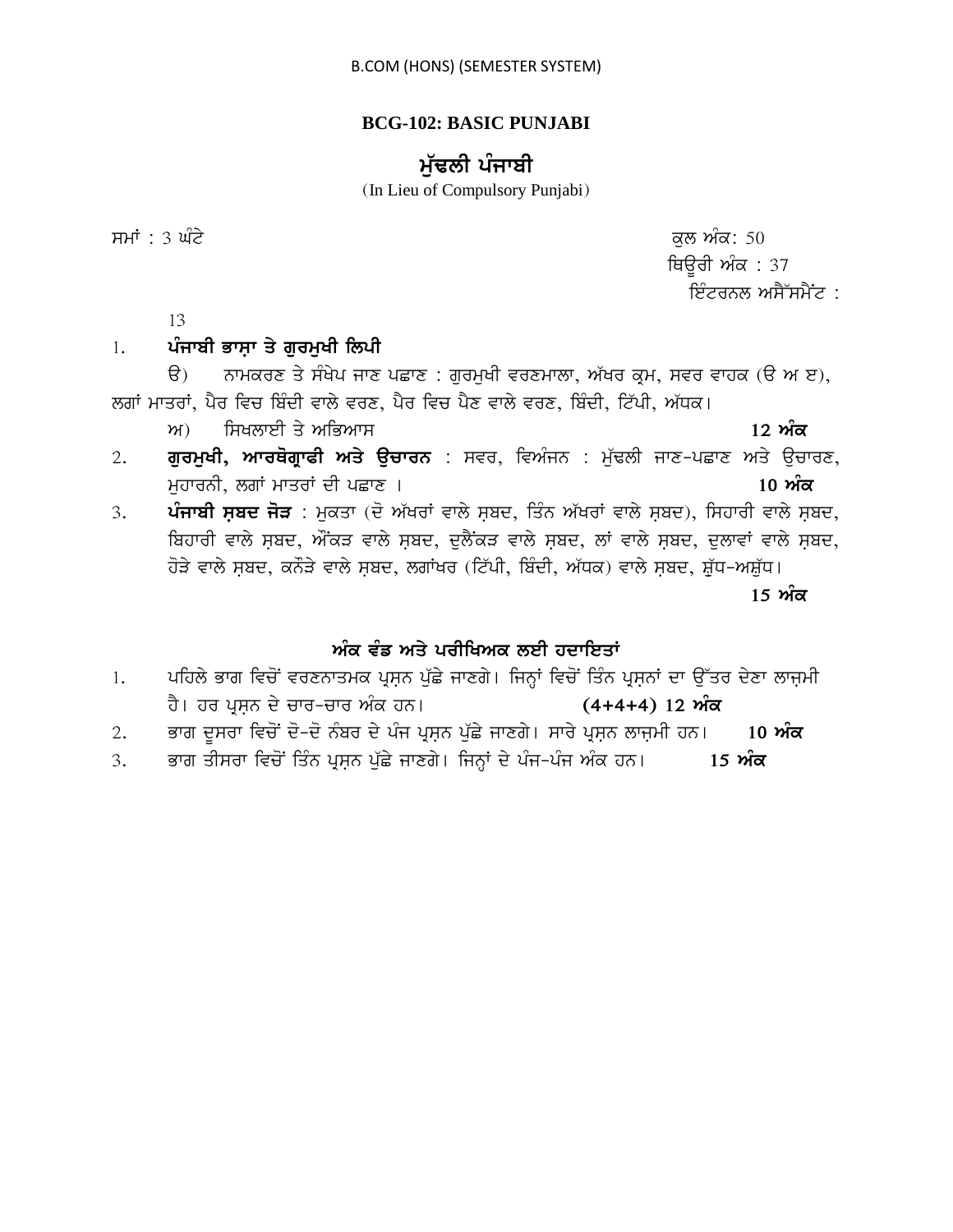B.COM (HONS) (SEMESTER SYSTEM)

## BCG-102: BASIC PUNJABI

## ਮੁੱਢਲੀ ਪੰਜਾਬੀ

(In Lieu of Compulsory Punjabi)

ਸਮਾਂ : 3 ਘੰਟੇ

ਕੁਲ ਅੰਕ: 50
ਥਿਊਰੀ ਅੰਕ : 37
ਇੰਟਰਨਲ ਅਸੈੱਸਮੈਂਟ : 13

1. **ਪੰਜਾਬੀ ਭਾਸ਼ਾ ਤੇ ਗੁਰਮੁਖੀ ਲਿਪੀ**

   ੳ) ਨਾਮਕਰਣ ਤੇ ਸੰਖੇਪ ਜਾਣ ਪਛਾਣ : ਗੁਰਮੁਖੀ ਵਰਣਮਾਲਾ, ਅੱਖਰ ਕ੍ਰਮ, ਸਵਰ ਵਾਹਕ (ੳ ਅ ੲ), ਲਗਾਂ ਮਾਤਰਾਂ, ਪੈਰ ਵਿਚ ਬਿੰਦੀ ਵਾਲੇ ਵਰਣ, ਪੈਰ ਵਿਚ ਪੈਣ ਵਾਲੇ ਵਰਣ, ਬਿੰਦੀ, ਟਿੱਪੀ, ਅੱਧਕ।

   ਅ) ਸਿਖਲਾਈ ਤੇ ਅਭਿਆਸ **12 ਅੰਕ**

2. **ਗੁਰਮੁਖੀ, ਆਰਥੋਗ੍ਰਾਫੀ ਅਤੇ ਉਚਾਰਨ** : ਸਵਰ, ਵਿਅੰਜਨ : ਮੁੱਢਲੀ ਜਾਣ-ਪਛਾਣ ਅਤੇ ਉਚਾਰਣ, ਮੁਹਾਰਨੀ, ਲਗਾਂ ਮਾਤਰਾਂ ਦੀ ਪਛਾਣ । **10 ਅੰਕ**

3. **ਪੰਜਾਬੀ ਸ਼ਬਦ ਜੋੜ** : ਮੁਕਤਾ (ਦੋ ਅੱਖਰਾਂ ਵਾਲੇ ਸ਼ਬਦ, ਤਿੰਨ ਅੱਖਰਾਂ ਵਾਲੇ ਸ਼ਬਦ), ਸਿਹਾਰੀ ਵਾਲੇ ਸ਼ਬਦ, ਬਿਹਾਰੀ ਵਾਲੇ ਸ਼ਬਦ, ਔਂਕੜ ਵਾਲੇ ਸ਼ਬਦ, ਦੁਲੈਂਕੜ ਵਾਲੇ ਸ਼ਬਦ, ਲਾਂ ਵਾਲੇ ਸ਼ਬਦ, ਦੁਲਾਵਾਂ ਵਾਲੇ ਸ਼ਬਦ, ਹੋੜੇ ਵਾਲੇ ਸ਼ਬਦ, ਕਨੌੜੇ ਵਾਲੇ ਸ਼ਬਦ, ਲਗਾਂਖਰ (ਟਿੱਪੀ, ਬਿੰਦੀ, ਅੱਧਕ) ਵਾਲੇ ਸ਼ਬਦ, ਸ਼ੁੱਧ-ਅਸ਼ੁੱਧ।

   **15 ਅੰਕ**

### ਅੰਕ ਵੰਡ ਅਤੇ ਪਰੀਖਿਅਕ ਲਈ ਹਦਾਇਤਾਂ

1. ਪਹਿਲੇ ਭਾਗ ਵਿਚੋਂ ਵਰਣਨਾਤਮਕ ਪ੍ਰਸ਼ਨ ਪੁੱਛੇ ਜਾਣਗੇ। ਜਿਨ੍ਹਾਂ ਵਿਚੋਂ ਤਿੰਨ ਪ੍ਰਸ਼ਨਾਂ ਦਾ ਉੱਤਰ ਦੇਣਾ ਲਾਜ਼ਮੀ ਹੈ। ਹਰ ਪ੍ਰਸ਼ਨ ਦੇ ਚਾਰ-ਚਾਰ ਅੰਕ ਹਨ। **(4+4+4) 12 ਅੰਕ**
2. ਭਾਗ ਦੂਸਰਾ ਵਿਚੋਂ ਦੋ-ਦੋ ਨੰਬਰ ਦੇ ਪੰਜ ਪ੍ਰਸ਼ਨ ਪੁੱਛੇ ਜਾਣਗੇ। ਸਾਰੇ ਪ੍ਰਸ਼ਨ ਲਾਜ਼ਮੀ ਹਨ। **10 ਅੰਕ**
3. ਭਾਗ ਤੀਸਰਾ ਵਿਚੋਂ ਤਿੰਨ ਪ੍ਰਸ਼ਨ ਪੁੱਛੇ ਜਾਣਗੇ। ਜਿਨ੍ਹਾਂ ਦੇ ਪੰਜ-ਪੰਜ ਅੰਕ ਹਨ। **15 ਅੰਕ**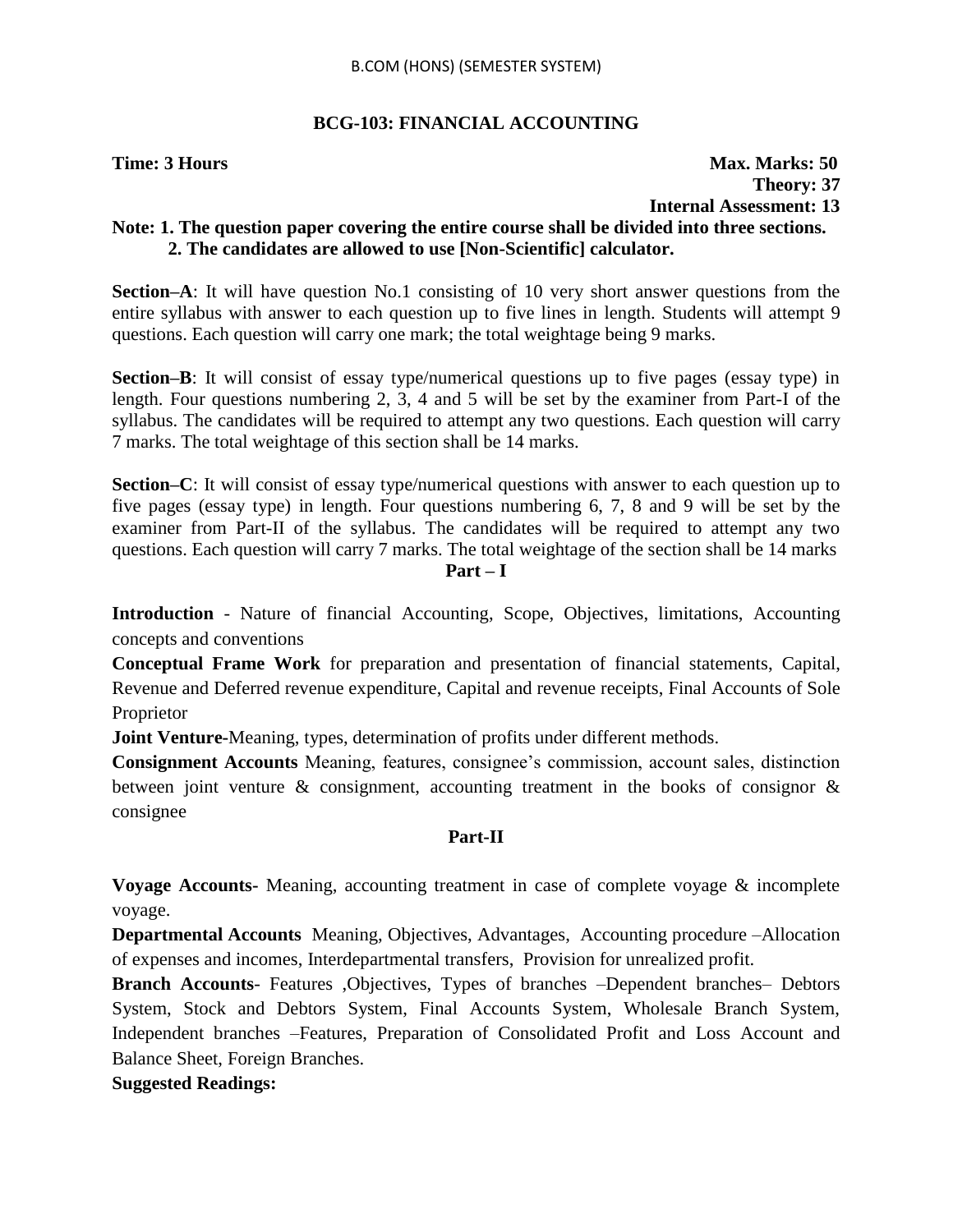B.COM (HONS) (SEMESTER SYSTEM)

## BCG-103: FINANCIAL ACCOUNTING

**Time: 3 Hours** **Max. Marks: 50**

**Theory: 37**

**Internal Assessment: 13**

**Note: 1. The question paper covering the entire course shall be divided into three sections.**
**2. The candidates are allowed to use [Non-Scientific] calculator.**

**Section–A**: It will have question No.1 consisting of 10 very short answer questions from the entire syllabus with answer to each question up to five lines in length. Students will attempt 9 questions. Each question will carry one mark; the total weightage being 9 marks.

**Section–B**: It will consist of essay type/numerical questions up to five pages (essay type) in length. Four questions numbering 2, 3, 4 and 5 will be set by the examiner from Part-I of the syllabus. The candidates will be required to attempt any two questions. Each question will carry 7 marks. The total weightage of this section shall be 14 marks.

**Section–C**: It will consist of essay type/numerical questions with answer to each question up to five pages (essay type) in length. Four questions numbering 6, 7, 8 and 9 will be set by the examiner from Part-II of the syllabus. The candidates will be required to attempt any two questions. Each question will carry 7 marks. The total weightage of the section shall be 14 marks

### Part – I

**Introduction** - Nature of financial Accounting, Scope, Objectives, limitations, Accounting concepts and conventions

**Conceptual Frame Work** for preparation and presentation of financial statements, Capital, Revenue and Deferred revenue expenditure, Capital and revenue receipts, Final Accounts of Sole Proprietor

**Joint Venture-**Meaning, types, determination of profits under different methods.

**Consignment Accounts** Meaning, features, consignee's commission, account sales, distinction between joint venture & consignment, accounting treatment in the books of consignor & consignee

### Part-II

**Voyage Accounts-** Meaning, accounting treatment in case of complete voyage & incomplete voyage.

**Departmental Accounts** Meaning, Objectives, Advantages, Accounting procedure –Allocation of expenses and incomes, Interdepartmental transfers, Provision for unrealized profit.

**Branch Accounts-** Features ,Objectives, Types of branches –Dependent branches– Debtors System, Stock and Debtors System, Final Accounts System, Wholesale Branch System, Independent branches –Features, Preparation of Consolidated Profit and Loss Account and Balance Sheet, Foreign Branches.

**Suggested Readings:**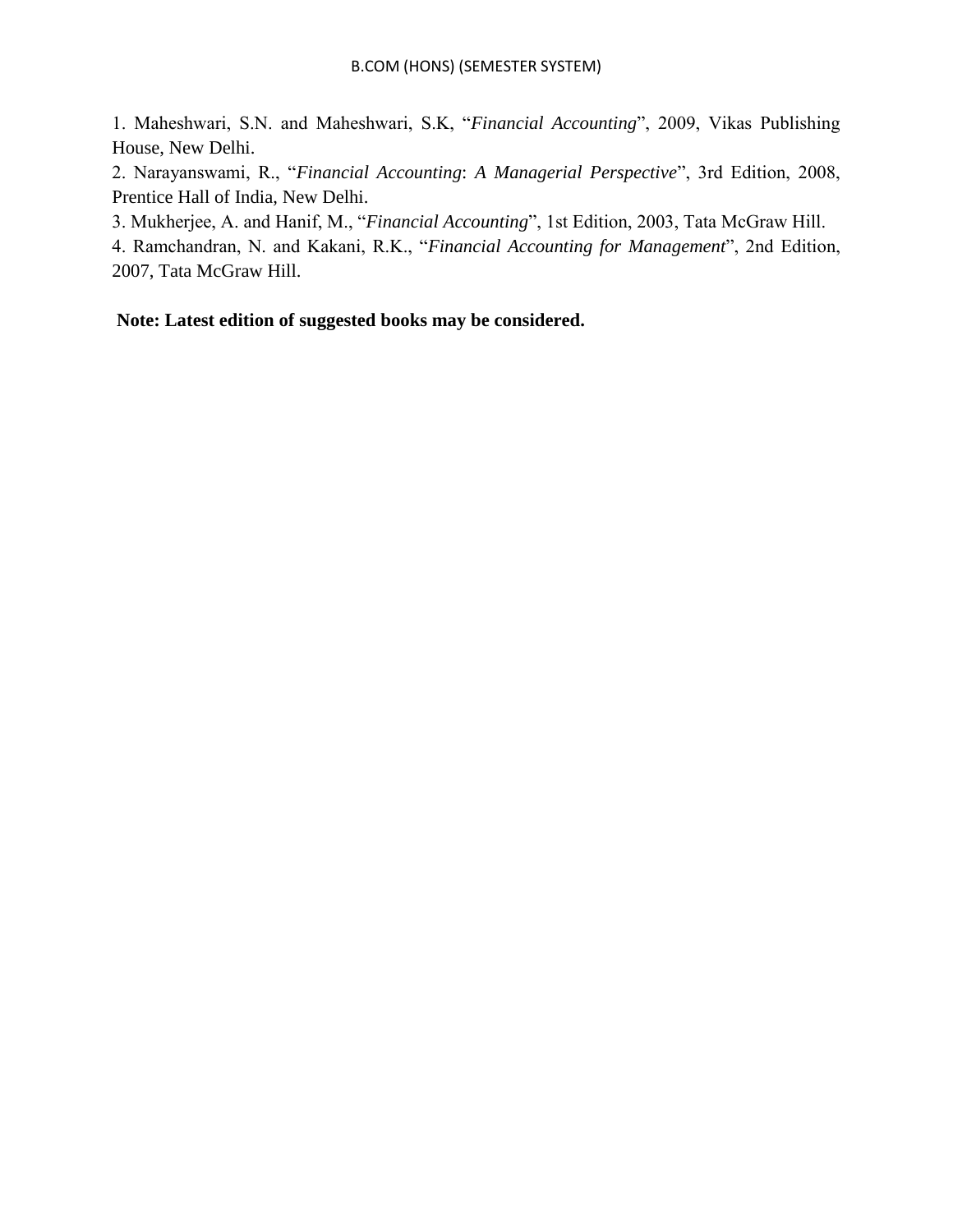1. Maheshwari, S.N. and Maheshwari, S.K, "*Financial Accounting*", 2009, Vikas Publishing House, New Delhi.
2. Narayanswami, R., "*Financial Accounting*: *A Managerial Perspective*", 3rd Edition, 2008, Prentice Hall of India, New Delhi.
3. Mukherjee, A. and Hanif, M., "*Financial Accounting*", 1st Edition, 2003, Tata McGraw Hill.
4. Ramchandran, N. and Kakani, R.K., "*Financial Accounting for Management*", 2nd Edition, 2007, Tata McGraw Hill.

**Note: Latest edition of suggested books may be considered.**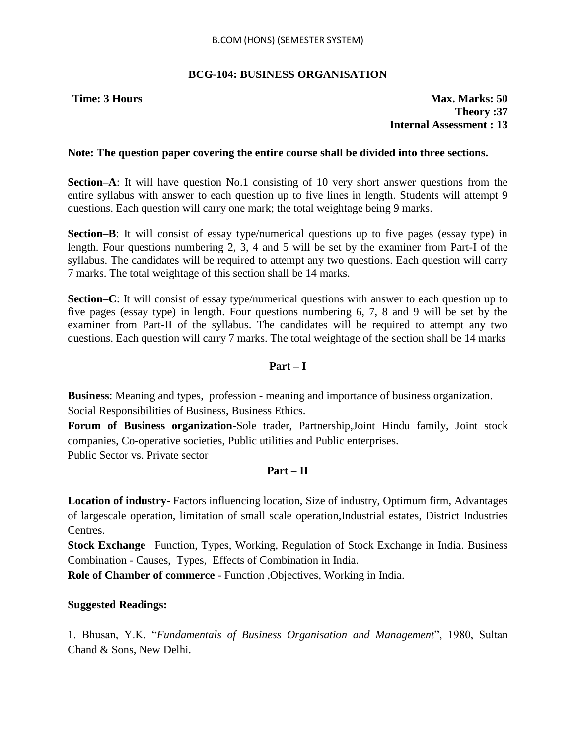## BCG-104: BUSINESS ORGANISATION

**Time: 3 Hours** **Max. Marks: 50**
**Theory :37**
**Internal Assessment : 13**

**Note: The question paper covering the entire course shall be divided into three sections.**

**Section–A**: It will have question No.1 consisting of 10 very short answer questions from the entire syllabus with answer to each question up to five lines in length. Students will attempt 9 questions. Each question will carry one mark; the total weightage being 9 marks.

**Section–B**: It will consist of essay type/numerical questions up to five pages (essay type) in length. Four questions numbering 2, 3, 4 and 5 will be set by the examiner from Part-I of the syllabus. The candidates will be required to attempt any two questions. Each question will carry 7 marks. The total weightage of this section shall be 14 marks.

**Section–C**: It will consist of essay type/numerical questions with answer to each question up to five pages (essay type) in length. Four questions numbering 6, 7, 8 and 9 will be set by the examiner from Part-II of the syllabus. The candidates will be required to attempt any two questions. Each question will carry 7 marks. The total weightage of the section shall be 14 marks

### Part – I

**Business**: Meaning and types, profession - meaning and importance of business organization. Social Responsibilities of Business, Business Ethics.

**Forum of Business organization**-Sole trader, Partnership,Joint Hindu family, Joint stock companies, Co-operative societies, Public utilities and Public enterprises.

Public Sector vs. Private sector

### Part – II

**Location of industry**- Factors influencing location, Size of industry, Optimum firm, Advantages of largescale operation, limitation of small scale operation,Industrial estates, District Industries Centres.

**Stock Exchange**– Function, Types, Working, Regulation of Stock Exchange in India. Business Combination - Causes, Types, Effects of Combination in India.

**Role of Chamber of commerce** - Function ,Objectives, Working in India.

**Suggested Readings:**

1. Bhusan, Y.K. "*Fundamentals of Business Organisation and Management*", 1980, Sultan Chand & Sons, New Delhi.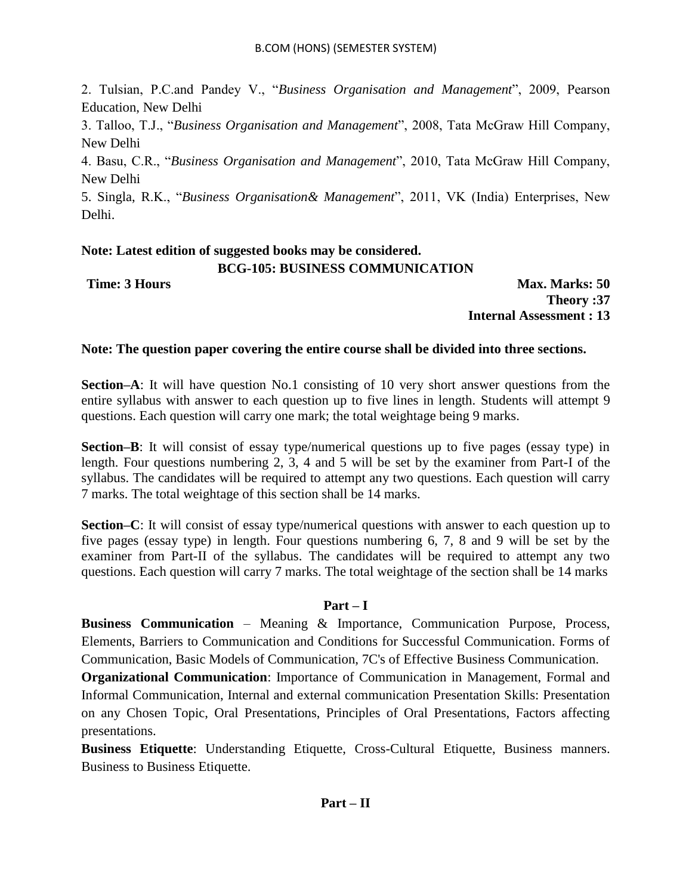2. Tulsian, P.C.and Pandey V., "*Business Organisation and Management*", 2009, Pearson Education, New Delhi

3. Talloo, T.J., "*Business Organisation and Management*", 2008, Tata McGraw Hill Company, New Delhi

4. Basu, C.R., "*Business Organisation and Management*", 2010, Tata McGraw Hill Company, New Delhi

5. Singla, R.K., "*Business Organisation& Management*", 2011, VK (India) Enterprises, New Delhi.

**Note: Latest edition of suggested books may be considered.**

## BCG-105: BUSINESS COMMUNICATION

**Time: 3 Hours** **Max. Marks: 50**

**Theory :37**

**Internal Assessment : 13**

**Note: The question paper covering the entire course shall be divided into three sections.**

**Section–A**: It will have question No.1 consisting of 10 very short answer questions from the entire syllabus with answer to each question up to five lines in length. Students will attempt 9 questions. Each question will carry one mark; the total weightage being 9 marks.

**Section–B**: It will consist of essay type/numerical questions up to five pages (essay type) in length. Four questions numbering 2, 3, 4 and 5 will be set by the examiner from Part-I of the syllabus. The candidates will be required to attempt any two questions. Each question will carry 7 marks. The total weightage of this section shall be 14 marks.

**Section–C**: It will consist of essay type/numerical questions with answer to each question up to five pages (essay type) in length. Four questions numbering 6, 7, 8 and 9 will be set by the examiner from Part-II of the syllabus. The candidates will be required to attempt any two questions. Each question will carry 7 marks. The total weightage of the section shall be 14 marks

### Part – I

**Business Communication** – Meaning & Importance, Communication Purpose, Process, Elements, Barriers to Communication and Conditions for Successful Communication. Forms of Communication, Basic Models of Communication, 7C's of Effective Business Communication.

**Organizational Communication**: Importance of Communication in Management, Formal and Informal Communication, Internal and external communication Presentation Skills: Presentation on any Chosen Topic, Oral Presentations, Principles of Oral Presentations, Factors affecting presentations.

**Business Etiquette**: Understanding Etiquette, Cross-Cultural Etiquette, Business manners. Business to Business Etiquette.

### Part – II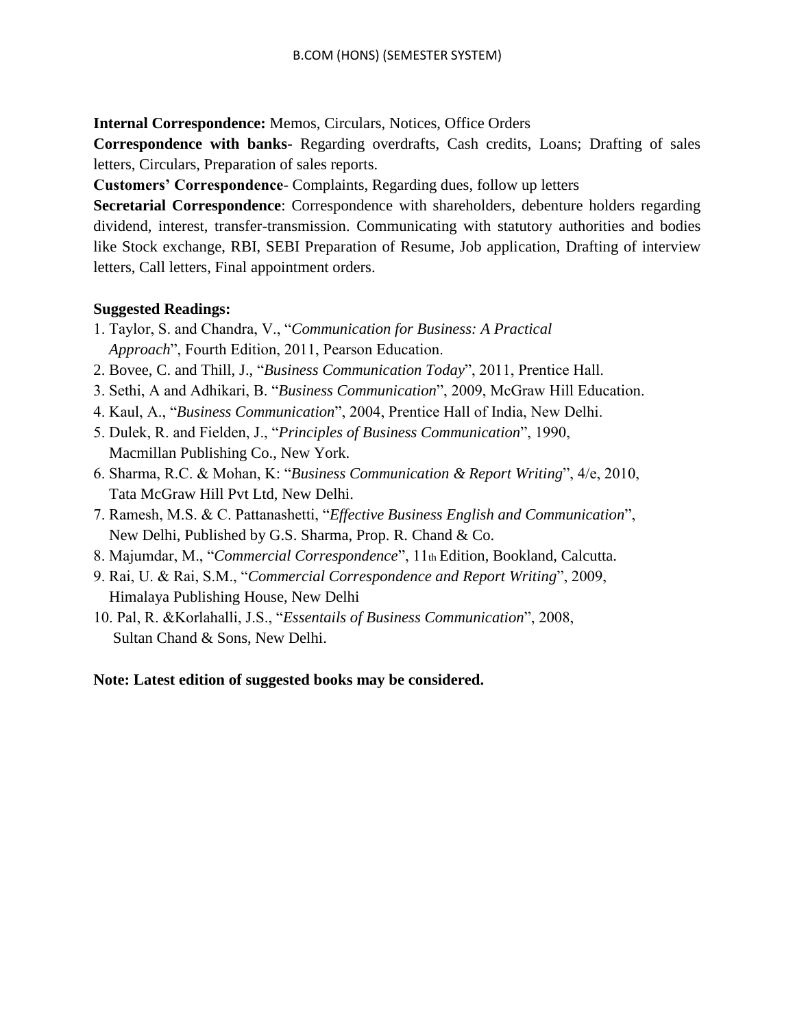**Internal Correspondence:** Memos, Circulars, Notices, Office Orders

**Correspondence with banks**- Regarding overdrafts, Cash credits, Loans; Drafting of sales letters, Circulars, Preparation of sales reports.

**Customers' Correspondence**- Complaints, Regarding dues, follow up letters

**Secretarial Correspondence**: Correspondence with shareholders, debenture holders regarding dividend, interest, transfer-transmission. Communicating with statutory authorities and bodies like Stock exchange, RBI, SEBI Preparation of Resume, Job application, Drafting of interview letters, Call letters, Final appointment orders.

**Suggested Readings:**

1. Taylor, S. and Chandra, V., "*Communication for Business: A Practical Approach*", Fourth Edition, 2011, Pearson Education.
2. Bovee, C. and Thill, J., "*Business Communication Today*", 2011, Prentice Hall.
3. Sethi, A and Adhikari, B. "*Business Communication*", 2009, McGraw Hill Education.
4. Kaul, A., "*Business Communication*", 2004, Prentice Hall of India, New Delhi.
5. Dulek, R. and Fielden, J., "*Principles of Business Communication*", 1990, Macmillan Publishing Co., New York.
6. Sharma, R.C. & Mohan, K: "*Business Communication & Report Writing*", 4/e, 2010, Tata McGraw Hill Pvt Ltd, New Delhi.
7. Ramesh, M.S. & C. Pattanashetti, "*Effective Business English and Communication*", New Delhi, Published by G.S. Sharma, Prop. R. Chand & Co.
8. Majumdar, M., "*Commercial Correspondence*", 11th Edition, Bookland, Calcutta.
9. Rai, U. & Rai, S.M., "*Commercial Correspondence and Report Writing*", 2009, Himalaya Publishing House, New Delhi
10. Pal, R. &Korlahalli, J.S., "*Essentails of Business Communication*", 2008, Sultan Chand & Sons, New Delhi.

**Note: Latest edition of suggested books may be considered.**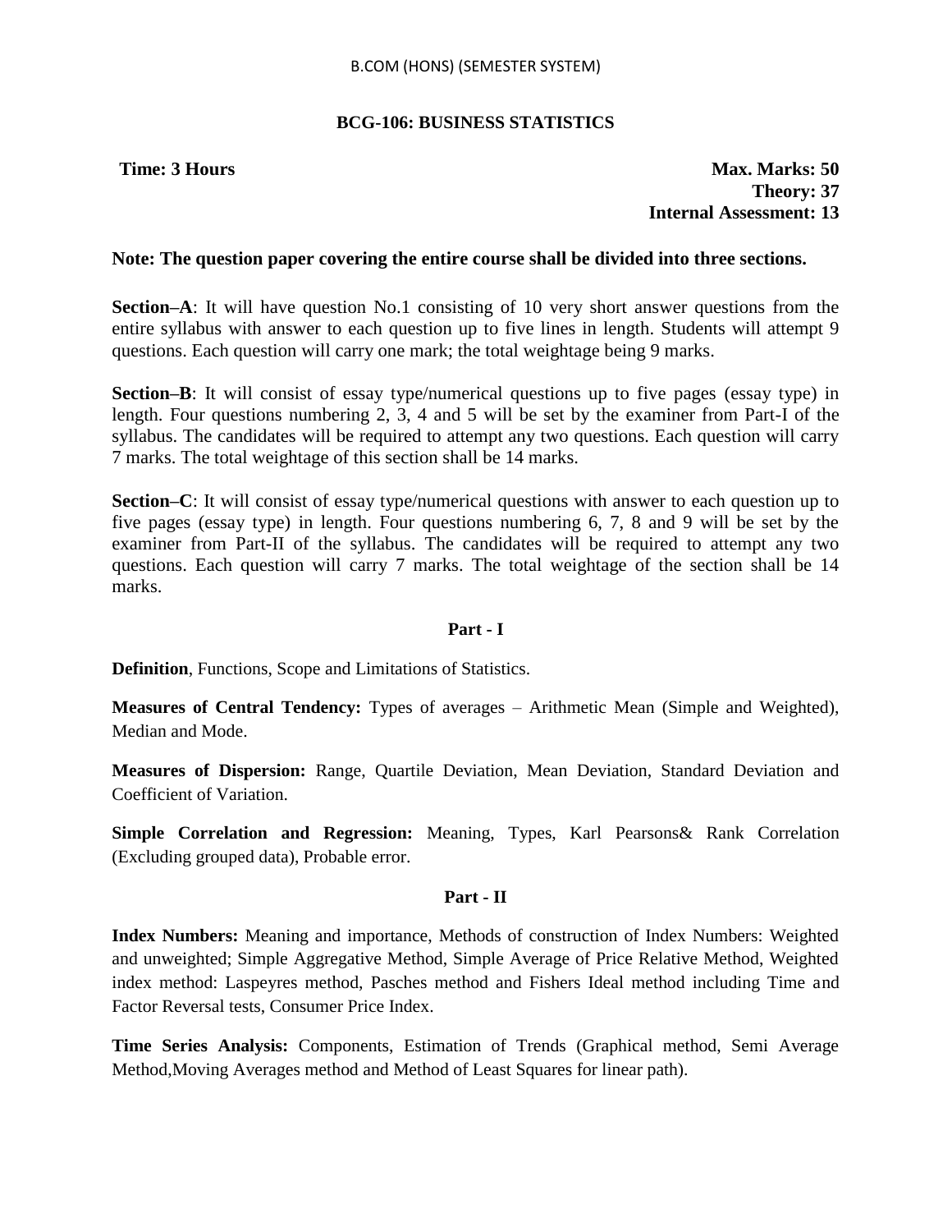B.COM (HONS) (SEMESTER SYSTEM)

## BCG-106: BUSINESS STATISTICS

**Time: 3 Hours** | **Max. Marks: 50**
**Theory: 37**
**Internal Assessment: 13**

**Note: The question paper covering the entire course shall be divided into three sections.**

**Section–A**: It will have question No.1 consisting of 10 very short answer questions from the entire syllabus with answer to each question up to five lines in length. Students will attempt 9 questions. Each question will carry one mark; the total weightage being 9 marks.

**Section–B**: It will consist of essay type/numerical questions up to five pages (essay type) in length. Four questions numbering 2, 3, 4 and 5 will be set by the examiner from Part-I of the syllabus. The candidates will be required to attempt any two questions. Each question will carry 7 marks. The total weightage of this section shall be 14 marks.

**Section–C**: It will consist of essay type/numerical questions with answer to each question up to five pages (essay type) in length. Four questions numbering 6, 7, 8 and 9 will be set by the examiner from Part-II of the syllabus. The candidates will be required to attempt any two questions. Each question will carry 7 marks. The total weightage of the section shall be 14 marks.

### Part - I

**Definition**, Functions, Scope and Limitations of Statistics.

**Measures of Central Tendency:** Types of averages – Arithmetic Mean (Simple and Weighted), Median and Mode.

**Measures of Dispersion:** Range, Quartile Deviation, Mean Deviation, Standard Deviation and Coefficient of Variation.

**Simple Correlation and Regression:** Meaning, Types, Karl Pearsons& Rank Correlation (Excluding grouped data), Probable error.

### Part - II

**Index Numbers:** Meaning and importance, Methods of construction of Index Numbers: Weighted and unweighted; Simple Aggregative Method, Simple Average of Price Relative Method, Weighted index method: Laspeyres method, Pasches method and Fishers Ideal method including Time and Factor Reversal tests, Consumer Price Index.

**Time Series Analysis:** Components, Estimation of Trends (Graphical method, Semi Average Method,Moving Averages method and Method of Least Squares for linear path).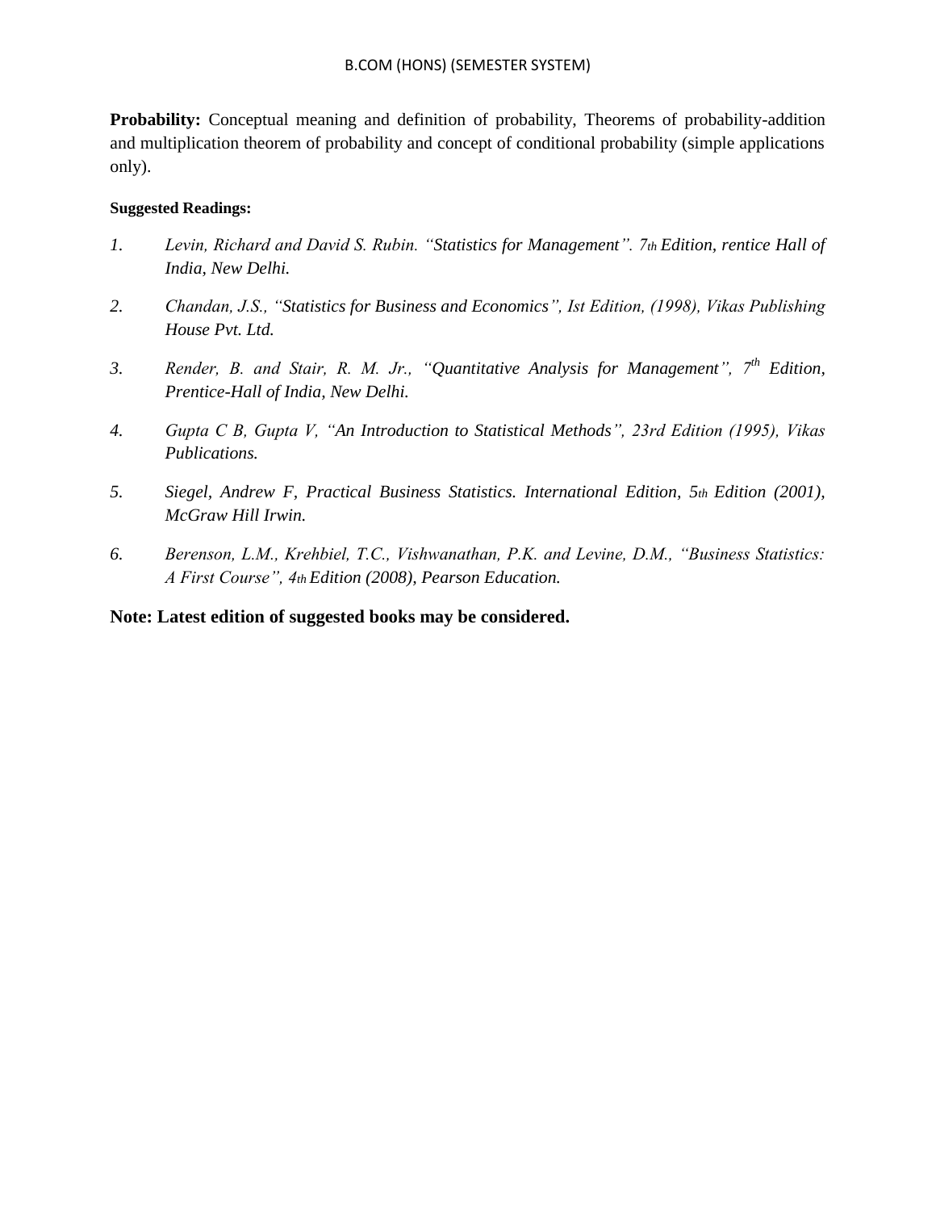**Probability:** Conceptual meaning and definition of probability, Theorems of probability-addition and multiplication theorem of probability and concept of conditional probability (simple applications only).

**Suggested Readings:**

1. *Levin, Richard and David S. Rubin. "Statistics for Management". 7th Edition, rentice Hall of India, New Delhi.*
2. *Chandan, J.S., "Statistics for Business and Economics", Ist Edition, (1998), Vikas Publishing House Pvt. Ltd.*
3. *Render, B. and Stair, R. M. Jr., "Quantitative Analysis for Management", 7th Edition, Prentice-Hall of India, New Delhi.*
4. *Gupta C B, Gupta V, "An Introduction to Statistical Methods", 23rd Edition (1995), Vikas Publications.*
5. *Siegel, Andrew F, Practical Business Statistics. International Edition, 5th Edition (2001), McGraw Hill Irwin.*
6. *Berenson, L.M., Krehbiel, T.C., Vishwanathan, P.K. and Levine, D.M., "Business Statistics: A First Course", 4th Edition (2008), Pearson Education.*

**Note: Latest edition of suggested books may be considered.**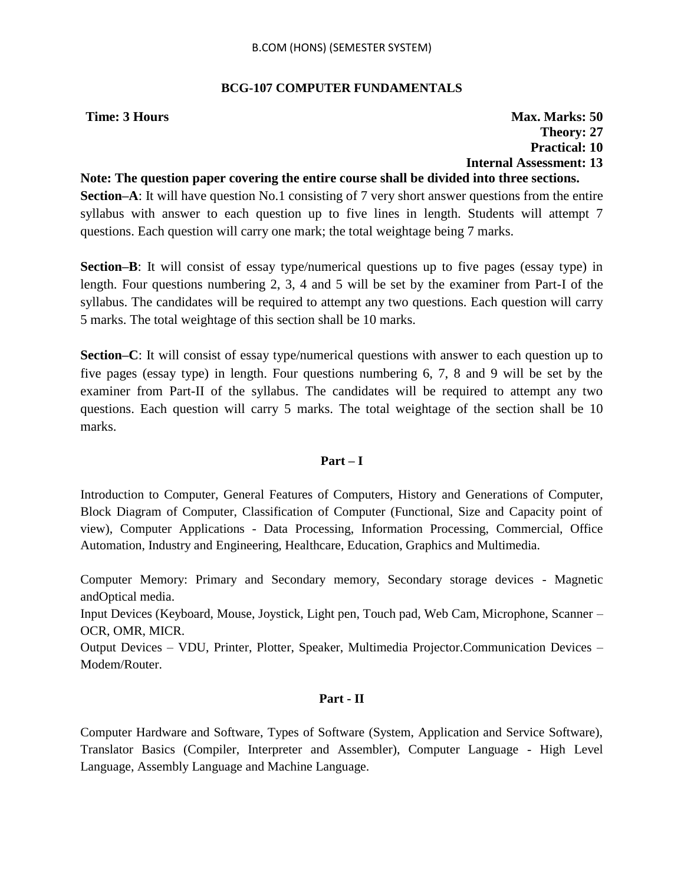B.COM (HONS) (SEMESTER SYSTEM)

## BCG-107 COMPUTER FUNDAMENTALS

**Time: 3 Hours** **Max. Marks: 50**

**Theory: 27**

**Practical: 10**

**Internal Assessment: 13**

**Note: The question paper covering the entire course shall be divided into three sections.**

**Section–A**: It will have question No.1 consisting of 7 very short answer questions from the entire syllabus with answer to each question up to five lines in length. Students will attempt 7 questions. Each question will carry one mark; the total weightage being 7 marks.

**Section–B**: It will consist of essay type/numerical questions up to five pages (essay type) in length. Four questions numbering 2, 3, 4 and 5 will be set by the examiner from Part-I of the syllabus. The candidates will be required to attempt any two questions. Each question will carry 5 marks. The total weightage of this section shall be 10 marks.

**Section–C**: It will consist of essay type/numerical questions with answer to each question up to five pages (essay type) in length. Four questions numbering 6, 7, 8 and 9 will be set by the examiner from Part-II of the syllabus. The candidates will be required to attempt any two questions. Each question will carry 5 marks. The total weightage of the section shall be 10 marks.

### Part – I

Introduction to Computer, General Features of Computers, History and Generations of Computer, Block Diagram of Computer, Classification of Computer (Functional, Size and Capacity point of view), Computer Applications - Data Processing, Information Processing, Commercial, Office Automation, Industry and Engineering, Healthcare, Education, Graphics and Multimedia.

Computer Memory: Primary and Secondary memory, Secondary storage devices - Magnetic andOptical media.

Input Devices (Keyboard, Mouse, Joystick, Light pen, Touch pad, Web Cam, Microphone, Scanner – OCR, OMR, MICR.

Output Devices – VDU, Printer, Plotter, Speaker, Multimedia Projector.Communication Devices – Modem/Router.

### Part - II

Computer Hardware and Software, Types of Software (System, Application and Service Software), Translator Basics (Compiler, Interpreter and Assembler), Computer Language - High Level Language, Assembly Language and Machine Language.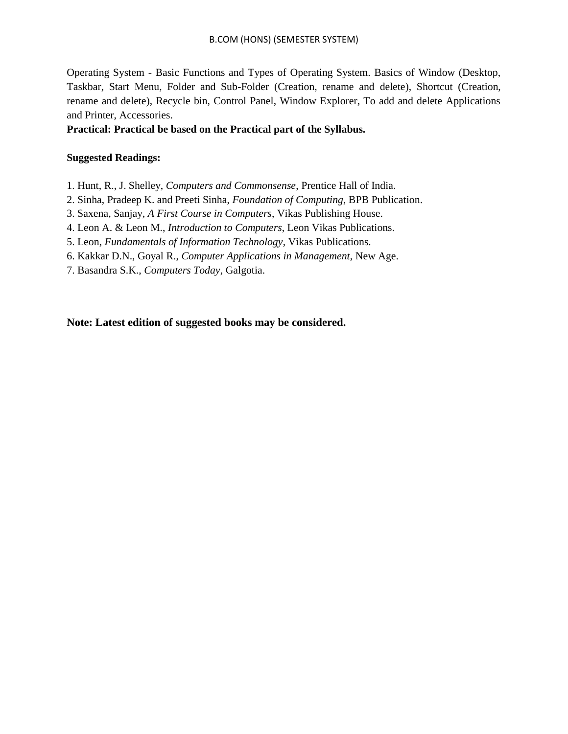Operating System - Basic Functions and Types of Operating System. Basics of Window (Desktop, Taskbar, Start Menu, Folder and Sub-Folder (Creation, rename and delete), Shortcut (Creation, rename and delete), Recycle bin, Control Panel, Window Explorer, To add and delete Applications and Printer, Accessories.

**Practical: Practical be based on the Practical part of the Syllabus.**

**Suggested Readings:**

1. Hunt, R., J. Shelley, *Computers and Commonsense*, Prentice Hall of India.
2. Sinha, Pradeep K. and Preeti Sinha, *Foundation of Computing*, BPB Publication.
3. Saxena, Sanjay, *A First Course in Computers*, Vikas Publishing House.
4. Leon A. & Leon M., *Introduction to Computers*, Leon Vikas Publications.
5. Leon, *Fundamentals of Information Technology*, Vikas Publications.
6. Kakkar D.N., Goyal R., *Computer Applications in Management*, New Age.
7. Basandra S.K., *Computers Today*, Galgotia.

**Note: Latest edition of suggested books may be considered.**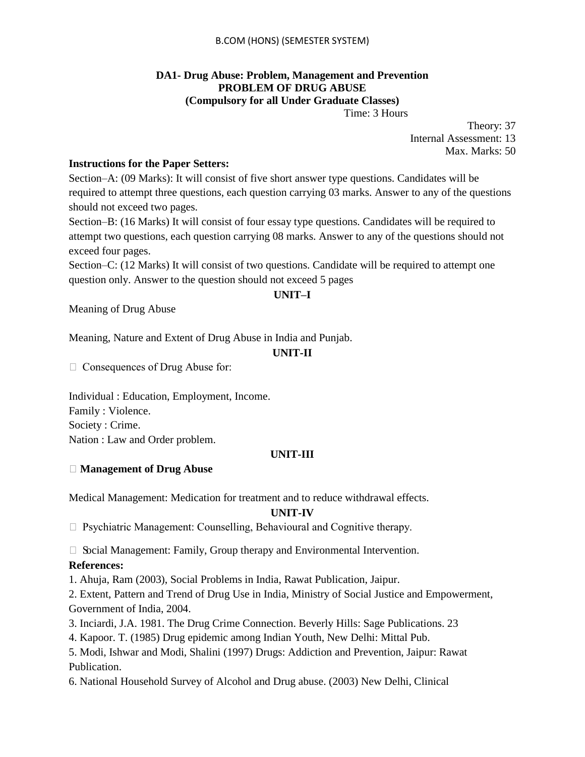# DA1- Drug Abuse: Problem, Management and Prevention

## PROBLEM OF DRUG ABUSE

**(Compulsory for all Under Graduate Classes)**

Time: 3 Hours

Theory: 37
Internal Assessment: 13
Max. Marks: 50

**Instructions for the Paper Setters:**

Section–A: (09 Marks): It will consist of five short answer type questions. Candidates will be required to attempt three questions, each question carrying 03 marks. Answer to any of the questions should not exceed two pages.

Section–B: (16 Marks) It will consist of four essay type questions. Candidates will be required to attempt two questions, each question carrying 08 marks. Answer to any of the questions should not exceed four pages.

Section–C: (12 Marks) It will consist of two questions. Candidate will be required to attempt one question only. Answer to the question should not exceed 5 pages

### UNIT–I

Meaning of Drug Abuse

Meaning, Nature and Extent of Drug Abuse in India and Punjab.

### UNIT-II

- Consequences of Drug Abuse for:

Individual : Education, Employment, Income.
Family : Violence.
Society : Crime.
Nation : Law and Order problem.

### UNIT-III

- **Management of Drug Abuse**

Medical Management: Medication for treatment and to reduce withdrawal effects.

### UNIT-IV

- Psychiatric Management: Counselling, Behavioural and Cognitive therapy.
- Social Management: Family, Group therapy and Environmental Intervention.

**References:**

1. Ahuja, Ram (2003), Social Problems in India, Rawat Publication, Jaipur.
2. Extent, Pattern and Trend of Drug Use in India, Ministry of Social Justice and Empowerment, Government of India, 2004.
3. Inciardi, J.A. 1981. The Drug Crime Connection. Beverly Hills: Sage Publications. 23
4. Kapoor. T. (1985) Drug epidemic among Indian Youth, New Delhi: Mittal Pub.
5. Modi, Ishwar and Modi, Shalini (1997) Drugs: Addiction and Prevention, Jaipur: Rawat Publication.
6. National Household Survey of Alcohol and Drug abuse. (2003) New Delhi, Clinical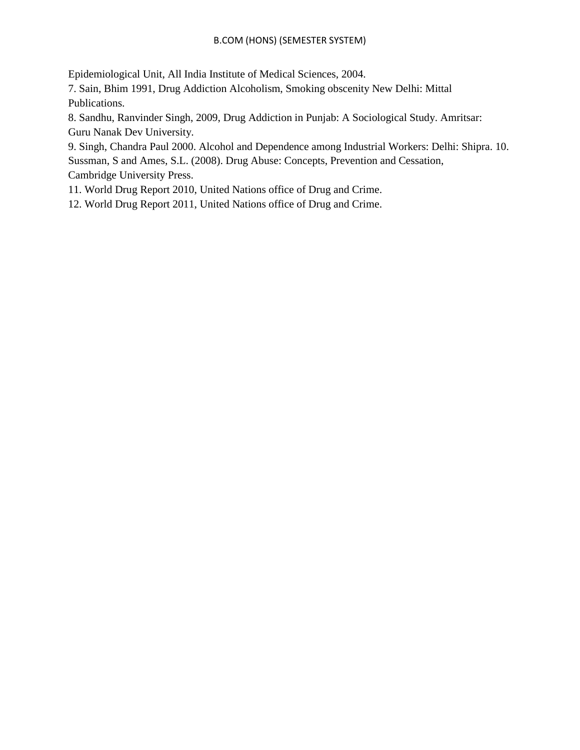Epidemiological Unit, All India Institute of Medical Sciences, 2004.

7. Sain, Bhim 1991, Drug Addiction Alcoholism, Smoking obscenity New Delhi: Mittal Publications.

8. Sandhu, Ranvinder Singh, 2009, Drug Addiction in Punjab: A Sociological Study. Amritsar: Guru Nanak Dev University.

9. Singh, Chandra Paul 2000. Alcohol and Dependence among Industrial Workers: Delhi: Shipra.

10. Sussman, S and Ames, S.L. (2008). Drug Abuse: Concepts, Prevention and Cessation, Cambridge University Press.

11. World Drug Report 2010, United Nations office of Drug and Crime.

12. World Drug Report 2011, United Nations office of Drug and Crime.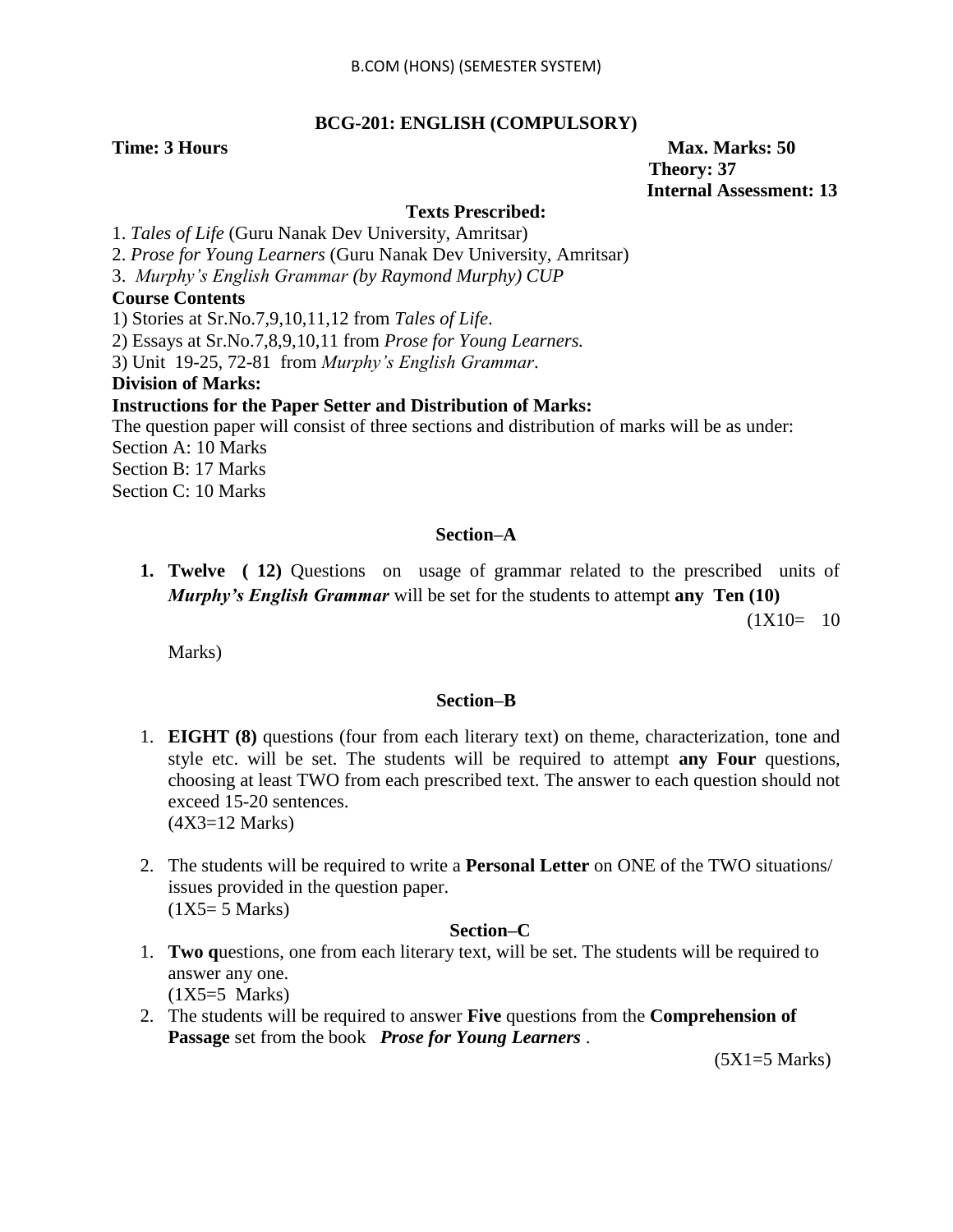B.COM (HONS) (SEMESTER SYSTEM)

## BCG-201: ENGLISH (COMPULSORY)

**Time: 3 Hours** **Max. Marks: 50**

**Theory: 37**

**Internal Assessment: 13**

### Texts Prescribed:

1. *Tales of Life* (Guru Nanak Dev University, Amritsar)
2. *Prose for Young Learners* (Guru Nanak Dev University, Amritsar)
3. *Murphy's English Grammar (by Raymond Murphy) CUP*

**Course Contents**

1) Stories at Sr.No.7,9,10,11,12 from *Tales of Life*.
2) Essays at Sr.No.7,8,9,10,11 from *Prose for Young Learners.*
3) Unit 19-25, 72-81 from *Murphy's English Grammar*.

**Division of Marks:**

**Instructions for the Paper Setter and Distribution of Marks:**

The question paper will consist of three sections and distribution of marks will be as under:
Section A: 10 Marks
Section B: 17 Marks
Section C: 10 Marks

### Section–A

1. **Twelve ( 12)** Questions on usage of grammar related to the prescribed units of ***Murphy's English Grammar*** will be set for the students to attempt **any Ten (10)** (1X10= 10 Marks)

### Section–B

1. **EIGHT (8)** questions (four from each literary text) on theme, characterization, tone and style etc. will be set. The students will be required to attempt **any Four** questions, choosing at least TWO from each prescribed text. The answer to each question should not exceed 15-20 sentences.
   (4X3=12 Marks)

2. The students will be required to write a **Personal Letter** on ONE of the TWO situations/ issues provided in the question paper.
   (1X5= 5 Marks)

### Section–C

1. **Two q**uestions, one from each literary text, will be set. The students will be required to answer any one.
   (1X5=5 Marks)
2. The students will be required to answer **Five** questions from the **Comprehension of Passage** set from the book ***Prose for Young Learners*** .
   (5X1=5 Marks)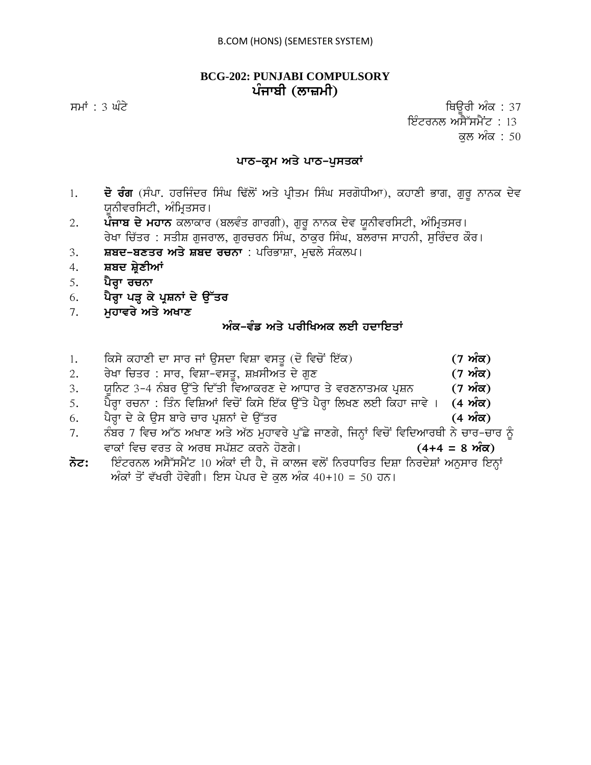# BCG-202: PUNJABI COMPULSORY
## ਪੰਜਾਬੀ (ਲਾਜ਼ਮੀ)

ਸਮਾਂ : 3 ਘੰਟੇ

ਥਿਊਰੀ ਅੰਕ : 37
ਇੰਟਰਨਲ ਅਸੈੱਸਮੈਂਟ : 13
ਕੁਲ ਅੰਕ : 50

### ਪਾਠ-ਕ੍ਰਮ ਅਤੇ ਪਾਠ-ਪੁਸਤਕਾਂ

1. **ਦੋ ਰੰਗ** (ਸੰਪਾ. ਹਰਜਿੰਦਰ ਸਿੰਘ ਢਿੱਲੋਂ ਅਤੇ ਪ੍ਰੀਤਮ ਸਿੰਘ ਸਰਗੋਧੀਆ), ਕਹਾਣੀ ਭਾਗ, ਗੁਰੂ ਨਾਨਕ ਦੇਵ ਯੂਨੀਵਰਸਿਟੀ, ਅੰਮ੍ਰਿਤਸਰ।
2. **ਪੰਜਾਬ ਦੇ ਮਹਾਨ** ਕਲਾਕਾਰ (ਬਲਵੰਤ ਗਾਰਗੀ), ਗੁਰੂ ਨਾਨਕ ਦੇਵ ਯੂਨੀਵਰਸਿਟੀ, ਅੰਮ੍ਰਿਤਸਰ।
   ਰੇਖਾ ਚਿੱਤਰ : ਸਤੀਸ਼ ਗੁਜਰਾਲ, ਗੁਰਚਰਨ ਸਿੰਘ, ਠਾਕੁਰ ਸਿੰਘ, ਬਲਰਾਜ ਸਾਹਨੀ, ਸੁਰਿੰਦਰ ਕੌਰ।
3. **ਸ਼ਬਦ-ਬਣਤਰ ਅਤੇ ਸ਼ਬਦ ਰਚਨਾ** : ਪਰਿਭਾਸ਼ਾ, ਮੁਢਲੇ ਸੰਕਲਪ।
4. **ਸ਼ਬਦ ਸ਼੍ਰੇਣੀਆਂ**
5. **ਪੈਰ੍ਹਾ ਰਚਨਾ**
6. **ਪੈਰ੍ਹਾ ਪੜ੍ਹ ਕੇ ਪ੍ਰਸ਼ਨਾਂ ਦੇ ਉੱਤਰ**
7. **ਮੁਹਾਵਰੇ ਅਤੇ ਅਖਾਣ**

### ਅੰਕ-ਵੰਡ ਅਤੇ ਪਰੀਖਿਅਕ ਲਈ ਹਦਾਇਤਾਂ

1. ਕਿਸੇ ਕਹਾਣੀ ਦਾ ਸਾਰ ਜਾਂ ਉਸਦਾ ਵਿਸ਼ਾ ਵਸਤੂ (ਦੋ ਵਿਚੋਂ ਇੱਕ) **(7 ਅੰਕ)**
2. ਰੇਖਾ ਚਿਤਰ : ਸਾਰ, ਵਿਸ਼ਾ-ਵਸਤੂ, ਸ਼ਖ਼ਸੀਅਤ ਦੇ ਗੁਣ **(7 ਅੰਕ)**
3. ਯੂਨਿਟ 3-4 ਨੰਬਰ ਉੱਤੇ ਦਿੱਤੀ ਵਿਆਕਰਣ ਦੇ ਆਧਾਰ ਤੇ ਵਰਣਨਾਤਮਕ ਪ੍ਰਸ਼ਨ **(7 ਅੰਕ)**
5. ਪੈਰ੍ਹਾ ਰਚਨਾ : ਤਿੰਨ ਵਿਸ਼ਿਆਂ ਵਿਚੋਂ ਕਿਸੇ ਇੱਕ ਉੱਤੇ ਪੈਰ੍ਹਾ ਲਿਖਣ ਲਈ ਕਿਹਾ ਜਾਵੇ । **(4 ਅੰਕ)**
6. ਪੈਰ੍ਹਾ ਦੇ ਕੇ ਉਸ ਬਾਰੇ ਚਾਰ ਪ੍ਰਸ਼ਨਾਂ ਦੇ ਉੱਤਰ **(4 ਅੰਕ)**
7. ਨੰਬਰ 7 ਵਿਚ ਅੱਠ ਅਖਾਣ ਅਤੇ ਅੱਠ ਮੁਹਾਵਰੇ ਪੁੱਛੇ ਜਾਣਗੇ, ਜਿਨ੍ਹਾਂ ਵਿਚੋਂ ਵਿਦਿਆਰਥੀ ਨੇ ਚਾਰ-ਚਾਰ ਨੂੰ ਵਾਕਾਂ ਵਿਚ ਵਰਤ ਕੇ ਅਰਥ ਸਪੱਸ਼ਟ ਕਰਨੇ ਹੋਣਗੇ। **(4+4 = 8 ਅੰਕ)**

**ਨੋਟ:** ਇੰਟਰਨਲ ਅਸੈੱਸਮੈਂਟ 10 ਅੰਕਾਂ ਦੀ ਹੈ, ਜੋ ਕਾਲਜ ਵਲੋਂ ਨਿਰਧਾਰਿਤ ਦਿਸ਼ਾ ਨਿਰਦੇਸ਼ਾਂ ਅਨੁਸਾਰ ਇਨ੍ਹਾਂ ਅੰਕਾਂ ਤੋਂ ਵੱਖਰੀ ਹੋਵੇਗੀ। ਇਸ ਪੇਪਰ ਦੇ ਕੁਲ ਅੰਕ 40+10 = 50 ਹਨ।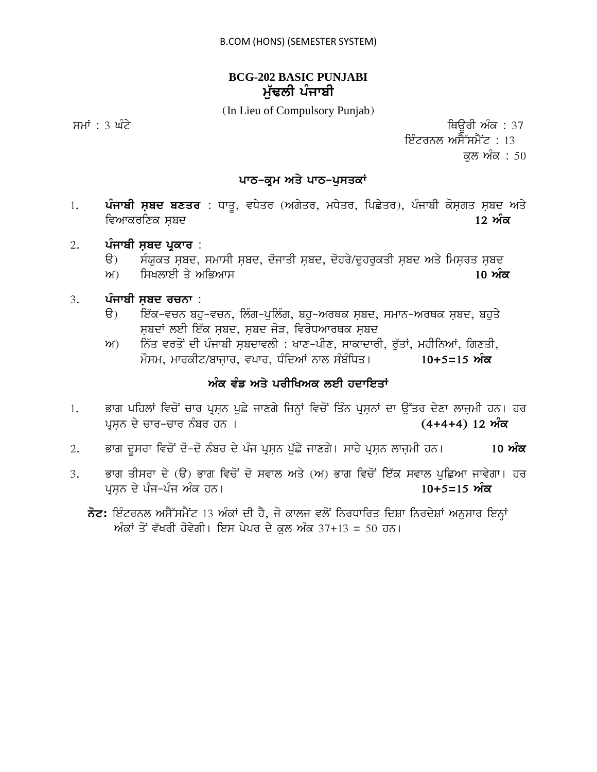B.COM (HONS) (SEMESTER SYSTEM)

## BCG-202 BASIC PUNJABI
## ਮੁੱਢਲੀ ਪੰਜਾਬੀ

(In Lieu of Compulsory Punjab)

ਸਮਾਂ : 3 ਘੰਟੇ

ਥਿਊਰੀ ਅੰਕ : 37
ਇੰਟਰਨਲ ਅਸੈੱਸਮੈਂਟ : 13
ਕੁਲ ਅੰਕ : 50

### ਪਾਠ-ਕ੍ਰਮ ਅਤੇ ਪਾਠ-ਪੁਸਤਕਾਂ

1. **ਪੰਜਾਬੀ ਸ਼ਬਦ ਬਣਤਰ** : ਧਾਤੂ, ਵਧੇਤਰ (ਅਗੇਤਰ, ਮਧੇਤਰ, ਪਿਛੇਤਰ), ਪੰਜਾਬੀ ਕੋਸ਼ਗਤ ਸ਼ਬਦ ਅਤੇ ਵਿਆਕਰਣਿਕ ਸ਼ਬਦ **12 ਅੰਕ**

2. **ਪੰਜਾਬੀ ਸ਼ਬਦ ਪ੍ਰਕਾਰ** :
   - ੳ) ਸੰਯੁਕਤ ਸ਼ਬਦ, ਸਮਾਸੀ ਸ਼ਬਦ, ਦੋਜਾਤੀ ਸ਼ਬਦ, ਦੋਹਰੇ/ਦੁਹਰੁਕਤੀ ਸ਼ਬਦ ਅਤੇ ਮਿਸ਼ਰਤ ਸ਼ਬਦ
   - ਅ) ਸਿਖਲਾਈ ਤੇ ਅਭਿਆਸ **10 ਅੰਕ**

3. **ਪੰਜਾਬੀ ਸ਼ਬਦ ਰਚਨਾ** :
   - ੳ) ਇੱਕ-ਵਚਨ ਬਹੁ-ਵਚਨ, ਲਿੰਗ-ਪੁਲਿੰਗ, ਬਹੁ-ਅਰਥਕ ਸ਼ਬਦ, ਸਮਾਨ-ਅਰਥਕ ਸ਼ਬਦ, ਬਹੁਤੇ ਸ਼ਬਦਾਂ ਲਈ ਇੱਕ ਸ਼ਬਦ, ਸ਼ਬਦ ਜੋੜ, ਵਿਰੋਧਆਰਥਕ ਸ਼ਬਦ
   - ਅ) ਨਿੱਤ ਵਰਤੋਂ ਦੀ ਪੰਜਾਬੀ ਸ਼ਬਦਾਵਲੀ : ਖਾਣ-ਪੀਣ, ਸਾਕਾਦਾਰੀ, ਰੁੱਤਾਂ, ਮਹੀਨਿਆਂ, ਗਿਣਤੀ, ਮੌਸਮ, ਮਾਰਕੀਟ/ਬਾਜ਼ਾਰ, ਵਪਾਰ, ਧੰਦਿਆਂ ਨਾਲ ਸੰਬੰਧਿਤ। **10+5=15 ਅੰਕ**

### ਅੰਕ ਵੰਡ ਅਤੇ ਪਰੀਖਿਅਕ ਲਈ ਹਦਾਇਤਾਂ

1. ਭਾਗ ਪਹਿਲਾਂ ਵਿਚੋਂ ਚਾਰ ਪ੍ਰਸ਼ਨ ਪੁਛੇ ਜਾਣਗੇ ਜਿਨ੍ਹਾਂ ਵਿਚੋਂ ਤਿੰਨ ਪ੍ਰਸ਼ਨਾਂ ਦਾ ਉੱਤਰ ਦੇਣਾ ਲਾਜ਼ਮੀ ਹਨ। ਹਰ ਪ੍ਰਸ਼ਨ ਦੇ ਚਾਰ-ਚਾਰ ਨੰਬਰ ਹਨ । **(4+4+4) 12 ਅੰਕ**

2. ਭਾਗ ਦੂਸਰਾ ਵਿਚੋਂ ਦੋ-ਦੋ ਨੰਬਰ ਦੇ ਪੰਜ ਪ੍ਰਸ਼ਨ ਪੁੱਛੇ ਜਾਣਗੇ। ਸਾਰੇ ਪ੍ਰਸ਼ਨ ਲਾਜ਼ਮੀ ਹਨ। **10 ਅੰਕ**

3. ਭਾਗ ਤੀਸਰਾ ਦੇ (ੳ) ਭਾਗ ਵਿਚੋਂ ਦੋ ਸਵਾਲ ਅਤੇ (ਅ) ਭਾਗ ਵਿਚੋਂ ਇੱਕ ਸਵਾਲ ਪੁਛਿਆ ਜਾਵੇਗਾ। ਹਰ ਪ੍ਰਸ਼ਨ ਦੇ ਪੰਜ-ਪੰਜ ਅੰਕ ਹਨ। **10+5=15 ਅੰਕ**

**ਨੋਟ:** ਇੰਟਰਨਲ ਅਸੈੱਸਮੈਂਟ 13 ਅੰਕਾਂ ਦੀ ਹੈ, ਜੋ ਕਾਲਜ ਵਲੋਂ ਨਿਰਧਾਰਿਤ ਦਿਸ਼ਾ ਨਿਰਦੇਸ਼ਾਂ ਅਨੁਸਾਰ ਇਨ੍ਹਾਂ ਅੰਕਾਂ ਤੋਂ ਵੱਖਰੀ ਹੋਵੇਗੀ। ਇਸ ਪੇਪਰ ਦੇ ਕੁਲ ਅੰਕ 37+13 = 50 ਹਨ।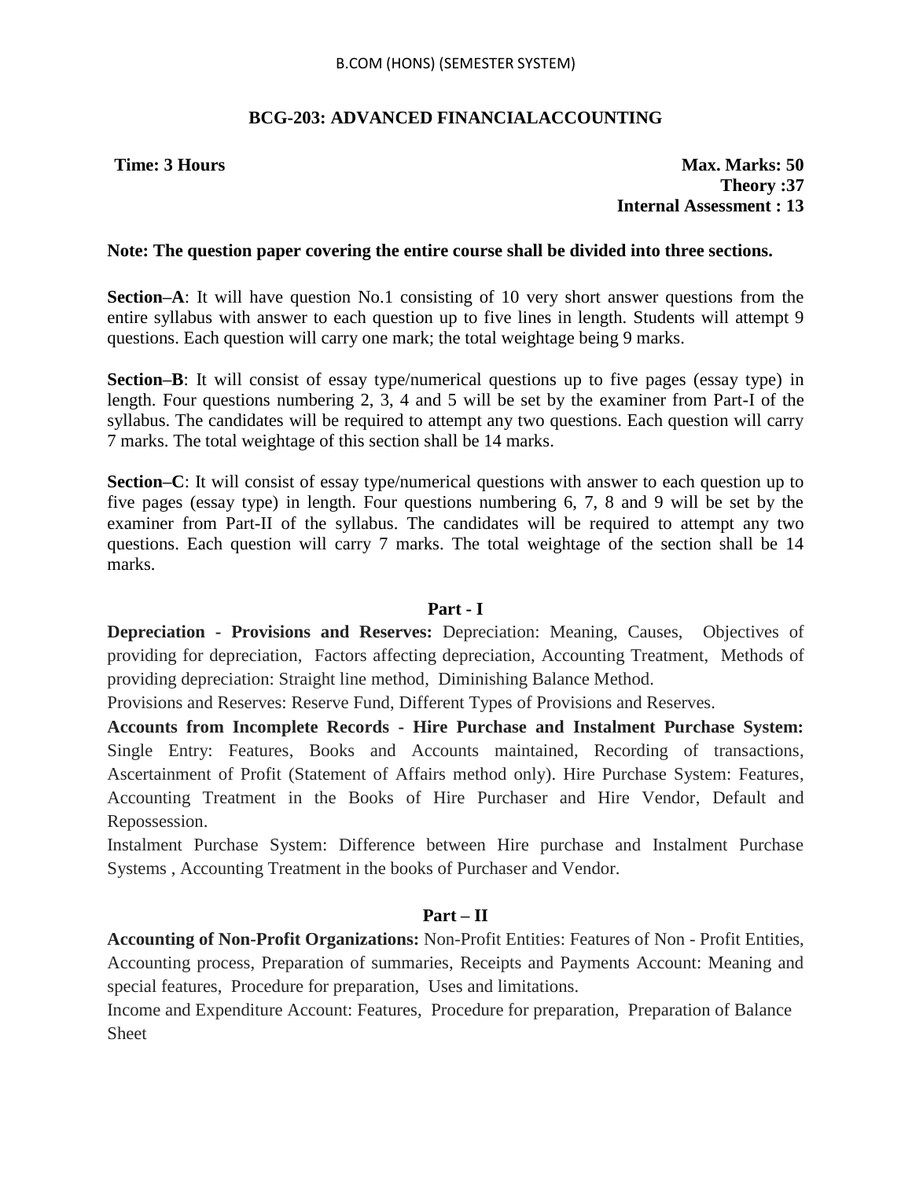B.COM (HONS) (SEMESTER SYSTEM)

## BCG-203: ADVANCED FINANCIALACCOUNTING

**Time: 3 Hours** **Max. Marks: 50**
**Theory :37**
**Internal Assessment : 13**

**Note: The question paper covering the entire course shall be divided into three sections.**

**Section–A**: It will have question No.1 consisting of 10 very short answer questions from the entire syllabus with answer to each question up to five lines in length. Students will attempt 9 questions. Each question will carry one mark; the total weightage being 9 marks.

**Section–B**: It will consist of essay type/numerical questions up to five pages (essay type) in length. Four questions numbering 2, 3, 4 and 5 will be set by the examiner from Part-I of the syllabus. The candidates will be required to attempt any two questions. Each question will carry 7 marks. The total weightage of this section shall be 14 marks.

**Section–C**: It will consist of essay type/numerical questions with answer to each question up to five pages (essay type) in length. Four questions numbering 6, 7, 8 and 9 will be set by the examiner from Part-II of the syllabus. The candidates will be required to attempt any two questions. Each question will carry 7 marks. The total weightage of the section shall be 14 marks.

### Part - I

**Depreciation - Provisions and Reserves:** Depreciation: Meaning, Causes, Objectives of providing for depreciation, Factors affecting depreciation, Accounting Treatment, Methods of providing depreciation: Straight line method, Diminishing Balance Method.

Provisions and Reserves: Reserve Fund, Different Types of Provisions and Reserves.

**Accounts from Incomplete Records - Hire Purchase and Instalment Purchase System:** Single Entry: Features, Books and Accounts maintained, Recording of transactions, Ascertainment of Profit (Statement of Affairs method only). Hire Purchase System: Features, Accounting Treatment in the Books of Hire Purchaser and Hire Vendor, Default and Repossession.

Instalment Purchase System: Difference between Hire purchase and Instalment Purchase Systems , Accounting Treatment in the books of Purchaser and Vendor.

### Part – II

**Accounting of Non-Profit Organizations:** Non-Profit Entities: Features of Non - Profit Entities, Accounting process, Preparation of summaries, Receipts and Payments Account: Meaning and special features, Procedure for preparation, Uses and limitations.

Income and Expenditure Account: Features, Procedure for preparation, Preparation of Balance Sheet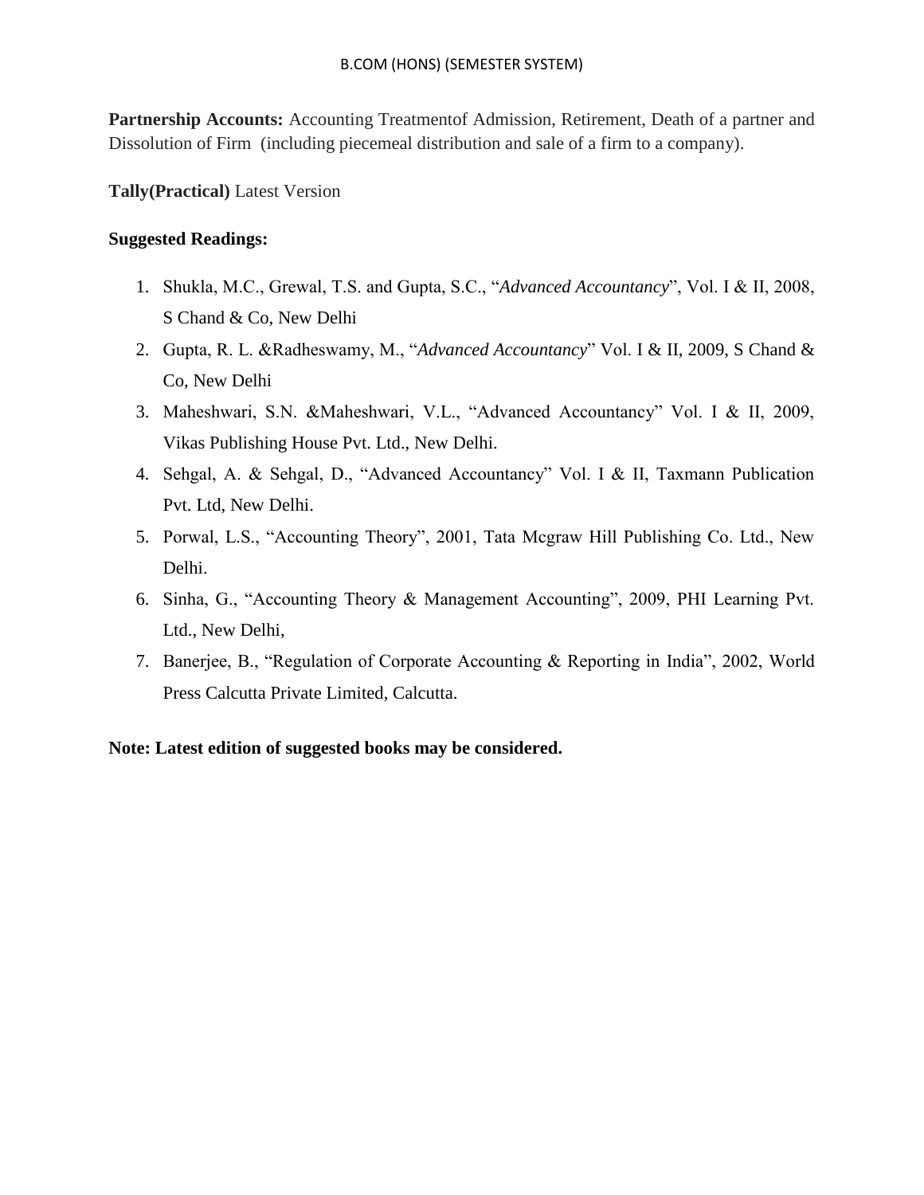**Partnership Accounts:** Accounting Treatmentof Admission, Retirement, Death of a partner and Dissolution of Firm (including piecemeal distribution and sale of a firm to a company).

**Tally(Practical)** Latest Version

**Suggested Readings:**

1. Shukla, M.C., Grewal, T.S. and Gupta, S.C., "*Advanced Accountancy*", Vol. I & II, 2008, S Chand & Co, New Delhi
2. Gupta, R. L. &Radheswamy, M., "*Advanced Accountancy*" Vol. I & II, 2009, S Chand & Co, New Delhi
3. Maheshwari, S.N. &Maheshwari, V.L., "Advanced Accountancy" Vol. I & II, 2009, Vikas Publishing House Pvt. Ltd., New Delhi.
4. Sehgal, A. & Sehgal, D., "Advanced Accountancy" Vol. I & II, Taxmann Publication Pvt. Ltd, New Delhi.
5. Porwal, L.S., "Accounting Theory", 2001, Tata Mcgraw Hill Publishing Co. Ltd., New Delhi.
6. Sinha, G., "Accounting Theory & Management Accounting", 2009, PHI Learning Pvt. Ltd., New Delhi,
7. Banerjee, B., "Regulation of Corporate Accounting & Reporting in India", 2002, World Press Calcutta Private Limited, Calcutta.

**Note: Latest edition of suggested books may be considered.**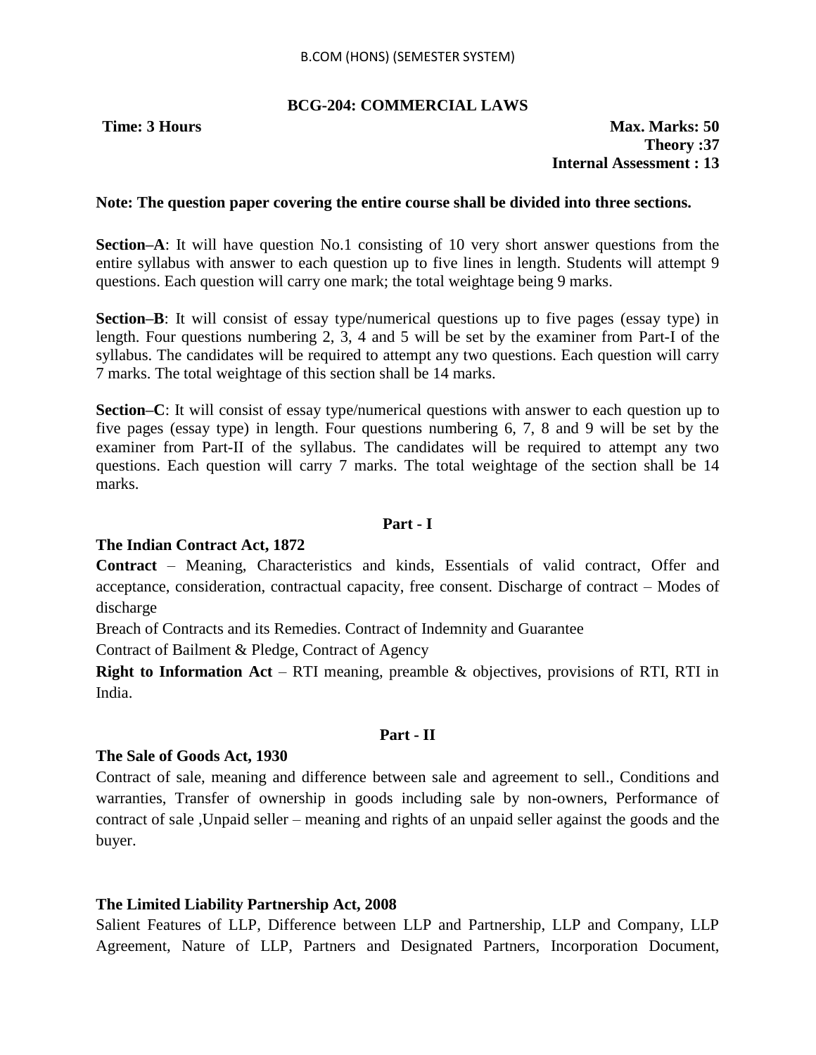B.COM (HONS) (SEMESTER SYSTEM)

## BCG-204: COMMERCIAL LAWS

**Time: 3 Hours** **Max. Marks: 50**
**Theory :37**
**Internal Assessment : 13**

**Note: The question paper covering the entire course shall be divided into three sections.**

**Section–A**: It will have question No.1 consisting of 10 very short answer questions from the entire syllabus with answer to each question up to five lines in length. Students will attempt 9 questions. Each question will carry one mark; the total weightage being 9 marks.

**Section–B**: It will consist of essay type/numerical questions up to five pages (essay type) in length. Four questions numbering 2, 3, 4 and 5 will be set by the examiner from Part-I of the syllabus. The candidates will be required to attempt any two questions. Each question will carry 7 marks. The total weightage of this section shall be 14 marks.

**Section–C**: It will consist of essay type/numerical questions with answer to each question up to five pages (essay type) in length. Four questions numbering 6, 7, 8 and 9 will be set by the examiner from Part-II of the syllabus. The candidates will be required to attempt any two questions. Each question will carry 7 marks. The total weightage of the section shall be 14 marks.

### Part - I

**The Indian Contract Act, 1872**

**Contract** – Meaning, Characteristics and kinds, Essentials of valid contract, Offer and acceptance, consideration, contractual capacity, free consent. Discharge of contract – Modes of discharge

Breach of Contracts and its Remedies. Contract of Indemnity and Guarantee

Contract of Bailment & Pledge, Contract of Agency

**Right to Information Act** – RTI meaning, preamble & objectives, provisions of RTI, RTI in India.

### Part - II

**The Sale of Goods Act, 1930**

Contract of sale, meaning and difference between sale and agreement to sell., Conditions and warranties, Transfer of ownership in goods including sale by non-owners, Performance of contract of sale ,Unpaid seller – meaning and rights of an unpaid seller against the goods and the buyer.

**The Limited Liability Partnership Act, 2008**

Salient Features of LLP, Difference between LLP and Partnership, LLP and Company, LLP Agreement, Nature of LLP, Partners and Designated Partners, Incorporation Document,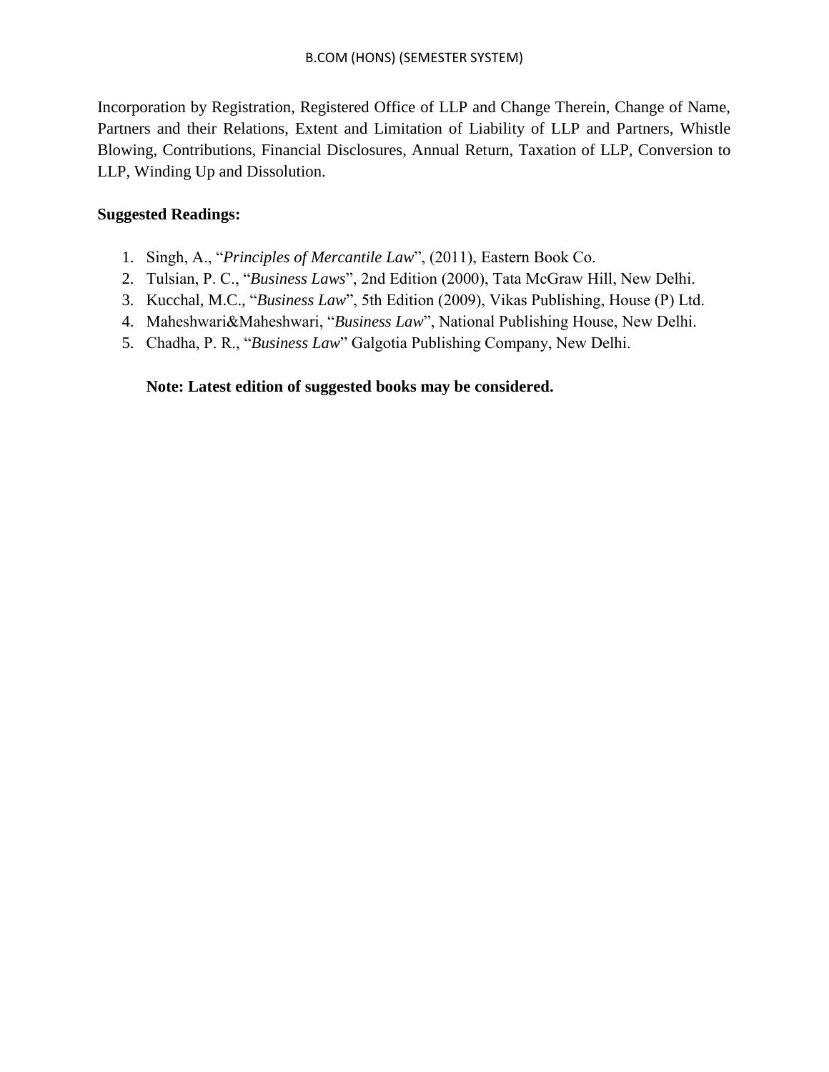Incorporation by Registration, Registered Office of LLP and Change Therein, Change of Name, Partners and their Relations, Extent and Limitation of Liability of LLP and Partners, Whistle Blowing, Contributions, Financial Disclosures, Annual Return, Taxation of LLP, Conversion to LLP, Winding Up and Dissolution.

**Suggested Readings:**

1. Singh, A., "*Principles of Mercantile Law*", (2011), Eastern Book Co.
2. Tulsian, P. C., "*Business Laws*", 2nd Edition (2000), Tata McGraw Hill, New Delhi.
3. Kucchal, M.C., "*Business Law*", 5th Edition (2009), Vikas Publishing, House (P) Ltd.
4. Maheshwari&Maheshwari, "*Business Law*", National Publishing House, New Delhi.
5. Chadha, P. R., "*Business Law*" Galgotia Publishing Company, New Delhi.

**Note: Latest edition of suggested books may be considered.**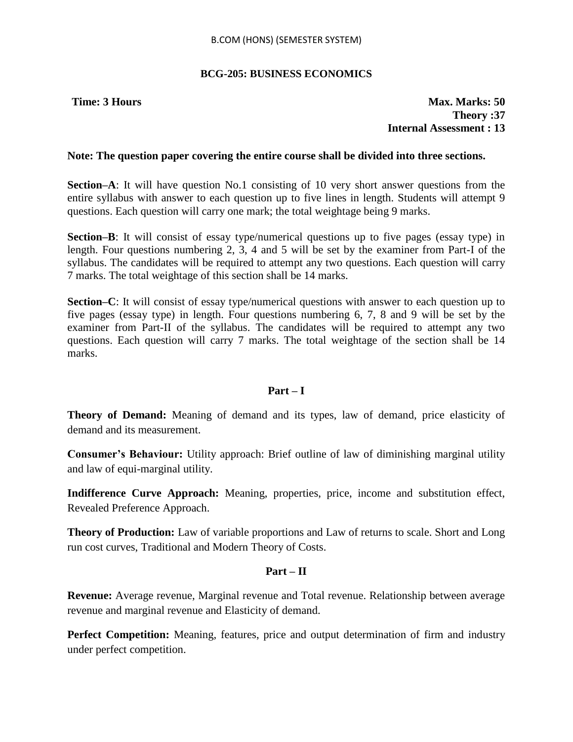B.COM (HONS) (SEMESTER SYSTEM)

## BCG-205: BUSINESS ECONOMICS

**Time: 3 Hours** **Max. Marks: 50**
**Theory :37**
**Internal Assessment : 13**

**Note: The question paper covering the entire course shall be divided into three sections.**

**Section–A**: It will have question No.1 consisting of 10 very short answer questions from the entire syllabus with answer to each question up to five lines in length. Students will attempt 9 questions. Each question will carry one mark; the total weightage being 9 marks.

**Section–B**: It will consist of essay type/numerical questions up to five pages (essay type) in length. Four questions numbering 2, 3, 4 and 5 will be set by the examiner from Part-I of the syllabus. The candidates will be required to attempt any two questions. Each question will carry 7 marks. The total weightage of this section shall be 14 marks.

**Section–C**: It will consist of essay type/numerical questions with answer to each question up to five pages (essay type) in length. Four questions numbering 6, 7, 8 and 9 will be set by the examiner from Part-II of the syllabus. The candidates will be required to attempt any two questions. Each question will carry 7 marks. The total weightage of the section shall be 14 marks.

### Part – I

**Theory of Demand:** Meaning of demand and its types, law of demand, price elasticity of demand and its measurement.

**Consumer's Behaviour:** Utility approach: Brief outline of law of diminishing marginal utility and law of equi-marginal utility.

**Indifference Curve Approach:** Meaning, properties, price, income and substitution effect, Revealed Preference Approach.

**Theory of Production:** Law of variable proportions and Law of returns to scale. Short and Long run cost curves, Traditional and Modern Theory of Costs.

### Part – II

**Revenue:** Average revenue, Marginal revenue and Total revenue. Relationship between average revenue and marginal revenue and Elasticity of demand.

**Perfect Competition:** Meaning, features, price and output determination of firm and industry under perfect competition.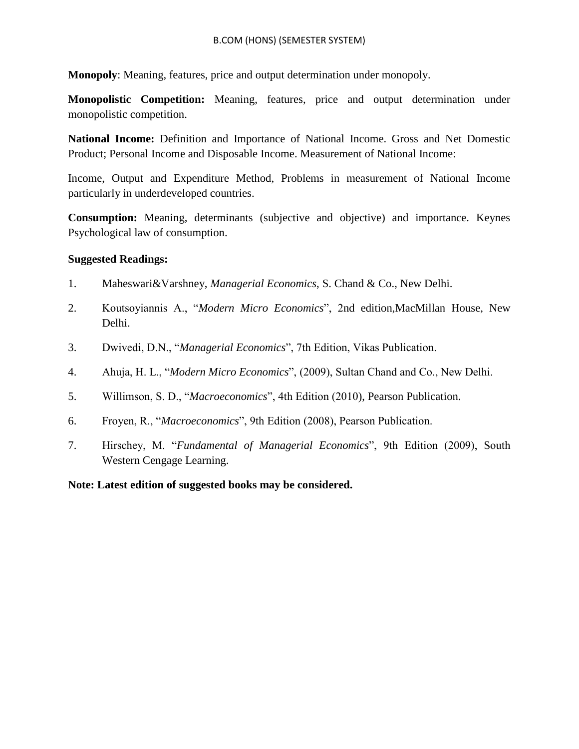**Monopoly**: Meaning, features, price and output determination under monopoly.

**Monopolistic Competition:** Meaning, features, price and output determination under monopolistic competition.

**National Income:** Definition and Importance of National Income. Gross and Net Domestic Product; Personal Income and Disposable Income. Measurement of National Income:

Income, Output and Expenditure Method, Problems in measurement of National Income particularly in underdeveloped countries.

**Consumption:** Meaning, determinants (subjective and objective) and importance. Keynes Psychological law of consumption.

**Suggested Readings:**

1. Maheswari&Varshney, *Managerial Economics*, S. Chand & Co., New Delhi.
2. Koutsoyiannis A., "*Modern Micro Economics*", 2nd edition,MacMillan House, New Delhi.
3. Dwivedi, D.N., "*Managerial Economics*", 7th Edition, Vikas Publication.
4. Ahuja, H. L., "*Modern Micro Economics*", (2009), Sultan Chand and Co., New Delhi.
5. Willimson, S. D., "*Macroeconomics*", 4th Edition (2010), Pearson Publication.
6. Froyen, R., "*Macroeconomics*", 9th Edition (2008), Pearson Publication.
7. Hirschey, M. "*Fundamental of Managerial Economics*", 9th Edition (2009), South Western Cengage Learning.

**Note: Latest edition of suggested books may be considered.**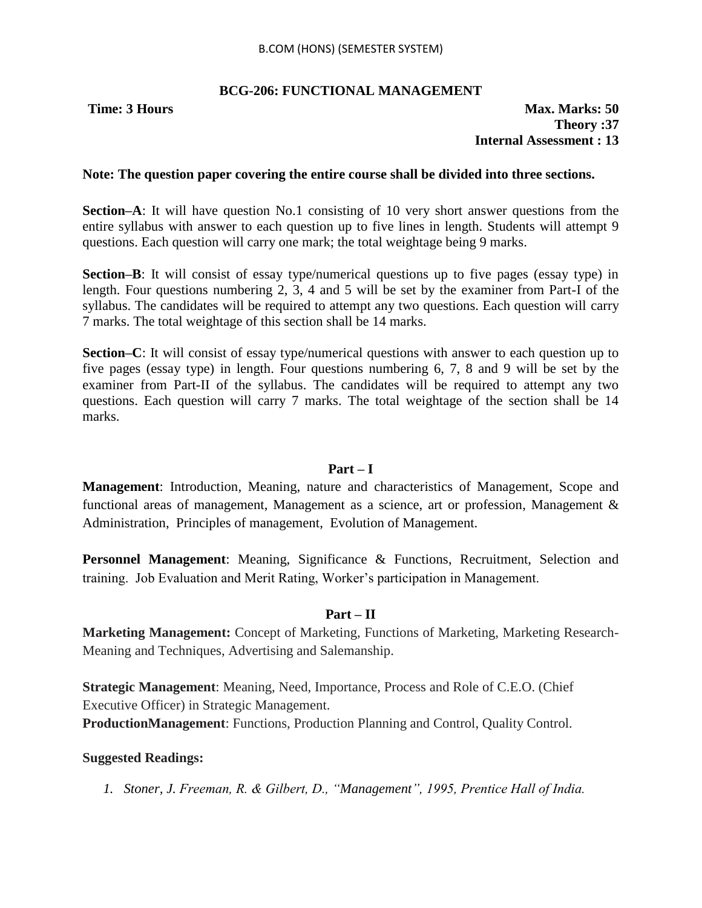## BCG-206: FUNCTIONAL MANAGEMENT

**Time: 3 Hours**

**Max. Marks: 50**
**Theory :37**
**Internal Assessment : 13**

**Note: The question paper covering the entire course shall be divided into three sections.**

**Section–A**: It will have question No.1 consisting of 10 very short answer questions from the entire syllabus with answer to each question up to five lines in length. Students will attempt 9 questions. Each question will carry one mark; the total weightage being 9 marks.

**Section–B**: It will consist of essay type/numerical questions up to five pages (essay type) in length. Four questions numbering 2, 3, 4 and 5 will be set by the examiner from Part-I of the syllabus. The candidates will be required to attempt any two questions. Each question will carry 7 marks. The total weightage of this section shall be 14 marks.

**Section–C**: It will consist of essay type/numerical questions with answer to each question up to five pages (essay type) in length. Four questions numbering 6, 7, 8 and 9 will be set by the examiner from Part-II of the syllabus. The candidates will be required to attempt any two questions. Each question will carry 7 marks. The total weightage of the section shall be 14 marks.

### Part – I

**Management**: Introduction, Meaning, nature and characteristics of Management, Scope and functional areas of management, Management as a science, art or profession, Management & Administration, Principles of management, Evolution of Management.

**Personnel Management**: Meaning, Significance & Functions, Recruitment, Selection and training. Job Evaluation and Merit Rating, Worker's participation in Management.

### Part – II

**Marketing Management:** Concept of Marketing, Functions of Marketing, Marketing Research-Meaning and Techniques, Advertising and Salemanship.

**Strategic Management**: Meaning, Need, Importance, Process and Role of C.E.O. (Chief Executive Officer) in Strategic Management.

**ProductionManagement**: Functions, Production Planning and Control, Quality Control.

**Suggested Readings:**

1. *Stoner, J. Freeman, R. & Gilbert, D., "Management", 1995, Prentice Hall of India.*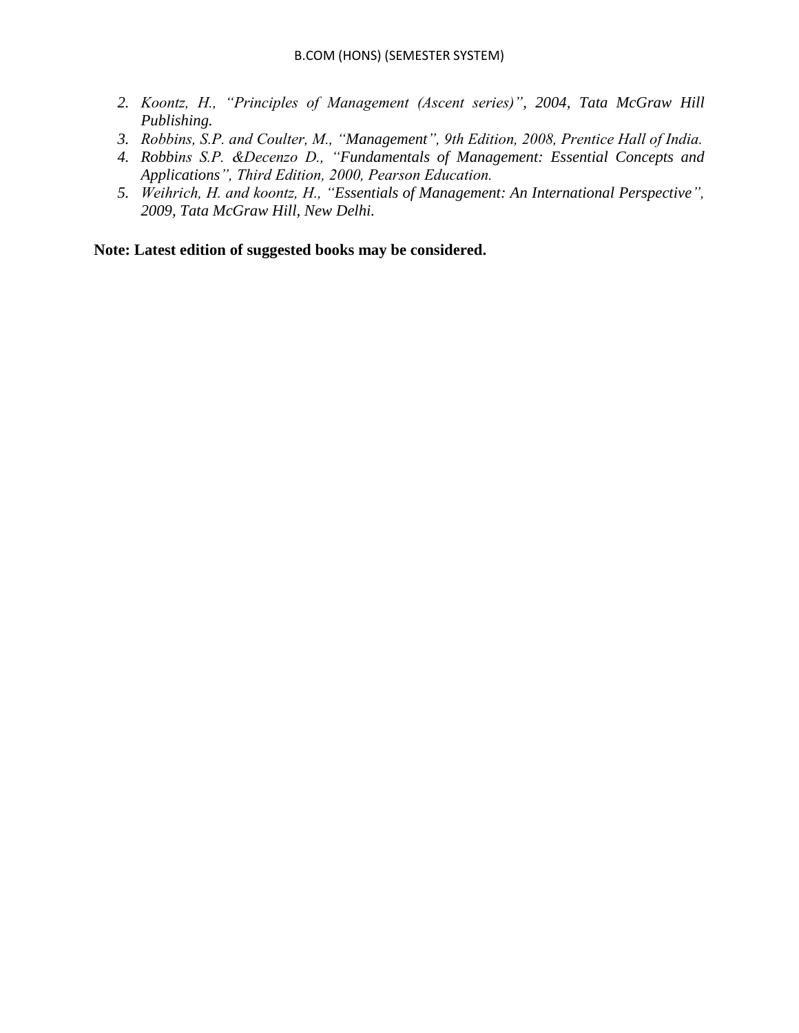2. *Koontz, H., "Principles of Management (Ascent series)", 2004, Tata McGraw Hill Publishing.*
3. *Robbins, S.P. and Coulter, M., "Management", 9th Edition, 2008, Prentice Hall of India.*
4. *Robbins S.P. &Decenzo D., "Fundamentals of Management: Essential Concepts and Applications", Third Edition, 2000, Pearson Education.*
5. *Weihrich, H. and koontz, H., "Essentials of Management: An International Perspective", 2009, Tata McGraw Hill, New Delhi.*

**Note: Latest edition of suggested books may be considered.**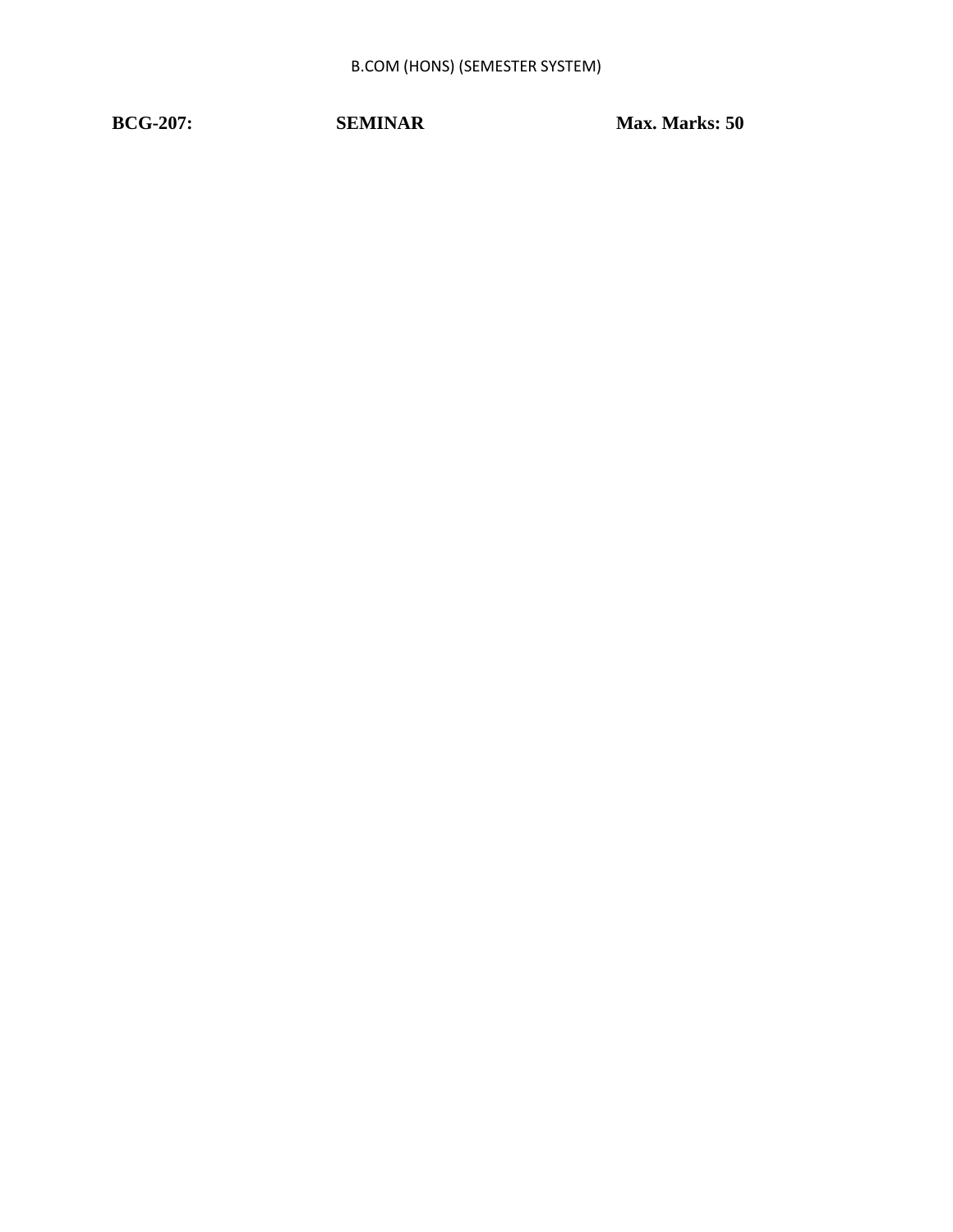**BCG-207: SEMINAR Max. Marks: 50**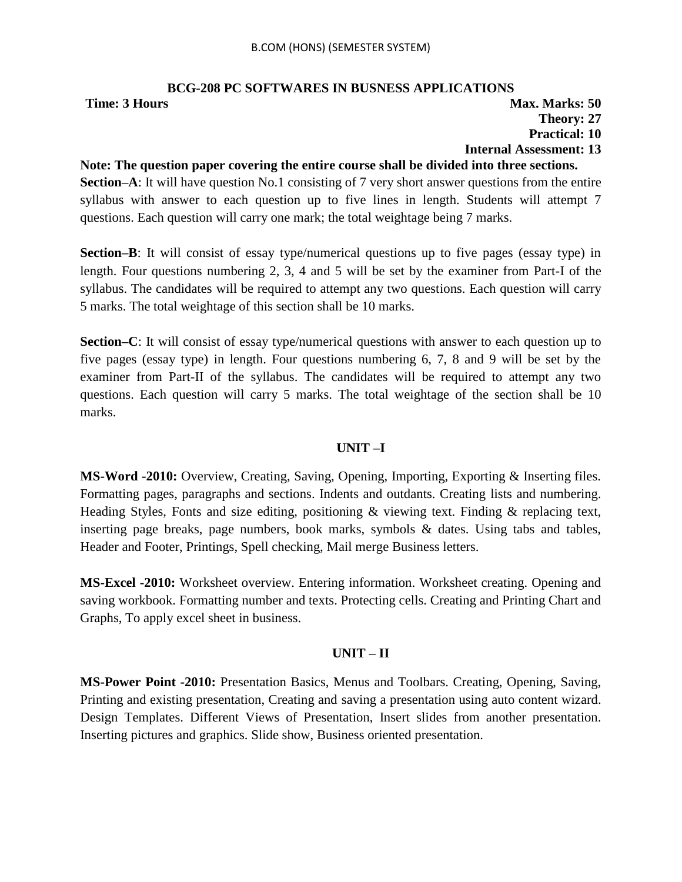## BCG-208 PC SOFTWARES IN BUSNESS APPLICATIONS

**Time: 3 Hours** **Max. Marks: 50**
**Theory: 27**
**Practical: 10**
**Internal Assessment: 13**

**Note: The question paper covering the entire course shall be divided into three sections.**

**Section–A**: It will have question No.1 consisting of 7 very short answer questions from the entire syllabus with answer to each question up to five lines in length. Students will attempt 7 questions. Each question will carry one mark; the total weightage being 7 marks.

**Section–B**: It will consist of essay type/numerical questions up to five pages (essay type) in length. Four questions numbering 2, 3, 4 and 5 will be set by the examiner from Part-I of the syllabus. The candidates will be required to attempt any two questions. Each question will carry 5 marks. The total weightage of this section shall be 10 marks.

**Section–C**: It will consist of essay type/numerical questions with answer to each question up to five pages (essay type) in length. Four questions numbering 6, 7, 8 and 9 will be set by the examiner from Part-II of the syllabus. The candidates will be required to attempt any two questions. Each question will carry 5 marks. The total weightage of the section shall be 10 marks.

### UNIT –I

**MS-Word -2010:** Overview, Creating, Saving, Opening, Importing, Exporting & Inserting files. Formatting pages, paragraphs and sections. Indents and outdants. Creating lists and numbering. Heading Styles, Fonts and size editing, positioning & viewing text. Finding & replacing text, inserting page breaks, page numbers, book marks, symbols & dates. Using tabs and tables, Header and Footer, Printings, Spell checking, Mail merge Business letters.

**MS-Excel -2010:** Worksheet overview. Entering information. Worksheet creating. Opening and saving workbook. Formatting number and texts. Protecting cells. Creating and Printing Chart and Graphs, To apply excel sheet in business.

### UNIT – II

**MS-Power Point -2010:** Presentation Basics, Menus and Toolbars. Creating, Opening, Saving, Printing and existing presentation, Creating and saving a presentation using auto content wizard. Design Templates. Different Views of Presentation, Insert slides from another presentation. Inserting pictures and graphics. Slide show, Business oriented presentation.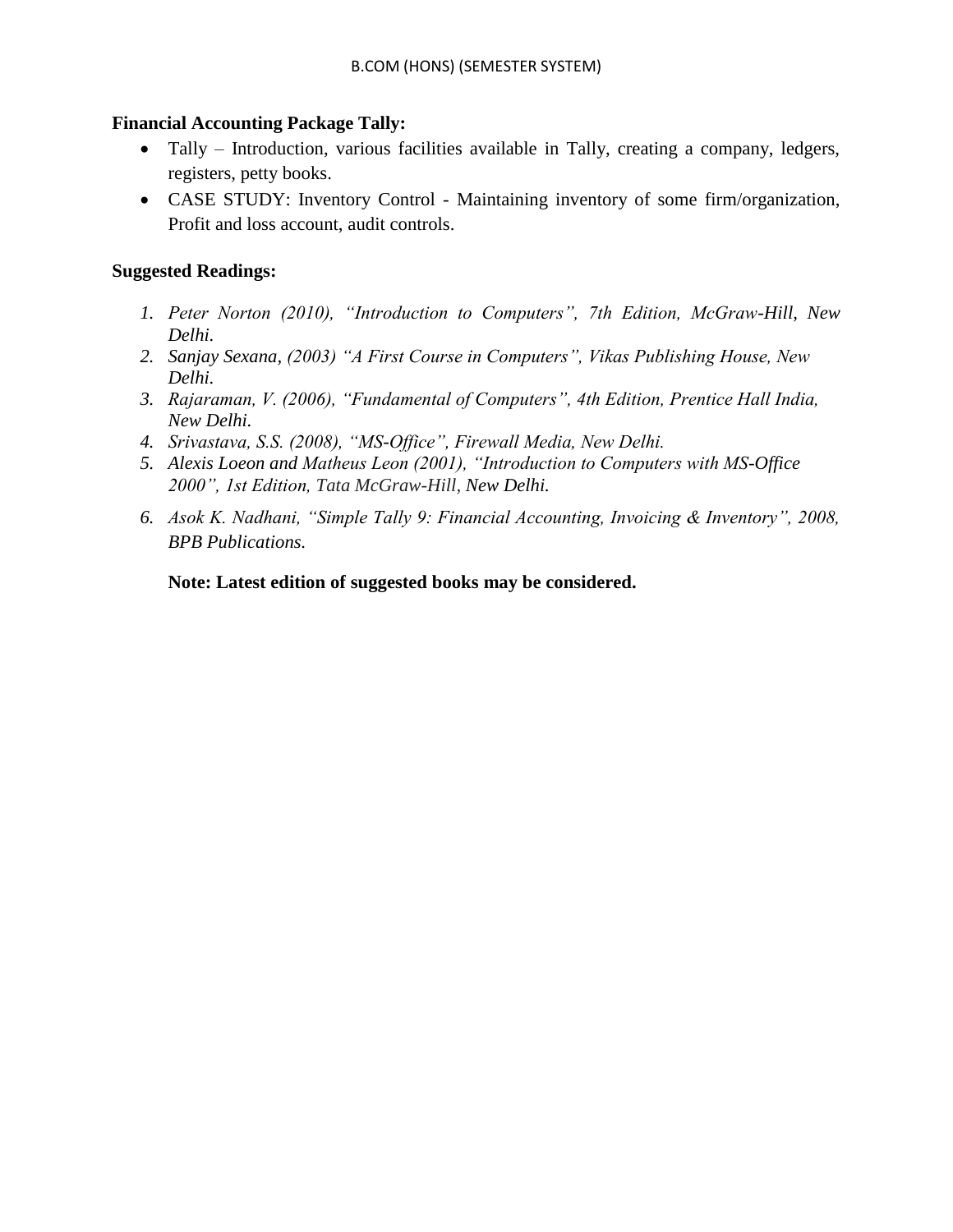**Financial Accounting Package Tally:**

- Tally – Introduction, various facilities available in Tally, creating a company, ledgers, registers, petty books.
- CASE STUDY: Inventory Control - Maintaining inventory of some firm/organization, Profit and loss account, audit controls.

**Suggested Readings:**

1. *Peter Norton (2010), "Introduction to Computers", 7th Edition, McGraw-Hill, New Delhi.*
2. *Sanjay Sexana, (2003) "A First Course in Computers", Vikas Publishing House, New Delhi.*
3. *Rajaraman, V. (2006), "Fundamental of Computers", 4th Edition, Prentice Hall India, New Delhi.*
4. *Srivastava, S.S. (2008), "MS-Office", Firewall Media, New Delhi.*
5. *Alexis Loeon and Matheus Leon (2001), "Introduction to Computers with MS-Office 2000", 1st Edition, Tata McGraw-Hill, New Delhi.*
6. *Asok K. Nadhani, "Simple Tally 9: Financial Accounting, Invoicing & Inventory", 2008, BPB Publications.*

**Note: Latest edition of suggested books may be considered.**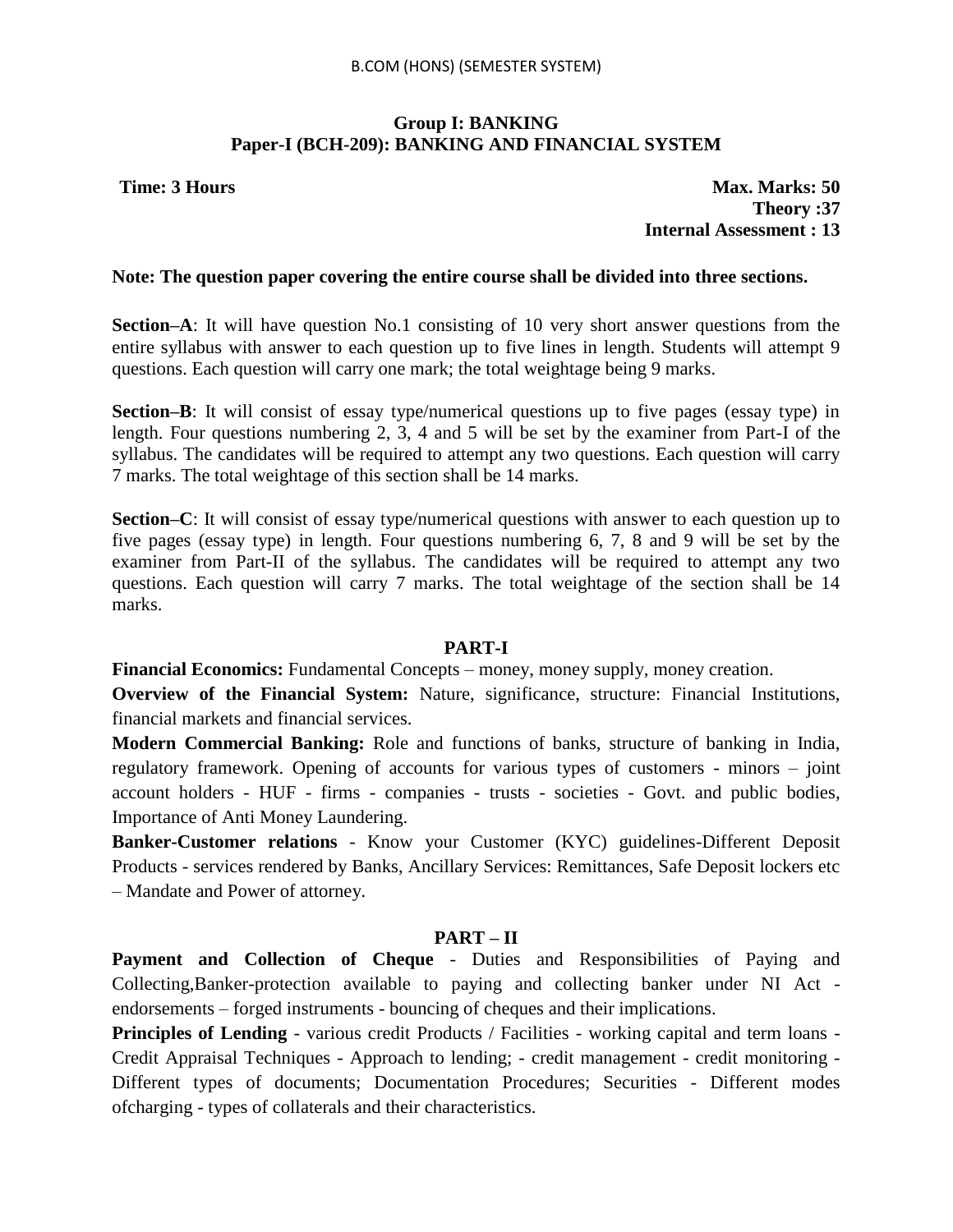## Group I: BANKING
## Paper-I (BCH-209): BANKING AND FINANCIAL SYSTEM

**Time: 3 Hours** **Max. Marks: 50**
**Theory :37**
**Internal Assessment : 13**

**Note: The question paper covering the entire course shall be divided into three sections.**

**Section–A**: It will have question No.1 consisting of 10 very short answer questions from the entire syllabus with answer to each question up to five lines in length. Students will attempt 9 questions. Each question will carry one mark; the total weightage being 9 marks.

**Section–B**: It will consist of essay type/numerical questions up to five pages (essay type) in length. Four questions numbering 2, 3, 4 and 5 will be set by the examiner from Part-I of the syllabus. The candidates will be required to attempt any two questions. Each question will carry 7 marks. The total weightage of this section shall be 14 marks.

**Section–C**: It will consist of essay type/numerical questions with answer to each question up to five pages (essay type) in length. Four questions numbering 6, 7, 8 and 9 will be set by the examiner from Part-II of the syllabus. The candidates will be required to attempt any two questions. Each question will carry 7 marks. The total weightage of the section shall be 14 marks.

### PART-I

**Financial Economics:** Fundamental Concepts – money, money supply, money creation.

**Overview of the Financial System:** Nature, significance, structure: Financial Institutions, financial markets and financial services.

**Modern Commercial Banking:** Role and functions of banks, structure of banking in India, regulatory framework. Opening of accounts for various types of customers - minors – joint account holders - HUF - firms - companies - trusts - societies - Govt. and public bodies, Importance of Anti Money Laundering.

**Banker-Customer relations** - Know your Customer (KYC) guidelines-Different Deposit Products - services rendered by Banks, Ancillary Services: Remittances, Safe Deposit lockers etc – Mandate and Power of attorney.

### PART – II

**Payment and Collection of Cheque** - Duties and Responsibilities of Paying and Collecting,Banker-protection available to paying and collecting banker under NI Act - endorsements – forged instruments - bouncing of cheques and their implications.

**Principles of Lending** - various credit Products / Facilities - working capital and term loans - Credit Appraisal Techniques - Approach to lending; - credit management - credit monitoring - Different types of documents; Documentation Procedures; Securities - Different modes ofcharging - types of collaterals and their characteristics.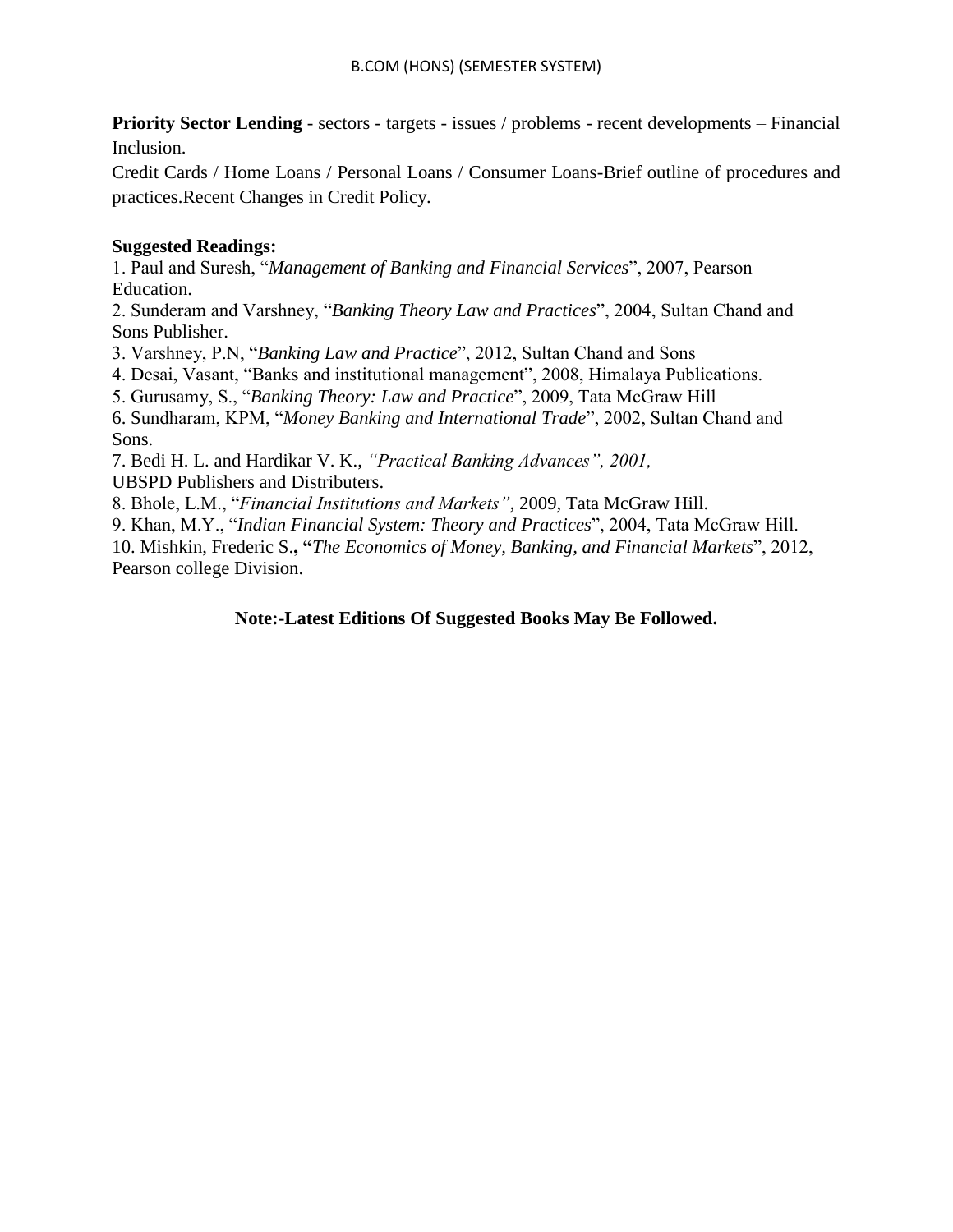**Priority Sector Lending** - sectors - targets - issues / problems - recent developments – Financial Inclusion.

Credit Cards / Home Loans / Personal Loans / Consumer Loans-Brief outline of procedures and practices.Recent Changes in Credit Policy.

**Suggested Readings:**

1. Paul and Suresh, "*Management of Banking and Financial Services*", 2007, Pearson Education.
2. Sunderam and Varshney, "*Banking Theory Law and Practices*", 2004, Sultan Chand and Sons Publisher.
3. Varshney, P.N, "*Banking Law and Practice*", 2012, Sultan Chand and Sons
4. Desai, Vasant, "Banks and institutional management", 2008, Himalaya Publications.
5. Gurusamy, S., "*Banking Theory: Law and Practice*", 2009, Tata McGraw Hill
6. Sundharam, KPM, "*Money Banking and International Trade*", 2002, Sultan Chand and Sons.
7. Bedi H. L. and Hardikar V. K., *"Practical Banking Advances", 2001,* UBSPD Publishers and Distributers.
8. Bhole, L.M., "*Financial Institutions and Markets"*, 2009, Tata McGraw Hill.
9. Khan, M.Y., "*Indian Financial System: Theory and Practices*", 2004, Tata McGraw Hill.
10. Mishkin, Frederic S**., "***The Economics of Money, Banking, and Financial Markets*", 2012, Pearson college Division.

**Note:-Latest Editions Of Suggested Books May Be Followed.**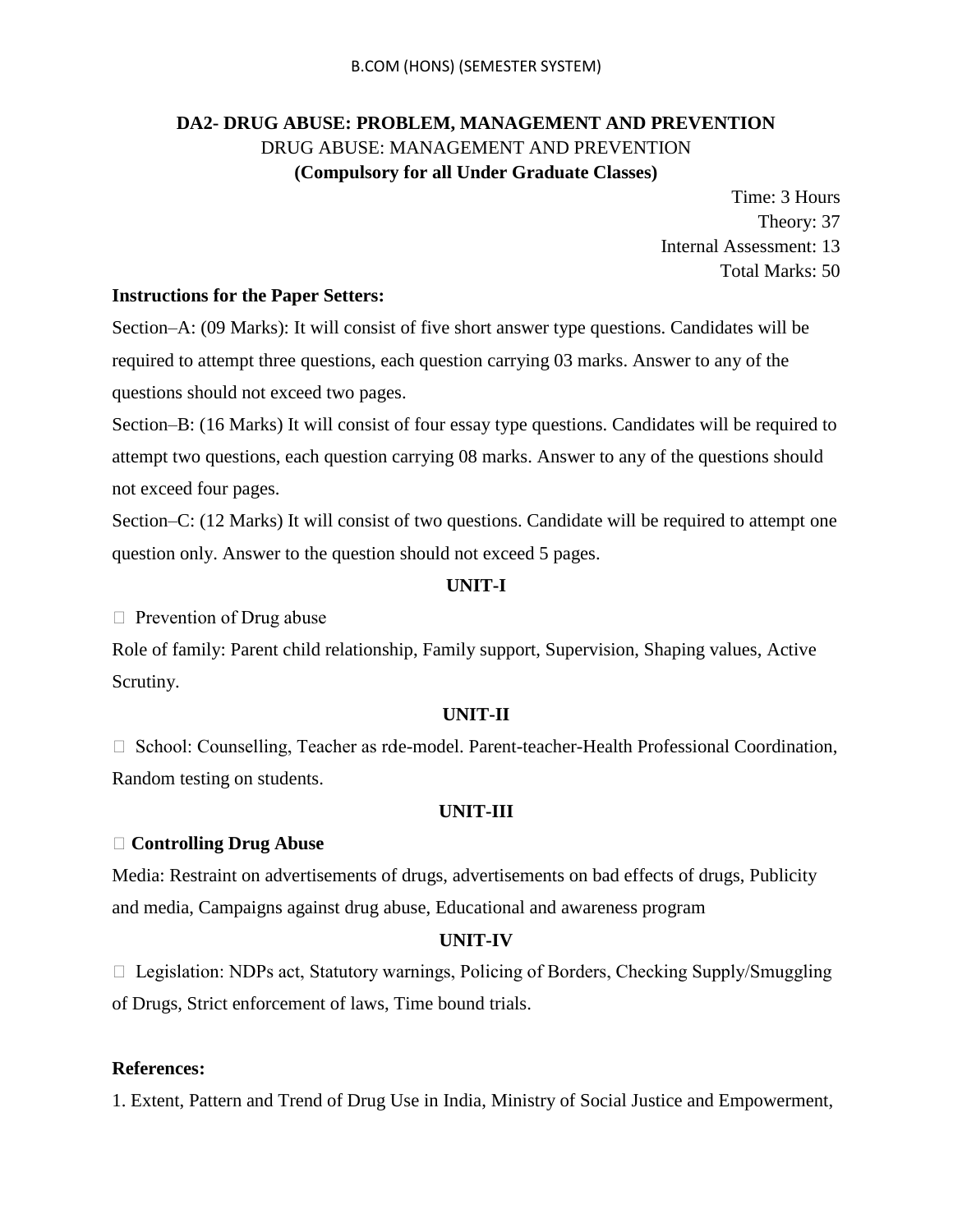B.COM (HONS) (SEMESTER SYSTEM)

## DA2- DRUG ABUSE: PROBLEM, MANAGEMENT AND PREVENTION

DRUG ABUSE: MANAGEMENT AND PREVENTION

**(Compulsory for all Under Graduate Classes)**

Time: 3 Hours
Theory: 37
Internal Assessment: 13
Total Marks: 50

**Instructions for the Paper Setters:**

Section–A: (09 Marks): It will consist of five short answer type questions. Candidates will be required to attempt three questions, each question carrying 03 marks. Answer to any of the questions should not exceed two pages.

Section–B: (16 Marks) It will consist of four essay type questions. Candidates will be required to attempt two questions, each question carrying 08 marks. Answer to any of the questions should not exceed four pages.

Section–C: (12 Marks) It will consist of two questions. Candidate will be required to attempt one question only. Answer to the question should not exceed 5 pages.

### UNIT-I

- Prevention of Drug abuse

Role of family: Parent child relationship, Family support, Supervision, Shaping values, Active Scrutiny.

### UNIT-II

- School: Counselling, Teacher as role-model. Parent-teacher-Health Professional Coordination, Random testing on students.

### UNIT-III

- **Controlling Drug Abuse**

Media: Restraint on advertisements of drugs, advertisements on bad effects of drugs, Publicity and media, Campaigns against drug abuse, Educational and awareness program

### UNIT-IV

- Legislation: NDPs act, Statutory warnings, Policing of Borders, Checking Supply/Smuggling of Drugs, Strict enforcement of laws, Time bound trials.

**References:**

1. Extent, Pattern and Trend of Drug Use in India, Ministry of Social Justice and Empowerment,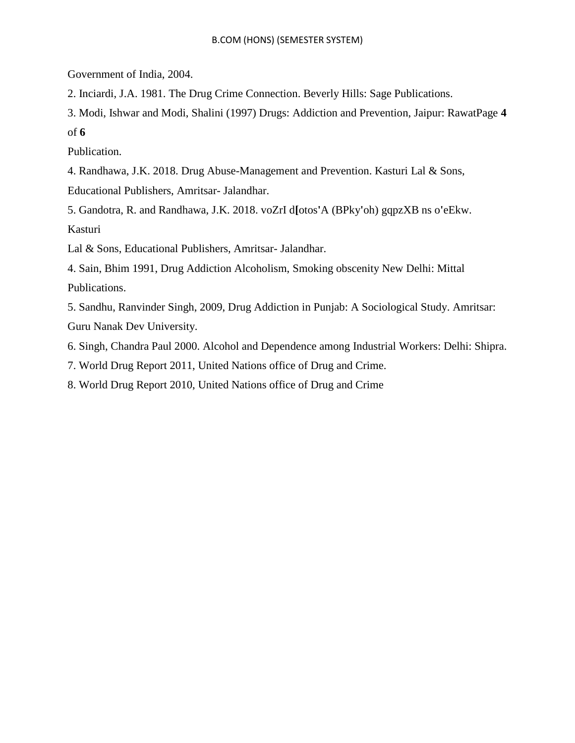Government of India, 2004.

2. Inciardi, J.A. 1981. The Drug Crime Connection. Beverly Hills: Sage Publications.

3. Modi, Ishwar and Modi, Shalini (1997) Drugs: Addiction and Prevention, Jaipur: Rawat Publication.

4. Randhawa, J.K. 2018. Drug Abuse-Management and Prevention. Kasturi Lal & Sons, Educational Publishers, Amritsar- Jalandhar.

5. Gandotra, R. and Randhawa, J.K. 2018. voZrI d[otos'A (BPky'oh) gqpzXB ns o'eEkw. Kasturi Lal & Sons, Educational Publishers, Amritsar- Jalandhar.

4. Sain, Bhim 1991, Drug Addiction Alcoholism, Smoking obscenity New Delhi: Mittal Publications.

5. Sandhu, Ranvinder Singh, 2009, Drug Addiction in Punjab: A Sociological Study. Amritsar: Guru Nanak Dev University.

6. Singh, Chandra Paul 2000. Alcohol and Dependence among Industrial Workers: Delhi: Shipra.

7. World Drug Report 2011, United Nations office of Drug and Crime.

8. World Drug Report 2010, United Nations office of Drug and Crime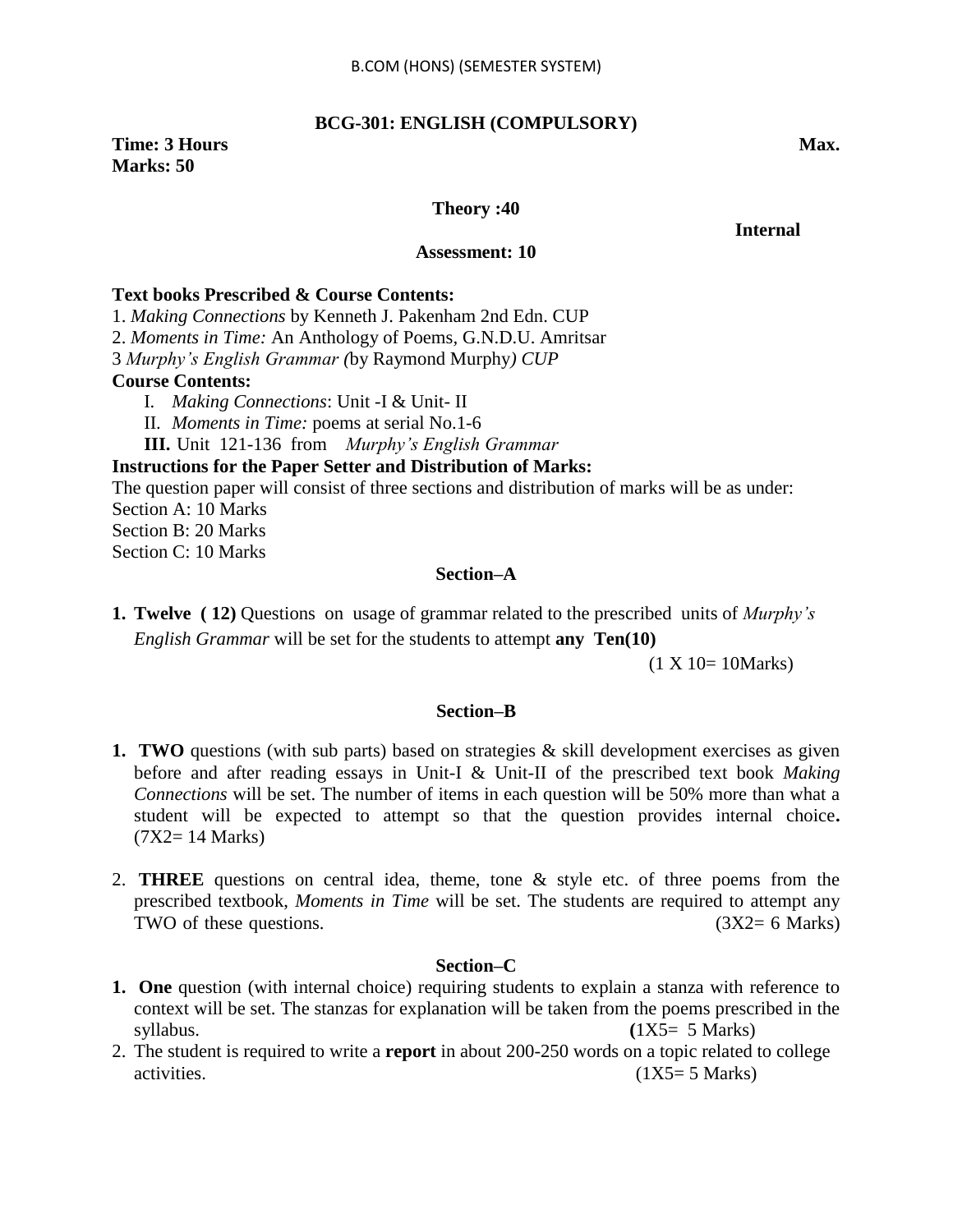B.COM (HONS) (SEMESTER SYSTEM)

## BCG-301: ENGLISH (COMPULSORY)

**Time: 3 Hours** **Max. Marks: 50**

**Theory :40**

**Internal Assessment: 10**

**Text books Prescribed & Course Contents:**

1. *Making Connections* by Kenneth J. Pakenham 2nd Edn. CUP
2. *Moments in Time:* An Anthology of Poems, G.N.D.U. Amritsar
3 *Murphy's English Grammar (*by Raymond Murphy*) CUP*

**Course Contents:**

I. *Making Connections*: Unit -I & Unit- II
II. *Moments in Time:* poems at serial No.1-6
**III.** Unit 121-136 from *Murphy's English Grammar*

**Instructions for the Paper Setter and Distribution of Marks:**

The question paper will consist of three sections and distribution of marks will be as under:
Section A: 10 Marks
Section B: 20 Marks
Section C: 10 Marks

### Section–A

1. **Twelve ( 12)** Questions on usage of grammar related to the prescribed units of *Murphy's English Grammar* will be set for the students to attempt **any Ten(10)** (1 X 10= 10Marks)

### Section–B

1. **TWO** questions (with sub parts) based on strategies & skill development exercises as given before and after reading essays in Unit-I & Unit-II of the prescribed text book *Making Connections* will be set. The number of items in each question will be 50% more than what a student will be expected to attempt so that the question provides internal choice**.** (7X2= 14 Marks)

2. **THREE** questions on central idea, theme, tone & style etc. of three poems from the prescribed textbook, *Moments in Time* will be set. The students are required to attempt any TWO of these questions. (3X2= 6 Marks)

### Section–C

1. **One** question (with internal choice) requiring students to explain a stanza with reference to context will be set. The stanzas for explanation will be taken from the poems prescribed in the syllabus. **(**1X5= 5 Marks)
2. The student is required to write a **report** in about 200-250 words on a topic related to college activities. (1X5= 5 Marks)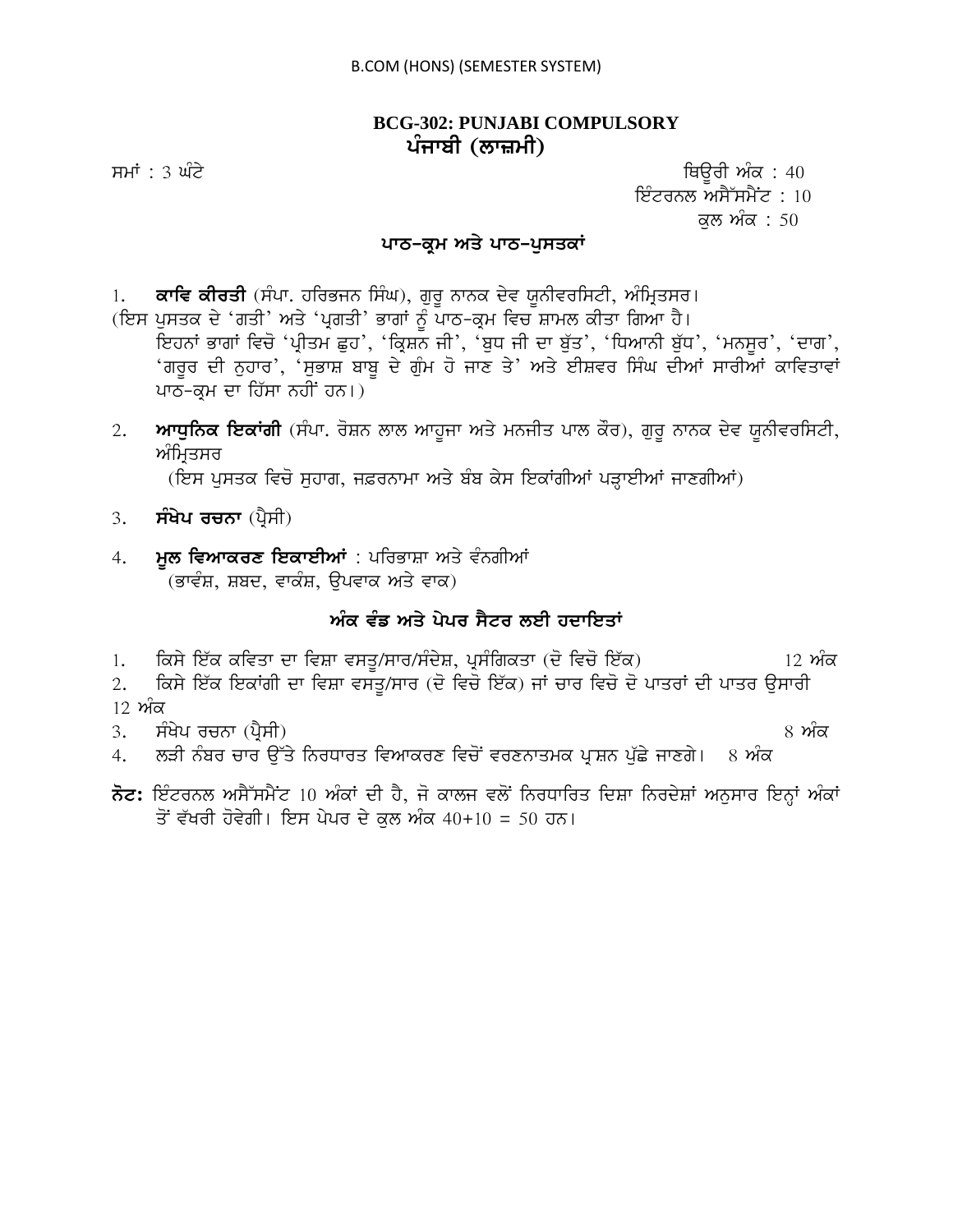B.COM (HONS) (SEMESTER SYSTEM)

## BCG-302: PUNJABI COMPULSORY
## ਪੰਜਾਬੀ (ਲਾਜ਼ਮੀ)

ਸਮਾਂ : 3 ਘੰਟੇ

ਥਿਊਰੀ ਅੰਕ : 40
ਇੰਟਰਨਲ ਅਸੈੱਸਮੈਂਟ : 10
ਕੁਲ ਅੰਕ : 50

### ਪਾਠ-ਕ੍ਰਮ ਅਤੇ ਪਾਠ-ਪੁਸਤਕਾਂ

1. **ਕਾਵਿ ਕੀਰਤੀ** (ਸੰਪਾ. ਹਰਿਭਜਨ ਸਿੰਘ), ਗੁਰੂ ਨਾਨਕ ਦੇਵ ਯੂਨੀਵਰਸਿਟੀ, ਅੰਮ੍ਰਿਤਸਰ।
(ਇਸ ਪੁਸਤਕ ਦੇ 'ਗਤੀ' ਅਤੇ 'ਪ੍ਰਗਤੀ' ਭਾਗਾਂ ਨੂੰ ਪਾਠ-ਕ੍ਰਮ ਵਿਚ ਸ਼ਾਮਲ ਕੀਤਾ ਗਿਆ ਹੈ।
ਇਹਨਾਂ ਭਾਗਾਂ ਵਿਚੋ 'ਪ੍ਰੀਤਮ ਛੁਹ', 'ਕ੍ਰਿਸ਼ਨ ਜੀ', 'ਬੁਧ ਜੀ ਦਾ ਬੁੱਤ', 'ਧਿਆਨੀ ਬੁੱਧ', 'ਮਨਸੂਰ', 'ਦਾਗ', 'ਗਰੂਰ ਦੀ ਨੁਹਾਰ', 'ਸੁਭਾਸ਼ ਬਾਬੂ ਦੇ ਗੁੰਮ ਹੋ ਜਾਣ ਤੇ' ਅਤੇ ਈਸ਼ਵਰ ਸਿੰਘ ਦੀਆਂ ਸਾਰੀਆਂ ਕਾਵਿਤਾਵਾਂ ਪਾਠ-ਕ੍ਰਮ ਦਾ ਹਿੱਸਾ ਨਹੀਂ ਹਨ।)

2. **ਆਧੁਨਿਕ ਇਕਾਂਗੀ** (ਸੰਪਾ. ਰੋਸ਼ਨ ਲਾਲ ਆਹੂਜਾ ਅਤੇ ਮਨਜੀਤ ਪਾਲ ਕੌਰ), ਗੁਰੂ ਨਾਨਕ ਦੇਵ ਯੂਨੀਵਰਸਿਟੀ, ਅੰਮ੍ਰਿਤਸਰ
(ਇਸ ਪੁਸਤਕ ਵਿਚੋ ਸੁਹਾਗ, ਜ਼ਫ਼ਰਨਾਮਾ ਅਤੇ ਬੰਬ ਕੇਸ ਇਕਾਂਗੀਆਂ ਪੜ੍ਹਾਈਆਂ ਜਾਣਗੀਆਂ)

3. **ਸੰਖੇਪ ਰਚਨਾ** (ਪ੍ਰੈਸੀ)

4. **ਮੂਲ ਵਿਆਕਰਣ ਇਕਾਈਆਂ** : ਪਰਿਭਾਸ਼ਾ ਅਤੇ ਵੰਨਗੀਆਂ
(ਭਾਵੰਸ਼, ਸ਼ਬਦ, ਵਾਕੰਸ਼, ਉਪਵਾਕ ਅਤੇ ਵਾਕ)

### ਅੰਕ ਵੰਡ ਅਤੇ ਪੇਪਰ ਸੈਟਰ ਲਈ ਹਦਾਇਤਾਂ

1. ਕਿਸੇ ਇੱਕ ਕਵਿਤਾ ਦਾ ਵਿਸ਼ਾ ਵਸਤੂ/ਸਾਰ/ਸੰਦੇਸ਼, ਪ੍ਰਸੰਗਿਕਤਾ (ਦੋ ਵਿਚੋ ਇੱਕ) 12 ਅੰਕ
2. ਕਿਸੇ ਇੱਕ ਇਕਾਂਗੀ ਦਾ ਵਿਸ਼ਾ ਵਸਤੂ/ਸਾਰ (ਦੋ ਵਿਚੋ ਇੱਕ) ਜਾਂ ਚਾਰ ਵਿਚੋ ਦੋ ਪਾਤਰਾਂ ਦੀ ਪਾਤਰ ਉਸਾਰੀ 12 ਅੰਕ
3. ਸੰਖੇਪ ਰਚਨਾ (ਪ੍ਰੈਸੀ) 8 ਅੰਕ
4. ਲੜੀ ਨੰਬਰ ਚਾਰ ਉੱਤੇ ਨਿਰਧਾਰਤ ਵਿਆਕਰਣ ਵਿਚੋਂ ਵਰਣਨਾਤਮਕ ਪ੍ਰਸ਼ਨ ਪੁੱਛੇ ਜਾਣਗੇ। 8 ਅੰਕ

**ਨੋਟ:** ਇੰਟਰਨਲ ਅਸੈੱਸਮੈਂਟ 10 ਅੰਕਾਂ ਦੀ ਹੈ, ਜੋ ਕਾਲਜ ਵਲੋਂ ਨਿਰਧਾਰਿਤ ਦਿਸ਼ਾ ਨਿਰਦੇਸ਼ਾਂ ਅਨੁਸਾਰ ਇਨ੍ਹਾਂ ਅੰਕਾਂ ਤੋਂ ਵੱਖਰੀ ਹੋਵੇਗੀ। ਇਸ ਪੇਪਰ ਦੇ ਕੁਲ ਅੰਕ 40+10 = 50 ਹਨ।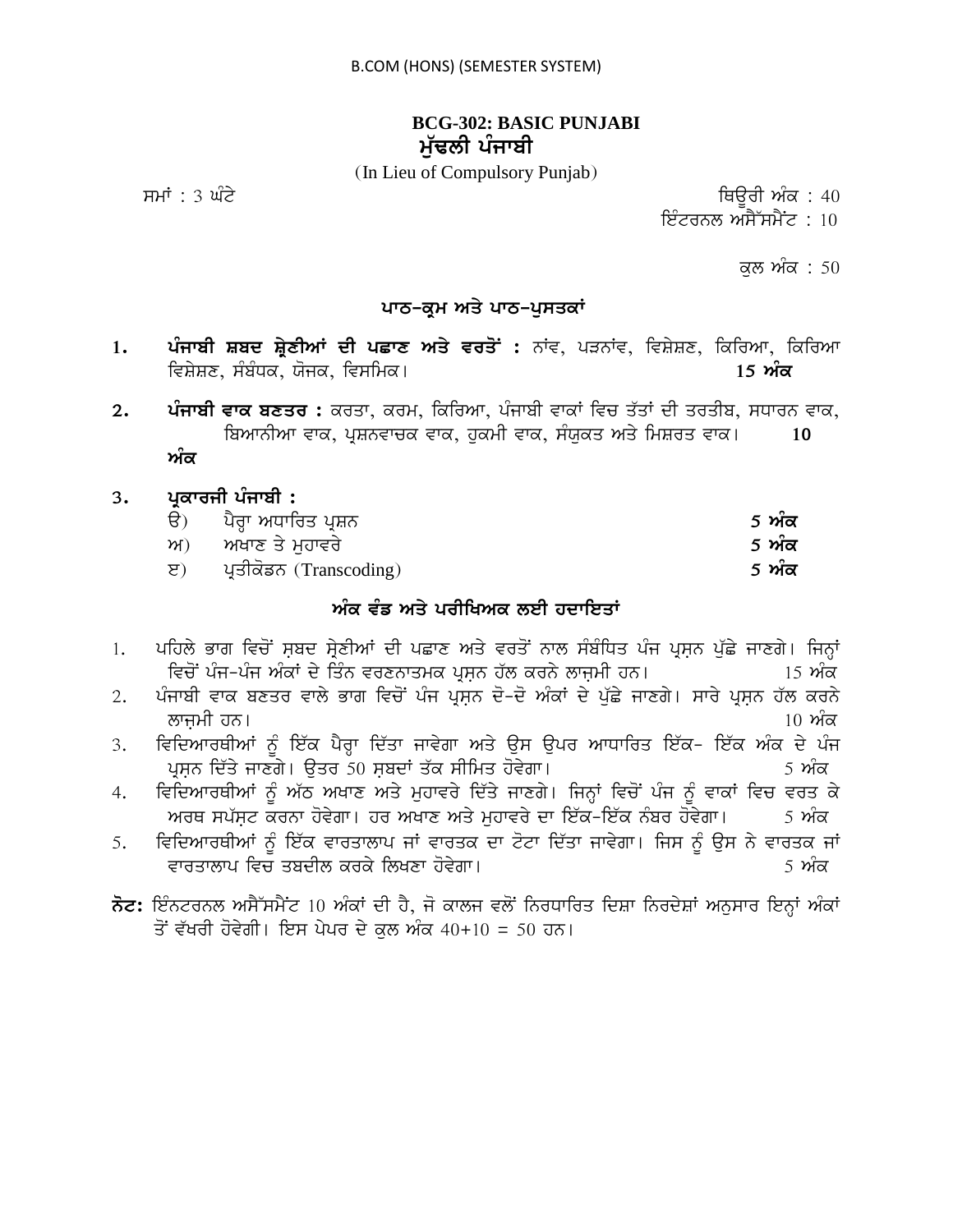B.COM (HONS) (SEMESTER SYSTEM)

## BCG-302: BASIC PUNJABI
## ਮੁੱਢਲੀ ਪੰਜਾਬੀ

(In Lieu of Compulsory Punjab)

ਸਮਾਂ : 3 ਘੰਟੇ

ਥਿਊਰੀ ਅੰਕ : 40
ਇੰਟਰਨਲ ਅਸੈੱਸਮੈਂਟ : 10

ਕੁਲ ਅੰਕ : 50

### ਪਾਠ-ਕ੍ਰਮ ਅਤੇ ਪਾਠ-ਪੁਸਤਕਾਂ

1. **ਪੰਜਾਬੀ ਸ਼ਬਦ ਸ਼੍ਰੇਣੀਆਂ ਦੀ ਪਛਾਣ ਅਤੇ ਵਰਤੋਂ :** ਨਾਂਵ, ਪੜਨਾਂਵ, ਵਿਸ਼ੇਸ਼ਣ, ਕਿਰਿਆ, ਕਿਰਿਆ ਵਿਸ਼ੇਸ਼ਣ, ਸੰਬੰਧਕ, ਯੋਜਕ, ਵਿਸਮਿਕ। **15 ਅੰਕ**

2. **ਪੰਜਾਬੀ ਵਾਕ ਬਣਤਰ :** ਕਰਤਾ, ਕਰਮ, ਕਿਰਿਆ, ਪੰਜਾਬੀ ਵਾਕਾਂ ਵਿਚ ਤੱਤਾਂ ਦੀ ਤਰਤੀਬ, ਸਧਾਰਨ ਵਾਕ, ਬਿਆਨੀਆ ਵਾਕ, ਪ੍ਰਸ਼ਨਵਾਚਕ ਵਾਕ, ਹੁਕਮੀ ਵਾਕ, ਸੰਯੁਕਤ ਅਤੇ ਮਿਸ਼ਰਤ ਵਾਕ। **10 ਅੰਕ**

3. **ਪ੍ਰਕਾਰਜੀ ਪੰਜਾਬੀ :**
   - ੳ) ਪੈਰ੍ਹਾ ਅਧਾਰਿਤ ਪ੍ਰਸ਼ਨ **5 ਅੰਕ**
   - ਅ) ਅਖਾਣ ਤੇ ਮੁਹਾਵਰੇ **5 ਅੰਕ**
   - ੲ) ਪ੍ਰਤੀਕੋਡਨ (Transcoding) **5 ਅੰਕ**

### ਅੰਕ ਵੰਡ ਅਤੇ ਪਰੀਖਿਅਕ ਲਈ ਹਦਾਇਤਾਂ

1. ਪਹਿਲੇ ਭਾਗ ਵਿਚੋਂ ਸ਼ਬਦ ਸ਼੍ਰੇਣੀਆਂ ਦੀ ਪਛਾਣ ਅਤੇ ਵਰਤੋਂ ਨਾਲ ਸੰਬੰਧਿਤ ਪੰਜ ਪ੍ਰਸ਼ਨ ਪੁੱਛੇ ਜਾਣਗੇ। ਜਿਨ੍ਹਾਂ ਵਿਚੋਂ ਪੰਜ-ਪੰਜ ਅੰਕਾਂ ਦੇ ਤਿੰਨ ਵਰਣਨਾਤਮਕ ਪ੍ਰਸ਼ਨ ਹੱਲ ਕਰਨੇ ਲਾਜ਼ਮੀ ਹਨ। 15 ਅੰਕ
2. ਪੰਜਾਬੀ ਵਾਕ ਬਣਤਰ ਵਾਲੇ ਭਾਗ ਵਿਚੋਂ ਪੰਜ ਪ੍ਰਸ਼ਨ ਦੋ-ਦੋ ਅੰਕਾਂ ਦੇ ਪੁੱਛੇ ਜਾਣਗੇ। ਸਾਰੇ ਪ੍ਰਸ਼ਨ ਹੱਲ ਕਰਨੇ ਲਾਜ਼ਮੀ ਹਨ। 10 ਅੰਕ
3. ਵਿਦਿਆਰਥੀਆਂ ਨੂੰ ਇੱਕ ਪੈਰ੍ਹਾ ਦਿੱਤਾ ਜਾਵੇਗਾ ਅਤੇ ਉਸ ਉਪਰ ਆਧਾਰਿਤ ਇੱਕ- ਇੱਕ ਅੰਕ ਦੇ ਪੰਜ ਪ੍ਰਸ਼ਨ ਦਿੱਤੇ ਜਾਣਗੇ। ਉਤਰ 50 ਸ਼ਬਦਾਂ ਤੱਕ ਸੀਮਿਤ ਹੋਵੇਗਾ। 5 ਅੰਕ
4. ਵਿਦਿਆਰਥੀਆਂ ਨੂੰ ਅੱਠ ਅਖਾਣ ਅਤੇ ਮੁਹਾਵਰੇ ਦਿੱਤੇ ਜਾਣਗੇ। ਜਿਨ੍ਹਾਂ ਵਿਚੋਂ ਪੰਜ ਨੂੰ ਵਾਕਾਂ ਵਿਚ ਵਰਤ ਕੇ ਅਰਥ ਸਪੱਸ਼ਟ ਕਰਨਾ ਹੋਵੇਗਾ। ਹਰ ਅਖਾਣ ਅਤੇ ਮੁਹਾਵਰੇ ਦਾ ਇੱਕ-ਇੱਕ ਨੰਬਰ ਹੋਵੇਗਾ। 5 ਅੰਕ
5. ਵਿਦਿਆਰਥੀਆਂ ਨੂੰ ਇੱਕ ਵਾਰਤਾਲਾਪ ਜਾਂ ਵਾਰਤਕ ਦਾ ਟੋਟਾ ਦਿੱਤਾ ਜਾਵੇਗਾ। ਜਿਸ ਨੂੰ ਉਸ ਨੇ ਵਾਰਤਕ ਜਾਂ ਵਾਰਤਾਲਾਪ ਵਿਚ ਤਬਦੀਲ ਕਰਕੇ ਲਿਖਣਾ ਹੋਵੇਗਾ। 5 ਅੰਕ

**ਨੋਟ:** ਇੰਨਟਰਨਲ ਅਸੈੱਸਮੈਂਟ 10 ਅੰਕਾਂ ਦੀ ਹੈ, ਜੋ ਕਾਲਜ ਵਲੋਂ ਨਿਰਧਾਰਿਤ ਦਿਸ਼ਾ ਨਿਰਦੇਸ਼ਾਂ ਅਨੁਸਾਰ ਇਨ੍ਹਾਂ ਅੰਕਾਂ ਤੋਂ ਵੱਖਰੀ ਹੋਵੇਗੀ। ਇਸ ਪੇਪਰ ਦੇ ਕੁਲ ਅੰਕ 40+10 = 50 ਹਨ।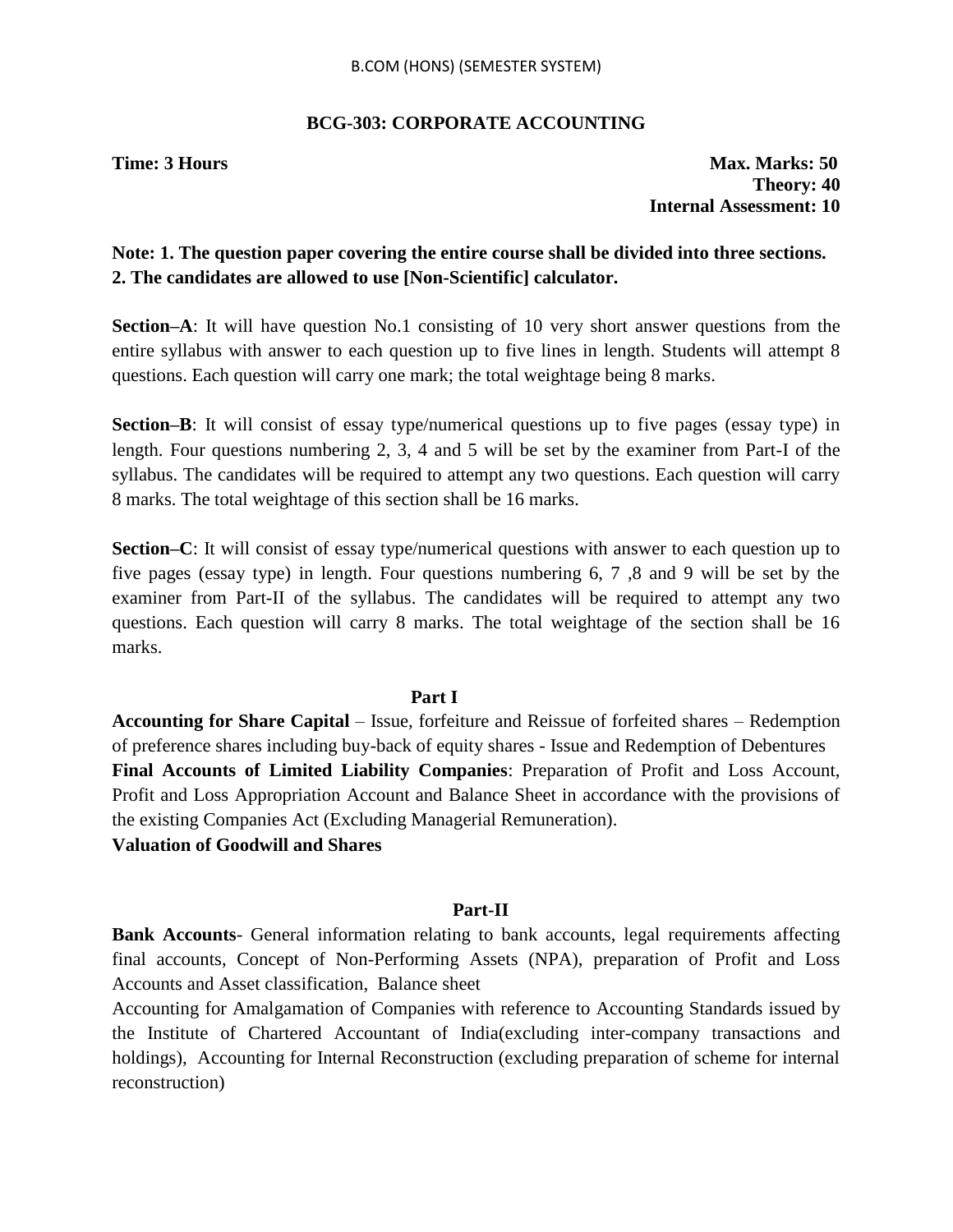B.COM (HONS) (SEMESTER SYSTEM)

## BCG-303: CORPORATE ACCOUNTING

**Time: 3 Hours** **Max. Marks: 50**
**Theory: 40**
**Internal Assessment: 10**

**Note: 1. The question paper covering the entire course shall be divided into three sections.**
**2. The candidates are allowed to use [Non-Scientific] calculator.**

**Section–A**: It will have question No.1 consisting of 10 very short answer questions from the entire syllabus with answer to each question up to five lines in length. Students will attempt 8 questions. Each question will carry one mark; the total weightage being 8 marks.

**Section–B**: It will consist of essay type/numerical questions up to five pages (essay type) in length. Four questions numbering 2, 3, 4 and 5 will be set by the examiner from Part-I of the syllabus. The candidates will be required to attempt any two questions. Each question will carry 8 marks. The total weightage of this section shall be 16 marks.

**Section–C**: It will consist of essay type/numerical questions with answer to each question up to five pages (essay type) in length. Four questions numbering 6, 7 ,8 and 9 will be set by the examiner from Part-II of the syllabus. The candidates will be required to attempt any two questions. Each question will carry 8 marks. The total weightage of the section shall be 16 marks.

### Part I

**Accounting for Share Capital** – Issue, forfeiture and Reissue of forfeited shares – Redemption of preference shares including buy-back of equity shares - Issue and Redemption of Debentures

**Final Accounts of Limited Liability Companies**: Preparation of Profit and Loss Account, Profit and Loss Appropriation Account and Balance Sheet in accordance with the provisions of the existing Companies Act (Excluding Managerial Remuneration).

**Valuation of Goodwill and Shares**

### Part-II

**Bank Accounts**- General information relating to bank accounts, legal requirements affecting final accounts, Concept of Non-Performing Assets (NPA), preparation of Profit and Loss Accounts and Asset classification, Balance sheet

Accounting for Amalgamation of Companies with reference to Accounting Standards issued by the Institute of Chartered Accountant of India(excluding inter-company transactions and holdings), Accounting for Internal Reconstruction (excluding preparation of scheme for internal reconstruction)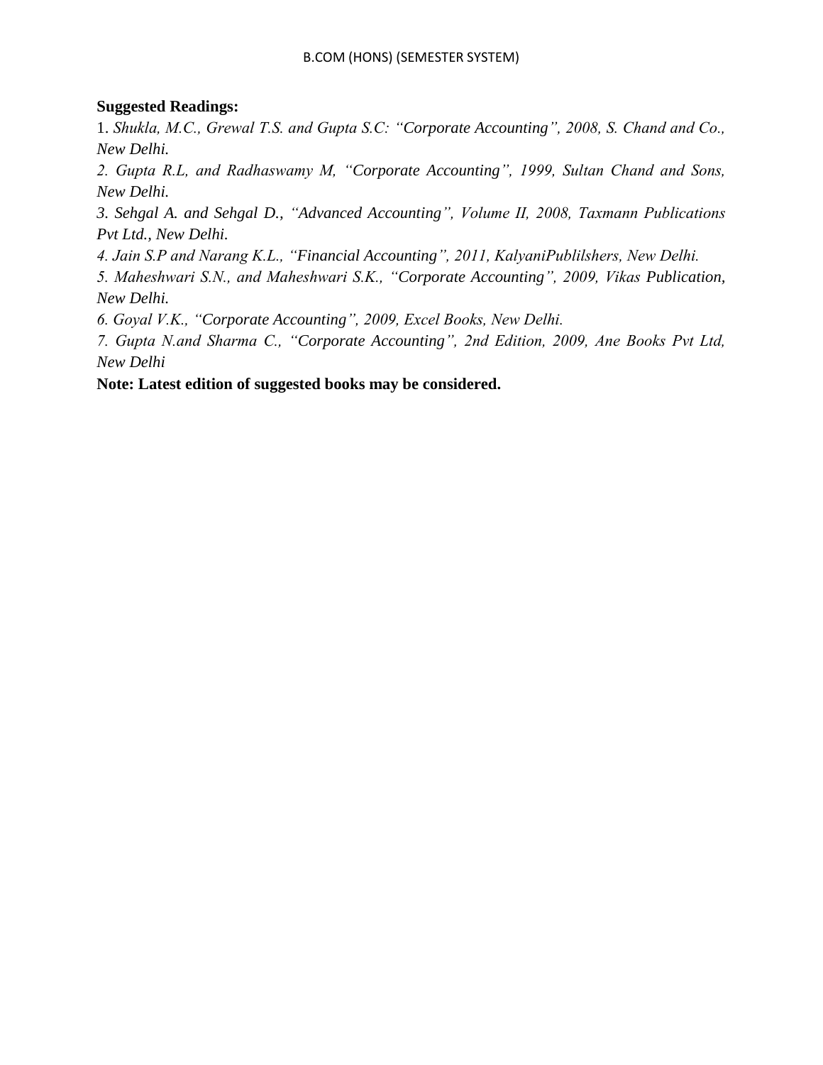**Suggested Readings:**

1. *Shukla, M.C., Grewal T.S. and Gupta S.C: "Corporate Accounting", 2008, S. Chand and Co., New Delhi.*
2. *Gupta R.L, and Radhaswamy M, "Corporate Accounting", 1999, Sultan Chand and Sons, New Delhi.*
3. *Sehgal A. and Sehgal D., "Advanced Accounting", Volume II, 2008, Taxmann Publications Pvt Ltd., New Delhi.*
4. *Jain S.P and Narang K.L., "Financial Accounting", 2011, KalyaniPublilshers, New Delhi.*
5. *Maheshwari S.N., and Maheshwari S.K., "Corporate Accounting", 2009, Vikas Publication, New Delhi.*
6. *Goyal V.K., "Corporate Accounting", 2009, Excel Books, New Delhi.*
7. *Gupta N.and Sharma C., "Corporate Accounting", 2nd Edition, 2009, Ane Books Pvt Ltd, New Delhi*

**Note: Latest edition of suggested books may be considered.**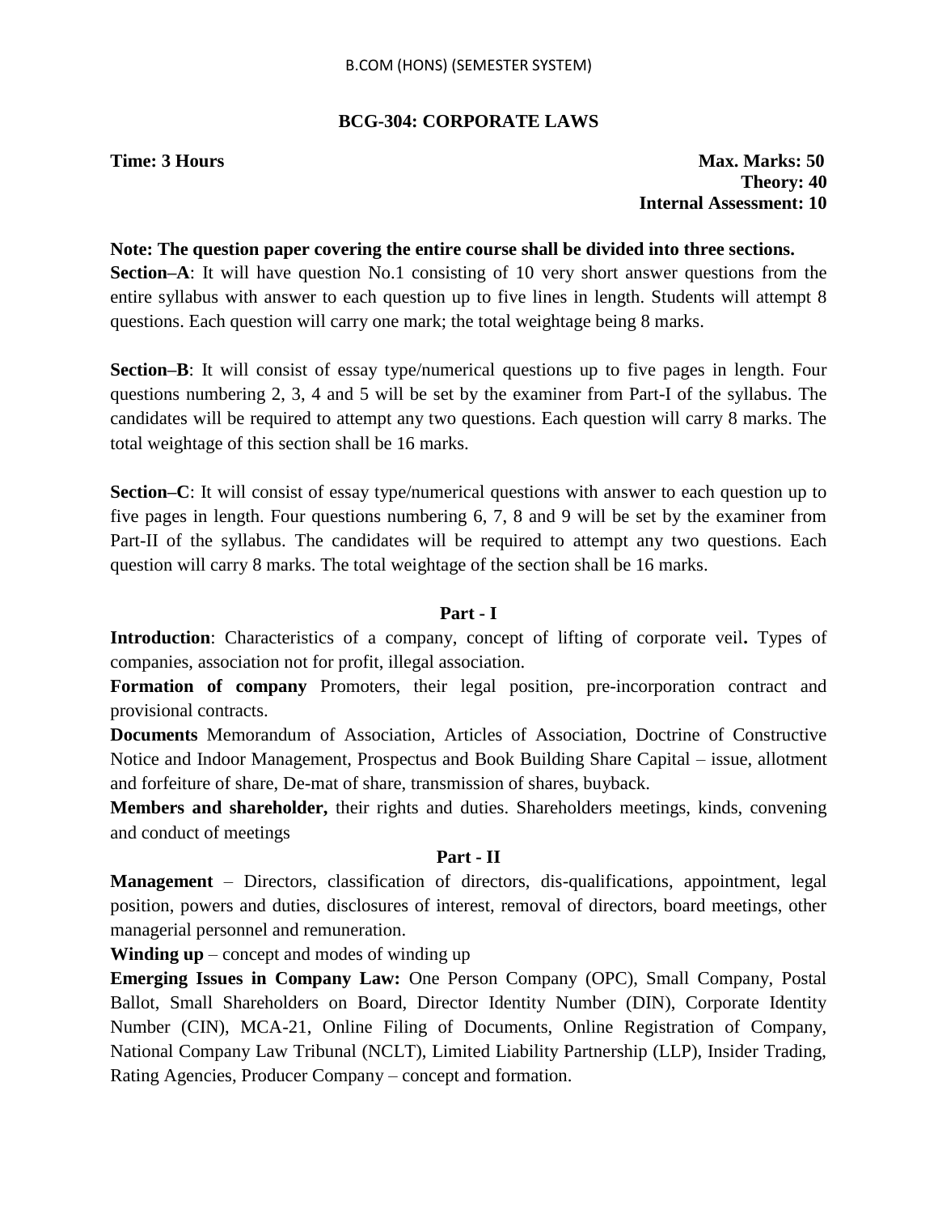# BCG-304: CORPORATE LAWS

**Time: 3 Hours**

**Max. Marks: 50**
**Theory: 40**
**Internal Assessment: 10**

**Note: The question paper covering the entire course shall be divided into three sections.**

**Section–A**: It will have question No.1 consisting of 10 very short answer questions from the entire syllabus with answer to each question up to five lines in length. Students will attempt 8 questions. Each question will carry one mark; the total weightage being 8 marks.

**Section–B**: It will consist of essay type/numerical questions up to five pages in length. Four questions numbering 2, 3, 4 and 5 will be set by the examiner from Part-I of the syllabus. The candidates will be required to attempt any two questions. Each question will carry 8 marks. The total weightage of this section shall be 16 marks.

**Section–C**: It will consist of essay type/numerical questions with answer to each question up to five pages in length. Four questions numbering 6, 7, 8 and 9 will be set by the examiner from Part-II of the syllabus. The candidates will be required to attempt any two questions. Each question will carry 8 marks. The total weightage of the section shall be 16 marks.

## Part - I

**Introduction**: Characteristics of a company, concept of lifting of corporate veil**.** Types of companies, association not for profit, illegal association.

**Formation of company** Promoters, their legal position, pre-incorporation contract and provisional contracts.

**Documents** Memorandum of Association, Articles of Association, Doctrine of Constructive Notice and Indoor Management, Prospectus and Book Building Share Capital – issue, allotment and forfeiture of share, De-mat of share, transmission of shares, buyback.

**Members and shareholder,** their rights and duties. Shareholders meetings, kinds, convening and conduct of meetings

## Part - II

**Management** – Directors, classification of directors, dis-qualifications, appointment, legal position, powers and duties, disclosures of interest, removal of directors, board meetings, other managerial personnel and remuneration.

**Winding up** – concept and modes of winding up

**Emerging Issues in Company Law:** One Person Company (OPC), Small Company, Postal Ballot, Small Shareholders on Board, Director Identity Number (DIN), Corporate Identity Number (CIN), MCA-21, Online Filing of Documents, Online Registration of Company, National Company Law Tribunal (NCLT), Limited Liability Partnership (LLP), Insider Trading, Rating Agencies, Producer Company – concept and formation.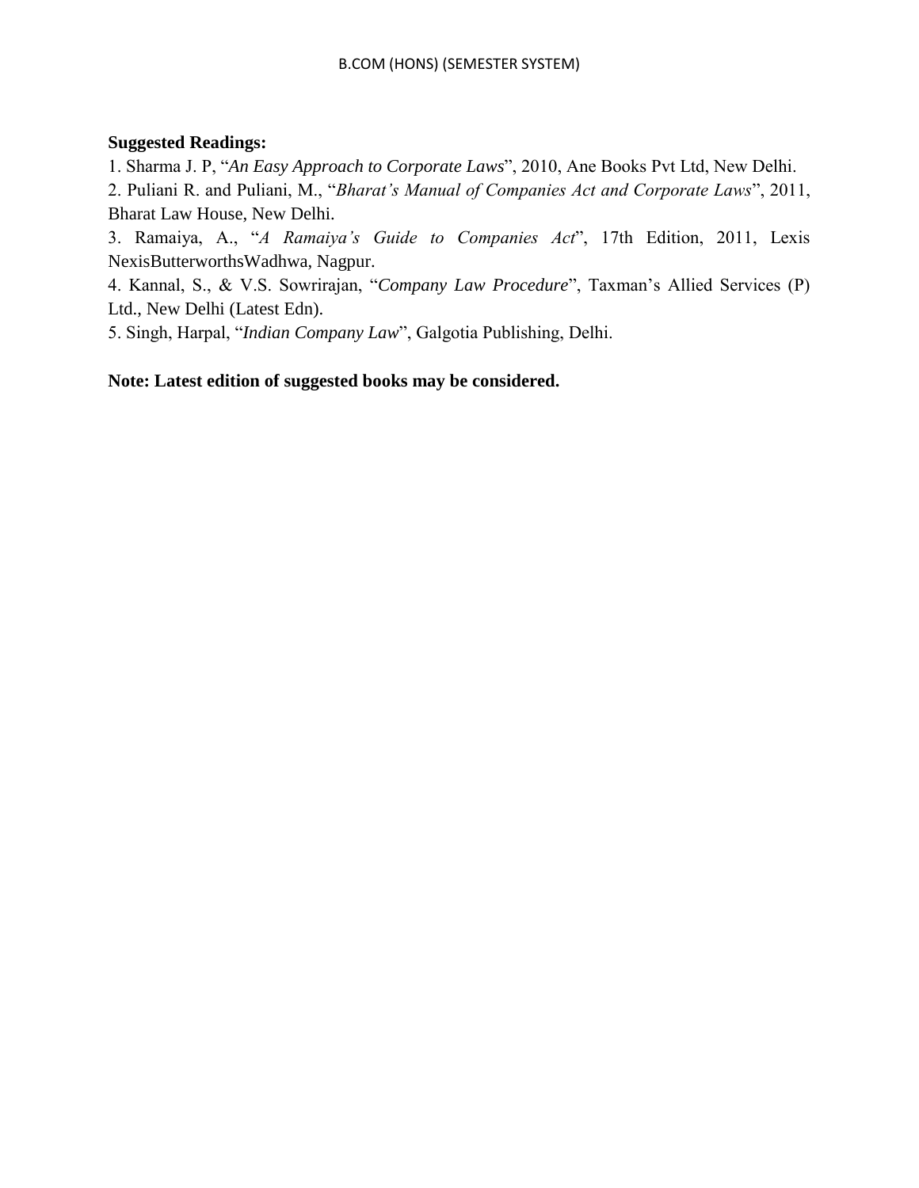**Suggested Readings:**

1. Sharma J. P, "*An Easy Approach to Corporate Laws*", 2010, Ane Books Pvt Ltd, New Delhi.
2. Puliani R. and Puliani, M., "*Bharat's Manual of Companies Act and Corporate Laws*", 2011, Bharat Law House, New Delhi.
3. Ramaiya, A., "*A Ramaiya's Guide to Companies Act*", 17th Edition, 2011, Lexis NexisButterworthsWadhwa, Nagpur.
4. Kannal, S., & V.S. Sowrirajan, "*Company Law Procedure*", Taxman's Allied Services (P) Ltd., New Delhi (Latest Edn).
5. Singh, Harpal, "*Indian Company Law*", Galgotia Publishing, Delhi.

**Note: Latest edition of suggested books may be considered.**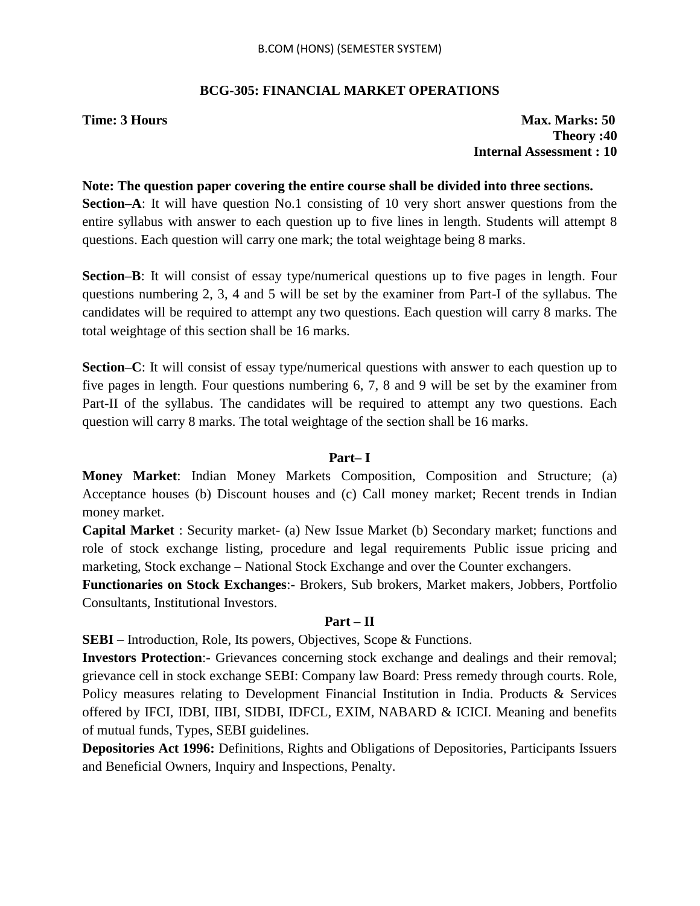## BCG-305: FINANCIAL MARKET OPERATIONS

**Time: 3 Hours** **Max. Marks: 50**
**Theory :40**
**Internal Assessment : 10**

**Note: The question paper covering the entire course shall be divided into three sections.**

**Section–A**: It will have question No.1 consisting of 10 very short answer questions from the entire syllabus with answer to each question up to five lines in length. Students will attempt 8 questions. Each question will carry one mark; the total weightage being 8 marks.

**Section–B**: It will consist of essay type/numerical questions up to five pages in length. Four questions numbering 2, 3, 4 and 5 will be set by the examiner from Part-I of the syllabus. The candidates will be required to attempt any two questions. Each question will carry 8 marks. The total weightage of this section shall be 16 marks.

**Section–C**: It will consist of essay type/numerical questions with answer to each question up to five pages in length. Four questions numbering 6, 7, 8 and 9 will be set by the examiner from Part-II of the syllabus. The candidates will be required to attempt any two questions. Each question will carry 8 marks. The total weightage of the section shall be 16 marks.

### Part– I

**Money Market**: Indian Money Markets Composition, Composition and Structure; (a) Acceptance houses (b) Discount houses and (c) Call money market; Recent trends in Indian money market.

**Capital Market** : Security market- (a) New Issue Market (b) Secondary market; functions and role of stock exchange listing, procedure and legal requirements Public issue pricing and marketing, Stock exchange – National Stock Exchange and over the Counter exchangers.

**Functionaries on Stock Exchanges**:- Brokers, Sub brokers, Market makers, Jobbers, Portfolio Consultants, Institutional Investors.

### Part – II

**SEBI** – Introduction, Role, Its powers, Objectives, Scope & Functions.

**Investors Protection**:- Grievances concerning stock exchange and dealings and their removal; grievance cell in stock exchange SEBI: Company law Board: Press remedy through courts. Role, Policy measures relating to Development Financial Institution in India. Products & Services offered by IFCI, IDBI, IIBI, SIDBI, IDFCL, EXIM, NABARD & ICICI. Meaning and benefits of mutual funds, Types, SEBI guidelines.

**Depositories Act 1996:** Definitions, Rights and Obligations of Depositories, Participants Issuers and Beneficial Owners, Inquiry and Inspections, Penalty.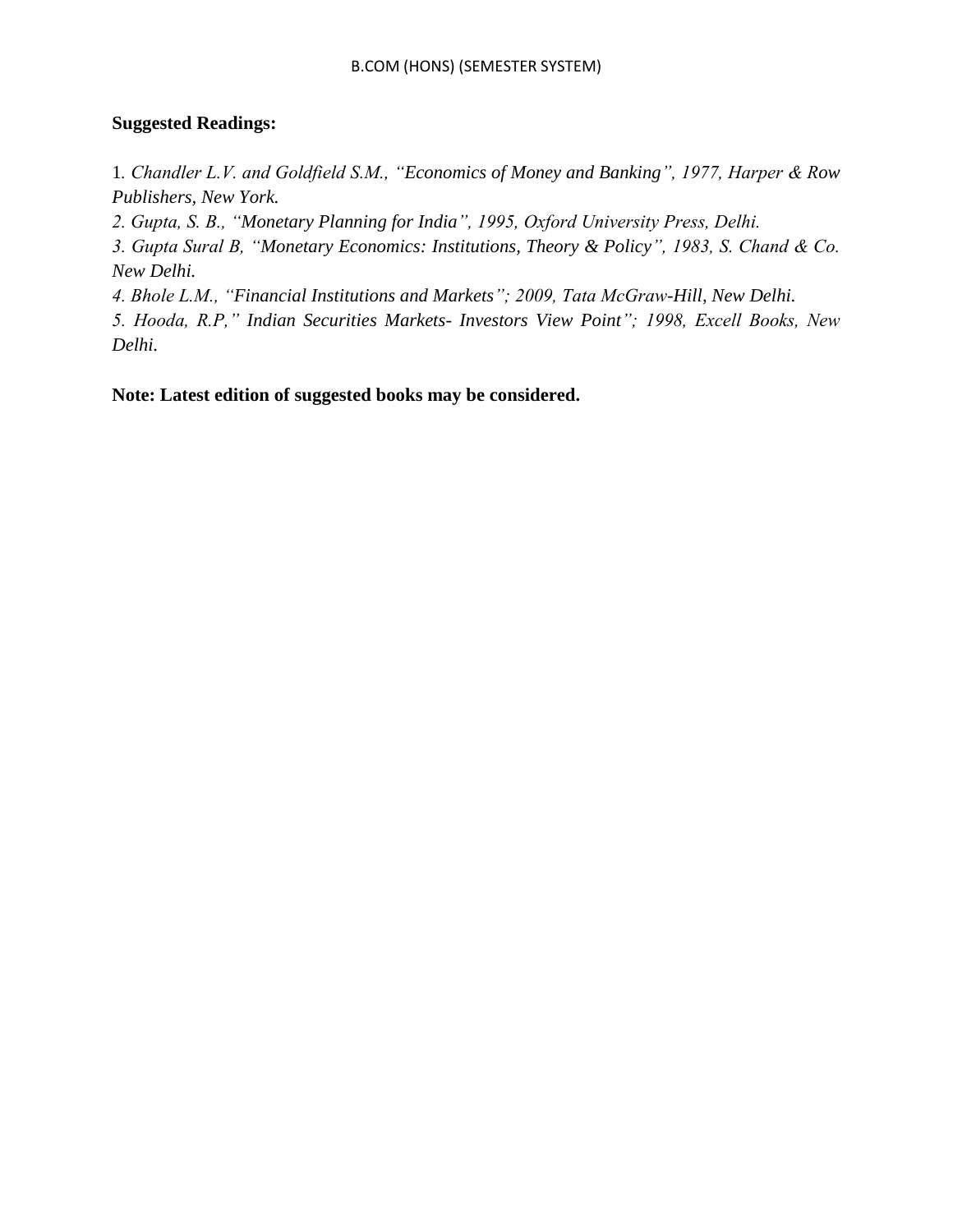**Suggested Readings:**

1. *Chandler L.V. and Goldfield S.M., "Economics of Money and Banking", 1977, Harper & Row Publishers, New York.*
2. *Gupta, S. B., "Monetary Planning for India", 1995, Oxford University Press, Delhi.*
3. *Gupta Sural B, "Monetary Economics: Institutions, Theory & Policy", 1983, S. Chand & Co. New Delhi.*
4. *Bhole L.M., "Financial Institutions and Markets"; 2009, Tata McGraw-Hill, New Delhi.*
5. *Hooda, R.P," Indian Securities Markets- Investors View Point"; 1998, Excell Books, New Delhi.*

**Note: Latest edition of suggested books may be considered.**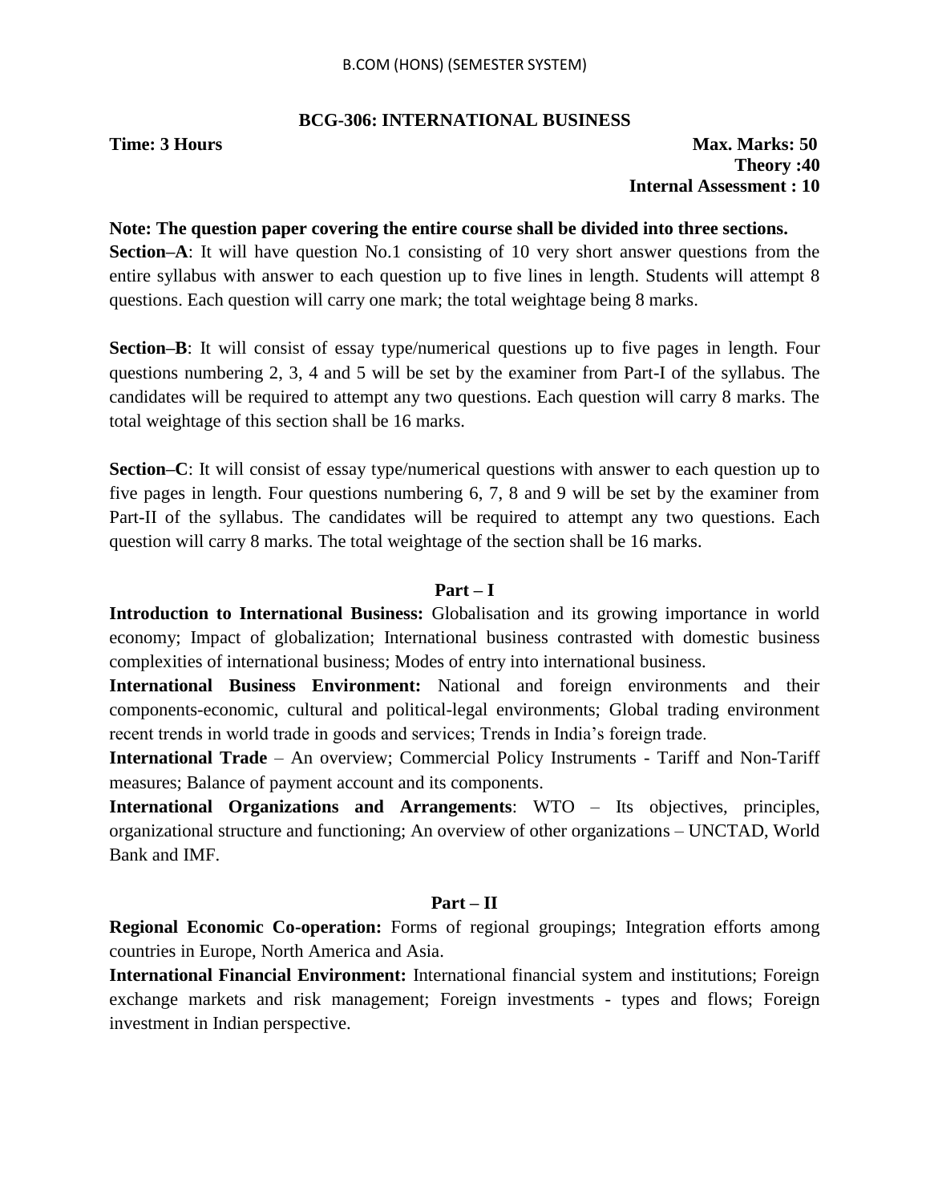## BCG-306: INTERNATIONAL BUSINESS

**Time: 3 Hours** **Max. Marks: 50**
**Theory :40**
**Internal Assessment : 10**

**Note: The question paper covering the entire course shall be divided into three sections.**

**Section–A**: It will have question No.1 consisting of 10 very short answer questions from the entire syllabus with answer to each question up to five lines in length. Students will attempt 8 questions. Each question will carry one mark; the total weightage being 8 marks.

**Section–B**: It will consist of essay type/numerical questions up to five pages in length. Four questions numbering 2, 3, 4 and 5 will be set by the examiner from Part-I of the syllabus. The candidates will be required to attempt any two questions. Each question will carry 8 marks. The total weightage of this section shall be 16 marks.

**Section–C**: It will consist of essay type/numerical questions with answer to each question up to five pages in length. Four questions numbering 6, 7, 8 and 9 will be set by the examiner from Part-II of the syllabus. The candidates will be required to attempt any two questions. Each question will carry 8 marks. The total weightage of the section shall be 16 marks.

### Part – I

**Introduction to International Business:** Globalisation and its growing importance in world economy; Impact of globalization; International business contrasted with domestic business complexities of international business; Modes of entry into international business.

**International Business Environment:** National and foreign environments and their components-economic, cultural and political-legal environments; Global trading environment recent trends in world trade in goods and services; Trends in India's foreign trade.

**International Trade** – An overview; Commercial Policy Instruments - Tariff and Non-Tariff measures; Balance of payment account and its components.

**International Organizations and Arrangements**: WTO – Its objectives, principles, organizational structure and functioning; An overview of other organizations – UNCTAD, World Bank and IMF.

### Part – II

**Regional Economic Co-operation:** Forms of regional groupings; Integration efforts among countries in Europe, North America and Asia.

**International Financial Environment:** International financial system and institutions; Foreign exchange markets and risk management; Foreign investments - types and flows; Foreign investment in Indian perspective.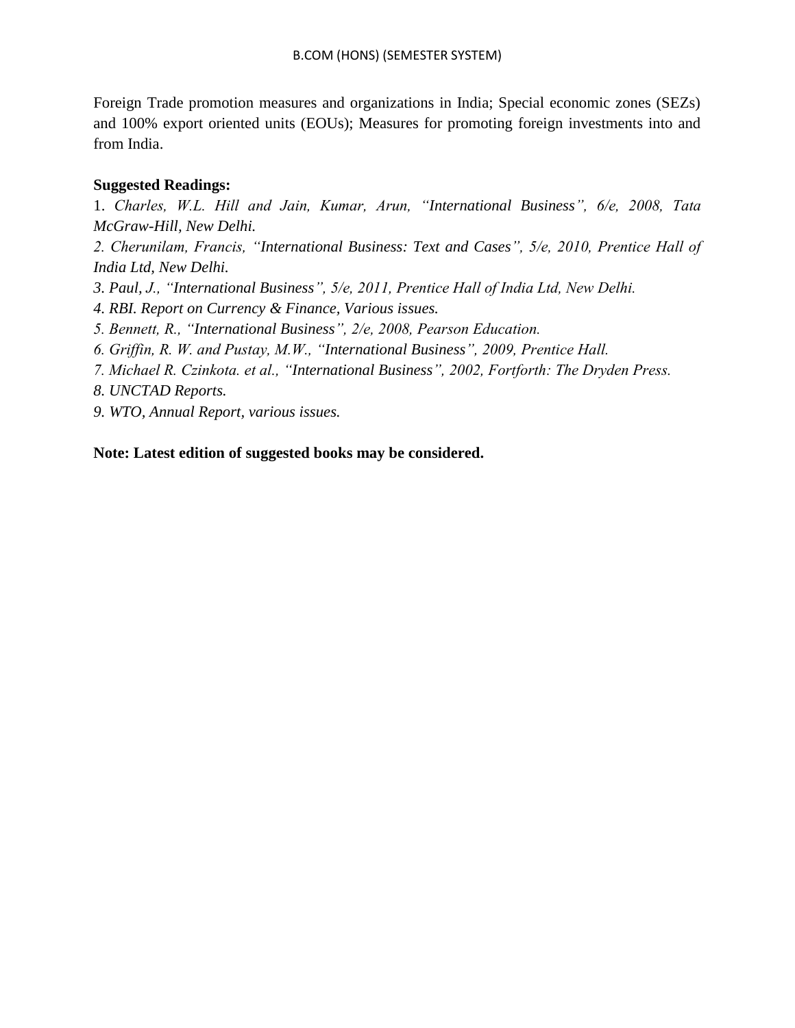Foreign Trade promotion measures and organizations in India; Special economic zones (SEZs) and 100% export oriented units (EOUs); Measures for promoting foreign investments into and from India.

**Suggested Readings:**

1. *Charles, W.L. Hill and Jain, Kumar, Arun, "International Business", 6/e, 2008, Tata McGraw-Hill, New Delhi.*
2. *Cherunilam, Francis, "International Business: Text and Cases", 5/e, 2010, Prentice Hall of India Ltd, New Delhi.*
3. *Paul, J., "International Business", 5/e, 2011, Prentice Hall of India Ltd, New Delhi.*
4. *RBI. Report on Currency & Finance, Various issues.*
5. *Bennett, R., "International Business", 2/e, 2008, Pearson Education.*
6. *Griffin, R. W. and Pustay, M.W., "International Business", 2009, Prentice Hall.*
7. *Michael R. Czinkota. et al., "International Business", 2002, Fortforth: The Dryden Press.*
8. *UNCTAD Reports.*
9. *WTO, Annual Report, various issues.*

**Note: Latest edition of suggested books may be considered.**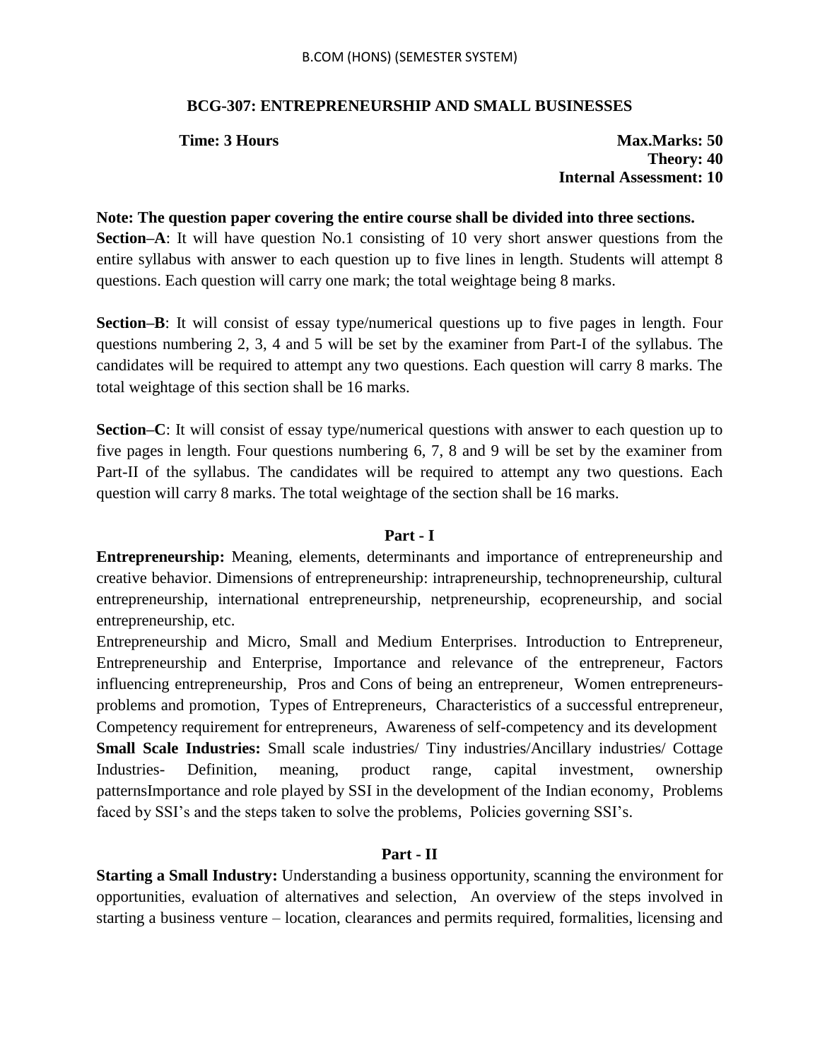## BCG-307: ENTREPRENEURSHIP AND SMALL BUSINESSES

**Time: 3 Hours** **Max.Marks: 50**
**Theory: 40**
**Internal Assessment: 10**

**Note: The question paper covering the entire course shall be divided into three sections.**

**Section–A**: It will have question No.1 consisting of 10 very short answer questions from the entire syllabus with answer to each question up to five lines in length. Students will attempt 8 questions. Each question will carry one mark; the total weightage being 8 marks.

**Section–B**: It will consist of essay type/numerical questions up to five pages in length. Four questions numbering 2, 3, 4 and 5 will be set by the examiner from Part-I of the syllabus. The candidates will be required to attempt any two questions. Each question will carry 8 marks. The total weightage of this section shall be 16 marks.

**Section–C**: It will consist of essay type/numerical questions with answer to each question up to five pages in length. Four questions numbering 6, 7, 8 and 9 will be set by the examiner from Part-II of the syllabus. The candidates will be required to attempt any two questions. Each question will carry 8 marks. The total weightage of the section shall be 16 marks.

### Part - I

**Entrepreneurship:** Meaning, elements, determinants and importance of entrepreneurship and creative behavior. Dimensions of entrepreneurship: intrapreneurship, technopreneurship, cultural entrepreneurship, international entrepreneurship, netpreneurship, ecopreneurship, and social entrepreneurship, etc.

Entrepreneurship and Micro, Small and Medium Enterprises. Introduction to Entrepreneur, Entrepreneurship and Enterprise, Importance and relevance of the entrepreneur, Factors influencing entrepreneurship, Pros and Cons of being an entrepreneur, Women entrepreneurs- problems and promotion, Types of Entrepreneurs, Characteristics of a successful entrepreneur, Competency requirement for entrepreneurs, Awareness of self-competency and its development

**Small Scale Industries:** Small scale industries/ Tiny industries/Ancillary industries/ Cottage Industries- Definition, meaning, product range, capital investment, ownership patternsImportance and role played by SSI in the development of the Indian economy, Problems faced by SSI's and the steps taken to solve the problems, Policies governing SSI's.

### Part - II

**Starting a Small Industry:** Understanding a business opportunity, scanning the environment for opportunities, evaluation of alternatives and selection, An overview of the steps involved in starting a business venture – location, clearances and permits required, formalities, licensing and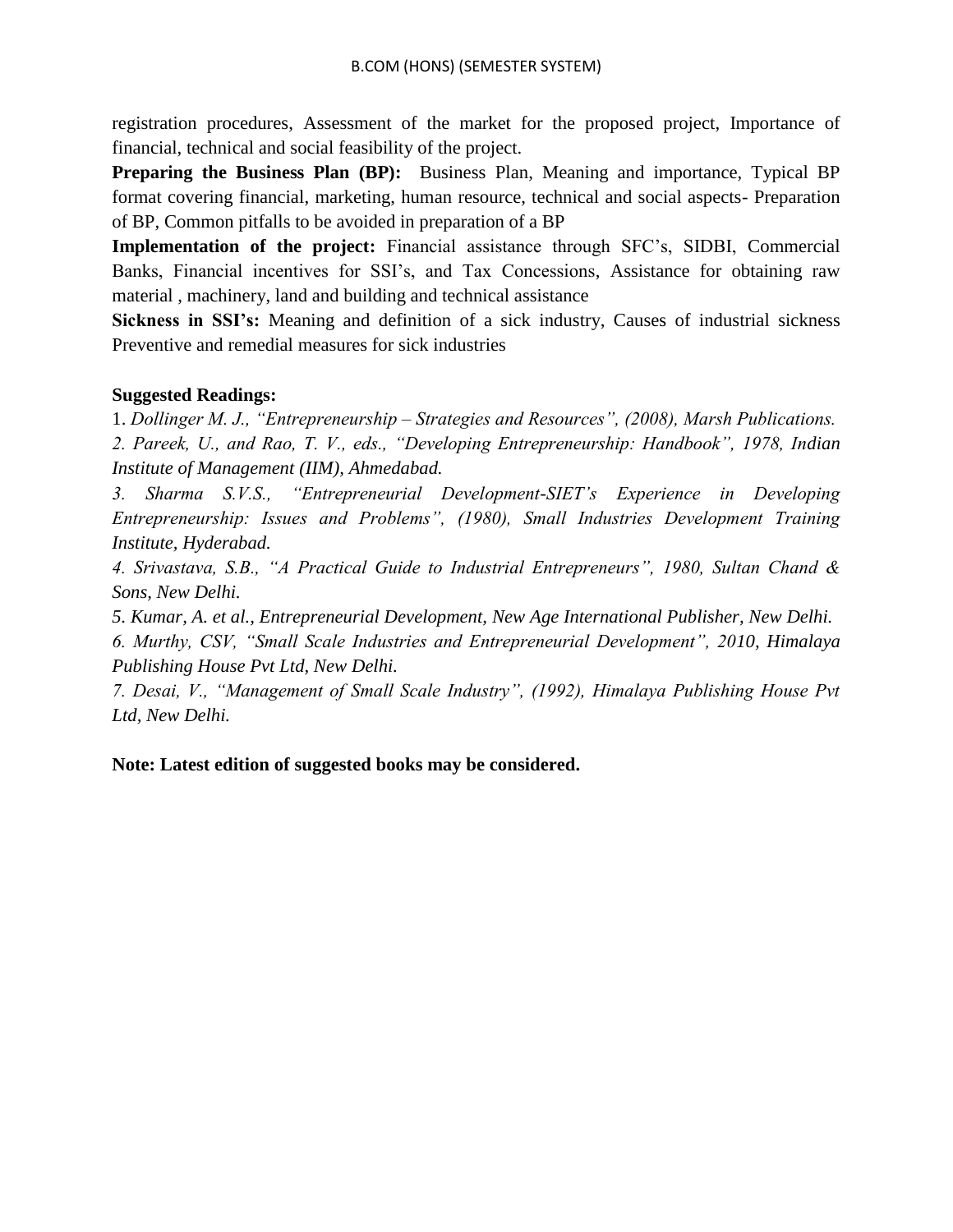registration procedures, Assessment of the market for the proposed project, Importance of financial, technical and social feasibility of the project.

**Preparing the Business Plan (BP):** Business Plan, Meaning and importance, Typical BP format covering financial, marketing, human resource, technical and social aspects- Preparation of BP, Common pitfalls to be avoided in preparation of a BP

**Implementation of the project:** Financial assistance through SFC's, SIDBI, Commercial Banks, Financial incentives for SSI's, and Tax Concessions, Assistance for obtaining raw material , machinery, land and building and technical assistance

**Sickness in SSI's:** Meaning and definition of a sick industry, Causes of industrial sickness Preventive and remedial measures for sick industries

**Suggested Readings:**

1. *Dollinger M. J., "Entrepreneurship – Strategies and Resources", (2008), Marsh Publications.*
2. *Pareek, U., and Rao, T. V., eds., "Developing Entrepreneurship: Handbook", 1978, Indian Institute of Management (IIM), Ahmedabad.*
3. *Sharma S.V.S., "Entrepreneurial Development-SIET's Experience in Developing Entrepreneurship: Issues and Problems", (1980), Small Industries Development Training Institute, Hyderabad.*
4. *Srivastava, S.B., "A Practical Guide to Industrial Entrepreneurs", 1980, Sultan Chand & Sons, New Delhi.*
5. *Kumar, A. et al., Entrepreneurial Development, New Age International Publisher, New Delhi.*
6. *Murthy, CSV, "Small Scale Industries and Entrepreneurial Development", 2010, Himalaya Publishing House Pvt Ltd, New Delhi.*
7. *Desai, V., "Management of Small Scale Industry", (1992), Himalaya Publishing House Pvt Ltd, New Delhi.*

**Note: Latest edition of suggested books may be considered.**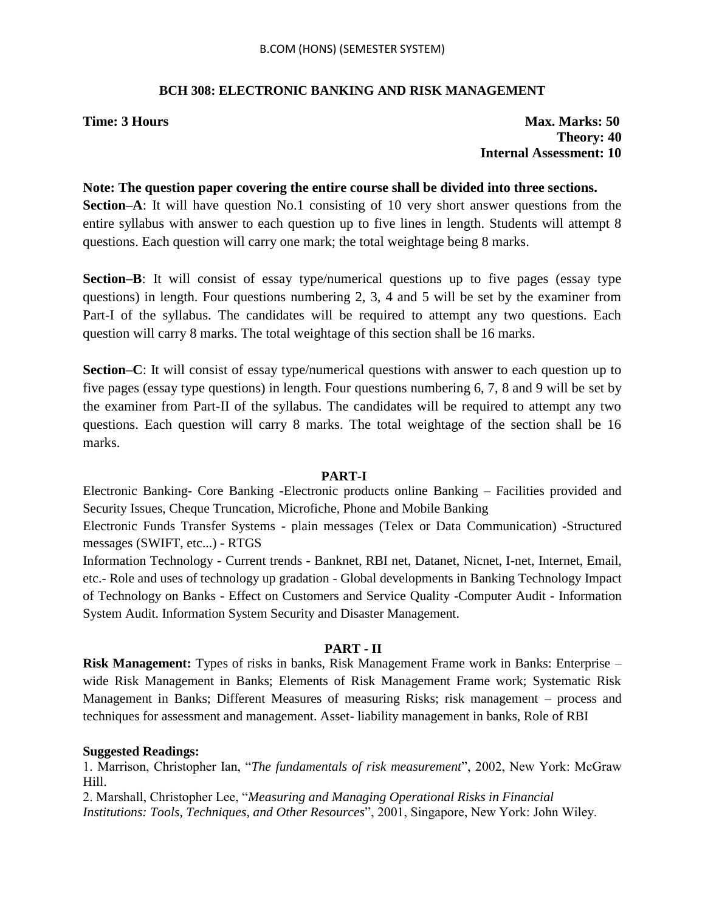B.COM (HONS) (SEMESTER SYSTEM)

## BCH 308: ELECTRONIC BANKING AND RISK MANAGEMENT

**Time: 3 Hours** **Max. Marks: 50**
**Theory: 40**
**Internal Assessment: 10**

**Note: The question paper covering the entire course shall be divided into three sections.**
**Section–A**: It will have question No.1 consisting of 10 very short answer questions from the entire syllabus with answer to each question up to five lines in length. Students will attempt 8 questions. Each question will carry one mark; the total weightage being 8 marks.

**Section–B**: It will consist of essay type/numerical questions up to five pages (essay type questions) in length. Four questions numbering 2, 3, 4 and 5 will be set by the examiner from Part-I of the syllabus. The candidates will be required to attempt any two questions. Each question will carry 8 marks. The total weightage of this section shall be 16 marks.

**Section–C**: It will consist of essay type/numerical questions with answer to each question up to five pages (essay type questions) in length. Four questions numbering 6, 7, 8 and 9 will be set by the examiner from Part-II of the syllabus. The candidates will be required to attempt any two questions. Each question will carry 8 marks. The total weightage of the section shall be 16 marks.

### PART-I

Electronic Banking- Core Banking -Electronic products online Banking – Facilities provided and Security Issues, Cheque Truncation, Microfiche, Phone and Mobile Banking

Electronic Funds Transfer Systems - plain messages (Telex or Data Communication) -Structured messages (SWIFT, etc...) - RTGS

Information Technology - Current trends - Banknet, RBI net, Datanet, Nicnet, I-net, Internet, Email, etc.- Role and uses of technology up gradation - Global developments in Banking Technology Impact of Technology on Banks - Effect on Customers and Service Quality -Computer Audit - Information System Audit. Information System Security and Disaster Management.

### PART - II

**Risk Management:** Types of risks in banks, Risk Management Frame work in Banks: Enterprise – wide Risk Management in Banks; Elements of Risk Management Frame work; Systematic Risk Management in Banks; Different Measures of measuring Risks; risk management – process and techniques for assessment and management. Asset- liability management in banks, Role of RBI

**Suggested Readings:**

1. Marrison, Christopher Ian, "*The fundamentals of risk measurement*", 2002, New York: McGraw Hill.
2. Marshall, Christopher Lee, "*Measuring and Managing Operational Risks in Financial Institutions: Tools, Techniques, and Other Resources*", 2001, Singapore, New York: John Wiley.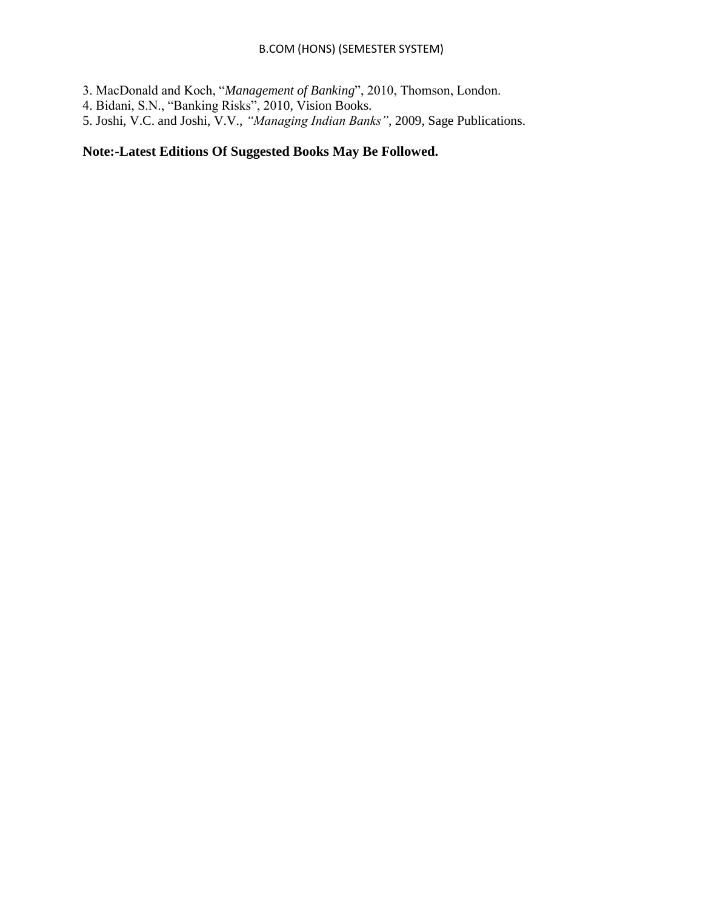3. MacDonald and Koch, "*Management of Banking*", 2010, Thomson, London.
4. Bidani, S.N., "Banking Risks", 2010, Vision Books.
5. Joshi, V.C. and Joshi, V.V., *"Managing Indian Banks"*, 2009, Sage Publications.

**Note:-Latest Editions Of Suggested Books May Be Followed.**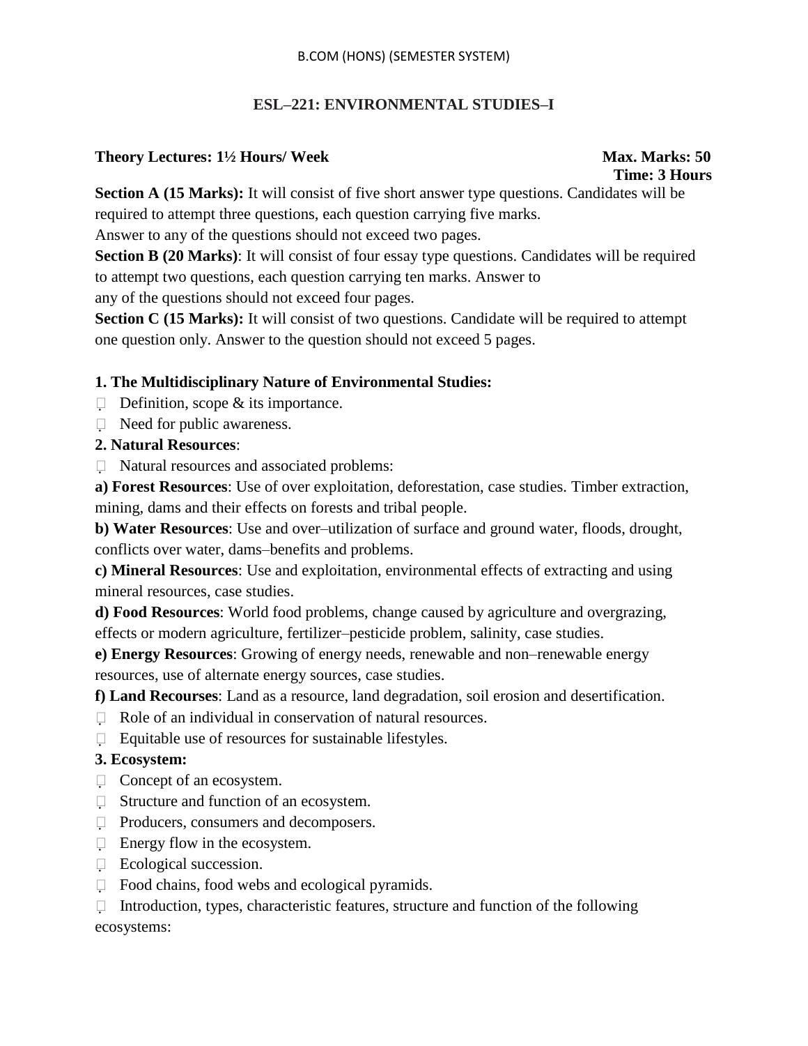B.COM (HONS) (SEMESTER SYSTEM)

## ESL–221: ENVIRONMENTAL STUDIES–I

**Theory Lectures: 1½ Hours/ Week** **Max. Marks: 50**
**Time: 3 Hours**

**Section A (15 Marks):** It will consist of five short answer type questions. Candidates will be required to attempt three questions, each question carrying five marks.
Answer to any of the questions should not exceed two pages.

**Section B (20 Marks)**: It will consist of four essay type questions. Candidates will be required to attempt two questions, each question carrying ten marks. Answer to any of the questions should not exceed four pages.

**Section C (15 Marks):** It will consist of two questions. Candidate will be required to attempt one question only. Answer to the question should not exceed 5 pages.

**1. The Multidisciplinary Nature of Environmental Studies:**

- Definition, scope & its importance.
- Need for public awareness.

**2. Natural Resources**:

- Natural resources and associated problems:

**a) Forest Resources**: Use of over exploitation, deforestation, case studies. Timber extraction, mining, dams and their effects on forests and tribal people.

**b) Water Resources**: Use and over–utilization of surface and ground water, floods, drought, conflicts over water, dams–benefits and problems.

**c) Mineral Resources**: Use and exploitation, environmental effects of extracting and using mineral resources, case studies.

**d) Food Resources**: World food problems, change caused by agriculture and overgrazing, effects or modern agriculture, fertilizer–pesticide problem, salinity, case studies.

**e) Energy Resources**: Growing of energy needs, renewable and non–renewable energy resources, use of alternate energy sources, case studies.

**f) Land Recourses**: Land as a resource, land degradation, soil erosion and desertification.

- Role of an individual in conservation of natural resources.
- Equitable use of resources for sustainable lifestyles.

**3. Ecosystem:**

- Concept of an ecosystem.
- Structure and function of an ecosystem.
- Producers, consumers and decomposers.
- Energy flow in the ecosystem.
- Ecological succession.
- Food chains, food webs and ecological pyramids.
- Introduction, types, characteristic features, structure and function of the following ecosystems: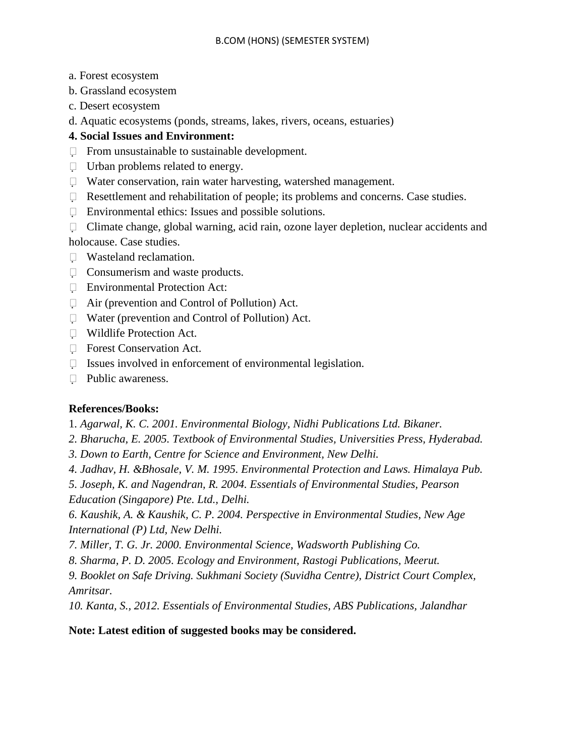a. Forest ecosystem

b. Grassland ecosystem

c. Desert ecosystem

d. Aquatic ecosystems (ponds, streams, lakes, rivers, oceans, estuaries)

**4. Social Issues and Environment:**

- From unsustainable to sustainable development.
- Urban problems related to energy.
- Water conservation, rain water harvesting, watershed management.
- Resettlement and rehabilitation of people; its problems and concerns. Case studies.
- Environmental ethics: Issues and possible solutions.
- Climate change, global warning, acid rain, ozone layer depletion, nuclear accidents and holocause. Case studies.
- Wasteland reclamation.
- Consumerism and waste products.
- Environmental Protection Act:
- Air (prevention and Control of Pollution) Act.
- Water (prevention and Control of Pollution) Act.
- Wildlife Protection Act.
- Forest Conservation Act.
- Issues involved in enforcement of environmental legislation.
- Public awareness.

**References/Books:**

1. *Agarwal, K. C. 2001. Environmental Biology, Nidhi Publications Ltd. Bikaner.*
2. *Bharucha, E. 2005. Textbook of Environmental Studies, Universities Press, Hyderabad.*
3. *Down to Earth, Centre for Science and Environment, New Delhi.*
4. *Jadhav, H. &Bhosale, V. M. 1995. Environmental Protection and Laws. Himalaya Pub.*
5. *Joseph, K. and Nagendran, R. 2004. Essentials of Environmental Studies, Pearson Education (Singapore) Pte. Ltd., Delhi.*
6. *Kaushik, A. & Kaushik, C. P. 2004. Perspective in Environmental Studies, New Age International (P) Ltd, New Delhi.*
7. *Miller, T. G. Jr. 2000. Environmental Science, Wadsworth Publishing Co.*
8. *Sharma, P. D. 2005. Ecology and Environment, Rastogi Publications, Meerut.*
9. *Booklet on Safe Driving. Sukhmani Society (Suvidha Centre), District Court Complex, Amritsar.*
10. *Kanta, S., 2012. Essentials of Environmental Studies, ABS Publications, Jalandhar*

**Note: Latest edition of suggested books may be considered.**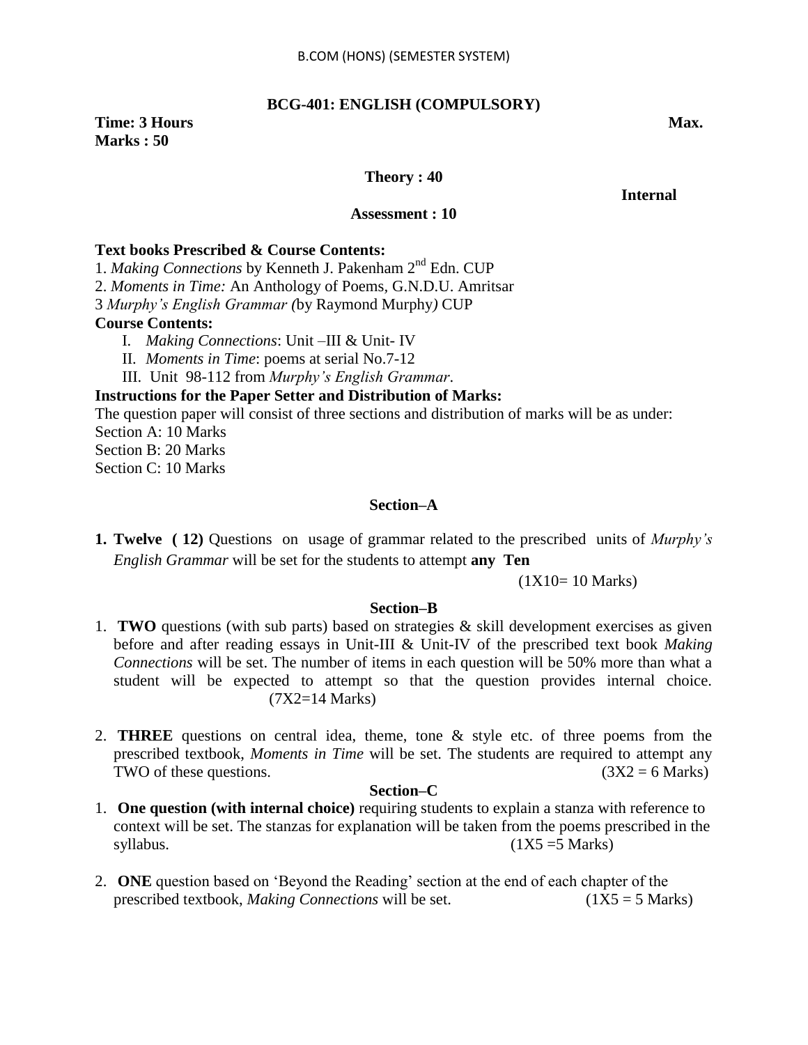B.COM (HONS) (SEMESTER SYSTEM)

## BCG-401: ENGLISH (COMPULSORY)

**Time: 3 Hours** **Max. Marks : 50**

**Theory : 40**

**Internal Assessment : 10**

**Text books Prescribed & Course Contents:**

1. *Making Connections* by Kenneth J. Pakenham 2nd Edn. CUP
2. *Moments in Time:* An Anthology of Poems, G.N.D.U. Amritsar
3 *Murphy's English Grammar (*by Raymond Murphy*)* CUP

**Course Contents:**

I. *Making Connections*: Unit –III & Unit- IV
II. *Moments in Time*: poems at serial No.7-12
III. Unit 98-112 from *Murphy's English Grammar*.

**Instructions for the Paper Setter and Distribution of Marks:**

The question paper will consist of three sections and distribution of marks will be as under:
Section A: 10 Marks
Section B: 20 Marks
Section C: 10 Marks

### Section–A

1. **Twelve ( 12)** Questions on usage of grammar related to the prescribed units of *Murphy's English Grammar* will be set for the students to attempt **any Ten** (1X10= 10 Marks)

### Section–B

1. **TWO** questions (with sub parts) based on strategies & skill development exercises as given before and after reading essays in Unit-III & Unit-IV of the prescribed text book *Making Connections* will be set. The number of items in each question will be 50% more than what a student will be expected to attempt so that the question provides internal choice. (7X2=14 Marks)

2. **THREE** questions on central idea, theme, tone & style etc. of three poems from the prescribed textbook, *Moments in Time* will be set. The students are required to attempt any TWO of these questions. (3X2 = 6 Marks)

### Section–C

1. **One question (with internal choice)** requiring students to explain a stanza with reference to context will be set. The stanzas for explanation will be taken from the poems prescribed in the syllabus. (1X5 =5 Marks)

2. **ONE** question based on 'Beyond the Reading' section at the end of each chapter of the prescribed textbook, *Making Connections* will be set. (1X5 = 5 Marks)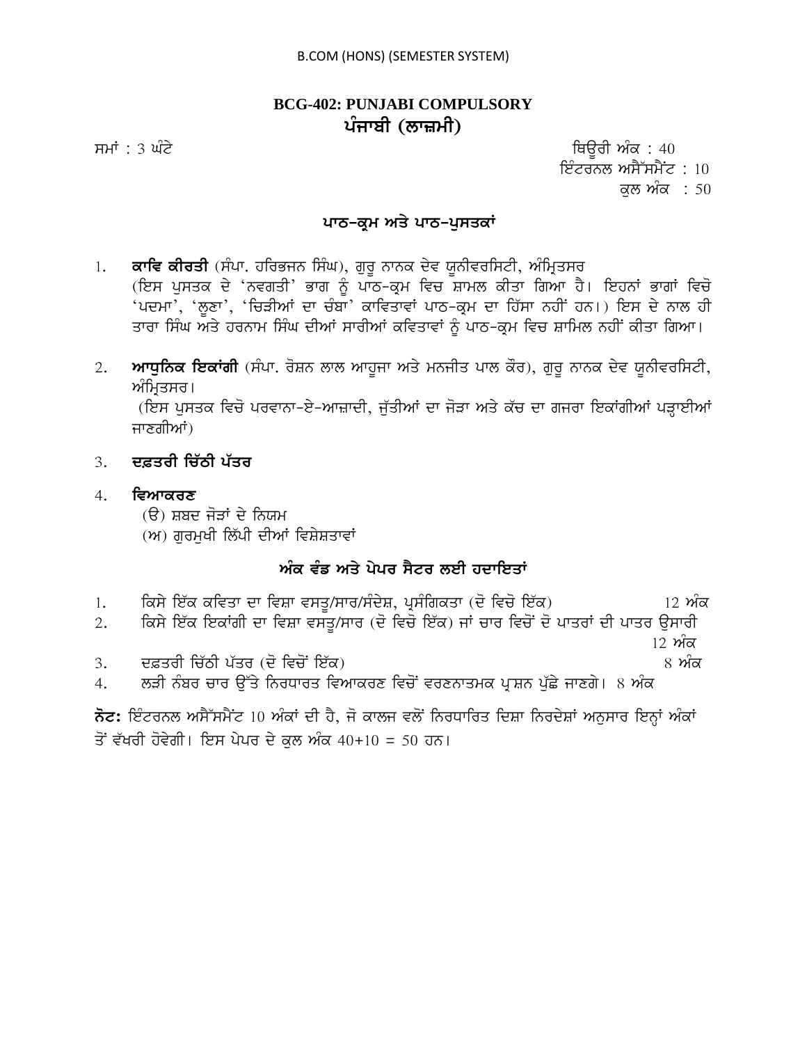B.COM (HONS) (SEMESTER SYSTEM)

## BCG-402: PUNJABI COMPULSORY
## ਪੰਜਾਬੀ (ਲਾਜ਼ਮੀ)

ਸਮਾਂ : 3 ਘੰਟੇ

ਥਿਊਰੀ ਅੰਕ : 40
ਇੰਟਰਨਲ ਅਸੈੱਸਮੈਂਟ : 10
ਕੁਲ ਅੰਕ : 50

### ਪਾਠ-ਕ੍ਰਮ ਅਤੇ ਪਾਠ-ਪੁਸਤਕਾਂ

1. **ਕਾਵਿ ਕੀਰਤੀ** (ਸੰਪਾ. ਹਰਿਭਜਨ ਸਿੰਘ), ਗੁਰੂ ਨਾਨਕ ਦੇਵ ਯੂਨੀਵਰਸਿਟੀ, ਅੰਮ੍ਰਿਤਸਰ
(ਇਸ ਪੁਸਤਕ ਦੇ 'ਨਵਗਤੀ' ਭਾਗ ਨੂੰ ਪਾਠ-ਕ੍ਰਮ ਵਿਚ ਸ਼ਾਮਲ ਕੀਤਾ ਗਿਆ ਹੈ। ਇਹਨਾਂ ਭਾਗਾਂ ਵਿਚੋ 'ਪਦਮਾ', 'ਲੂਣਾ', 'ਚਿੜੀਆਂ ਦਾ ਚੰਬਾ' ਕਾਵਿਤਾਵਾਂ ਪਾਠ-ਕ੍ਰਮ ਦਾ ਹਿੱਸਾ ਨਹੀਂ ਹਨ।) ਇਸ ਦੇ ਨਾਲ ਹੀ ਤਾਰਾ ਸਿੰਘ ਅਤੇ ਹਰਨਾਮ ਸਿੰਘ ਦੀਆਂ ਸਾਰੀਆਂ ਕਵਿਤਾਵਾਂ ਨੂੰ ਪਾਠ-ਕ੍ਰਮ ਵਿਚ ਸ਼ਾਮਿਲ ਨਹੀਂ ਕੀਤਾ ਗਿਆ।

2. **ਆਧੁਨਿਕ ਇਕਾਂਗੀ** (ਸੰਪਾ. ਰੋਸ਼ਨ ਲਾਲ ਆਹੂਜਾ ਅਤੇ ਮਨਜੀਤ ਪਾਲ ਕੌਰ), ਗੁਰੂ ਨਾਨਕ ਦੇਵ ਯੂਨੀਵਰਸਿਟੀ, ਅੰਮ੍ਰਿਤਸਰ।
(ਇਸ ਪੁਸਤਕ ਵਿਚੋ ਪਰਵਾਨਾ-ਏ-ਆਜ਼ਾਦੀ, ਜੁੱਤੀਆਂ ਦਾ ਜੋੜਾ ਅਤੇ ਕੱਚ ਦਾ ਗਜਰਾ ਇਕਾਂਗੀਆਂ ਪੜ੍ਹਾਈਆਂ ਜਾਣਗੀਆਂ)

3. **ਦਫ਼ਤਰੀ ਚਿੱਠੀ ਪੱਤਰ**

4. **ਵਿਆਕਰਣ**
(ੳ) ਸ਼ਬਦ ਜੋੜਾਂ ਦੇ ਨਿਯਮ
(ਅ) ਗੁਰਮੁਖੀ ਲਿੱਪੀ ਦੀਆਂ ਵਿਸ਼ੇਸ਼ਤਾਵਾਂ

### ਅੰਕ ਵੰਡ ਅਤੇ ਪੇਪਰ ਸੈਟਰ ਲਈ ਹਦਾਇਤਾਂ

1. ਕਿਸੇ ਇੱਕ ਕਵਿਤਾ ਦਾ ਵਿਸ਼ਾ ਵਸਤੂ/ਸਾਰ/ਸੰਦੇਸ਼, ਪ੍ਰਸੰਗਿਕਤਾ (ਦੋ ਵਿਚੋ ਇੱਕ) 12 ਅੰਕ
2. ਕਿਸੇ ਇੱਕ ਇਕਾਂਗੀ ਦਾ ਵਿਸ਼ਾ ਵਸਤੂ/ਸਾਰ (ਦੋ ਵਿਚੋ ਇੱਕ) ਜਾਂ ਚਾਰ ਵਿਚੋਂ ਦੋ ਪਾਤਰਾਂ ਦੀ ਪਾਤਰ ਉਸਾਰੀ 12 ਅੰਕ
3. ਦਫ਼ਤਰੀ ਚਿੱਠੀ ਪੱਤਰ (ਦੋ ਵਿਚੋਂ ਇੱਕ) 8 ਅੰਕ
4. ਲੜੀ ਨੰਬਰ ਚਾਰ ਉੱਤੇ ਨਿਰਧਾਰਤ ਵਿਆਕਰਣ ਵਿਚੋਂ ਵਰਣਨਾਤਮਕ ਪ੍ਰਸ਼ਨ ਪੁੱਛੇ ਜਾਣਗੇ। 8 ਅੰਕ

**ਨੋਟ:** ਇੰਟਰਨਲ ਅਸੈੱਸਮੈਂਟ 10 ਅੰਕਾਂ ਦੀ ਹੈ, ਜੋ ਕਾਲਜ ਵਲੋਂ ਨਿਰਧਾਰਿਤ ਦਿਸ਼ਾ ਨਿਰਦੇਸ਼ਾਂ ਅਨੁਸਾਰ ਇਨ੍ਹਾਂ ਅੰਕਾਂ ਤੋਂ ਵੱਖਰੀ ਹੋਵੇਗੀ। ਇਸ ਪੇਪਰ ਦੇ ਕੁਲ ਅੰਕ 40+10 = 50 ਹਨ।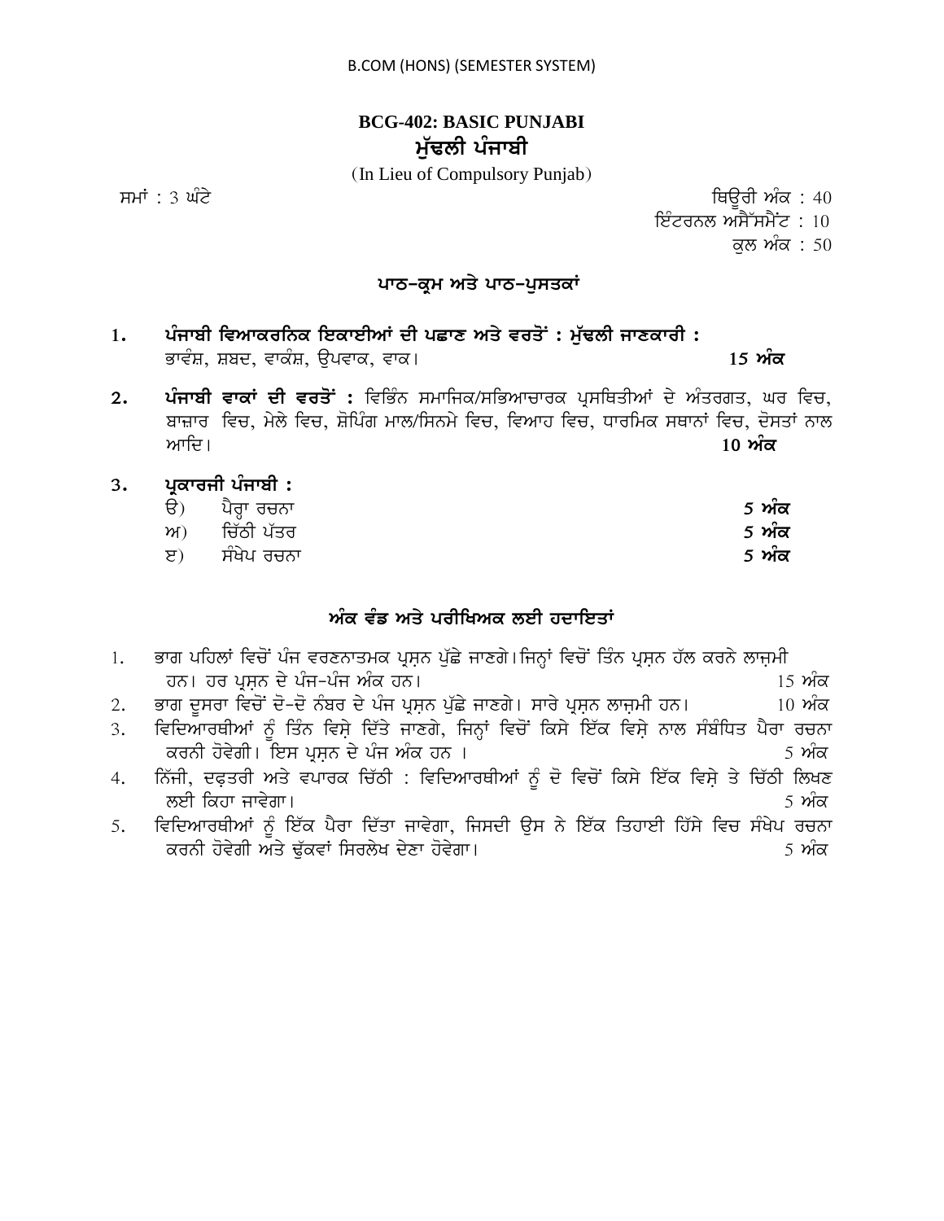B.COM (HONS) (SEMESTER SYSTEM)

## BCG-402: BASIC PUNJABI
## ਮੁੱਢਲੀ ਪੰਜਾਬੀ

(In Lieu of Compulsory Punjab)

ਸਮਾਂ : 3 ਘੰਟੇ

ਥਿਉਰੀ ਅੰਕ : 40
ਇੰਟਰਨਲ ਅਸੈੱਸਮੈਂਟ : 10
ਕੁਲ ਅੰਕ : 50

### ਪਾਠ-ਕ੍ਰਮ ਅਤੇ ਪਾਠ-ਪੁਸਤਕਾਂ

1. **ਪੰਜਾਬੀ ਵਿਆਕਰਨਿਕ ਇਕਾਈਆਂ ਦੀ ਪਛਾਣ ਅਤੇ ਵਰਤੋਂ : ਮੁੱਢਲੀ ਜਾਣਕਾਰੀ :**
   ਭਾਵੰਸ਼, ਸ਼ਬਦ, ਵਾਕੰਸ਼, ਉਪਵਾਕ, ਵਾਕ। **15 ਅੰਕ**

2. **ਪੰਜਾਬੀ ਵਾਕਾਂ ਦੀ ਵਰਤੋਂ :** ਵਿਭਿੰਨ ਸਮਾਜਿਕ/ਸਭਿਆਚਾਰਕ ਪ੍ਰਸਥਿਤੀਆਂ ਦੇ ਅੰਤਰਗਤ, ਘਰ ਵਿਚ, ਬਾਜ਼ਾਰ ਵਿਚ, ਮੇਲੇ ਵਿਚ, ਸ਼ੋਪਿੰਗ ਮਾਲ/ਸਿਨਮੇ ਵਿਚ, ਵਿਆਹ ਵਿਚ, ਧਾਰਮਿਕ ਸਥਾਨਾਂ ਵਿਚ, ਦੋਸਤਾਂ ਨਾਲ ਆਦਿ। **10 ਅੰਕ**

3. **ਪ੍ਰਕਾਰਜੀ ਪੰਜਾਬੀ :**
   - ੳ) ਪੈਰ੍ਹਾ ਰਚਨਾ **5 ਅੰਕ**
   - ਅ) ਚਿੱਠੀ ਪੱਤਰ **5 ਅੰਕ**
   - ੲ) ਸੰਖੇਪ ਰਚਨਾ **5 ਅੰਕ**

### ਅੰਕ ਵੰਡ ਅਤੇ ਪਰੀਖਿਅਕ ਲਈ ਹਦਾਇਤਾਂ

1. ਭਾਗ ਪਹਿਲਾਂ ਵਿਚੋਂ ਪੰਜ ਵਰਣਨਾਤਮਕ ਪ੍ਰਸ਼ਨ ਪੁੱਛੇ ਜਾਣਗੇ।ਜਿਨ੍ਹਾਂ ਵਿਚੋਂ ਤਿੰਨ ਪ੍ਰਸ਼ਨ ਹੱਲ ਕਰਨੇ ਲਾਜ਼ਮੀ ਹਨ। ਹਰ ਪ੍ਰਸ਼ਨ ਦੇ ਪੰਜ-ਪੰਜ ਅੰਕ ਹਨ। 15 ਅੰਕ
2. ਭਾਗ ਦੂਸਰਾ ਵਿਚੋਂ ਦੋ-ਦੋ ਨੰਬਰ ਦੇ ਪੰਜ ਪ੍ਰਸ਼ਨ ਪੁੱਛੇ ਜਾਣਗੇ। ਸਾਰੇ ਪ੍ਰਸ਼ਨ ਲਾਜ਼ਮੀ ਹਨ। 10 ਅੰਕ
3. ਵਿਦਿਆਰਥੀਆਂ ਨੂੰ ਤਿੰਨ ਵਿਸ਼ੇ ਦਿੱਤੇ ਜਾਣਗੇ, ਜਿਨ੍ਹਾਂ ਵਿਚੋਂ ਕਿਸੇ ਇੱਕ ਵਿਸ਼ੇ ਨਾਲ ਸੰਬੰਧਿਤ ਪੈਰਾ ਰਚਨਾ ਕਰਨੀ ਹੋਵੇਗੀ। ਇਸ ਪ੍ਰਸ਼ਨ ਦੇ ਪੰਜ ਅੰਕ ਹਨ । 5 ਅੰਕ
4. ਨਿੱਜੀ, ਦਫ਼ਤਰੀ ਅਤੇ ਵਪਾਰਕ ਚਿੱਠੀ : ਵਿਦਿਆਰਥੀਆਂ ਨੂੰ ਦੋ ਵਿਚੋਂ ਕਿਸੇ ਇੱਕ ਵਿਸ਼ੇ ਤੇ ਚਿੱਠੀ ਲਿਖਣ ਲਈ ਕਿਹਾ ਜਾਵੇਗਾ। 5 ਅੰਕ
5. ਵਿਦਿਆਰਥੀਆਂ ਨੂੰ ਇੱਕ ਪੈਰਾ ਦਿੱਤਾ ਜਾਵੇਗਾ, ਜਿਸਦੀ ਉਸ ਨੇ ਇੱਕ ਤਿਹਾਈ ਹਿੱਸੇ ਵਿਚ ਸੰਖੇਪ ਰਚਨਾ ਕਰਨੀ ਹੋਵੇਗੀ ਅਤੇ ਢੁੱਕਵਾਂ ਸਿਰਲੇਖ ਦੇਣਾ ਹੋਵੇਗਾ। 5 ਅੰਕ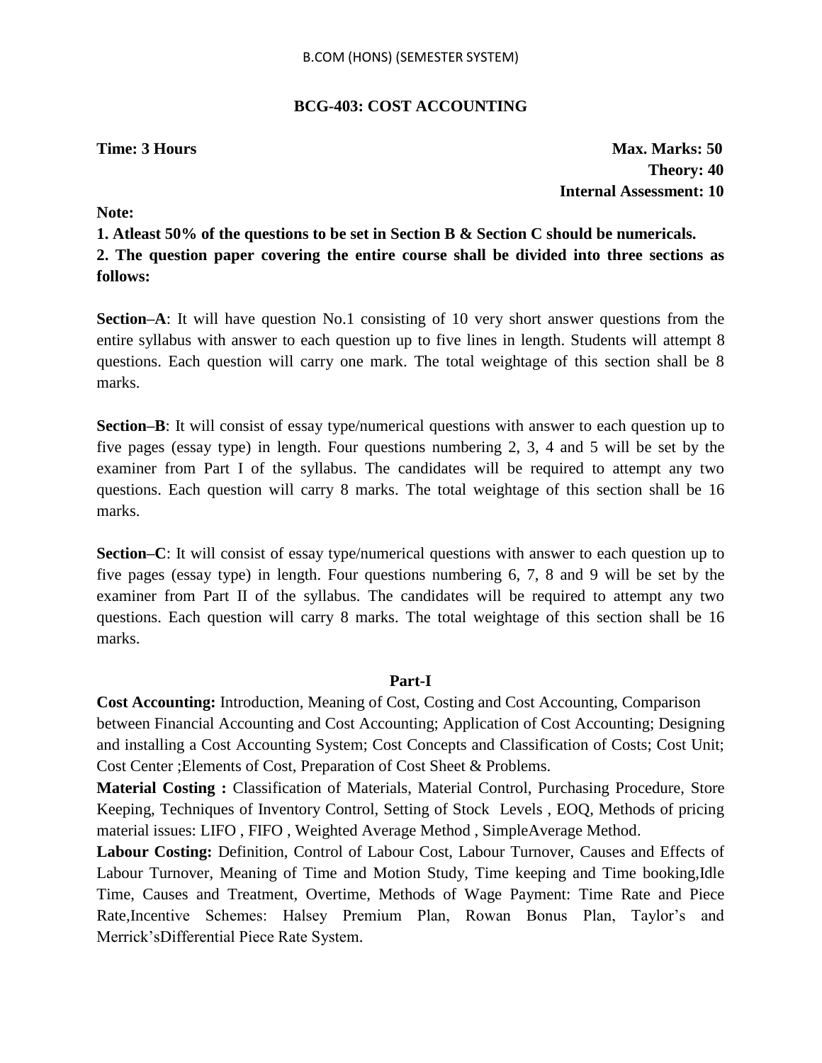B.COM (HONS) (SEMESTER SYSTEM)

## BCG-403: COST ACCOUNTING

**Time: 3 Hours** **Max. Marks: 50**
**Theory: 40**
**Internal Assessment: 10**

**Note:**

**1. Atleast 50% of the questions to be set in Section B & Section C should be numericals.**
**2. The question paper covering the entire course shall be divided into three sections as follows:**

**Section–A**: It will have question No.1 consisting of 10 very short answer questions from the entire syllabus with answer to each question up to five lines in length. Students will attempt 8 questions. Each question will carry one mark. The total weightage of this section shall be 8 marks.

**Section–B**: It will consist of essay type/numerical questions with answer to each question up to five pages (essay type) in length. Four questions numbering 2, 3, 4 and 5 will be set by the examiner from Part I of the syllabus. The candidates will be required to attempt any two questions. Each question will carry 8 marks. The total weightage of this section shall be 16 marks.

**Section–C**: It will consist of essay type/numerical questions with answer to each question up to five pages (essay type) in length. Four questions numbering 6, 7, 8 and 9 will be set by the examiner from Part II of the syllabus. The candidates will be required to attempt any two questions. Each question will carry 8 marks. The total weightage of this section shall be 16 marks.

### Part-I

**Cost Accounting:** Introduction, Meaning of Cost, Costing and Cost Accounting, Comparison between Financial Accounting and Cost Accounting; Application of Cost Accounting; Designing and installing a Cost Accounting System; Cost Concepts and Classification of Costs; Cost Unit; Cost Center ;Elements of Cost, Preparation of Cost Sheet & Problems.

**Material Costing :** Classification of Materials, Material Control, Purchasing Procedure, Store Keeping, Techniques of Inventory Control, Setting of Stock Levels , EOQ, Methods of pricing material issues: LIFO , FIFO , Weighted Average Method , SimpleAverage Method.

**Labour Costing:** Definition, Control of Labour Cost, Labour Turnover, Causes and Effects of Labour Turnover, Meaning of Time and Motion Study, Time keeping and Time booking,Idle Time, Causes and Treatment, Overtime, Methods of Wage Payment: Time Rate and Piece Rate,Incentive Schemes: Halsey Premium Plan, Rowan Bonus Plan, Taylor's and Merrick'sDifferential Piece Rate System.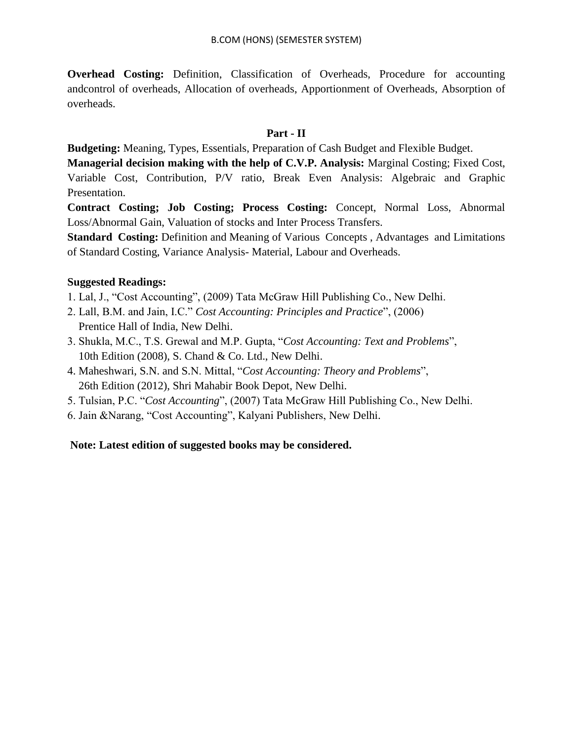**Overhead Costing:** Definition, Classification of Overheads, Procedure for accounting andcontrol of overheads, Allocation of overheads, Apportionment of Overheads, Absorption of overheads.

## Part - II

**Budgeting:** Meaning, Types, Essentials, Preparation of Cash Budget and Flexible Budget.

**Managerial decision making with the help of C.V.P. Analysis:** Marginal Costing; Fixed Cost, Variable Cost, Contribution, P/V ratio, Break Even Analysis: Algebraic and Graphic Presentation.

**Contract Costing; Job Costing; Process Costing:** Concept, Normal Loss, Abnormal Loss/Abnormal Gain, Valuation of stocks and Inter Process Transfers.

**Standard Costing:** Definition and Meaning of Various Concepts , Advantages and Limitations of Standard Costing, Variance Analysis- Material, Labour and Overheads.

**Suggested Readings:**

1. Lal, J., "Cost Accounting", (2009) Tata McGraw Hill Publishing Co., New Delhi.
2. Lall, B.M. and Jain, I.C." *Cost Accounting: Principles and Practice*", (2006) Prentice Hall of India, New Delhi.
3. Shukla, M.C., T.S. Grewal and M.P. Gupta, "*Cost Accounting: Text and Problems*", 10th Edition (2008), S. Chand & Co. Ltd., New Delhi.
4. Maheshwari, S.N. and S.N. Mittal, "*Cost Accounting: Theory and Problems*", 26th Edition (2012), Shri Mahabir Book Depot, New Delhi.
5. Tulsian, P.C. "*Cost Accounting*", (2007) Tata McGraw Hill Publishing Co., New Delhi.
6. Jain &Narang, "Cost Accounting", Kalyani Publishers, New Delhi.

**Note: Latest edition of suggested books may be considered.**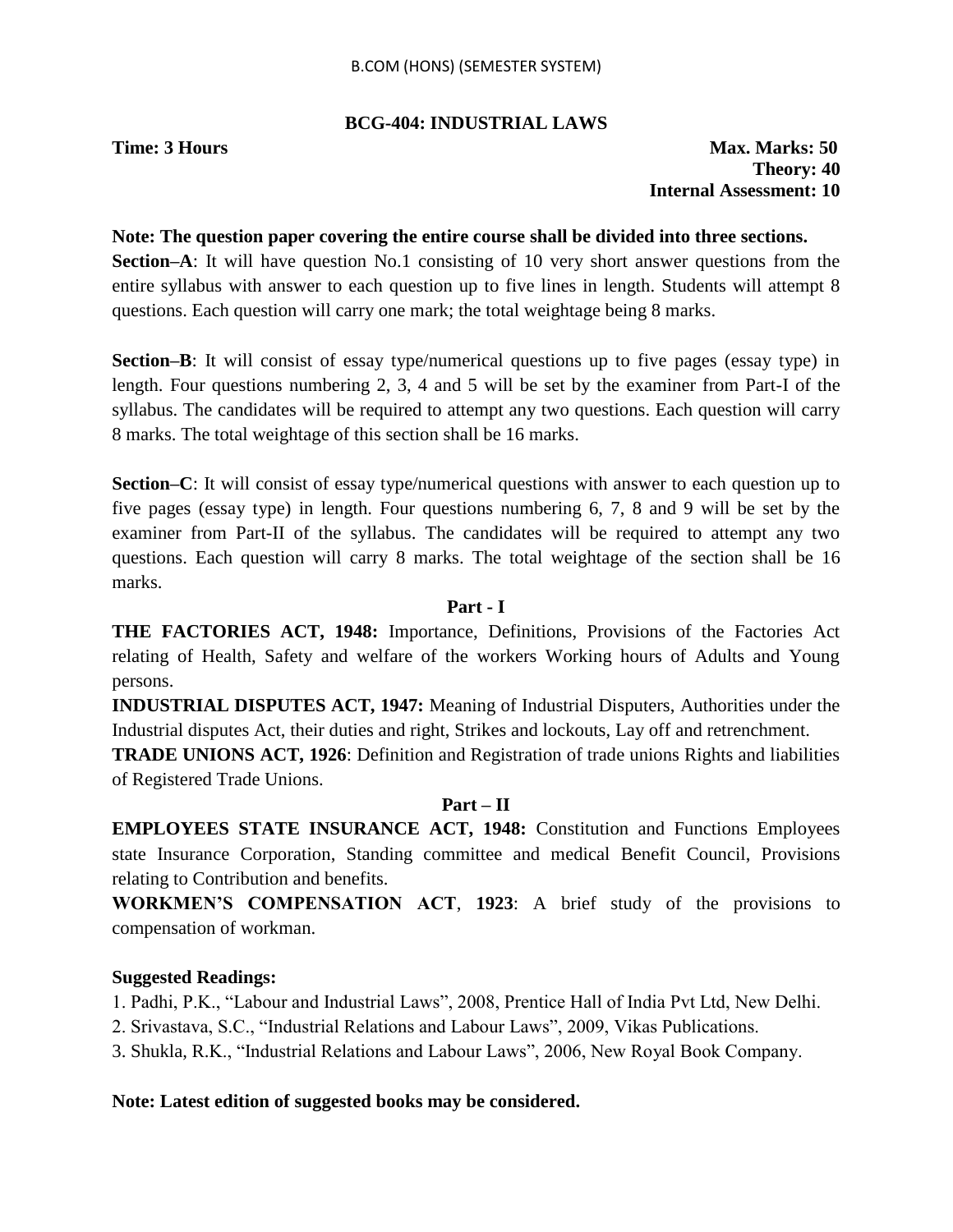B.COM (HONS) (SEMESTER SYSTEM)

## BCG-404: INDUSTRIAL LAWS

**Time: 3 Hours**

**Max. Marks: 50**
**Theory: 40**
**Internal Assessment: 10**

**Note: The question paper covering the entire course shall be divided into three sections.**

**Section–A**: It will have question No.1 consisting of 10 very short answer questions from the entire syllabus with answer to each question up to five lines in length. Students will attempt 8 questions. Each question will carry one mark; the total weightage being 8 marks.

**Section–B**: It will consist of essay type/numerical questions up to five pages (essay type) in length. Four questions numbering 2, 3, 4 and 5 will be set by the examiner from Part-I of the syllabus. The candidates will be required to attempt any two questions. Each question will carry 8 marks. The total weightage of this section shall be 16 marks.

**Section–C**: It will consist of essay type/numerical questions with answer to each question up to five pages (essay type) in length. Four questions numbering 6, 7, 8 and 9 will be set by the examiner from Part-II of the syllabus. The candidates will be required to attempt any two questions. Each question will carry 8 marks. The total weightage of the section shall be 16 marks.

### Part - I

**THE FACTORIES ACT, 1948:** Importance, Definitions, Provisions of the Factories Act relating of Health, Safety and welfare of the workers Working hours of Adults and Young persons.

**INDUSTRIAL DISPUTES ACT, 1947:** Meaning of Industrial Disputers, Authorities under the Industrial disputes Act, their duties and right, Strikes and lockouts, Lay off and retrenchment.

**TRADE UNIONS ACT, 1926**: Definition and Registration of trade unions Rights and liabilities of Registered Trade Unions.

### Part – II

**EMPLOYEES STATE INSURANCE ACT, 1948:** Constitution and Functions Employees state Insurance Corporation, Standing committee and medical Benefit Council, Provisions relating to Contribution and benefits.

**WORKMEN'S COMPENSATION ACT**, **1923**: A brief study of the provisions to compensation of workman.

**Suggested Readings:**

1. Padhi, P.K., "Labour and Industrial Laws", 2008, Prentice Hall of India Pvt Ltd, New Delhi.
2. Srivastava, S.C., "Industrial Relations and Labour Laws", 2009, Vikas Publications.
3. Shukla, R.K., "Industrial Relations and Labour Laws", 2006, New Royal Book Company.

**Note: Latest edition of suggested books may be considered.**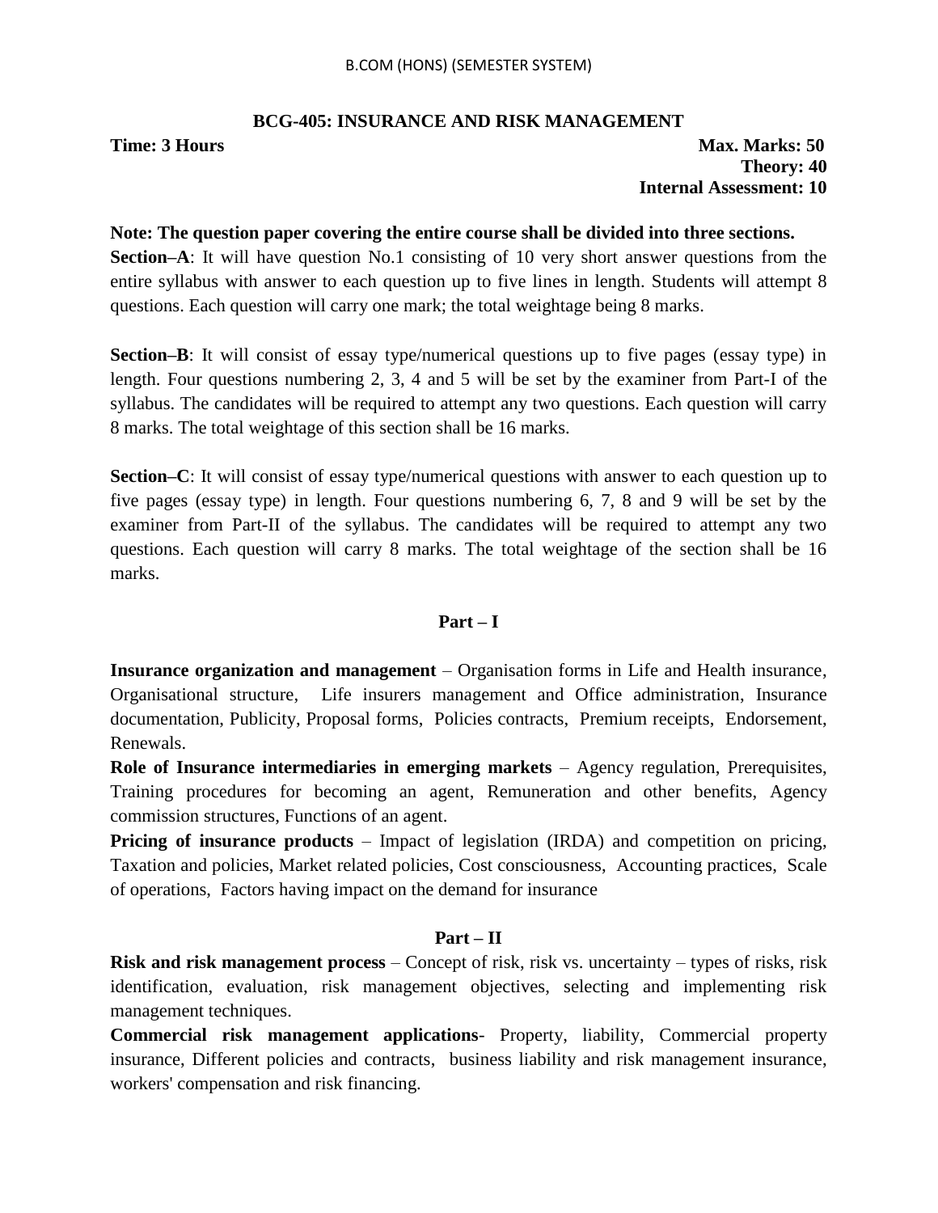## BCG-405: INSURANCE AND RISK MANAGEMENT

**Time: 3 Hours** **Max. Marks: 50**
**Theory: 40**
**Internal Assessment: 10**

**Note: The question paper covering the entire course shall be divided into three sections.**

**Section–A**: It will have question No.1 consisting of 10 very short answer questions from the entire syllabus with answer to each question up to five lines in length. Students will attempt 8 questions. Each question will carry one mark; the total weightage being 8 marks.

**Section–B**: It will consist of essay type/numerical questions up to five pages (essay type) in length. Four questions numbering 2, 3, 4 and 5 will be set by the examiner from Part-I of the syllabus. The candidates will be required to attempt any two questions. Each question will carry 8 marks. The total weightage of this section shall be 16 marks.

**Section–C**: It will consist of essay type/numerical questions with answer to each question up to five pages (essay type) in length. Four questions numbering 6, 7, 8 and 9 will be set by the examiner from Part-II of the syllabus. The candidates will be required to attempt any two questions. Each question will carry 8 marks. The total weightage of the section shall be 16 marks.

### Part – I

**Insurance organization and management** – Organisation forms in Life and Health insurance, Organisational structure, Life insurers management and Office administration, Insurance documentation, Publicity, Proposal forms, Policies contracts, Premium receipts, Endorsement, Renewals.

**Role of Insurance intermediaries in emerging markets** – Agency regulation, Prerequisites, Training procedures for becoming an agent, Remuneration and other benefits, Agency commission structures, Functions of an agent.

**Pricing of insurance products** – Impact of legislation (IRDA) and competition on pricing, Taxation and policies, Market related policies, Cost consciousness, Accounting practices, Scale of operations, Factors having impact on the demand for insurance

### Part – II

**Risk and risk management process** – Concept of risk, risk vs. uncertainty – types of risks, risk identification, evaluation, risk management objectives, selecting and implementing risk management techniques.

**Commercial risk management applications**- Property, liability, Commercial property insurance, Different policies and contracts, business liability and risk management insurance, workers' compensation and risk financing.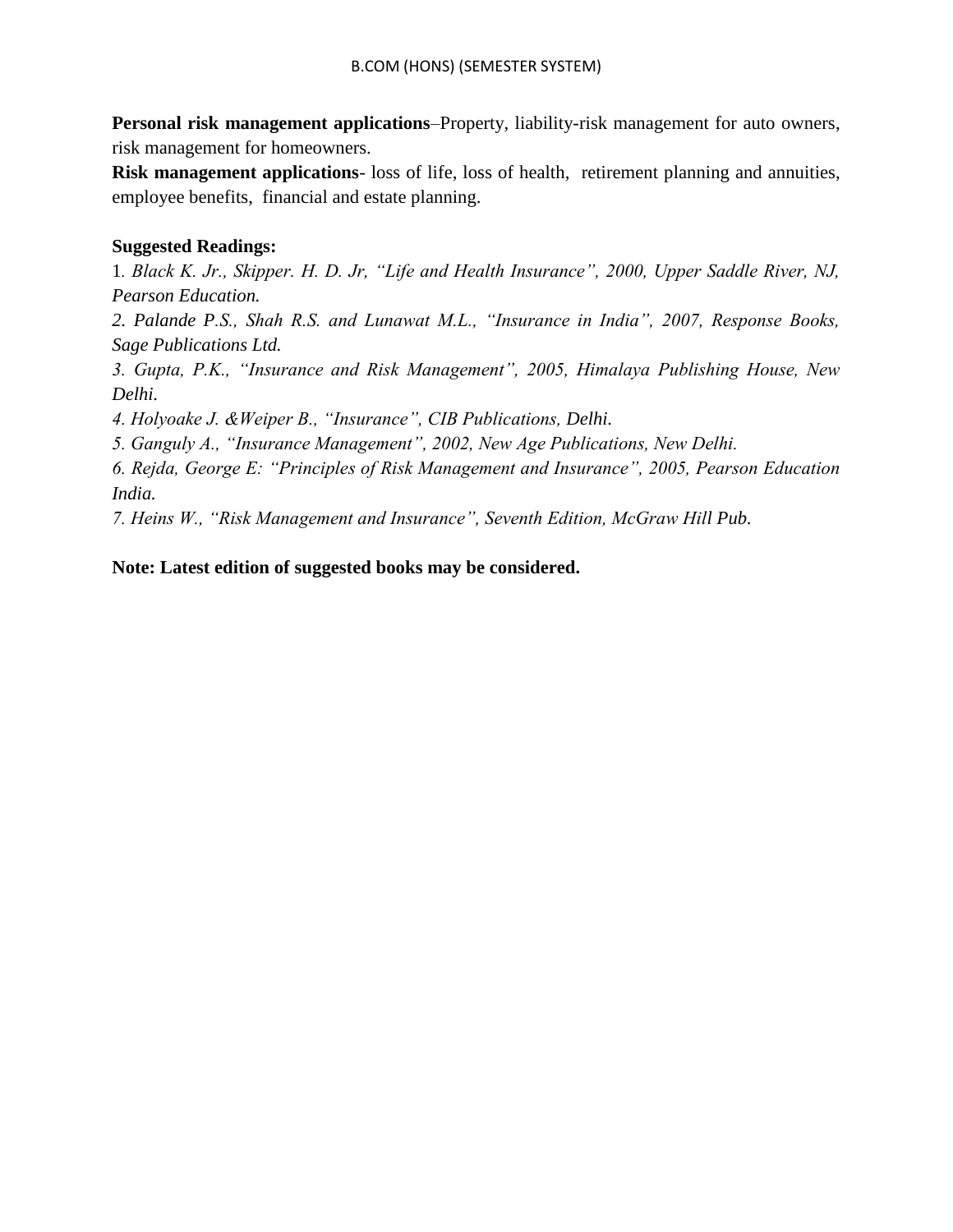**Personal risk management applications**–Property, liability-risk management for auto owners, risk management for homeowners.

**Risk management applications**- loss of life, loss of health, retirement planning and annuities, employee benefits, financial and estate planning.

**Suggested Readings:**

1. *Black K. Jr., Skipper. H. D. Jr, "Life and Health Insurance", 2000, Upper Saddle River, NJ, Pearson Education.*
2. *Palande P.S., Shah R.S. and Lunawat M.L., "Insurance in India", 2007, Response Books, Sage Publications Ltd.*
3. *Gupta, P.K., "Insurance and Risk Management", 2005, Himalaya Publishing House, New Delhi.*
4. *Holyoake J. &Weiper B., "Insurance", CIB Publications, Delhi.*
5. *Ganguly A., "Insurance Management", 2002, New Age Publications, New Delhi.*
6. *Rejda, George E: "Principles of Risk Management and Insurance", 2005, Pearson Education India.*
7. *Heins W., "Risk Management and Insurance", Seventh Edition, McGraw Hill Pub.*

**Note: Latest edition of suggested books may be considered.**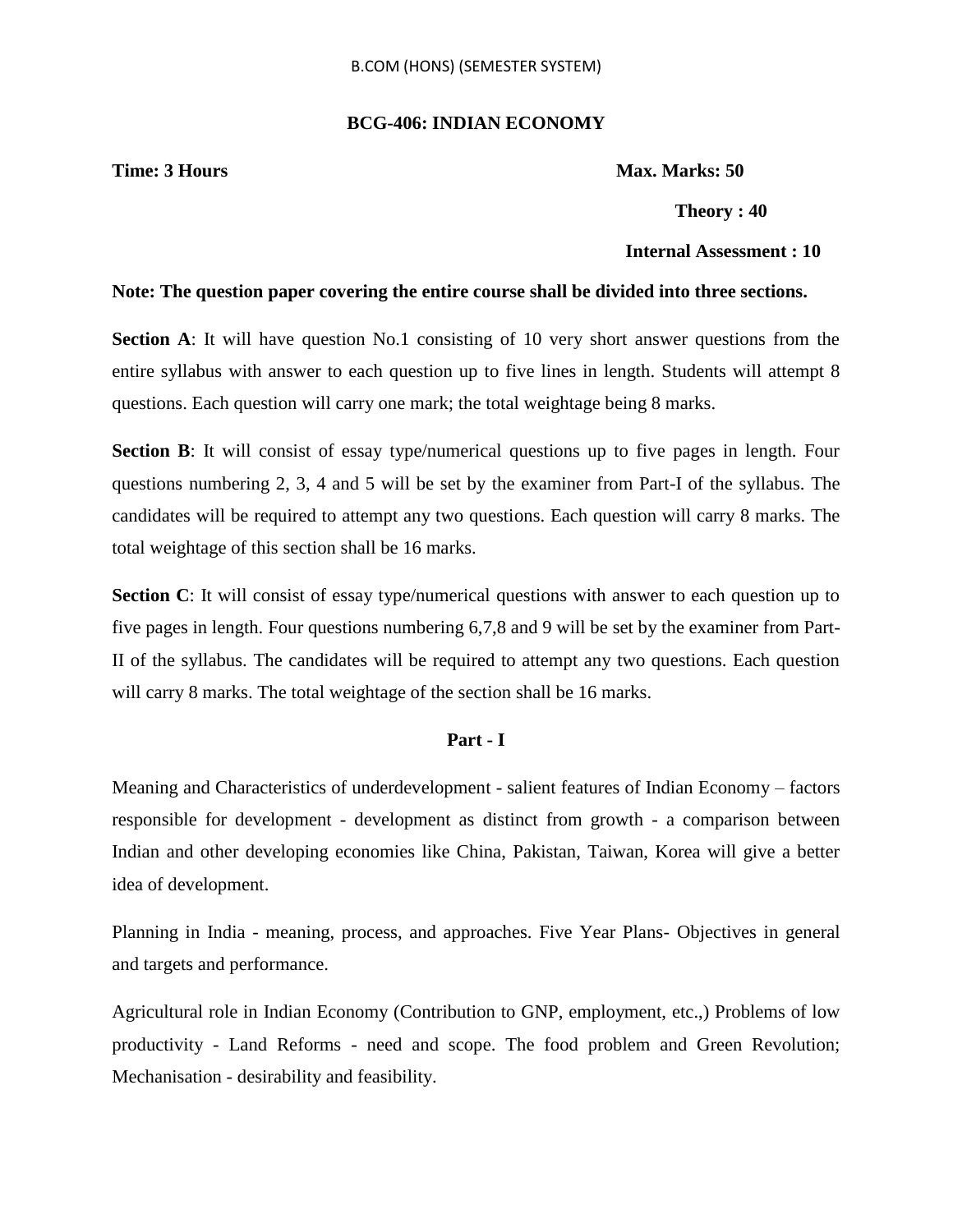# BCG-406: INDIAN ECONOMY

**Time: 3 Hours** **Max. Marks: 50**

**Theory : 40**

**Internal Assessment : 10**

**Note: The question paper covering the entire course shall be divided into three sections.**

**Section A**: It will have question No.1 consisting of 10 very short answer questions from the entire syllabus with answer to each question up to five lines in length. Students will attempt 8 questions. Each question will carry one mark; the total weightage being 8 marks.

**Section B**: It will consist of essay type/numerical questions up to five pages in length. Four questions numbering 2, 3, 4 and 5 will be set by the examiner from Part-I of the syllabus. The candidates will be required to attempt any two questions. Each question will carry 8 marks. The total weightage of this section shall be 16 marks.

**Section C**: It will consist of essay type/numerical questions with answer to each question up to five pages in length. Four questions numbering 6,7,8 and 9 will be set by the examiner from Part-II of the syllabus. The candidates will be required to attempt any two questions. Each question will carry 8 marks. The total weightage of the section shall be 16 marks.

## Part - I

Meaning and Characteristics of underdevelopment - salient features of Indian Economy – factors responsible for development - development as distinct from growth - a comparison between Indian and other developing economies like China, Pakistan, Taiwan, Korea will give a better idea of development.

Planning in India - meaning, process, and approaches. Five Year Plans- Objectives in general and targets and performance.

Agricultural role in Indian Economy (Contribution to GNP, employment, etc.,) Problems of low productivity - Land Reforms - need and scope. The food problem and Green Revolution; Mechanisation - desirability and feasibility.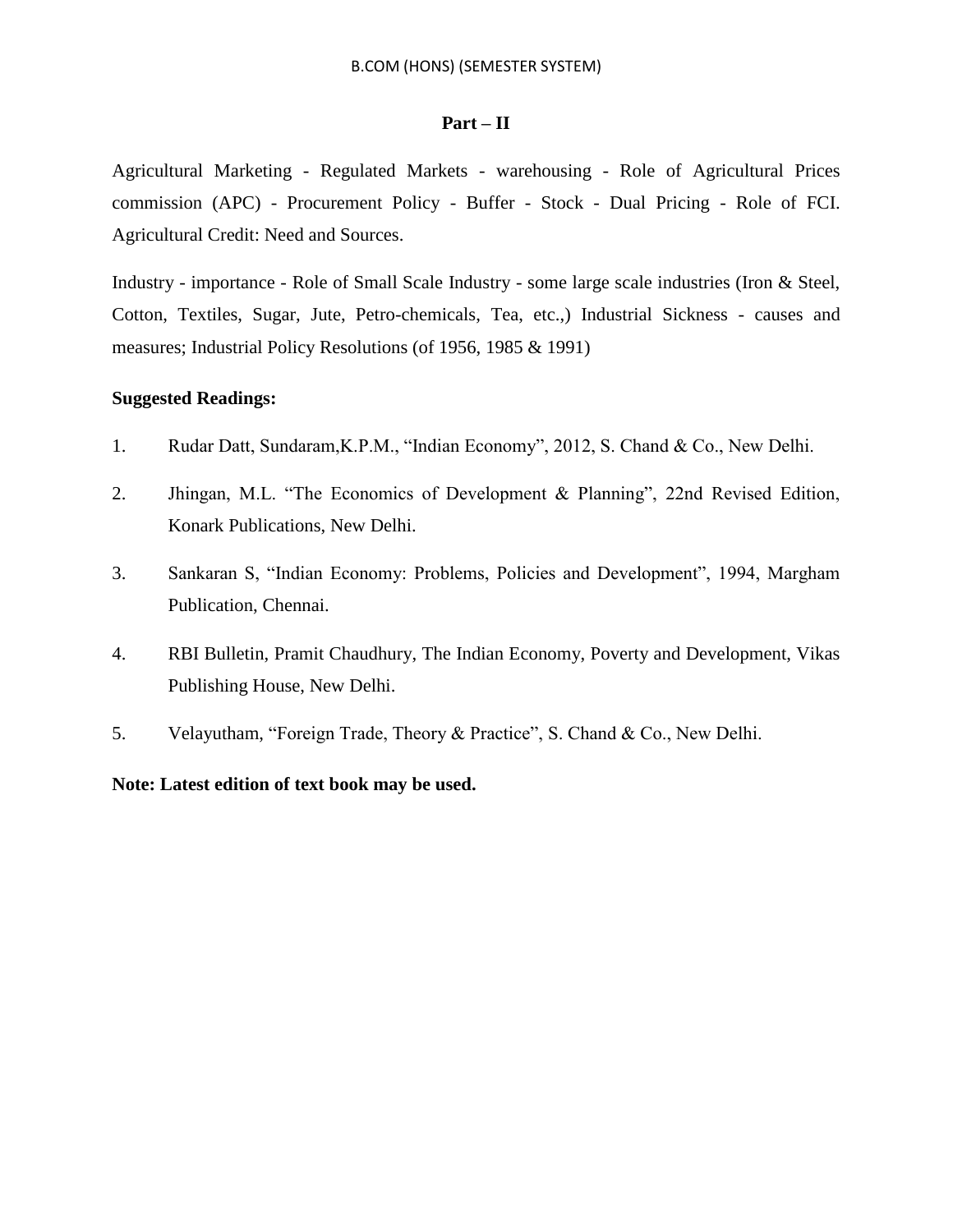## Part – II

Agricultural Marketing - Regulated Markets - warehousing - Role of Agricultural Prices commission (APC) - Procurement Policy - Buffer - Stock - Dual Pricing - Role of FCI. Agricultural Credit: Need and Sources.

Industry - importance - Role of Small Scale Industry - some large scale industries (Iron & Steel, Cotton, Textiles, Sugar, Jute, Petro-chemicals, Tea, etc.,) Industrial Sickness - causes and measures; Industrial Policy Resolutions (of 1956, 1985 & 1991)

**Suggested Readings:**

1. Rudar Datt, Sundaram,K.P.M., "Indian Economy", 2012, S. Chand & Co., New Delhi.
2. Jhingan, M.L. "The Economics of Development & Planning", 22nd Revised Edition, Konark Publications, New Delhi.
3. Sankaran S, "Indian Economy: Problems, Policies and Development", 1994, Margham Publication, Chennai.
4. RBI Bulletin, Pramit Chaudhury, The Indian Economy, Poverty and Development, Vikas Publishing House, New Delhi.
5. Velayutham, "Foreign Trade, Theory & Practice", S. Chand & Co., New Delhi.

**Note: Latest edition of text book may be used.**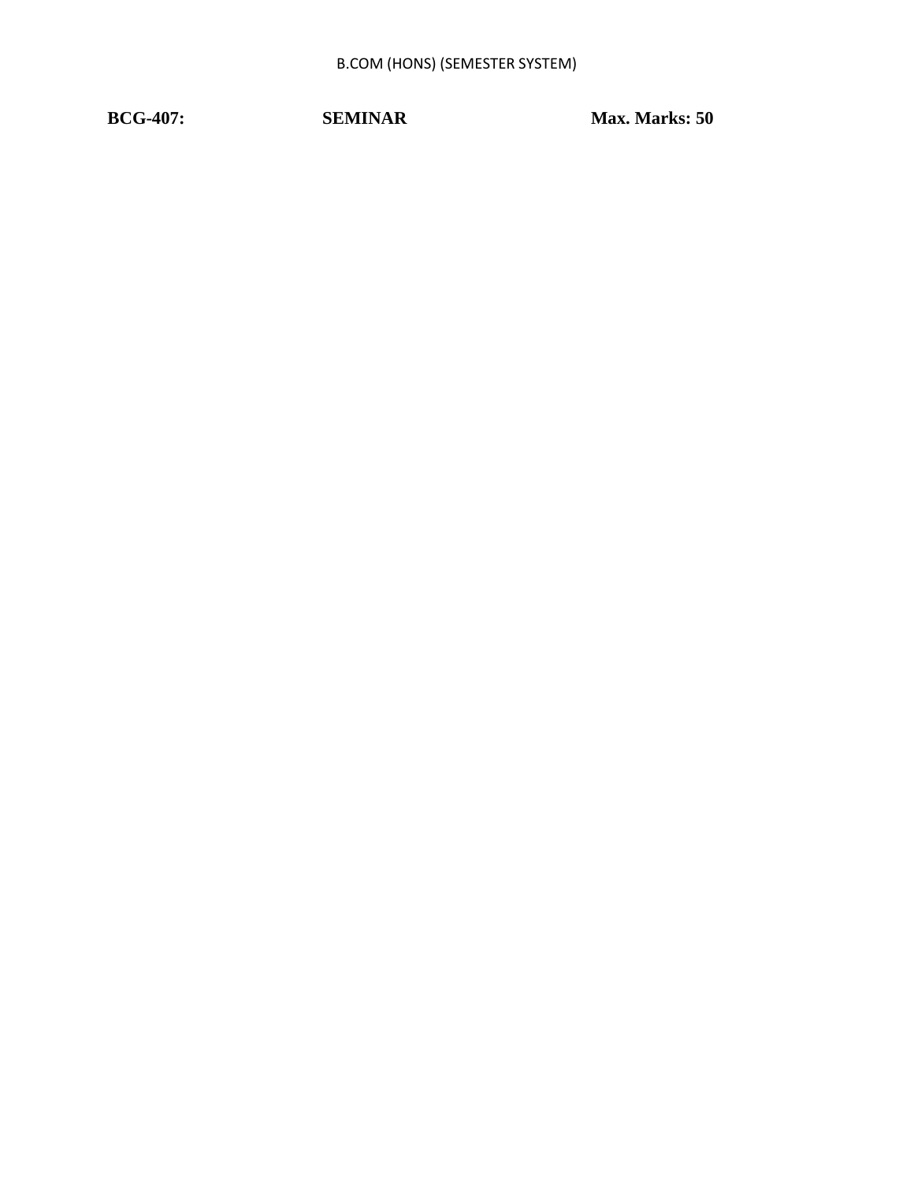**BCG-407: SEMINAR Max. Marks: 50**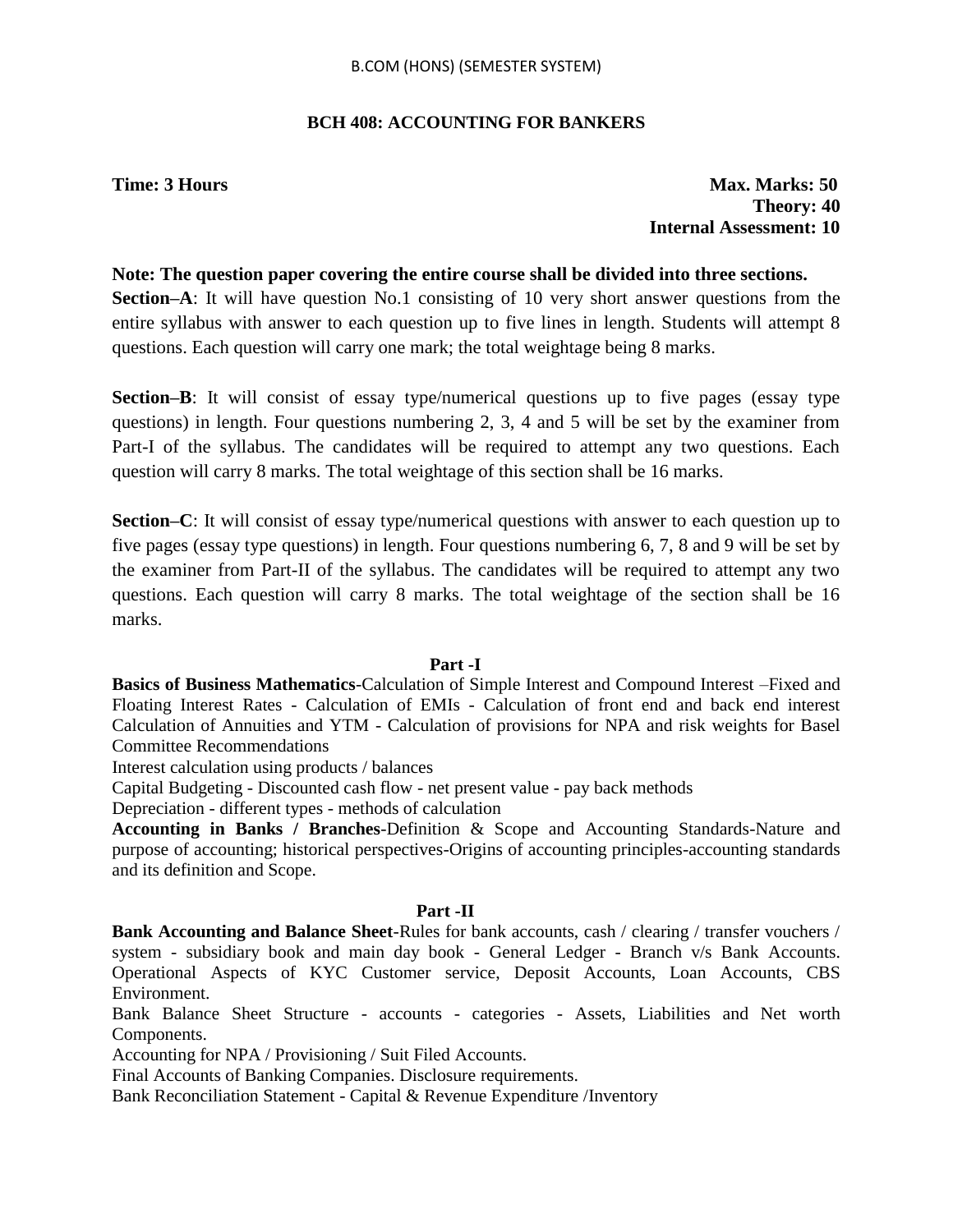B.COM (HONS) (SEMESTER SYSTEM)

## BCH 408: ACCOUNTING FOR BANKERS

**Time: 3 Hours**

**Max. Marks: 50**
**Theory: 40**
**Internal Assessment: 10**

**Note: The question paper covering the entire course shall be divided into three sections.**

**Section–A**: It will have question No.1 consisting of 10 very short answer questions from the entire syllabus with answer to each question up to five lines in length. Students will attempt 8 questions. Each question will carry one mark; the total weightage being 8 marks.

**Section–B**: It will consist of essay type/numerical questions up to five pages (essay type questions) in length. Four questions numbering 2, 3, 4 and 5 will be set by the examiner from Part-I of the syllabus. The candidates will be required to attempt any two questions. Each question will carry 8 marks. The total weightage of this section shall be 16 marks.

**Section–C**: It will consist of essay type/numerical questions with answer to each question up to five pages (essay type questions) in length. Four questions numbering 6, 7, 8 and 9 will be set by the examiner from Part-II of the syllabus. The candidates will be required to attempt any two questions. Each question will carry 8 marks. The total weightage of the section shall be 16 marks.

### Part -I

**Basics of Business Mathematics**-Calculation of Simple Interest and Compound Interest –Fixed and Floating Interest Rates - Calculation of EMIs - Calculation of front end and back end interest Calculation of Annuities and YTM - Calculation of provisions for NPA and risk weights for Basel Committee Recommendations

Interest calculation using products / balances

Capital Budgeting - Discounted cash flow - net present value - pay back methods

Depreciation - different types - methods of calculation

**Accounting in Banks / Branches**-Definition & Scope and Accounting Standards-Nature and purpose of accounting; historical perspectives-Origins of accounting principles-accounting standards and its definition and Scope.

### Part -II

**Bank Accounting and Balance Sheet**-Rules for bank accounts, cash / clearing / transfer vouchers / system - subsidiary book and main day book - General Ledger - Branch v/s Bank Accounts. Operational Aspects of KYC Customer service, Deposit Accounts, Loan Accounts, CBS Environment.

Bank Balance Sheet Structure - accounts - categories - Assets, Liabilities and Net worth Components.

Accounting for NPA / Provisioning / Suit Filed Accounts.

Final Accounts of Banking Companies. Disclosure requirements.

Bank Reconciliation Statement - Capital & Revenue Expenditure /Inventory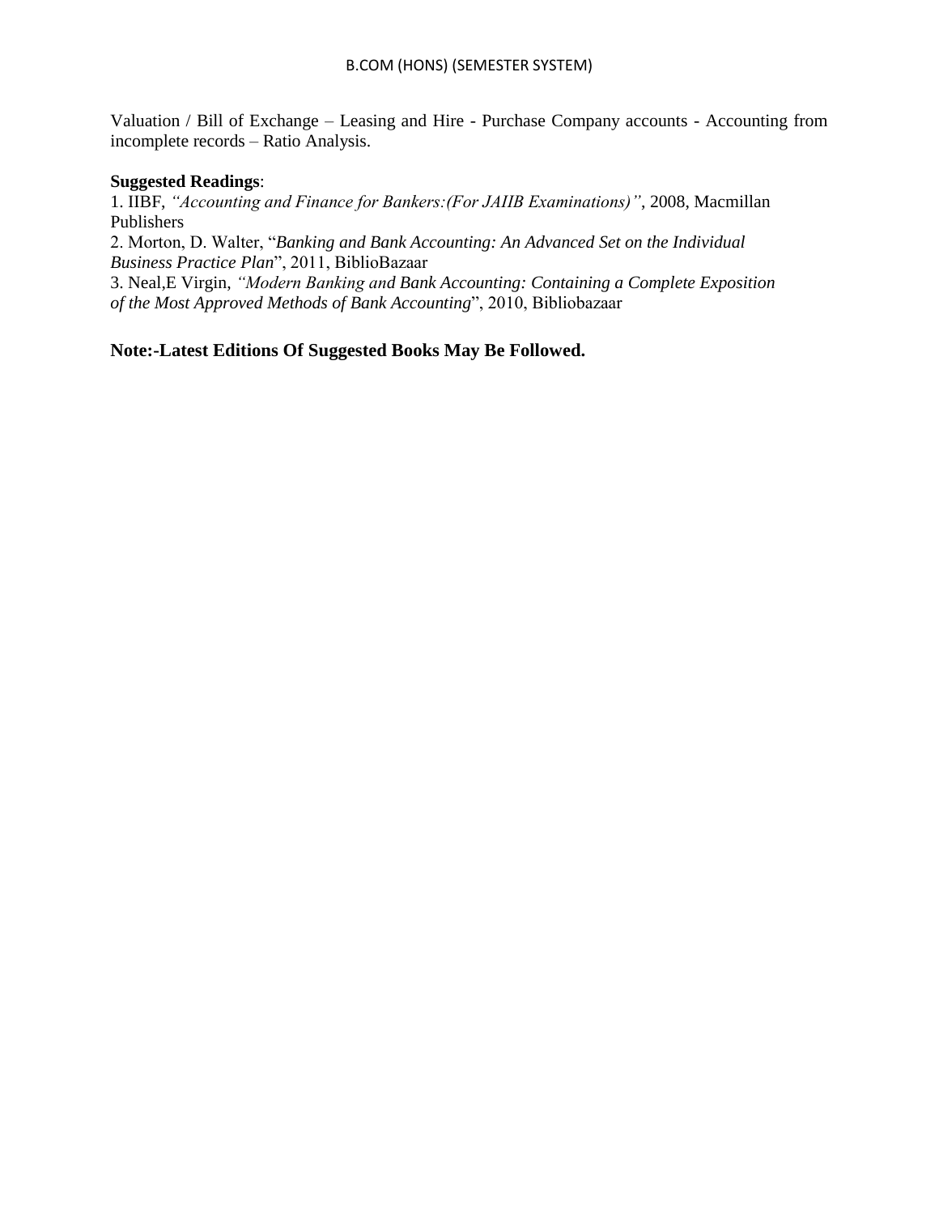Valuation / Bill of Exchange – Leasing and Hire - Purchase Company accounts - Accounting from incomplete records – Ratio Analysis.

**Suggested Readings**:

1. IIBF, *"Accounting and Finance for Bankers:(For JAIIB Examinations)"*, 2008, Macmillan Publishers
2. Morton, D. Walter, "*Banking and Bank Accounting: An Advanced Set on the Individual Business Practice Plan*", 2011, BiblioBazaar
3. Neal,E Virgin, *"Modern Banking and Bank Accounting: Containing a Complete Exposition of the Most Approved Methods of Bank Accounting*", 2010, Bibliobazaar

**Note:-Latest Editions Of Suggested Books May Be Followed.**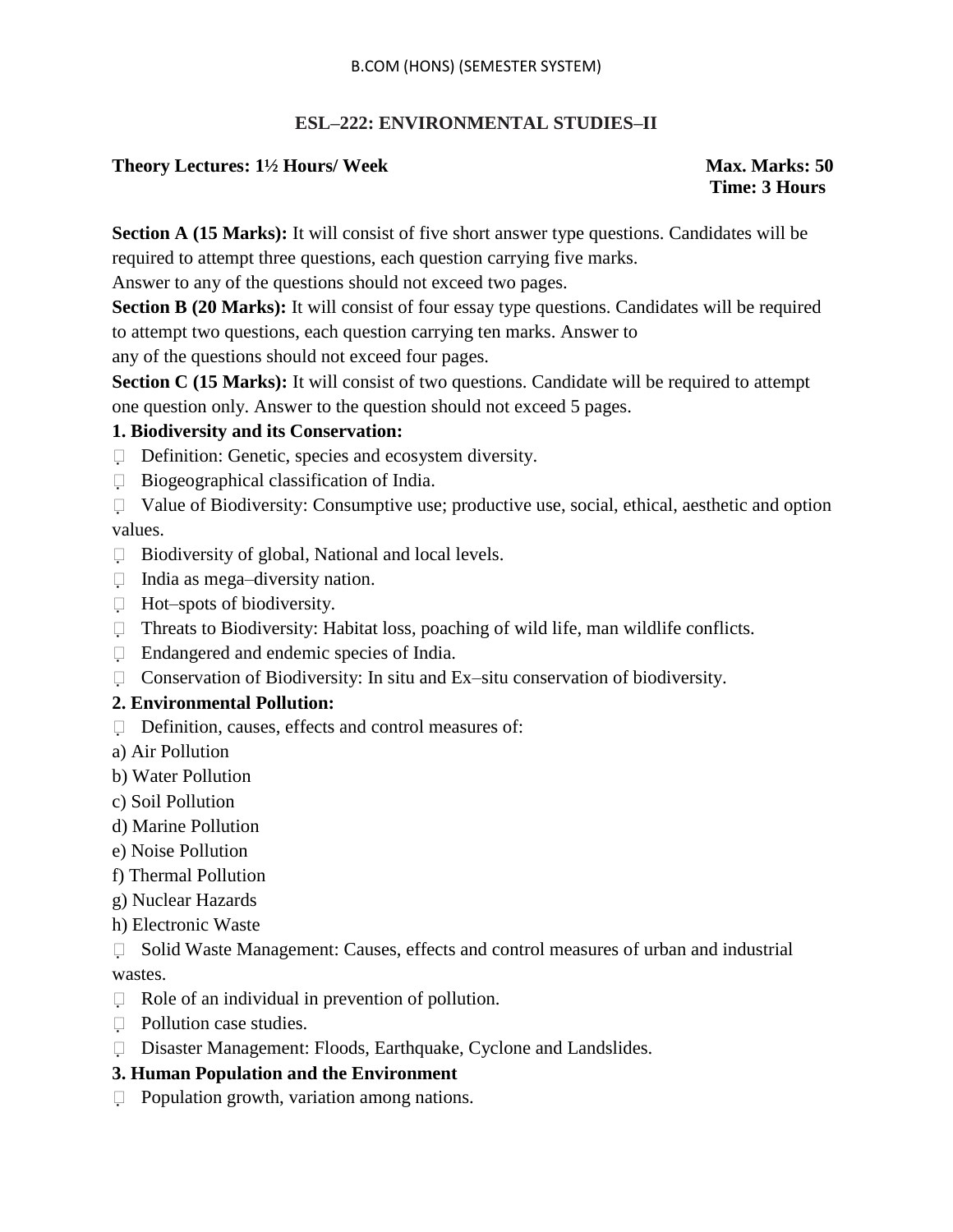B.COM (HONS) (SEMESTER SYSTEM)

## ESL–222: ENVIRONMENTAL STUDIES–II

**Theory Lectures: 1½ Hours/ Week** **Max. Marks: 50**
**Time: 3 Hours**

**Section A (15 Marks):** It will consist of five short answer type questions. Candidates will be required to attempt three questions, each question carrying five marks.
Answer to any of the questions should not exceed two pages.

**Section B (20 Marks):** It will consist of four essay type questions. Candidates will be required to attempt two questions, each question carrying ten marks. Answer to any of the questions should not exceed four pages.

**Section C (15 Marks):** It will consist of two questions. Candidate will be required to attempt one question only. Answer to the question should not exceed 5 pages.

### 1. Biodiversity and its Conservation:

- Definition: Genetic, species and ecosystem diversity.
- Biogeographical classification of India.
- Value of Biodiversity: Consumptive use; productive use, social, ethical, aesthetic and option values.
- Biodiversity of global, National and local levels.
- India as mega–diversity nation.
- Hot–spots of biodiversity.
- Threats to Biodiversity: Habitat loss, poaching of wild life, man wildlife conflicts.
- Endangered and endemic species of India.
- Conservation of Biodiversity: In situ and Ex–situ conservation of biodiversity.

### 2. Environmental Pollution:

- Definition, causes, effects and control measures of:

a) Air Pollution
b) Water Pollution
c) Soil Pollution
d) Marine Pollution
e) Noise Pollution
f) Thermal Pollution
g) Nuclear Hazards
h) Electronic Waste

- Solid Waste Management: Causes, effects and control measures of urban and industrial wastes.
- Role of an individual in prevention of pollution.
- Pollution case studies.
- Disaster Management: Floods, Earthquake, Cyclone and Landslides.

### 3. Human Population and the Environment

- Population growth, variation among nations.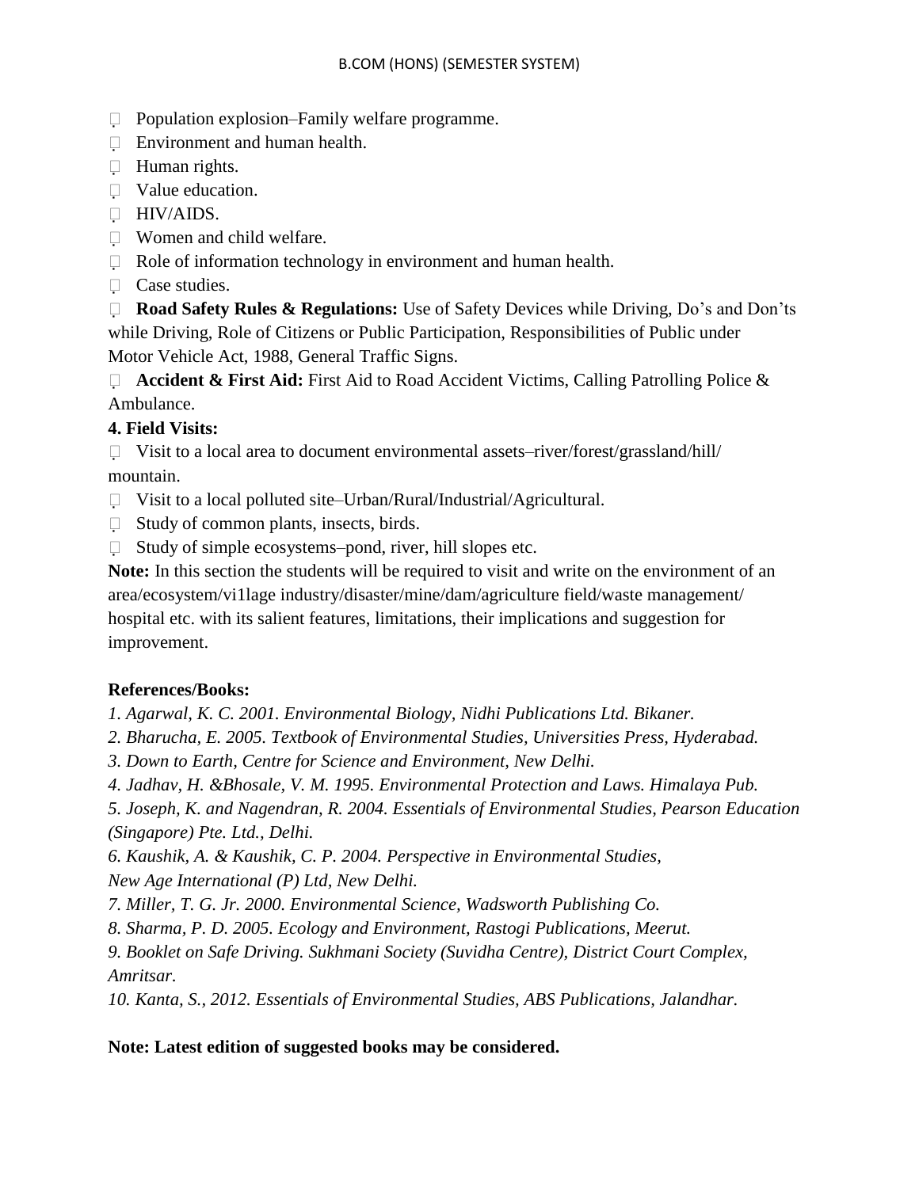- Population explosion–Family welfare programme.
- Environment and human health.
- Human rights.
- Value education.
- HIV/AIDS.
- Women and child welfare.
- Role of information technology in environment and human health.
- Case studies.
- **Road Safety Rules & Regulations:** Use of Safety Devices while Driving, Do's and Don'ts while Driving, Role of Citizens or Public Participation, Responsibilities of Public under Motor Vehicle Act, 1988, General Traffic Signs.
- **Accident & First Aid:** First Aid to Road Accident Victims, Calling Patrolling Police & Ambulance.

**4. Field Visits:**

- Visit to a local area to document environmental assets–river/forest/grassland/hill/ mountain.
- Visit to a local polluted site–Urban/Rural/Industrial/Agricultural.
- Study of common plants, insects, birds.
- Study of simple ecosystems–pond, river, hill slopes etc.

**Note:** In this section the students will be required to visit and write on the environment of an area/ecosystem/vi1lage industry/disaster/mine/dam/agriculture field/waste management/ hospital etc. with its salient features, limitations, their implications and suggestion for improvement.

**References/Books:**

*1. Agarwal, K. C. 2001. Environmental Biology, Nidhi Publications Ltd. Bikaner.*
*2. Bharucha, E. 2005. Textbook of Environmental Studies, Universities Press, Hyderabad.*
*3. Down to Earth, Centre for Science and Environment, New Delhi.*
*4. Jadhav, H. &Bhosale, V. M. 1995. Environmental Protection and Laws. Himalaya Pub.*
*5. Joseph, K. and Nagendran, R. 2004. Essentials of Environmental Studies, Pearson Education (Singapore) Pte. Ltd., Delhi.*
*6. Kaushik, A. & Kaushik, C. P. 2004. Perspective in Environmental Studies, New Age International (P) Ltd, New Delhi.*
*7. Miller, T. G. Jr. 2000. Environmental Science, Wadsworth Publishing Co.*
*8. Sharma, P. D. 2005. Ecology and Environment, Rastogi Publications, Meerut.*
*9. Booklet on Safe Driving. Sukhmani Society (Suvidha Centre), District Court Complex, Amritsar.*
*10. Kanta, S., 2012. Essentials of Environmental Studies, ABS Publications, Jalandhar.*

**Note: Latest edition of suggested books may be considered.**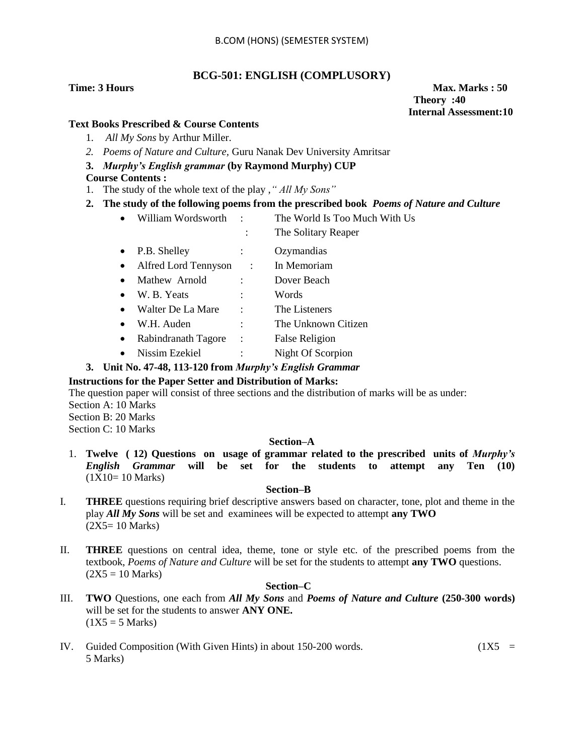B.COM (HONS) (SEMESTER SYSTEM)

## BCG-501: ENGLISH (COMPLUSORY)

**Time: 3 Hours** **Max. Marks : 50**
**Theory :40**
**Internal Assessment:10**

**Text Books Prescribed & Course Contents**

1. *All My Sons* by Arthur Miller.
2. *Poems of Nature and Culture*, Guru Nanak Dev University Amritsar
3. ***Murphy's English grammar*** **(by Raymond Murphy) CUP**

**Course Contents :**

1. The study of the whole text of the play ,*" All My Sons"*
2. **The study of the following poems from the prescribed book** ***Poems of Nature and Culture***
   - William Wordsworth : The World Is Too Much With Us
     : The Solitary Reaper
   - P.B. Shelley : Ozymandias
   - Alfred Lord Tennyson : In Memoriam
   - Mathew Arnold : Dover Beach
   - W. B. Yeats : Words
   - Walter De La Mare : The Listeners
   - W.H. Auden : The Unknown Citizen
   - Rabindranath Tagore : False Religion
   - Nissim Ezekiel : Night Of Scorpion
3. **Unit No. 47-48, 113-120 from** ***Murphy's English Grammar***

**Instructions for the Paper Setter and Distribution of Marks:**

The question paper will consist of three sections and the distribution of marks will be as under:
Section A: 10 Marks
Section B: 20 Marks
Section C: 10 Marks

**Section–A**

1. **Twelve ( 12) Questions on usage of grammar related to the prescribed units of** ***Murphy's English Grammar*** **will be set for the students to attempt any Ten (10)** (1X10= 10 Marks)

**Section–B**

I. **THREE** questions requiring brief descriptive answers based on character, tone, plot and theme in the play ***All My Sons*** will be set and examinees will be expected to attempt **any TWO**
(2X5= 10 Marks)

II. **THREE** questions on central idea, theme, tone or style etc. of the prescribed poems from the textbook, *Poems of Nature and Culture* will be set for the students to attempt **any TWO** questions.
(2X5 = 10 Marks)

**Section–C**

III. **TWO** Questions, one each from ***All My Sons*** and ***Poems of Nature and Culture*** **(250-300 words)** will be set for the students to answer **ANY ONE.**
(1X5 = 5 Marks)

IV. Guided Composition (With Given Hints) in about 150-200 words. (1X5 = 5 Marks)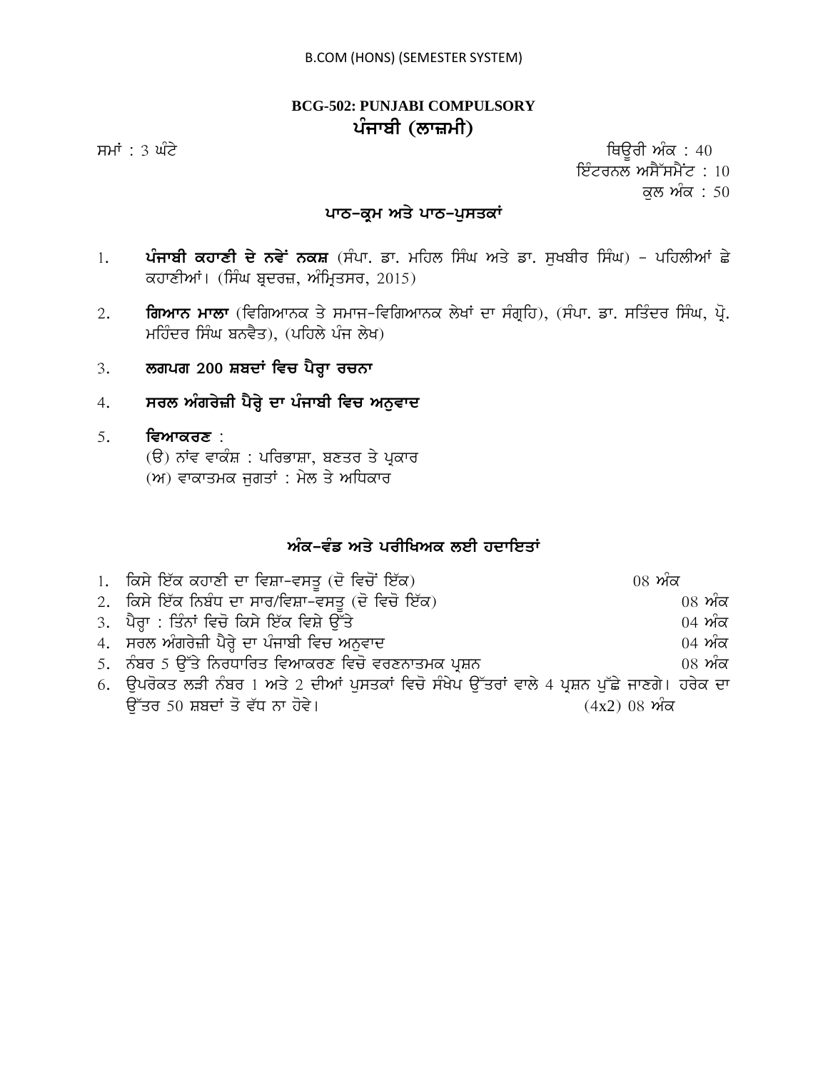B.COM (HONS) (SEMESTER SYSTEM)

## BCG-502: PUNJABI COMPULSORY
## ਪੰਜਾਬੀ (ਲਾਜ਼ਮੀ)

ਸਮਾਂ : 3 ਘੰਟੇ

ਥਿਊਰੀ ਅੰਕ : 40
ਇੰਟਰਨਲ ਅਸੈੱਸਮੈਂਟ : 10
ਕੁਲ ਅੰਕ : 50

### ਪਾਠ-ਕ੍ਰਮ ਅਤੇ ਪਾਠ-ਪੁਸਤਕਾਂ

1. **ਪੰਜਾਬੀ ਕਹਾਣੀ ਦੇ ਨਵੇਂ ਨਕਸ਼** (ਸੰਪਾ. ਡਾ. ਮਹਿਲ ਸਿੰਘ ਅਤੇ ਡਾ. ਸੁਖਬੀਰ ਸਿੰਘ) - ਪਹਿਲੀਆਂ ਛੇ ਕਹਾਣੀਆਂ। (ਸਿੰਘ ਬ੍ਰਦਰਜ਼, ਅੰਮ੍ਰਿਤਸਰ, 2015)
2. **ਗਿਆਨ ਮਾਲਾ** (ਵਿਗਿਆਨਕ ਤੇ ਸਮਾਜ-ਵਿਗਿਆਨਕ ਲੇਖਾਂ ਦਾ ਸੰਗ੍ਰਹਿ), (ਸੰਪਾ. ਡਾ. ਸਤਿੰਦਰ ਸਿੰਘ, ਪ੍ਰੋ. ਮਹਿੰਦਰ ਸਿੰਘ ਬਨਵੈਤ), (ਪਹਿਲੇ ਪੰਜ ਲੇਖ)
3. **ਲਗਪਗ 200 ਸ਼ਬਦਾਂ ਵਿਚ ਪੈਰ੍ਹਾ ਰਚਨਾ**
4. **ਸਰਲ ਅੰਗਰੇਜ਼ੀ ਪੈਰ੍ਹੇ ਦਾ ਪੰਜਾਬੀ ਵਿਚ ਅਨੁਵਾਦ**
5. **ਵਿਆਕਰਣ** :
   (ੳ) ਨਾਂਵ ਵਾਕੰਸ਼ : ਪਰਿਭਾਸ਼ਾ, ਬਣਤਰ ਤੇ ਪ੍ਰਕਾਰ
   (ਅ) ਵਾਕਾਤਮਕ ਜੁਗਤਾਂ : ਮੇਲ ਤੇ ਅਧਿਕਾਰ

### ਅੰਕ-ਵੰਡ ਅਤੇ ਪਰੀਖਿਅਕ ਲਈ ਹਦਾਇਤਾਂ

1. ਕਿਸੇ ਇੱਕ ਕਹਾਣੀ ਦਾ ਵਿਸ਼ਾ-ਵਸਤੂ (ਦੋ ਵਿਚੋਂ ਇੱਕ) — 08 ਅੰਕ
2. ਕਿਸੇ ਇੱਕ ਨਿਬੰਧ ਦਾ ਸਾਰ/ਵਿਸ਼ਾ-ਵਸਤੂ (ਦੋ ਵਿਚੋ ਇੱਕ) — 08 ਅੰਕ
3. ਪੈਰ੍ਹਾ : ਤਿੰਨਾਂ ਵਿਚੋ ਕਿਸੇ ਇੱਕ ਵਿਸ਼ੇ ਉੱਤੇ — 04 ਅੰਕ
4. ਸਰਲ ਅੰਗਰੇਜ਼ੀ ਪੈਰ੍ਹੇ ਦਾ ਪੰਜਾਬੀ ਵਿਚ ਅਨੁਵਾਦ — 04 ਅੰਕ
5. ਨੰਬਰ 5 ਉੱਤੇ ਨਿਰਧਾਰਿਤ ਵਿਆਕਰਣ ਵਿਚੋ ਵਰਣਨਾਤਮਕ ਪ੍ਰਸ਼ਨ — 08 ਅੰਕ
6. ਉਪਰੋਕਤ ਲੜੀ ਨੰਬਰ 1 ਅਤੇ 2 ਦੀਆਂ ਪੁਸਤਕਾਂ ਵਿਚੋ ਸੰਖੇਪ ਉੱਤਰਾਂ ਵਾਲੇ 4 ਪ੍ਰਸ਼ਨ ਪੁੱਛੇ ਜਾਣਗੇ। ਹਰੇਕ ਦਾ ਉੱਤਰ 50 ਸ਼ਬਦਾਂ ਤੋ ਵੱਧ ਨਾ ਹੋਵੇ। — (4x2) 08 ਅੰਕ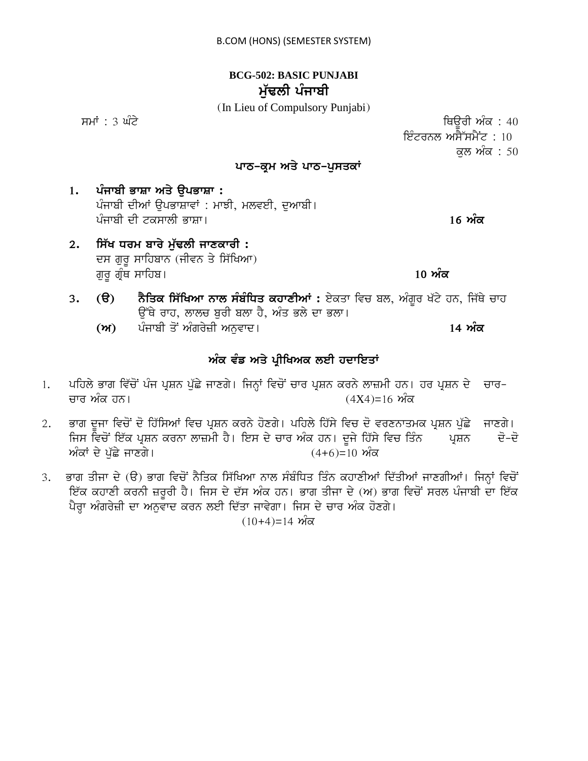B.COM (HONS) (SEMESTER SYSTEM)

## BCG-502: BASIC PUNJABI
## ਮੁੱਢਲੀ ਪੰਜਾਬੀ

(In Lieu of Compulsory Punjabi)

ਸਮਾਂ : 3 ਘੰਟੇ

ਥਿਊਰੀ ਅੰਕ : 40
ਇੰਟਰਨਲ ਅਸੈੱਸਮੈਂਟ : 10
ਕੁਲ ਅੰਕ : 50

### ਪਾਠ-ਕ੍ਰਮ ਅਤੇ ਪਾਠ-ਪੁਸਤਕਾਂ

1. **ਪੰਜਾਬੀ ਭਾਸ਼ਾ ਅਤੇ ਉਪਭਾਸ਼ਾ :**
   ਪੰਜਾਬੀ ਦੀਆਂ ਉਪਭਾਸ਼ਾਵਾਂ : ਮਾਝੀ, ਮਲਵਈ, ਦੁਆਬੀ।
   ਪੰਜਾਬੀ ਦੀ ਟਕਸਾਲੀ ਭਾਸ਼ਾ। **16 ਅੰਕ**

2. **ਸਿੱਖ ਧਰਮ ਬਾਰੇ ਮੁੱਢਲੀ ਜਾਣਕਾਰੀ :**
   ਦਸ ਗੁਰੂ ਸਾਹਿਬਾਨ (ਜੀਵਨ ਤੇ ਸਿੱਖਿਆ)
   ਗੁਰੂ ਗ੍ਰੰਥ ਸਾਹਿਬ। **10 ਅੰਕ**

3. **(ੳ)** **ਨੈਤਿਕ ਸਿੱਖਿਆ ਨਾਲ ਸੰਬੰਧਿਤ ਕਹਾਣੀਆਂ :** ਏਕਤਾ ਵਿਚ ਬਲ, ਅੰਗੂਰ ਖੱਟੇ ਹਨ, ਜਿੱਥੇ ਚਾਹ ਉੱਥੇ ਰਾਹ, ਲਾਲਚ ਬੁਰੀ ਬਲਾ ਹੈ, ਅੰਤ ਭਲੇ ਦਾ ਭਲਾ।
   **(ਅ)** ਪੰਜਾਬੀ ਤੋਂ ਅੰਗਰੇਜ਼ੀ ਅਨੁਵਾਦ। **14 ਅੰਕ**

### ਅੰਕ ਵੰਡ ਅਤੇ ਪ੍ਰੀਖਿਅਕ ਲਈ ਹਦਾਇਤਾਂ

1. ਪਹਿਲੇ ਭਾਗ ਵਿੱਚੋਂ ਪੰਜ ਪ੍ਰਸ਼ਨ ਪੁੱਛੇ ਜਾਣਗੇ। ਜਿਨ੍ਹਾਂ ਵਿਚੋਂ ਚਾਰ ਪ੍ਰਸ਼ਨ ਕਰਨੇ ਲਾਜ਼ਮੀ ਹਨ। ਹਰ ਪ੍ਰਸ਼ਨ ਦੇ ਚਾਰ-ਚਾਰ ਅੰਕ ਹਨ। (4X4)=16 ਅੰਕ

2. ਭਾਗ ਦੂਜਾ ਵਿਚੋਂ ਦੋ ਹਿੱਸਿਆਂ ਵਿਚ ਪ੍ਰਸ਼ਨ ਕਰਨੇ ਹੋਣਗੇ। ਪਹਿਲੇ ਹਿੱਸੇ ਵਿਚ ਦੋ ਵਰਣਨਾਤਮਕ ਪ੍ਰਸ਼ਨ ਪੁੱਛੇ ਜਾਣਗੇ। ਜਿਸ ਵਿਚੋਂ ਇੱਕ ਪ੍ਰਸ਼ਨ ਕਰਨਾ ਲਾਜ਼ਮੀ ਹੈ। ਇਸ ਦੇ ਚਾਰ ਅੰਕ ਹਨ। ਦੂਜੇ ਹਿੱਸੇ ਵਿਚ ਤਿੰਨ ਪ੍ਰਸ਼ਨ ਦੋ-ਦੋ ਅੰਕਾਂ ਦੇ ਪੁੱਛੇ ਜਾਣਗੇ। (4+6)=10 ਅੰਕ

3. ਭਾਗ ਤੀਜਾ ਦੇ (ੳ) ਭਾਗ ਵਿਚੋਂ ਨੈਤਿਕ ਸਿੱਖਿਆ ਨਾਲ ਸੰਬੰਧਿਤ ਤਿੰਨ ਕਹਾਣੀਆਂ ਦਿੱਤੀਆਂ ਜਾਣਗੀਆਂ। ਜਿਨ੍ਹਾਂ ਵਿਚੋਂ ਇੱਕ ਕਹਾਣੀ ਕਰਨੀ ਜ਼ਰੂਰੀ ਹੈ। ਜਿਸ ਦੇ ਦੱਸ ਅੰਕ ਹਨ। ਭਾਗ ਤੀਜਾ ਦੇ (ਅ) ਭਾਗ ਵਿਚੋਂ ਸਰਲ ਪੰਜਾਬੀ ਦਾ ਇੱਕ ਪੈਰ੍ਹਾ ਅੰਗਰੇਜ਼ੀ ਦਾ ਅਨੁਵਾਦ ਕਰਨ ਲਈ ਦਿੱਤਾ ਜਾਵੇਗਾ। ਜਿਸ ਦੇ ਚਾਰ ਅੰਕ ਹੋਣਗੇ।
   (10+4)=14 ਅੰਕ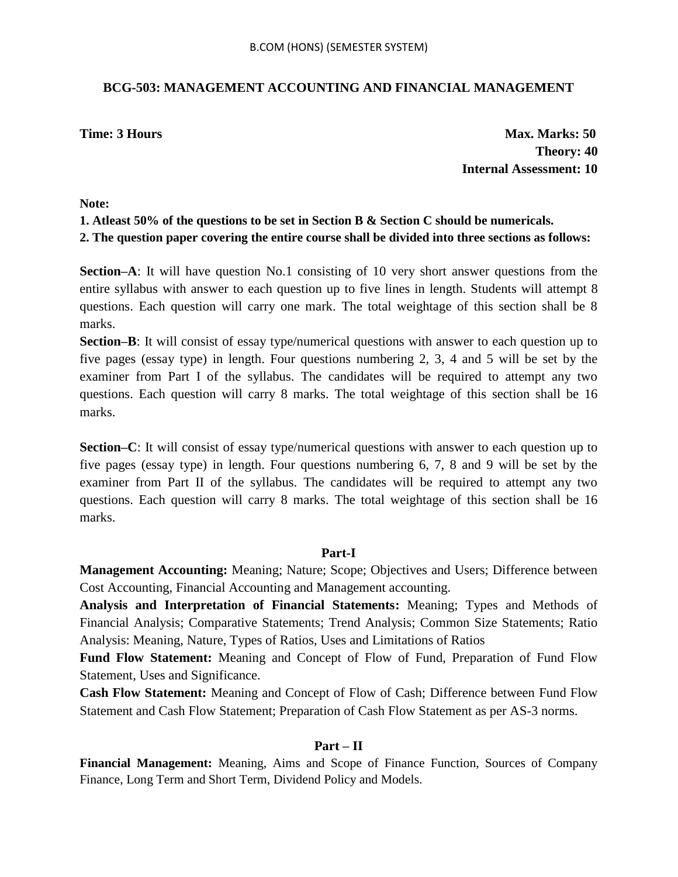# BCG-503: MANAGEMENT ACCOUNTING AND FINANCIAL MANAGEMENT

**Time: 3 Hours**

**Max. Marks: 50**
**Theory: 40**
**Internal Assessment: 10**

**Note:**

**1. Atleast 50% of the questions to be set in Section B & Section C should be numericals.**
**2. The question paper covering the entire course shall be divided into three sections as follows:**

**Section–A**: It will have question No.1 consisting of 10 very short answer questions from the entire syllabus with answer to each question up to five lines in length. Students will attempt 8 questions. Each question will carry one mark. The total weightage of this section shall be 8 marks.

**Section–B**: It will consist of essay type/numerical questions with answer to each question up to five pages (essay type) in length. Four questions numbering 2, 3, 4 and 5 will be set by the examiner from Part I of the syllabus. The candidates will be required to attempt any two questions. Each question will carry 8 marks. The total weightage of this section shall be 16 marks.

**Section–C**: It will consist of essay type/numerical questions with answer to each question up to five pages (essay type) in length. Four questions numbering 6, 7, 8 and 9 will be set by the examiner from Part II of the syllabus. The candidates will be required to attempt any two questions. Each question will carry 8 marks. The total weightage of this section shall be 16 marks.

## Part-I

**Management Accounting:** Meaning; Nature; Scope; Objectives and Users; Difference between Cost Accounting, Financial Accounting and Management accounting.

**Analysis and Interpretation of Financial Statements:** Meaning; Types and Methods of Financial Analysis; Comparative Statements; Trend Analysis; Common Size Statements; Ratio Analysis: Meaning, Nature, Types of Ratios, Uses and Limitations of Ratios

**Fund Flow Statement:** Meaning and Concept of Flow of Fund, Preparation of Fund Flow Statement, Uses and Significance.

**Cash Flow Statement:** Meaning and Concept of Flow of Cash; Difference between Fund Flow Statement and Cash Flow Statement; Preparation of Cash Flow Statement as per AS-3 norms.

## Part – II

**Financial Management:** Meaning, Aims and Scope of Finance Function, Sources of Company Finance, Long Term and Short Term, Dividend Policy and Models.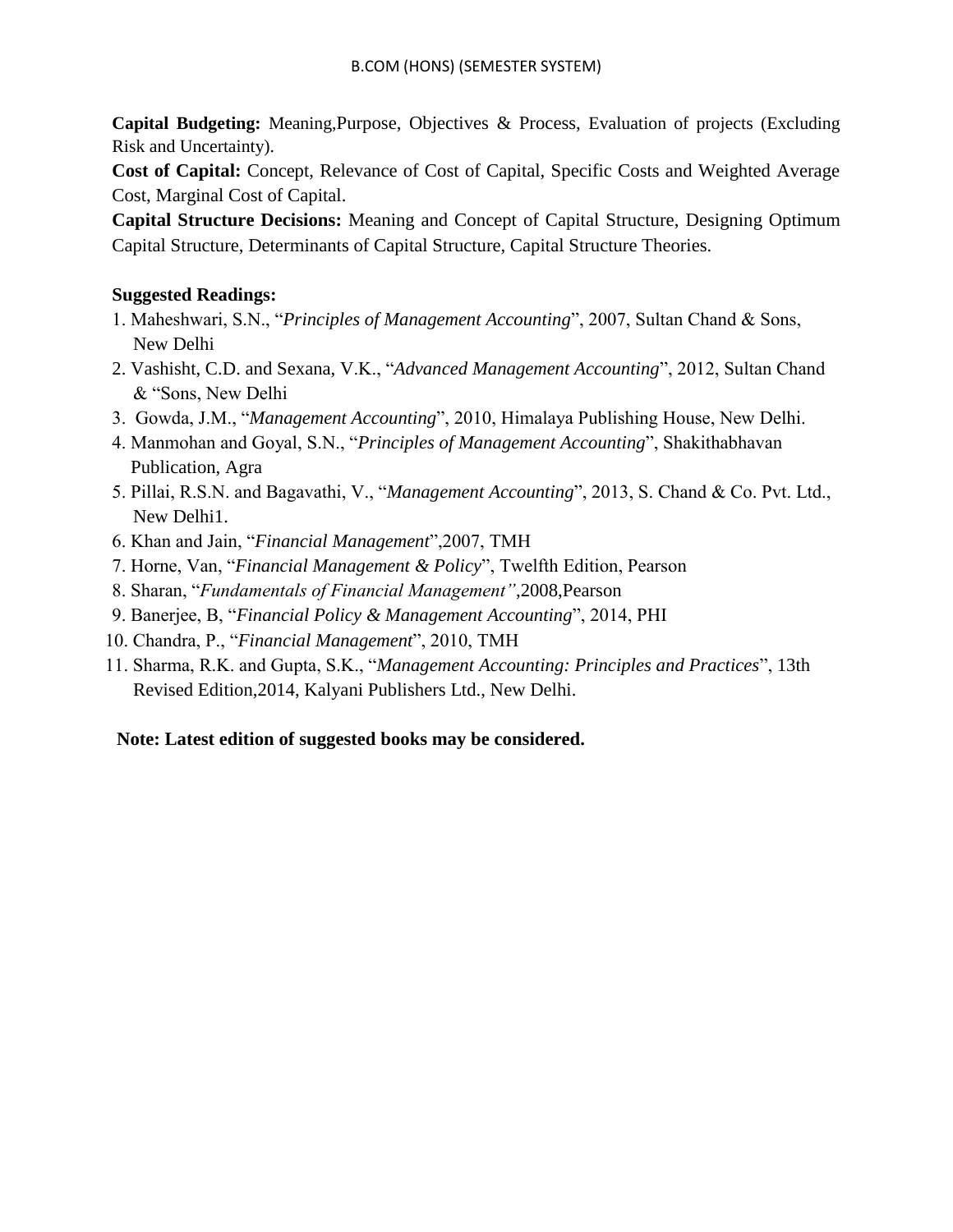**Capital Budgeting:** Meaning,Purpose, Objectives & Process, Evaluation of projects (Excluding Risk and Uncertainty).

**Cost of Capital:** Concept, Relevance of Cost of Capital, Specific Costs and Weighted Average Cost, Marginal Cost of Capital.

**Capital Structure Decisions:** Meaning and Concept of Capital Structure, Designing Optimum Capital Structure, Determinants of Capital Structure, Capital Structure Theories.

**Suggested Readings:**

1. Maheshwari, S.N., "*Principles of Management Accounting*", 2007, Sultan Chand & Sons, New Delhi
2. Vashisht, C.D. and Sexana, V.K., "*Advanced Management Accounting*", 2012, Sultan Chand & "Sons, New Delhi
3. Gowda, J.M., "*Management Accounting*", 2010, Himalaya Publishing House, New Delhi.
4. Manmohan and Goyal, S.N., "*Principles of Management Accounting*", Shakithabhavan Publication, Agra
5. Pillai, R.S.N. and Bagavathi, V., "*Management Accounting*", 2013, S. Chand & Co. Pvt. Ltd., New Delhi1.
6. Khan and Jain, "*Financial Management*",2007, TMH
7. Horne, Van, "*Financial Management & Policy*", Twelfth Edition, Pearson
8. Sharan, "*Fundamentals of Financial Management"*,2008,Pearson
9. Banerjee, B, "*Financial Policy & Management Accounting*", 2014, PHI
10. Chandra, P., "*Financial Management*", 2010, TMH
11. Sharma, R.K. and Gupta, S.K., "*Management Accounting: Principles and Practices*", 13th Revised Edition,2014, Kalyani Publishers Ltd., New Delhi.

**Note: Latest edition of suggested books may be considered.**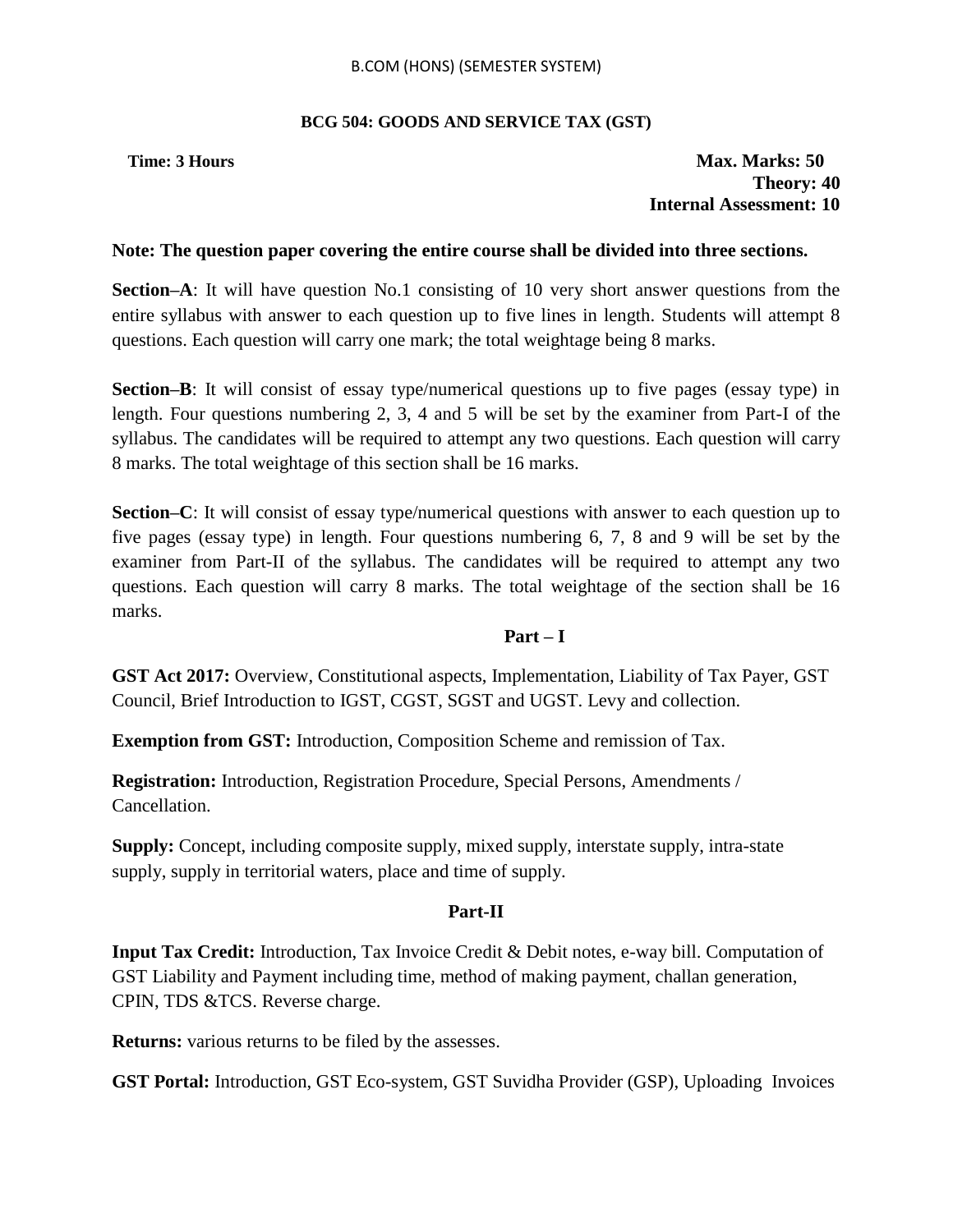B.COM (HONS) (SEMESTER SYSTEM)

## BCG 504: GOODS AND SERVICE TAX (GST)

**Time: 3 Hours**

**Max. Marks: 50**
**Theory: 40**
**Internal Assessment: 10**

**Note: The question paper covering the entire course shall be divided into three sections.**

**Section–A**: It will have question No.1 consisting of 10 very short answer questions from the entire syllabus with answer to each question up to five lines in length. Students will attempt 8 questions. Each question will carry one mark; the total weightage being 8 marks.

**Section–B**: It will consist of essay type/numerical questions up to five pages (essay type) in length. Four questions numbering 2, 3, 4 and 5 will be set by the examiner from Part-I of the syllabus. The candidates will be required to attempt any two questions. Each question will carry 8 marks. The total weightage of this section shall be 16 marks.

**Section–C**: It will consist of essay type/numerical questions with answer to each question up to five pages (essay type) in length. Four questions numbering 6, 7, 8 and 9 will be set by the examiner from Part-II of the syllabus. The candidates will be required to attempt any two questions. Each question will carry 8 marks. The total weightage of the section shall be 16 marks.

### Part – I

**GST Act 2017:** Overview, Constitutional aspects, Implementation, Liability of Tax Payer, GST Council, Brief Introduction to IGST, CGST, SGST and UGST. Levy and collection.

**Exemption from GST:** Introduction, Composition Scheme and remission of Tax.

**Registration:** Introduction, Registration Procedure, Special Persons, Amendments / Cancellation.

**Supply:** Concept, including composite supply, mixed supply, interstate supply, intra-state supply, supply in territorial waters, place and time of supply.

### Part-II

**Input Tax Credit:** Introduction, Tax Invoice Credit & Debit notes, e-way bill. Computation of GST Liability and Payment including time, method of making payment, challan generation, CPIN, TDS &TCS. Reverse charge.

**Returns:** various returns to be filed by the assesses.

**GST Portal:** Introduction, GST Eco-system, GST Suvidha Provider (GSP), Uploading Invoices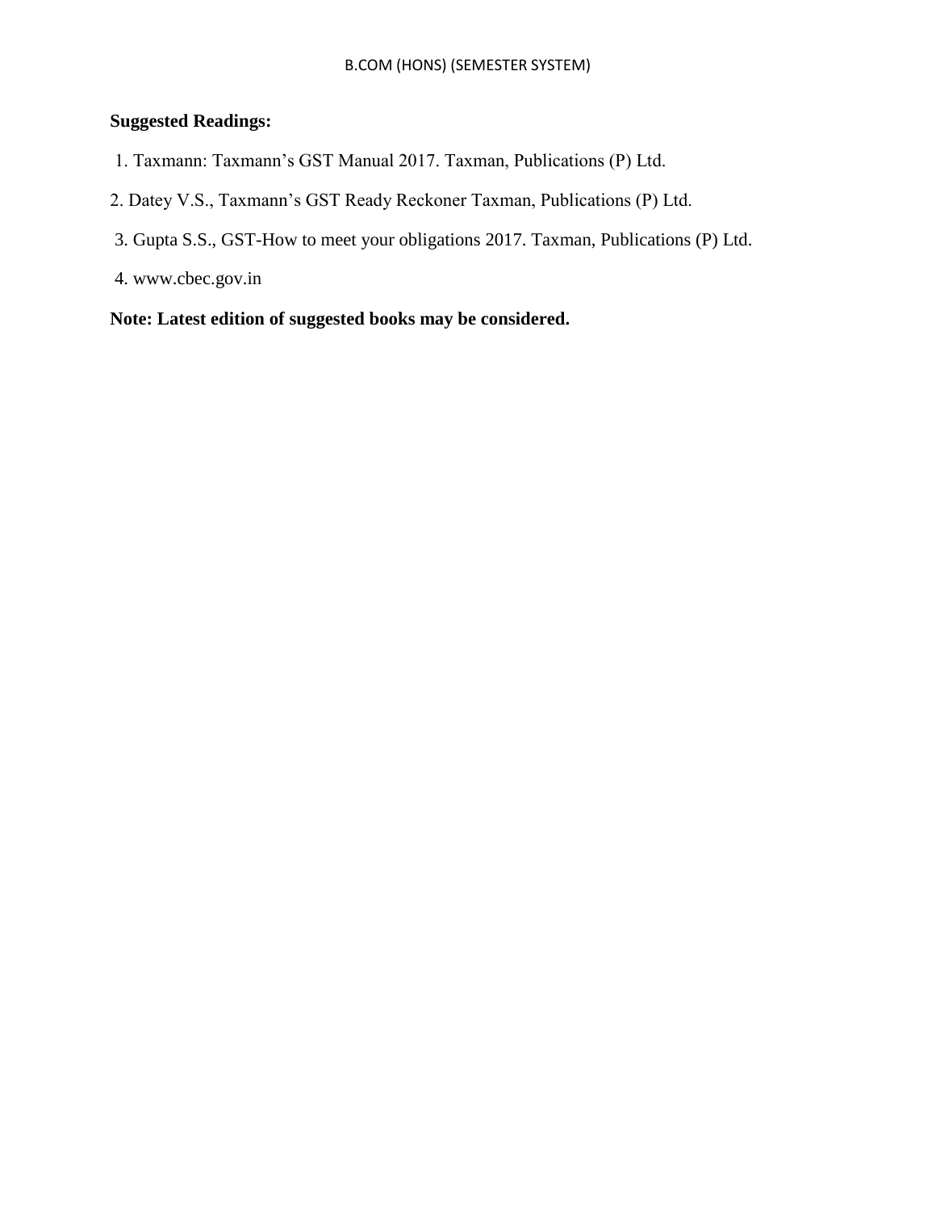**Suggested Readings:**

1. Taxmann: Taxmann's GST Manual 2017. Taxman, Publications (P) Ltd.
2. Datey V.S., Taxmann's GST Ready Reckoner Taxman, Publications (P) Ltd.
3. Gupta S.S., GST-How to meet your obligations 2017. Taxman, Publications (P) Ltd.
4. www.cbec.gov.in

**Note: Latest edition of suggested books may be considered.**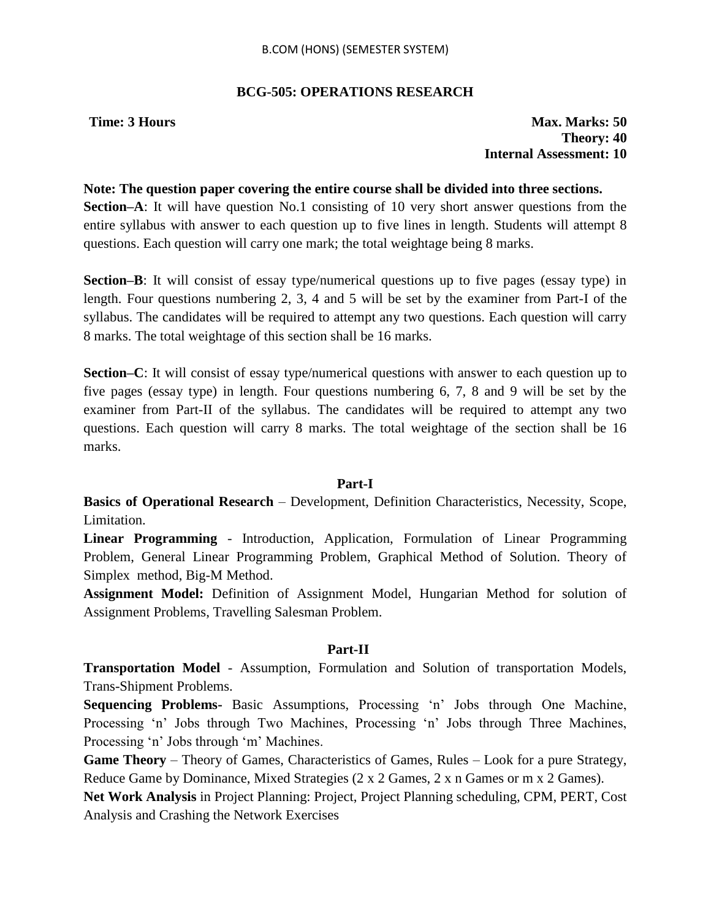## BCG-505: OPERATIONS RESEARCH

**Time: 3 Hours** **Max. Marks: 50**
**Theory: 40**
**Internal Assessment: 10**

**Note: The question paper covering the entire course shall be divided into three sections.**

**Section–A**: It will have question No.1 consisting of 10 very short answer questions from the entire syllabus with answer to each question up to five lines in length. Students will attempt 8 questions. Each question will carry one mark; the total weightage being 8 marks.

**Section–B**: It will consist of essay type/numerical questions up to five pages (essay type) in length. Four questions numbering 2, 3, 4 and 5 will be set by the examiner from Part-I of the syllabus. The candidates will be required to attempt any two questions. Each question will carry 8 marks. The total weightage of this section shall be 16 marks.

**Section–C**: It will consist of essay type/numerical questions with answer to each question up to five pages (essay type) in length. Four questions numbering 6, 7, 8 and 9 will be set by the examiner from Part-II of the syllabus. The candidates will be required to attempt any two questions. Each question will carry 8 marks. The total weightage of the section shall be 16 marks.

### Part-I

**Basics of Operational Research** – Development, Definition Characteristics, Necessity, Scope, Limitation.

**Linear Programming** - Introduction, Application, Formulation of Linear Programming Problem, General Linear Programming Problem, Graphical Method of Solution. Theory of Simplex method, Big-M Method.

**Assignment Model:** Definition of Assignment Model, Hungarian Method for solution of Assignment Problems, Travelling Salesman Problem.

### Part-II

**Transportation Model** - Assumption, Formulation and Solution of transportation Models, Trans-Shipment Problems.

**Sequencing Problems-** Basic Assumptions, Processing 'n' Jobs through One Machine, Processing 'n' Jobs through Two Machines, Processing 'n' Jobs through Three Machines, Processing 'n' Jobs through 'm' Machines.

**Game Theory** – Theory of Games, Characteristics of Games, Rules – Look for a pure Strategy, Reduce Game by Dominance, Mixed Strategies (2 x 2 Games, 2 x n Games or m x 2 Games).

**Net Work Analysis** in Project Planning: Project, Project Planning scheduling, CPM, PERT, Cost Analysis and Crashing the Network Exercises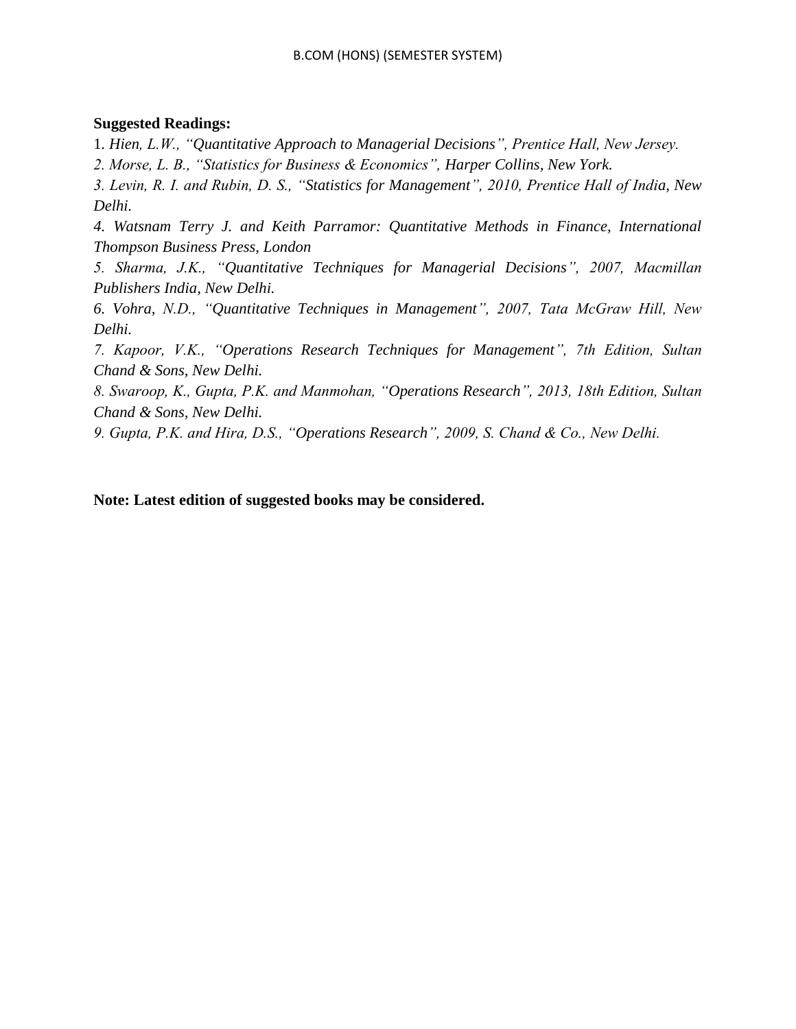**Suggested Readings:**

1. *Hien, L.W., "Quantitative Approach to Managerial Decisions", Prentice Hall, New Jersey.*
2. *Morse, L. B., "Statistics for Business & Economics", Harper Collins, New York.*
3. *Levin, R. I. and Rubin, D. S., "Statistics for Management", 2010, Prentice Hall of India, New Delhi.*
4. *Watsnam Terry J. and Keith Parramor: Quantitative Methods in Finance, International Thompson Business Press, London*
5. *Sharma, J.K., "Quantitative Techniques for Managerial Decisions", 2007, Macmillan Publishers India, New Delhi.*
6. *Vohra, N.D., "Quantitative Techniques in Management", 2007, Tata McGraw Hill, New Delhi.*
7. *Kapoor, V.K., "Operations Research Techniques for Management", 7th Edition, Sultan Chand & Sons, New Delhi.*
8. *Swaroop, K., Gupta, P.K. and Manmohan, "Operations Research", 2013, 18th Edition, Sultan Chand & Sons, New Delhi.*
9. *Gupta, P.K. and Hira, D.S., "Operations Research", 2009, S. Chand & Co., New Delhi.*

**Note: Latest edition of suggested books may be considered.**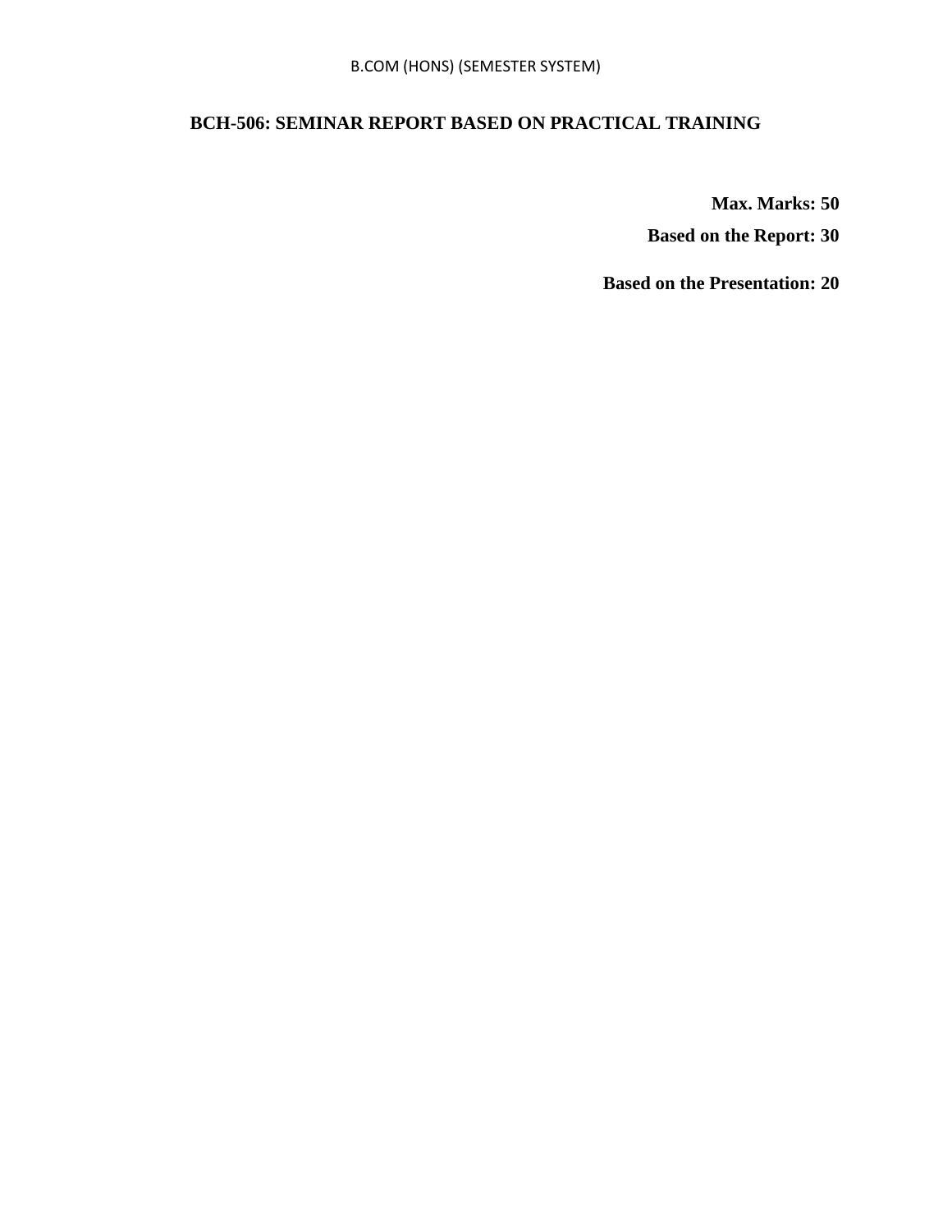## BCH-506: SEMINAR REPORT BASED ON PRACTICAL TRAINING

**Max. Marks: 50**

**Based on the Report: 30**

**Based on the Presentation: 20**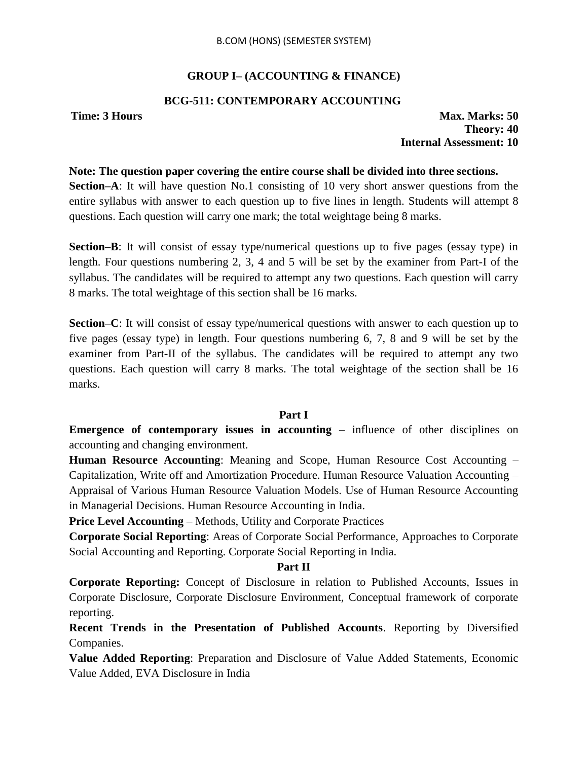## GROUP I– (ACCOUNTING & FINANCE)

### BCG-511: CONTEMPORARY ACCOUNTING

**Time: 3 Hours** **Max. Marks: 50**
**Theory: 40**
**Internal Assessment: 10**

**Note: The question paper covering the entire course shall be divided into three sections.**

**Section–A**: It will have question No.1 consisting of 10 very short answer questions from the entire syllabus with answer to each question up to five lines in length. Students will attempt 8 questions. Each question will carry one mark; the total weightage being 8 marks.

**Section–B**: It will consist of essay type/numerical questions up to five pages (essay type) in length. Four questions numbering 2, 3, 4 and 5 will be set by the examiner from Part-I of the syllabus. The candidates will be required to attempt any two questions. Each question will carry 8 marks. The total weightage of this section shall be 16 marks.

**Section–C**: It will consist of essay type/numerical questions with answer to each question up to five pages (essay type) in length. Four questions numbering 6, 7, 8 and 9 will be set by the examiner from Part-II of the syllabus. The candidates will be required to attempt any two questions. Each question will carry 8 marks. The total weightage of the section shall be 16 marks.

**Part I**

**Emergence of contemporary issues in accounting** – influence of other disciplines on accounting and changing environment.

**Human Resource Accounting**: Meaning and Scope, Human Resource Cost Accounting – Capitalization, Write off and Amortization Procedure. Human Resource Valuation Accounting – Appraisal of Various Human Resource Valuation Models. Use of Human Resource Accounting in Managerial Decisions. Human Resource Accounting in India.

**Price Level Accounting** – Methods, Utility and Corporate Practices

**Corporate Social Reporting**: Areas of Corporate Social Performance, Approaches to Corporate Social Accounting and Reporting. Corporate Social Reporting in India.

**Part II**

**Corporate Reporting:** Concept of Disclosure in relation to Published Accounts, Issues in Corporate Disclosure, Corporate Disclosure Environment, Conceptual framework of corporate reporting.

**Recent Trends in the Presentation of Published Accounts**. Reporting by Diversified Companies.

**Value Added Reporting**: Preparation and Disclosure of Value Added Statements, Economic Value Added, EVA Disclosure in India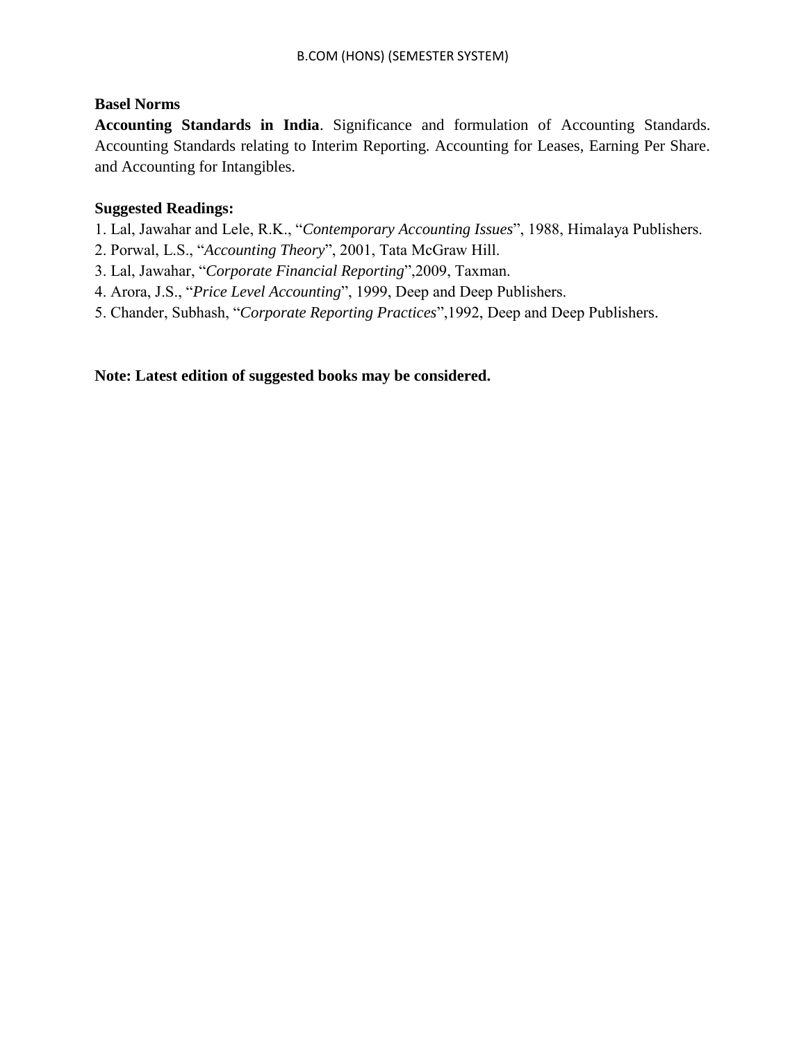**Basel Norms**

**Accounting Standards in India**. Significance and formulation of Accounting Standards. Accounting Standards relating to Interim Reporting. Accounting for Leases, Earning Per Share. and Accounting for Intangibles.

**Suggested Readings:**

1. Lal, Jawahar and Lele, R.K., "*Contemporary Accounting Issues*", 1988, Himalaya Publishers.
2. Porwal, L.S., "*Accounting Theory*", 2001, Tata McGraw Hill.
3. Lal, Jawahar, "*Corporate Financial Reporting*",2009, Taxman.
4. Arora, J.S., "*Price Level Accounting*", 1999, Deep and Deep Publishers.
5. Chander, Subhash, "*Corporate Reporting Practices*",1992, Deep and Deep Publishers.

**Note: Latest edition of suggested books may be considered.**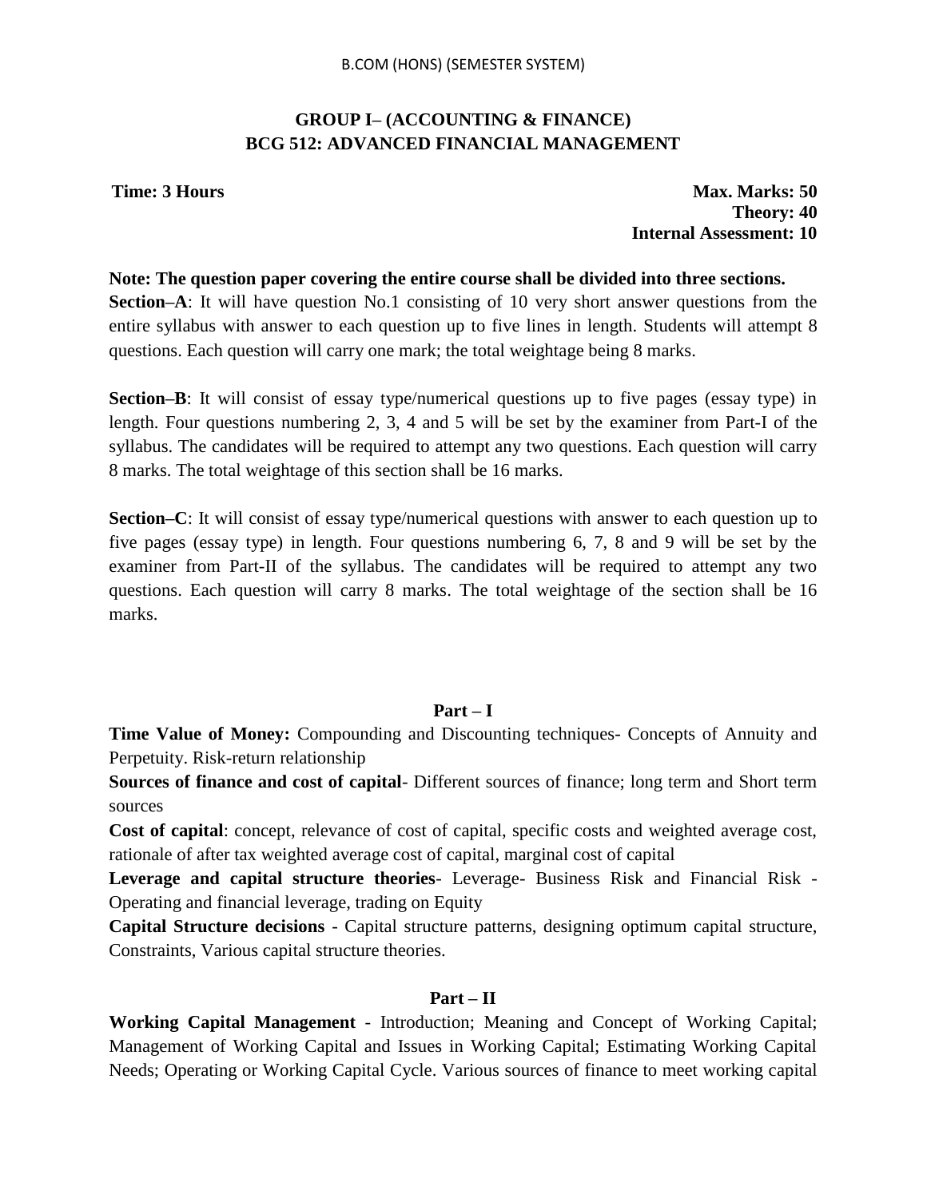## GROUP I– (ACCOUNTING & FINANCE)
## BCG 512: ADVANCED FINANCIAL MANAGEMENT

**Time: 3 Hours** **Max. Marks: 50**
**Theory: 40**
**Internal Assessment: 10**

**Note: The question paper covering the entire course shall be divided into three sections.**

**Section–A**: It will have question No.1 consisting of 10 very short answer questions from the entire syllabus with answer to each question up to five lines in length. Students will attempt 8 questions. Each question will carry one mark; the total weightage being 8 marks.

**Section–B**: It will consist of essay type/numerical questions up to five pages (essay type) in length. Four questions numbering 2, 3, 4 and 5 will be set by the examiner from Part-I of the syllabus. The candidates will be required to attempt any two questions. Each question will carry 8 marks. The total weightage of this section shall be 16 marks.

**Section–C**: It will consist of essay type/numerical questions with answer to each question up to five pages (essay type) in length. Four questions numbering 6, 7, 8 and 9 will be set by the examiner from Part-II of the syllabus. The candidates will be required to attempt any two questions. Each question will carry 8 marks. The total weightage of the section shall be 16 marks.

### Part – I

**Time Value of Money:** Compounding and Discounting techniques- Concepts of Annuity and Perpetuity. Risk-return relationship

**Sources of finance and cost of capital**- Different sources of finance; long term and Short term sources

**Cost of capital**: concept, relevance of cost of capital, specific costs and weighted average cost, rationale of after tax weighted average cost of capital, marginal cost of capital

**Leverage and capital structure theories**- Leverage- Business Risk and Financial Risk - Operating and financial leverage, trading on Equity

**Capital Structure decisions** - Capital structure patterns, designing optimum capital structure, Constraints, Various capital structure theories.

### Part – II

**Working Capital Management** - Introduction; Meaning and Concept of Working Capital; Management of Working Capital and Issues in Working Capital; Estimating Working Capital Needs; Operating or Working Capital Cycle. Various sources of finance to meet working capital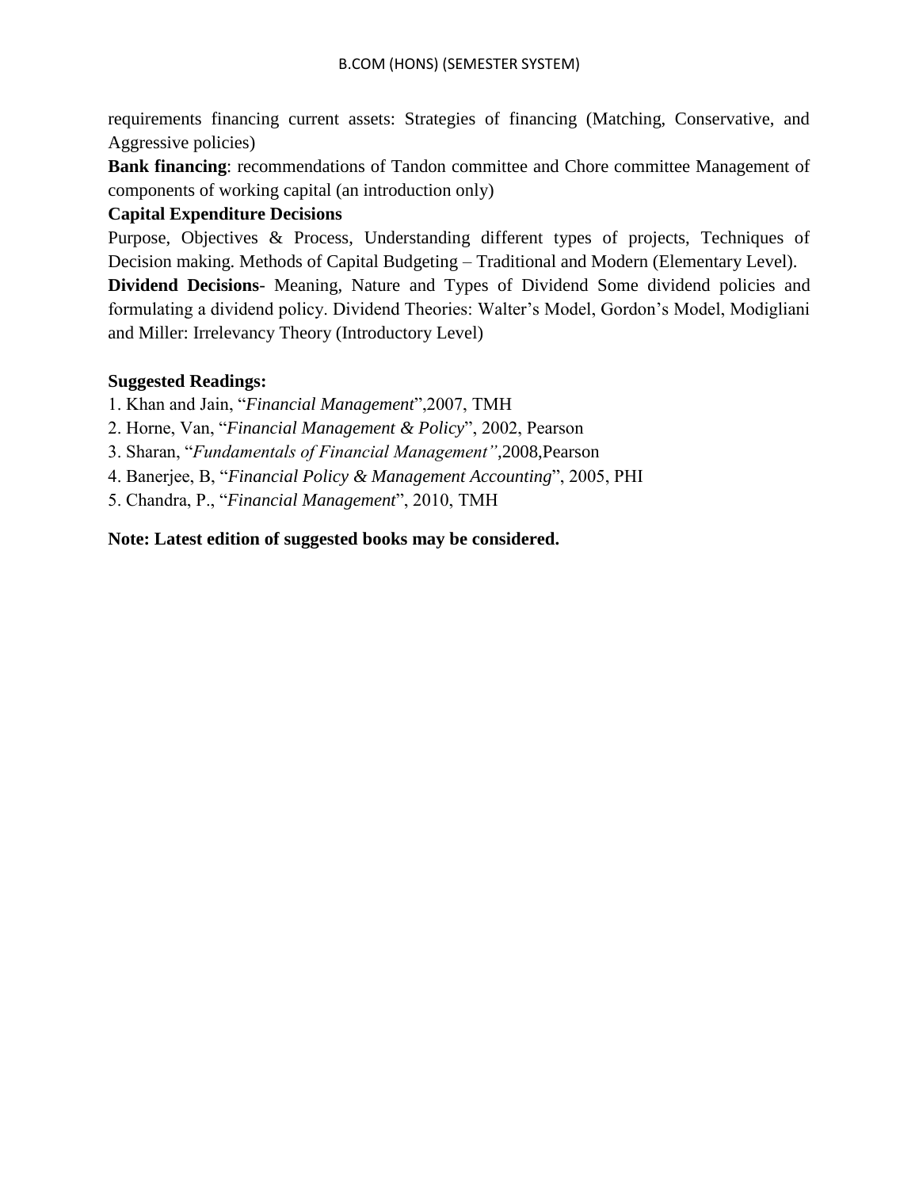requirements financing current assets: Strategies of financing (Matching, Conservative, and Aggressive policies)

**Bank financing**: recommendations of Tandon committee and Chore committee Management of components of working capital (an introduction only)

**Capital Expenditure Decisions**

Purpose, Objectives & Process, Understanding different types of projects, Techniques of Decision making. Methods of Capital Budgeting – Traditional and Modern (Elementary Level).

**Dividend Decisions**- Meaning, Nature and Types of Dividend Some dividend policies and formulating a dividend policy. Dividend Theories: Walter's Model, Gordon's Model, Modigliani and Miller: Irrelevancy Theory (Introductory Level)

**Suggested Readings:**

1. Khan and Jain, "*Financial Management*",2007, TMH
2. Horne, Van, "*Financial Management & Policy*", 2002, Pearson
3. Sharan, "*Fundamentals of Financial Management"*,2008,Pearson
4. Banerjee, B, "*Financial Policy & Management Accounting*", 2005, PHI
5. Chandra, P., "*Financial Management*", 2010, TMH

**Note: Latest edition of suggested books may be considered.**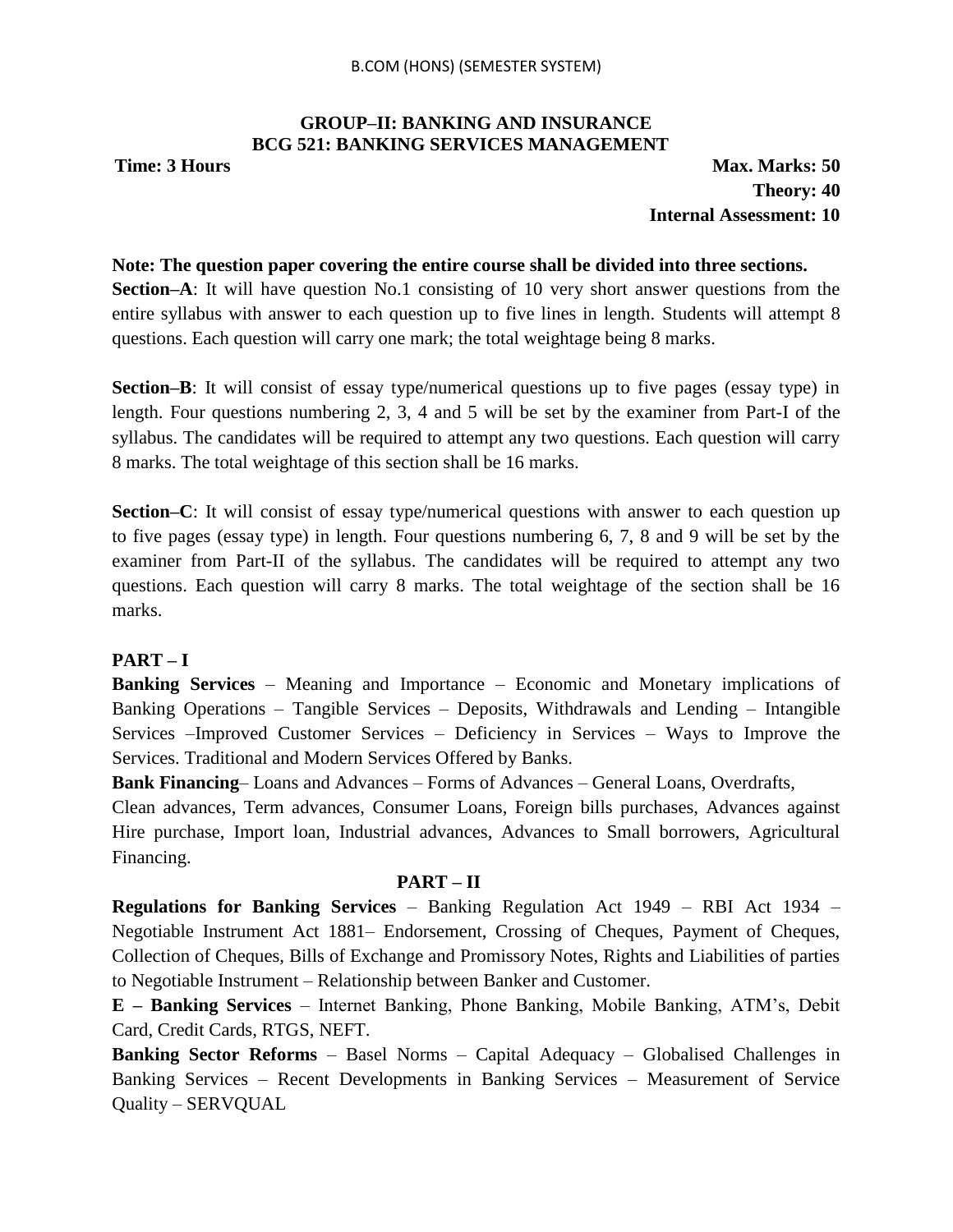## GROUP–II: BANKING AND INSURANCE
## BCG 521: BANKING SERVICES MANAGEMENT

**Time: 3 Hours** **Max. Marks: 50**

**Theory: 40**

**Internal Assessment: 10**

**Note: The question paper covering the entire course shall be divided into three sections.**

**Section–A**: It will have question No.1 consisting of 10 very short answer questions from the entire syllabus with answer to each question up to five lines in length. Students will attempt 8 questions. Each question will carry one mark; the total weightage being 8 marks.

**Section–B**: It will consist of essay type/numerical questions up to five pages (essay type) in length. Four questions numbering 2, 3, 4 and 5 will be set by the examiner from Part-I of the syllabus. The candidates will be required to attempt any two questions. Each question will carry 8 marks. The total weightage of this section shall be 16 marks.

**Section–C**: It will consist of essay type/numerical questions with answer to each question up to five pages (essay type) in length. Four questions numbering 6, 7, 8 and 9 will be set by the examiner from Part-II of the syllabus. The candidates will be required to attempt any two questions. Each question will carry 8 marks. The total weightage of the section shall be 16 marks.

### PART – I

**Banking Services** – Meaning and Importance – Economic and Monetary implications of Banking Operations – Tangible Services – Deposits, Withdrawals and Lending – Intangible Services –Improved Customer Services – Deficiency in Services – Ways to Improve the Services. Traditional and Modern Services Offered by Banks.

**Bank Financing**– Loans and Advances – Forms of Advances – General Loans, Overdrafts, Clean advances, Term advances, Consumer Loans, Foreign bills purchases, Advances against Hire purchase, Import loan, Industrial advances, Advances to Small borrowers, Agricultural Financing.

### PART – II

**Regulations for Banking Services** – Banking Regulation Act 1949 – RBI Act 1934 – Negotiable Instrument Act 1881– Endorsement, Crossing of Cheques, Payment of Cheques, Collection of Cheques, Bills of Exchange and Promissory Notes, Rights and Liabilities of parties to Negotiable Instrument – Relationship between Banker and Customer.

**E – Banking Services** – Internet Banking, Phone Banking, Mobile Banking, ATM's, Debit Card, Credit Cards, RTGS, NEFT.

**Banking Sector Reforms** – Basel Norms – Capital Adequacy – Globalised Challenges in Banking Services – Recent Developments in Banking Services – Measurement of Service Quality – SERVQUAL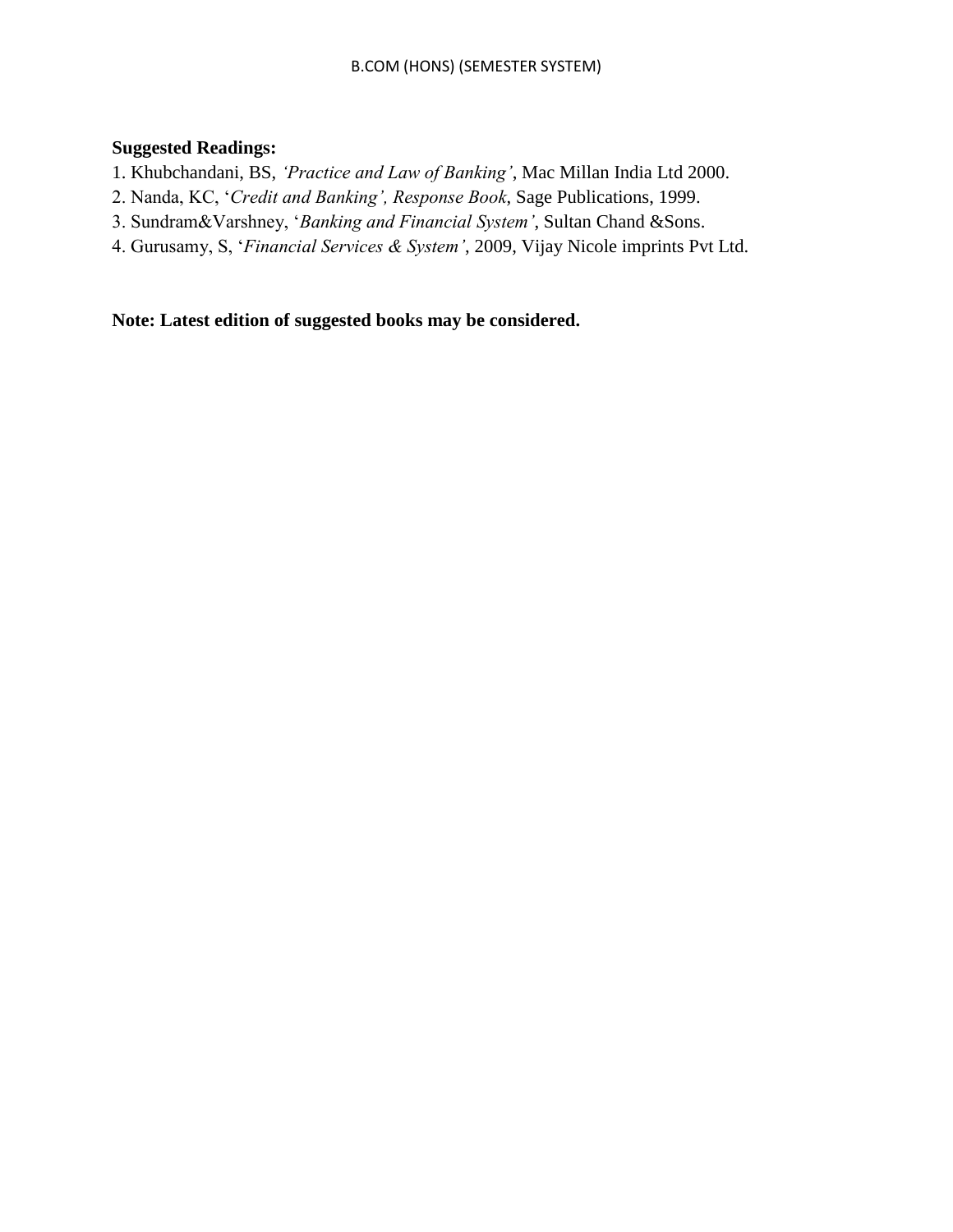**Suggested Readings:**

1. Khubchandani, BS, *'Practice and Law of Banking'*, Mac Millan India Ltd 2000.
2. Nanda, KC, '*Credit and Banking', Response Book*, Sage Publications, 1999.
3. Sundram&Varshney, '*Banking and Financial System'*, Sultan Chand &Sons.
4. Gurusamy, S, '*Financial Services & System'*, 2009, Vijay Nicole imprints Pvt Ltd.

**Note: Latest edition of suggested books may be considered.**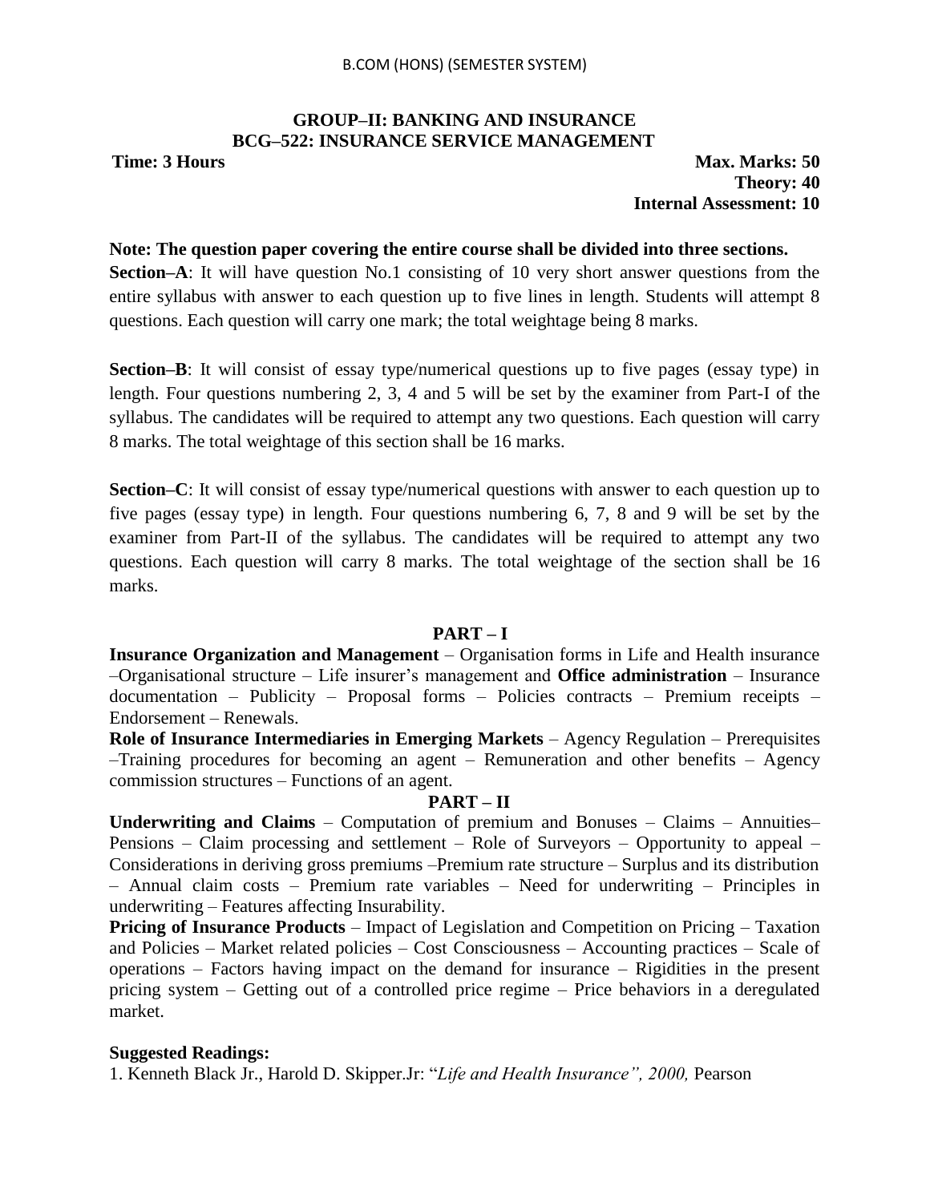## GROUP–II: BANKING AND INSURANCE
## BCG–522: INSURANCE SERVICE MANAGEMENT

**Time: 3 Hours** **Max. Marks: 50**
**Theory: 40**
**Internal Assessment: 10**

**Note: The question paper covering the entire course shall be divided into three sections.**

**Section–A**: It will have question No.1 consisting of 10 very short answer questions from the entire syllabus with answer to each question up to five lines in length. Students will attempt 8 questions. Each question will carry one mark; the total weightage being 8 marks.

**Section–B**: It will consist of essay type/numerical questions up to five pages (essay type) in length. Four questions numbering 2, 3, 4 and 5 will be set by the examiner from Part-I of the syllabus. The candidates will be required to attempt any two questions. Each question will carry 8 marks. The total weightage of this section shall be 16 marks.

**Section–C**: It will consist of essay type/numerical questions with answer to each question up to five pages (essay type) in length. Four questions numbering 6, 7, 8 and 9 will be set by the examiner from Part-II of the syllabus. The candidates will be required to attempt any two questions. Each question will carry 8 marks. The total weightage of the section shall be 16 marks.

### PART – I

**Insurance Organization and Management** – Organisation forms in Life and Health insurance –Organisational structure – Life insurer's management and **Office administration** – Insurance documentation – Publicity – Proposal forms – Policies contracts – Premium receipts – Endorsement – Renewals.

**Role of Insurance Intermediaries in Emerging Markets** – Agency Regulation – Prerequisites –Training procedures for becoming an agent – Remuneration and other benefits – Agency commission structures – Functions of an agent.

### PART – II

**Underwriting and Claims** – Computation of premium and Bonuses – Claims – Annuities– Pensions – Claim processing and settlement – Role of Surveyors – Opportunity to appeal – Considerations in deriving gross premiums –Premium rate structure – Surplus and its distribution – Annual claim costs – Premium rate variables – Need for underwriting – Principles in underwriting – Features affecting Insurability.

**Pricing of Insurance Products** – Impact of Legislation and Competition on Pricing – Taxation and Policies – Market related policies – Cost Consciousness – Accounting practices – Scale of operations – Factors having impact on the demand for insurance – Rigidities in the present pricing system – Getting out of a controlled price regime – Price behaviors in a deregulated market.

**Suggested Readings:**

1. Kenneth Black Jr., Harold D. Skipper.Jr: "*Life and Health Insurance", 2000,* Pearson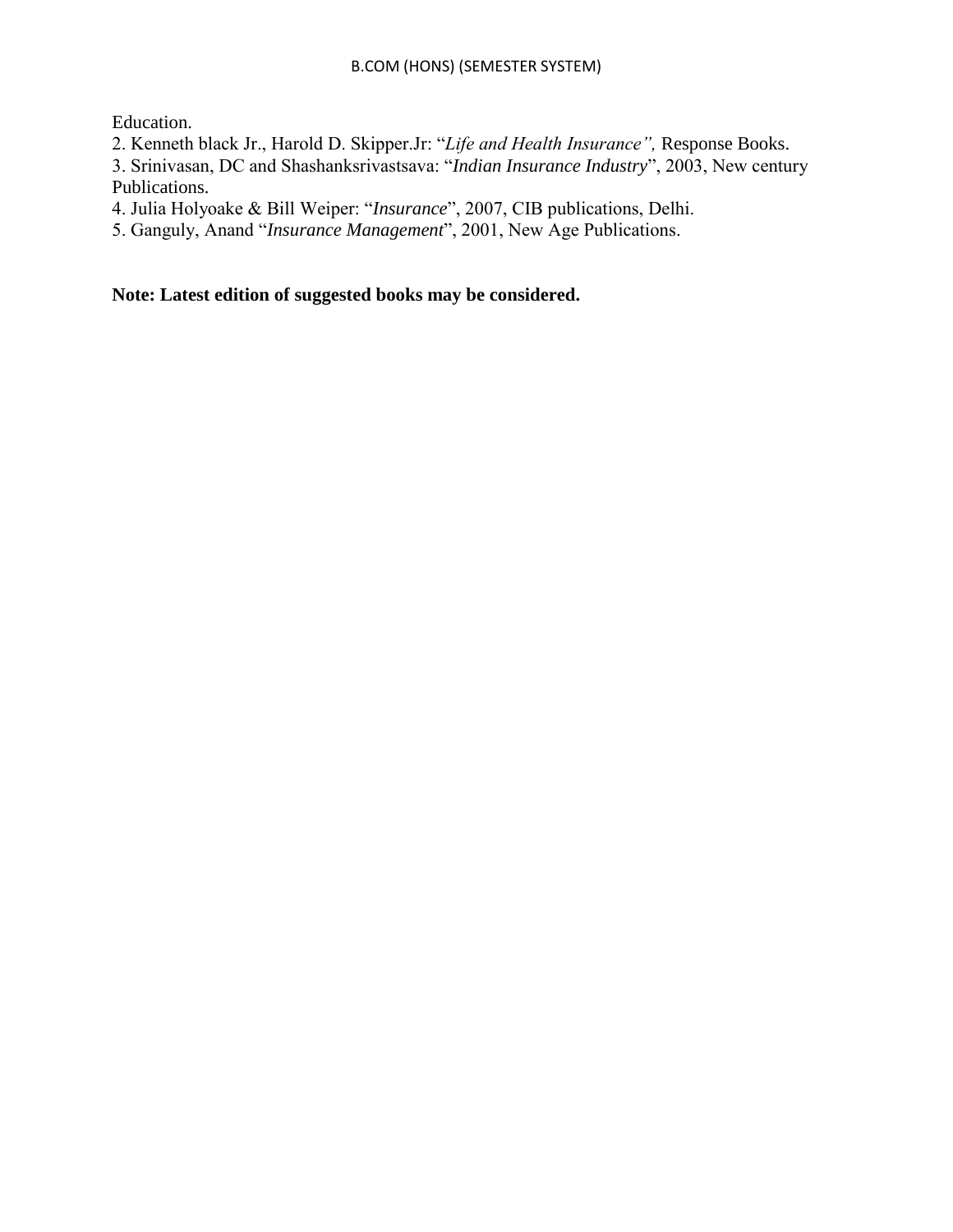Education.

2. Kenneth black Jr., Harold D. Skipper.Jr: "*Life and Health Insurance",* Response Books.
3. Srinivasan, DC and Shashanksrivastsava: "*Indian Insurance Industry*", 2003, New century Publications.
4. Julia Holyoake & Bill Weiper: "*Insurance*", 2007, CIB publications, Delhi.
5. Ganguly, Anand "*Insurance Management*", 2001, New Age Publications.

**Note: Latest edition of suggested books may be considered.**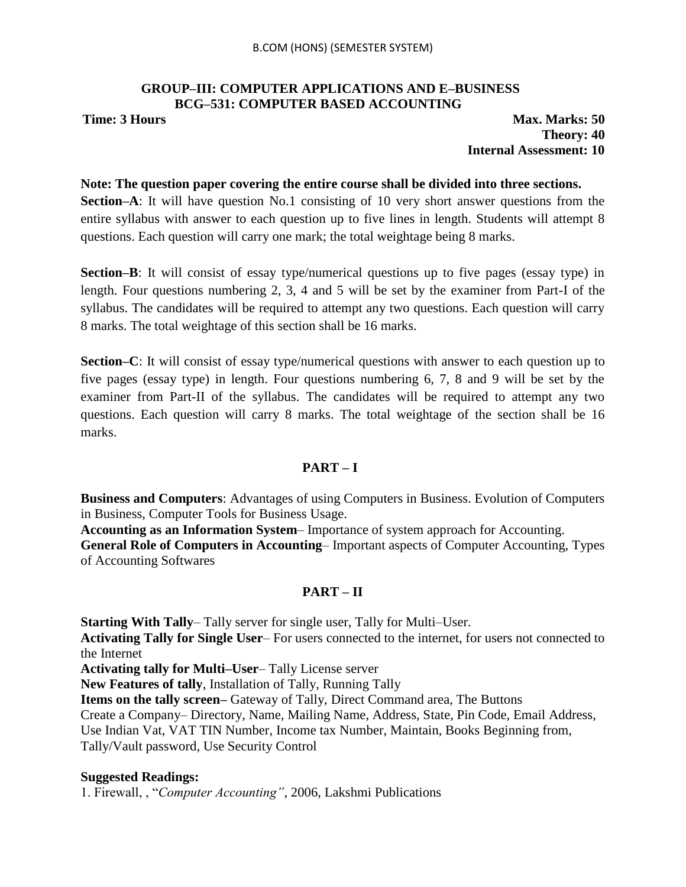## GROUP–III: COMPUTER APPLICATIONS AND E–BUSINESS
## BCG–531: COMPUTER BASED ACCOUNTING

**Time: 3 Hours** | **Max. Marks: 50**
**Theory: 40**
**Internal Assessment: 10**

**Note: The question paper covering the entire course shall be divided into three sections.**

**Section–A**: It will have question No.1 consisting of 10 very short answer questions from the entire syllabus with answer to each question up to five lines in length. Students will attempt 8 questions. Each question will carry one mark; the total weightage being 8 marks.

**Section–B**: It will consist of essay type/numerical questions up to five pages (essay type) in length. Four questions numbering 2, 3, 4 and 5 will be set by the examiner from Part-I of the syllabus. The candidates will be required to attempt any two questions. Each question will carry 8 marks. The total weightage of this section shall be 16 marks.

**Section–C**: It will consist of essay type/numerical questions with answer to each question up to five pages (essay type) in length. Four questions numbering 6, 7, 8 and 9 will be set by the examiner from Part-II of the syllabus. The candidates will be required to attempt any two questions. Each question will carry 8 marks. The total weightage of the section shall be 16 marks.

### PART – I

**Business and Computers**: Advantages of using Computers in Business. Evolution of Computers in Business, Computer Tools for Business Usage.
**Accounting as an Information System**– Importance of system approach for Accounting.
**General Role of Computers in Accounting**– Important aspects of Computer Accounting, Types of Accounting Softwares

### PART – II

**Starting With Tally**– Tally server for single user, Tally for Multi–User.
**Activating Tally for Single User**– For users connected to the internet, for users not connected to the Internet
**Activating tally for Multi–User**– Tally License server
**New Features of tally**, Installation of Tally, Running Tally
**Items on the tally screen–** Gateway of Tally, Direct Command area, The Buttons
Create a Company– Directory, Name, Mailing Name, Address, State, Pin Code, Email Address, Use Indian Vat, VAT TIN Number, Income tax Number, Maintain, Books Beginning from, Tally/Vault password, Use Security Control

**Suggested Readings:**
1. Firewall, , "*Computer Accounting"*, 2006, Lakshmi Publications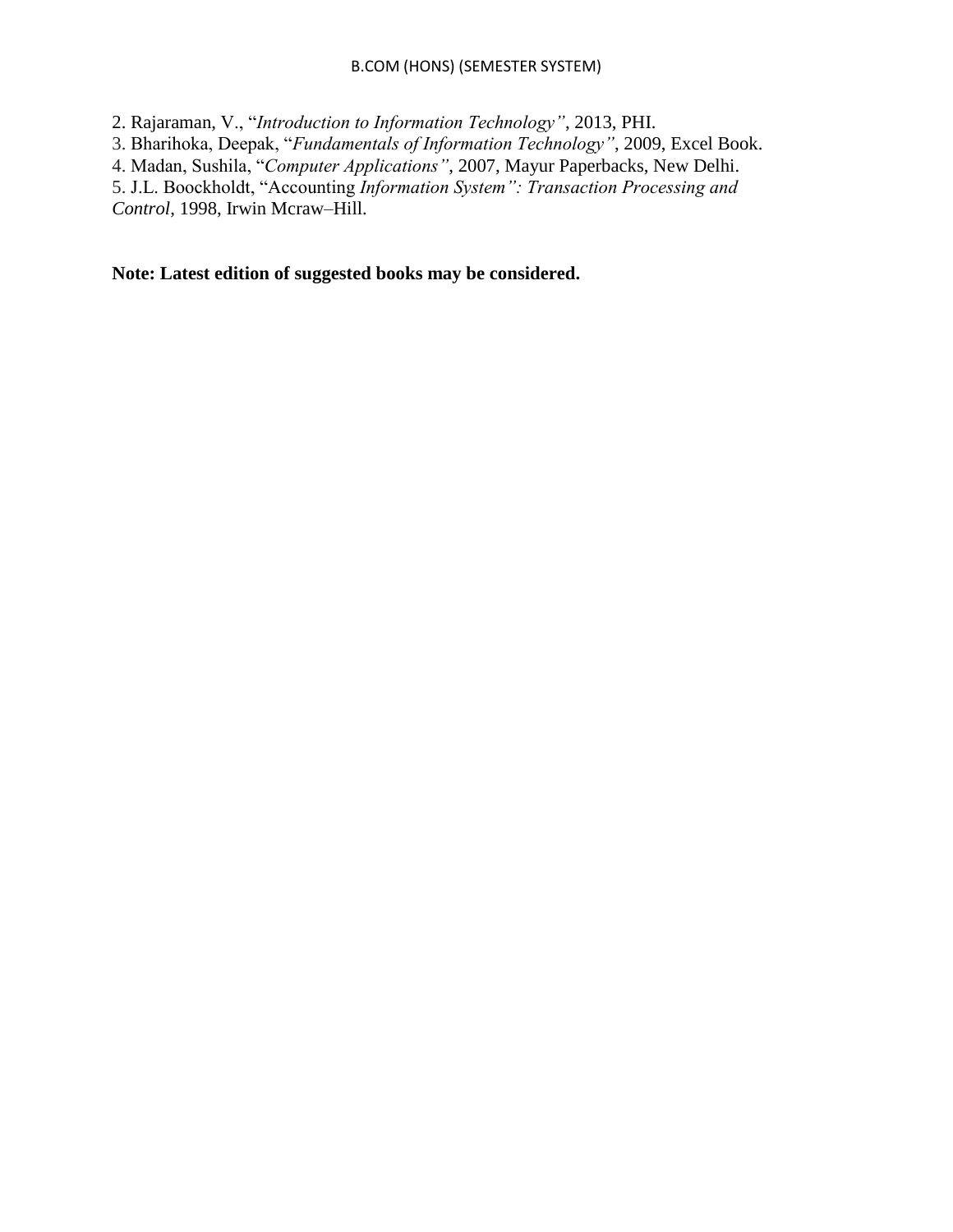2. Rajaraman, V., "*Introduction to Information Technology"*, 2013, PHI.
3. Bharihoka, Deepak, "*Fundamentals of Information Technology"*, 2009, Excel Book.
4. Madan, Sushila, "*Computer Applications"*, 2007, Mayur Paperbacks, New Delhi.
5. J.L. Boockholdt, "Accounting *Information System": Transaction Processing and Control*, 1998, Irwin Mcraw–Hill.

**Note: Latest edition of suggested books may be considered.**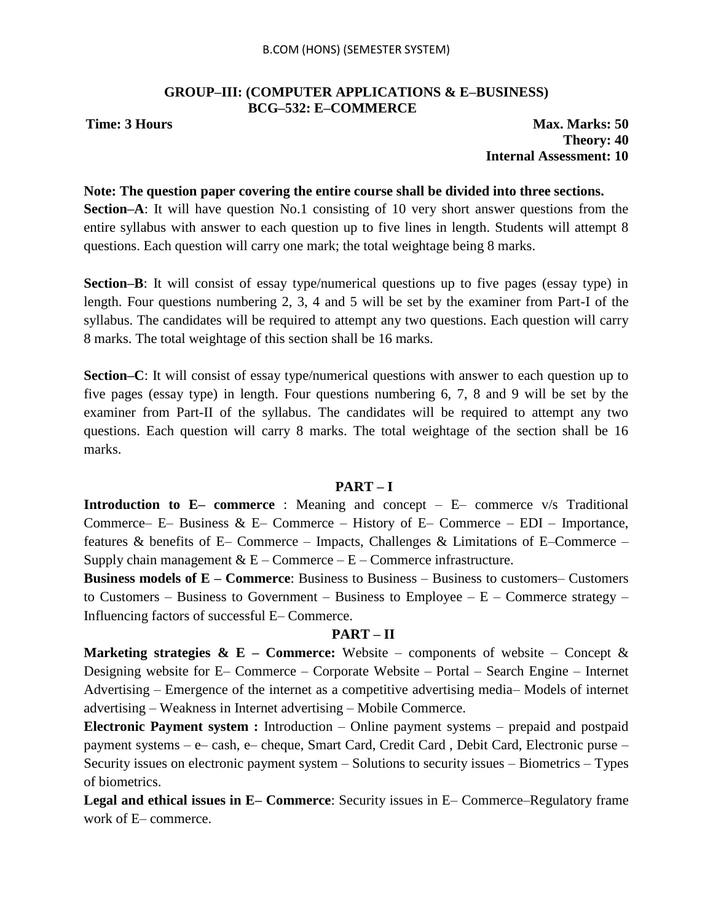## GROUP–III: (COMPUTER APPLICATIONS & E–BUSINESS)
## BCG–532: E–COMMERCE

**Time: 3 Hours** **Max. Marks: 50**
**Theory: 40**
**Internal Assessment: 10**

**Note: The question paper covering the entire course shall be divided into three sections.**

**Section–A**: It will have question No.1 consisting of 10 very short answer questions from the entire syllabus with answer to each question up to five lines in length. Students will attempt 8 questions. Each question will carry one mark; the total weightage being 8 marks.

**Section–B**: It will consist of essay type/numerical questions up to five pages (essay type) in length. Four questions numbering 2, 3, 4 and 5 will be set by the examiner from Part-I of the syllabus. The candidates will be required to attempt any two questions. Each question will carry 8 marks. The total weightage of this section shall be 16 marks.

**Section–C**: It will consist of essay type/numerical questions with answer to each question up to five pages (essay type) in length. Four questions numbering 6, 7, 8 and 9 will be set by the examiner from Part-II of the syllabus. The candidates will be required to attempt any two questions. Each question will carry 8 marks. The total weightage of the section shall be 16 marks.

### PART – I

**Introduction to E– commerce** : Meaning and concept – E– commerce v/s Traditional Commerce– E– Business & E– Commerce – History of E– Commerce – EDI – Importance, features & benefits of E– Commerce – Impacts, Challenges & Limitations of E–Commerce – Supply chain management & E – Commerce – E – Commerce infrastructure.

**Business models of E – Commerce**: Business to Business – Business to customers– Customers to Customers – Business to Government – Business to Employee – E – Commerce strategy – Influencing factors of successful E– Commerce.

### PART – II

**Marketing strategies & E – Commerce:** Website – components of website – Concept & Designing website for E– Commerce – Corporate Website – Portal – Search Engine – Internet Advertising – Emergence of the internet as a competitive advertising media– Models of internet advertising – Weakness in Internet advertising – Mobile Commerce.

**Electronic Payment system :** Introduction – Online payment systems – prepaid and postpaid payment systems – e– cash, e– cheque, Smart Card, Credit Card , Debit Card, Electronic purse – Security issues on electronic payment system – Solutions to security issues – Biometrics – Types of biometrics.

**Legal and ethical issues in E– Commerce**: Security issues in E– Commerce–Regulatory frame work of E– commerce.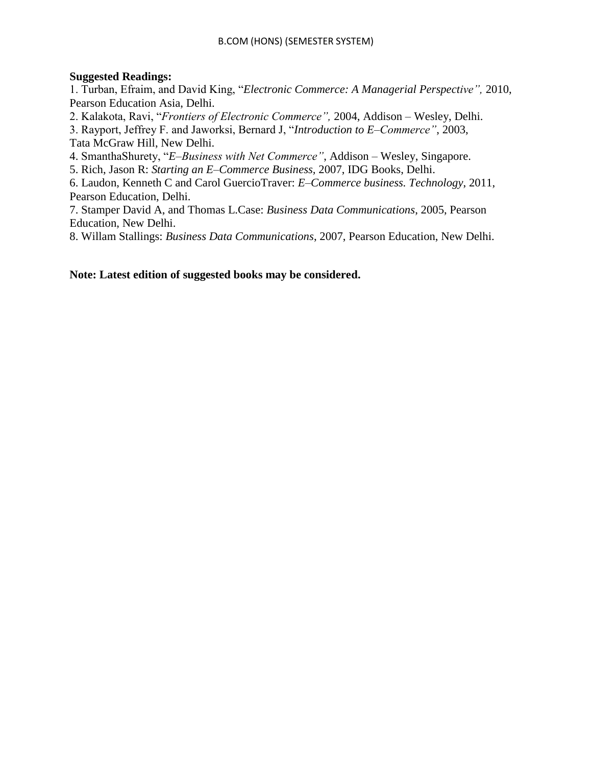**Suggested Readings:**

1. Turban, Efraim, and David King, "*Electronic Commerce: A Managerial Perspective",* 2010, Pearson Education Asia, Delhi.
2. Kalakota, Ravi, "*Frontiers of Electronic Commerce",* 2004, Addison – Wesley, Delhi.
3. Rayport, Jeffrey F. and Jaworksi, Bernard J, "*Introduction to E–Commerce"*, 2003, Tata McGraw Hill, New Delhi.
4. SmanthaShurety, "*E–Business with Net Commerce"*, Addison – Wesley, Singapore.
5. Rich, Jason R: *Starting an E–Commerce Business,* 2007, IDG Books, Delhi.
6. Laudon, Kenneth C and Carol GuercioTraver: *E–Commerce business. Technology*, 2011, Pearson Education, Delhi.
7. Stamper David A, and Thomas L.Case: *Business Data Communications*, 2005, Pearson Education, New Delhi.
8. Willam Stallings: *Business Data Communications*, 2007, Pearson Education, New Delhi.

**Note: Latest edition of suggested books may be considered.**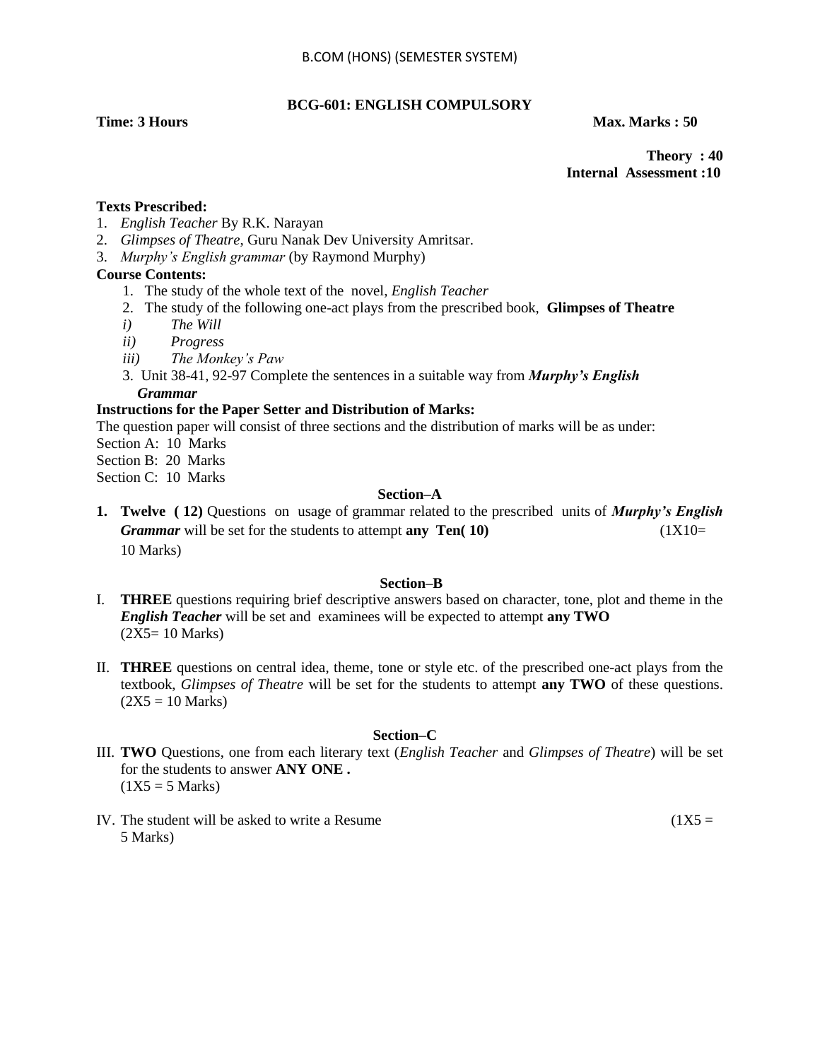B.COM (HONS) (SEMESTER SYSTEM)

**BCG-601: ENGLISH COMPULSORY**

**Time: 3 Hours** **Max. Marks : 50**

**Theory : 40**
**Internal Assessment :10**

**Texts Prescribed:**

1. *English Teacher* By R.K. Narayan
2. *Glimpses of Theatre*, Guru Nanak Dev University Amritsar.
3. *Murphy's English grammar* (by Raymond Murphy)

**Course Contents:**

1. The study of the whole text of the novel, *English Teacher*
2. The study of the following one-act plays from the prescribed book, **Glimpses of Theatre**
   *i) The Will*
   *ii) Progress*
   *iii) The Monkey's Paw*
3. Unit 38-41, 92-97 Complete the sentences in a suitable way from ***Murphy's English Grammar***

**Instructions for the Paper Setter and Distribution of Marks:**

The question paper will consist of three sections and the distribution of marks will be as under:

Section A: 10 Marks
Section B: 20 Marks
Section C: 10 Marks

**Section–A**

1. **Twelve ( 12)** Questions on usage of grammar related to the prescribed units of ***Murphy's English Grammar*** will be set for the students to attempt **any Ten( 10)** (1X10= 10 Marks)

**Section–B**

I. **THREE** questions requiring brief descriptive answers based on character, tone, plot and theme in the ***English Teacher*** will be set and examinees will be expected to attempt **any TWO** (2X5= 10 Marks)

II. **THREE** questions on central idea, theme, tone or style etc. of the prescribed one-act plays from the textbook, *Glimpses of Theatre* will be set for the students to attempt **any TWO** of these questions. (2X5 = 10 Marks)

**Section–C**

III. **TWO** Questions, one from each literary text (*English Teacher* and *Glimpses of Theatre*) will be set for the students to answer **ANY ONE .** (1X5 = 5 Marks)

IV. The student will be asked to write a Resume (1X5 = 5 Marks)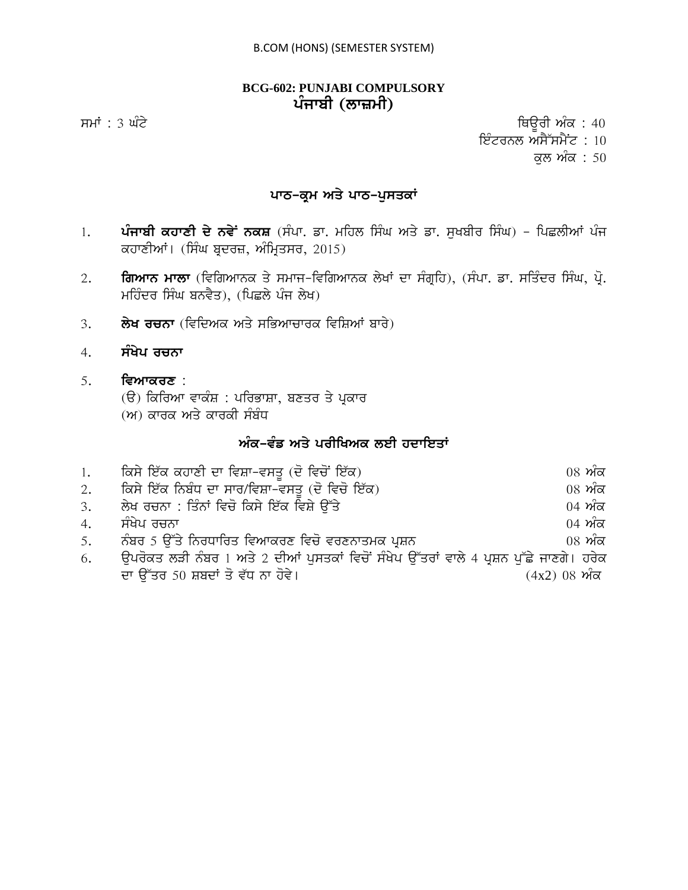B.COM (HONS) (SEMESTER SYSTEM)

## BCG-602: PUNJABI COMPULSORY
## ਪੰਜਾਬੀ (ਲਾਜ਼ਮੀ)

ਸਮਾਂ : 3 ਘੰਟੇ

ਥਿਊਰੀ ਅੰਕ : 40
ਇੰਟਰਨਲ ਅਸੈੱਸਮੈਂਟ : 10
ਕੁਲ ਅੰਕ : 50

### ਪਾਠ-ਕ੍ਰਮ ਅਤੇ ਪਾਠ-ਪੁਸਤਕਾਂ

1. **ਪੰਜਾਬੀ ਕਹਾਣੀ ਦੇ ਨਵੇਂ ਨਕਸ਼** (ਸੰਪਾ. ਡਾ. ਮਹਿਲ ਸਿੰਘ ਅਤੇ ਡਾ. ਸੁਖਬੀਰ ਸਿੰਘ) - ਪਿਛਲੀਆਂ ਪੰਜ ਕਹਾਣੀਆਂ। (ਸਿੰਘ ਬ੍ਰਦਰਜ਼, ਅੰਮ੍ਰਿਤਸਰ, 2015)
2. **ਗਿਆਨ ਮਾਲਾ** (ਵਿਗਿਆਨਕ ਤੇ ਸਮਾਜ-ਵਿਗਿਆਨਕ ਲੇਖਾਂ ਦਾ ਸੰਗ੍ਰਹਿ), (ਸੰਪਾ. ਡਾ. ਸਤਿੰਦਰ ਸਿੰਘ, ਪ੍ਰੋ. ਮਹਿੰਦਰ ਸਿੰਘ ਬਨਵੈਤ), (ਪਿਛਲੇ ਪੰਜ ਲੇਖ)
3. **ਲੇਖ ਰਚਨਾ** (ਵਿਦਿਅਕ ਅਤੇ ਸਭਿਆਚਾਰਕ ਵਿਸ਼ਿਆਂ ਬਾਰੇ)
4. **ਸੰਖੇਪ ਰਚਨਾ**
5. **ਵਿਆਕਰਣ** :
   (ੳ) ਕਿਰਿਆ ਵਾਕੰਸ਼ : ਪਰਿਭਾਸ਼ਾ, ਬਣਤਰ ਤੇ ਪ੍ਰਕਾਰ
   (ਅ) ਕਾਰਕ ਅਤੇ ਕਾਰਕੀ ਸੰਬੰਧ

### ਅੰਕ-ਵੰਡ ਅਤੇ ਪਰੀਖਿਅਕ ਲਈ ਹਦਾਇਤਾਂ

1. ਕਿਸੇ ਇੱਕ ਕਹਾਣੀ ਦਾ ਵਿਸ਼ਾ-ਵਸਤੂ (ਦੋ ਵਿਚੋਂ ਇੱਕ) — 08 ਅੰਕ
2. ਕਿਸੇ ਇੱਕ ਨਿਬੰਧ ਦਾ ਸਾਰ/ਵਿਸ਼ਾ-ਵਸਤੂ (ਦੋ ਵਿਚੋ ਇੱਕ) — 08 ਅੰਕ
3. ਲੇਖ ਰਚਨਾ : ਤਿੰਨਾਂ ਵਿਚੋ ਕਿਸੇ ਇੱਕ ਵਿਸ਼ੇ ਉੱਤੇ — 04 ਅੰਕ
4. ਸੰਖੇਪ ਰਚਨਾ — 04 ਅੰਕ
5. ਨੰਬਰ 5 ਉੱਤੇ ਨਿਰਧਾਰਿਤ ਵਿਆਕਰਣ ਵਿਚੋ ਵਰਣਨਾਤਮਕ ਪ੍ਰਸ਼ਨ — 08 ਅੰਕ
6. ਉਪਰੋਕਤ ਲੜੀ ਨੰਬਰ 1 ਅਤੇ 2 ਦੀਆਂ ਪੁਸਤਕਾਂ ਵਿਚੋਂ ਸੰਖੇਪ ਉੱਤਰਾਂ ਵਾਲੇ 4 ਪ੍ਰਸ਼ਨ ਪੁੱਛੇ ਜਾਣਗੇ। ਹਰੇਕ ਦਾ ਉੱਤਰ 50 ਸ਼ਬਦਾਂ ਤੋ ਵੱਧ ਨਾ ਹੋਵੇ। — (4x2) 08 ਅੰਕ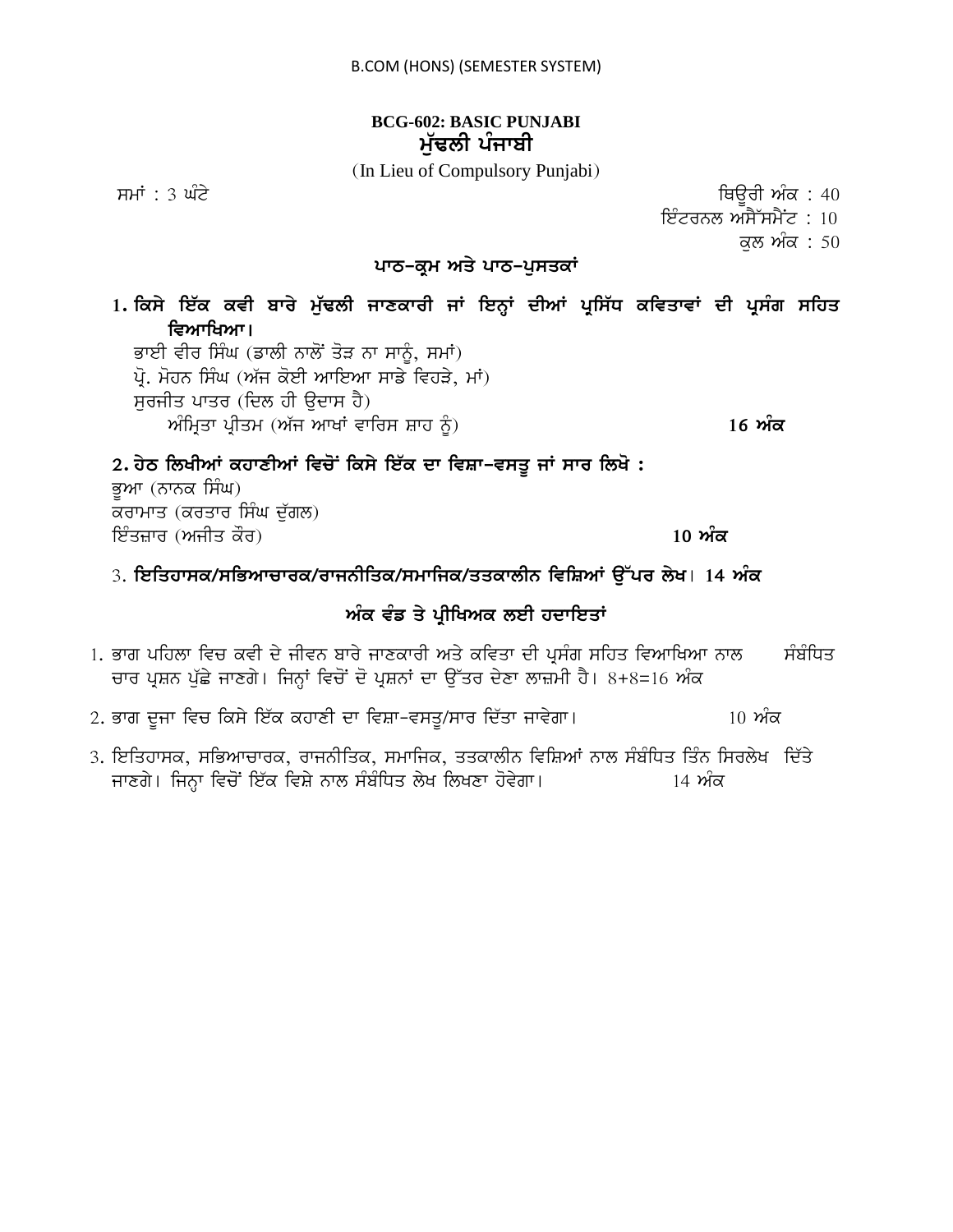B.COM (HONS) (SEMESTER SYSTEM)

## BCG-602: BASIC PUNJABI
## ਮੁੱਢਲੀ ਪੰਜਾਬੀ

(In Lieu of Compulsory Punjabi)

ਸਮਾਂ : 3 ਘੰਟੇ

ਥਿਊਰੀ ਅੰਕ : 40
ਇੰਟਰਨਲ ਅਸੈੱਸਮੈਂਟ : 10
ਕੁਲ ਅੰਕ : 50

### ਪਾਠ-ਕ੍ਰਮ ਅਤੇ ਪਾਠ-ਪੁਸਤਕਾਂ

**1. ਕਿਸੇ ਇੱਕ ਕਵੀ ਬਾਰੇ ਮੁੱਢਲੀ ਜਾਣਕਾਰੀ ਜਾਂ ਇਨ੍ਹਾਂ ਦੀਆਂ ਪ੍ਰਸਿੱਧ ਕਵਿਤਾਵਾਂ ਦੀ ਪ੍ਰਸੰਗ ਸਹਿਤ ਵਿਆਖਿਆ।**

ਭਾਈ ਵੀਰ ਸਿੰਘ (ਡਾਲੀ ਨਾਲੋਂ ਤੋੜ ਨਾ ਸਾਨੂੰ, ਸਮਾਂ)
ਪ੍ਰੋ. ਮੋਹਨ ਸਿੰਘ (ਅੱਜ ਕੋਈ ਆਇਆ ਸਾਡੇ ਵਿਹੜੇ, ਮਾਂ)
ਸੁਰਜੀਤ ਪਾਤਰ (ਦਿਲ ਹੀ ਉਦਾਸ ਹੈ)
ਅੰਮ੍ਰਿਤਾ ਪ੍ਰੀਤਮ (ਅੱਜ ਆਖਾਂ ਵਾਰਿਸ ਸ਼ਾਹ ਨੂੰ) **16 ਅੰਕ**

**2. ਹੇਠ ਲਿਖੀਆਂ ਕਹਾਣੀਆਂ ਵਿਚੋਂ ਕਿਸੇ ਇੱਕ ਦਾ ਵਿਸ਼ਾ-ਵਸਤੂ ਜਾਂ ਸਾਰ ਲਿਖੋ :**

ਭੂਆ (ਨਾਨਕ ਸਿੰਘ)
ਕਰਾਮਾਤ (ਕਰਤਾਰ ਸਿੰਘ ਦੁੱਗਲ)
ਇੰਤਜ਼ਾਰ (ਅਜੀਤ ਕੌਰ) **10 ਅੰਕ**

3. **ਇਤਿਹਾਸਕ/ਸਭਿਆਚਾਰਕ/ਰਾਜਨੀਤਿਕ/ਸਮਾਜਿਕ/ਤਤਕਾਲੀਨ ਵਿਸ਼ਿਆਂ ਉੱਪਰ ਲੇਖ। 14 ਅੰਕ**

### ਅੰਕ ਵੰਡ ਤੇ ਪ੍ਰੀਖਿਅਕ ਲਈ ਹਦਾਇਤਾਂ

1. ਭਾਗ ਪਹਿਲਾ ਵਿਚ ਕਵੀ ਦੇ ਜੀਵਨ ਬਾਰੇ ਜਾਣਕਾਰੀ ਅਤੇ ਕਵਿਤਾ ਦੀ ਪ੍ਰਸੰਗ ਸਹਿਤ ਵਿਆਖਿਆ ਨਾਲ ਸੰਬੰਧਿਤ ਚਾਰ ਪ੍ਰਸ਼ਨ ਪੁੱਛੇ ਜਾਣਗੇ। ਜਿਨ੍ਹਾਂ ਵਿਚੋਂ ਦੋ ਪ੍ਰਸ਼ਨਾਂ ਦਾ ਉੱਤਰ ਦੇਣਾ ਲਾਜ਼ਮੀ ਹੈ। 8+8=16 ਅੰਕ
2. ਭਾਗ ਦੂਜਾ ਵਿਚ ਕਿਸੇ ਇੱਕ ਕਹਾਣੀ ਦਾ ਵਿਸ਼ਾ-ਵਸਤੂ/ਸਾਰ ਦਿੱਤਾ ਜਾਵੇਗਾ। 10 ਅੰਕ
3. ਇਤਿਹਾਸਕ, ਸਭਿਆਚਾਰਕ, ਰਾਜਨੀਤਿਕ, ਸਮਾਜਿਕ, ਤਤਕਾਲੀਨ ਵਿਸ਼ਿਆਂ ਨਾਲ ਸੰਬੰਧਿਤ ਤਿੰਨ ਸਿਰਲੇਖ ਦਿੱਤੇ ਜਾਣਗੇ। ਜਿਨ੍ਹਾ ਵਿਚੋਂ ਇੱਕ ਵਿਸ਼ੇ ਨਾਲ ਸੰਬੰਧਿਤ ਲੇਖ ਲਿਖਣਾ ਹੋਵੇਗਾ। 14 ਅੰਕ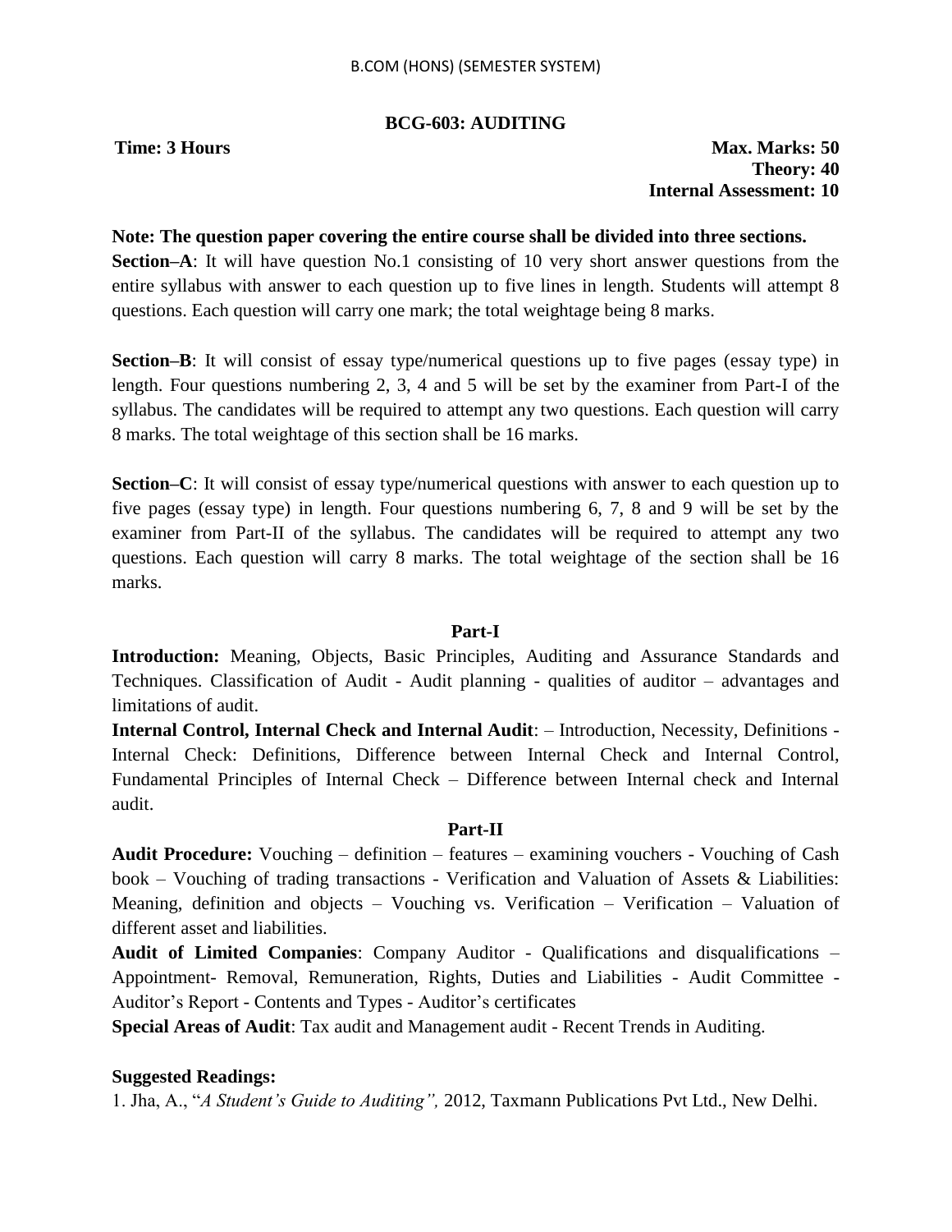## BCG-603: AUDITING

**Time: 3 Hours**

**Max. Marks: 50**
**Theory: 40**
**Internal Assessment: 10**

**Note: The question paper covering the entire course shall be divided into three sections.**

**Section–A**: It will have question No.1 consisting of 10 very short answer questions from the entire syllabus with answer to each question up to five lines in length. Students will attempt 8 questions. Each question will carry one mark; the total weightage being 8 marks.

**Section–B**: It will consist of essay type/numerical questions up to five pages (essay type) in length. Four questions numbering 2, 3, 4 and 5 will be set by the examiner from Part-I of the syllabus. The candidates will be required to attempt any two questions. Each question will carry 8 marks. The total weightage of this section shall be 16 marks.

**Section–C**: It will consist of essay type/numerical questions with answer to each question up to five pages (essay type) in length. Four questions numbering 6, 7, 8 and 9 will be set by the examiner from Part-II of the syllabus. The candidates will be required to attempt any two questions. Each question will carry 8 marks. The total weightage of the section shall be 16 marks.

### Part-I

**Introduction:** Meaning, Objects, Basic Principles, Auditing and Assurance Standards and Techniques. Classification of Audit - Audit planning - qualities of auditor – advantages and limitations of audit.

**Internal Control, Internal Check and Internal Audit**: – Introduction, Necessity, Definitions - Internal Check: Definitions, Difference between Internal Check and Internal Control, Fundamental Principles of Internal Check – Difference between Internal check and Internal audit.

### Part-II

**Audit Procedure:** Vouching – definition – features – examining vouchers - Vouching of Cash book – Vouching of trading transactions - Verification and Valuation of Assets & Liabilities: Meaning, definition and objects – Vouching vs. Verification – Verification – Valuation of different asset and liabilities.

**Audit of Limited Companies**: Company Auditor - Qualifications and disqualifications – Appointment- Removal, Remuneration, Rights, Duties and Liabilities - Audit Committee - Auditor's Report - Contents and Types - Auditor's certificates

**Special Areas of Audit**: Tax audit and Management audit - Recent Trends in Auditing.

**Suggested Readings:**

1. Jha, A., "*A Student's Guide to Auditing",* 2012, Taxmann Publications Pvt Ltd., New Delhi.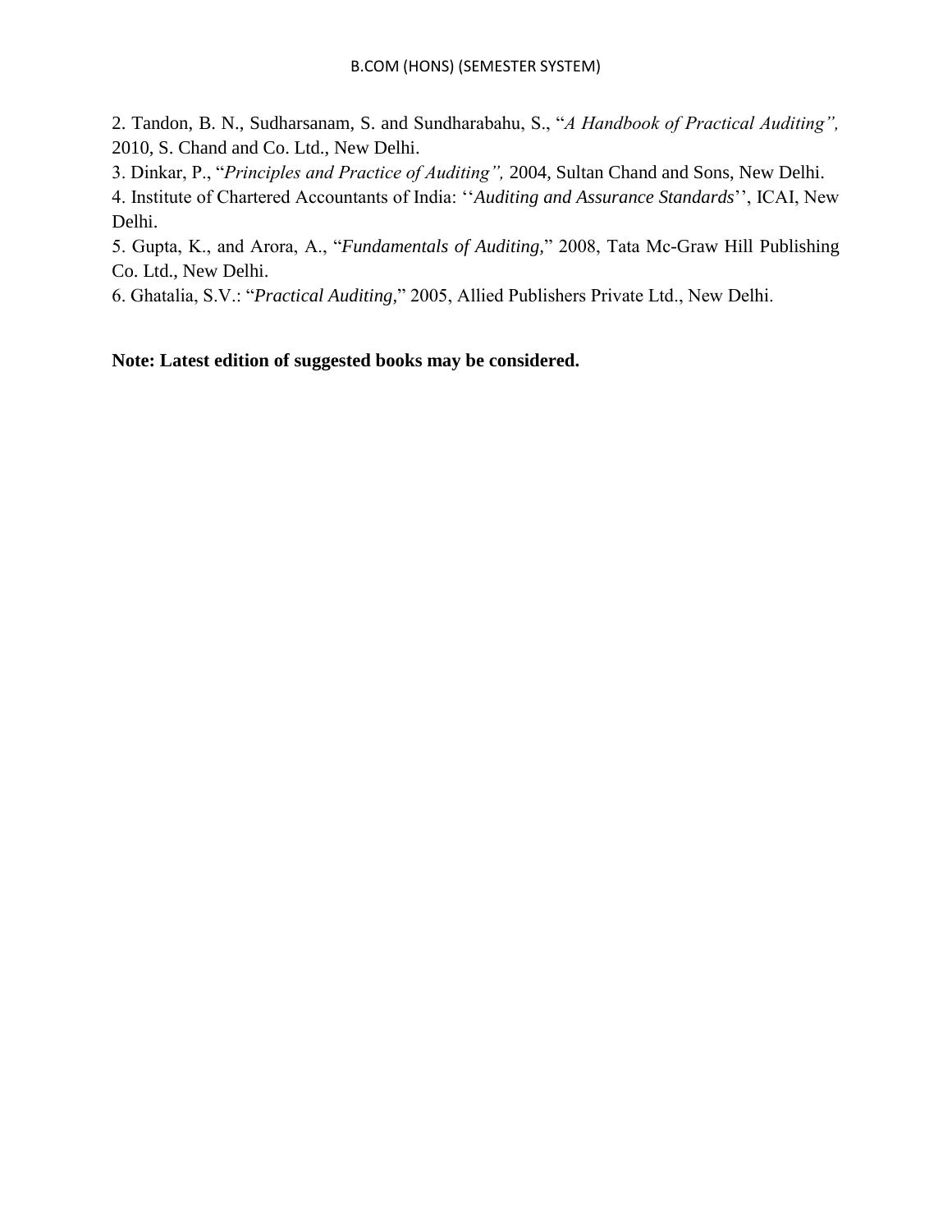2. Tandon, B. N., Sudharsanam, S. and Sundharabahu, S., "*A Handbook of Practical Auditing",* 2010, S. Chand and Co. Ltd., New Delhi.

3. Dinkar, P., "*Principles and Practice of Auditing",* 2004, Sultan Chand and Sons, New Delhi.

4. Institute of Chartered Accountants of India: ''*Auditing and Assurance Standards*'', ICAI, New Delhi.

5. Gupta, K., and Arora, A., "*Fundamentals of Auditing,*" 2008, Tata Mc-Graw Hill Publishing Co. Ltd., New Delhi.

6. Ghatalia, S.V.: "*Practical Auditing,*" 2005, Allied Publishers Private Ltd., New Delhi.

**Note: Latest edition of suggested books may be considered.**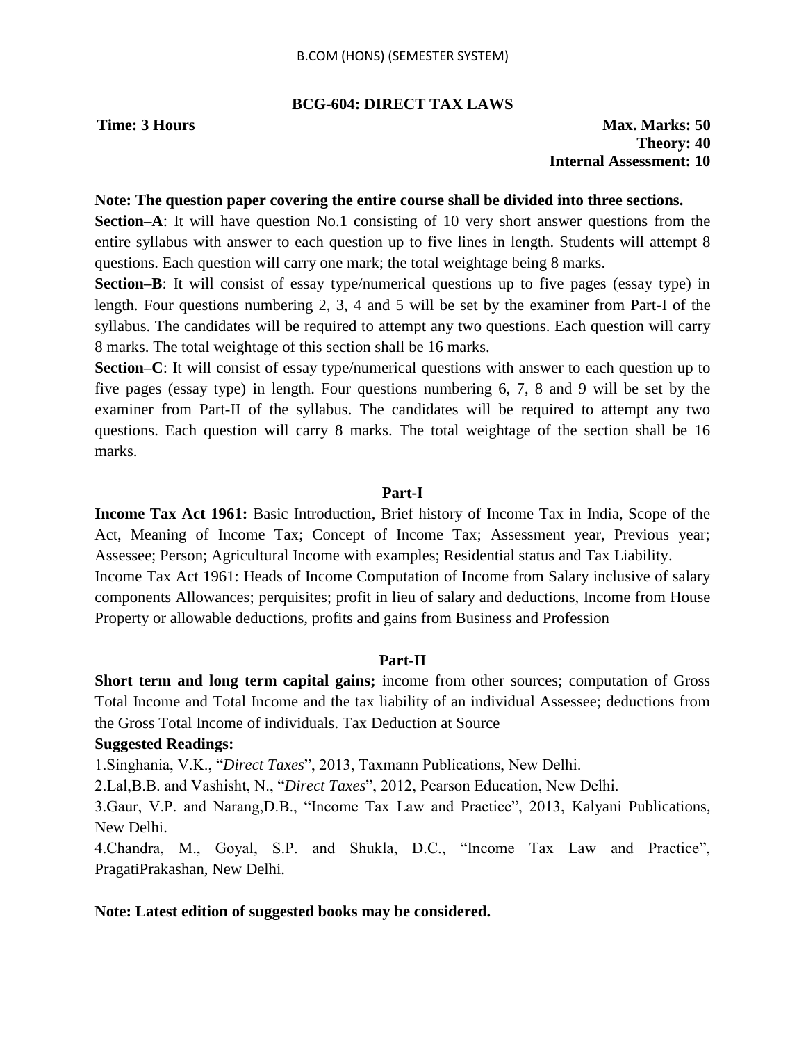## BCG-604: DIRECT TAX LAWS

**Time: 3 Hours** **Max. Marks: 50**
**Theory: 40**
**Internal Assessment: 10**

**Note: The question paper covering the entire course shall be divided into three sections.**

**Section–A**: It will have question No.1 consisting of 10 very short answer questions from the entire syllabus with answer to each question up to five lines in length. Students will attempt 8 questions. Each question will carry one mark; the total weightage being 8 marks.

**Section–B**: It will consist of essay type/numerical questions up to five pages (essay type) in length. Four questions numbering 2, 3, 4 and 5 will be set by the examiner from Part-I of the syllabus. The candidates will be required to attempt any two questions. Each question will carry 8 marks. The total weightage of this section shall be 16 marks.

**Section–C**: It will consist of essay type/numerical questions with answer to each question up to five pages (essay type) in length. Four questions numbering 6, 7, 8 and 9 will be set by the examiner from Part-II of the syllabus. The candidates will be required to attempt any two questions. Each question will carry 8 marks. The total weightage of the section shall be 16 marks.

### Part-I

**Income Tax Act 1961:** Basic Introduction, Brief history of Income Tax in India, Scope of the Act, Meaning of Income Tax; Concept of Income Tax; Assessment year, Previous year; Assessee; Person; Agricultural Income with examples; Residential status and Tax Liability.

Income Tax Act 1961: Heads of Income Computation of Income from Salary inclusive of salary components Allowances; perquisites; profit in lieu of salary and deductions, Income from House Property or allowable deductions, profits and gains from Business and Profession

### Part-II

**Short term and long term capital gains;** income from other sources; computation of Gross Total Income and Total Income and the tax liability of an individual Assessee; deductions from the Gross Total Income of individuals. Tax Deduction at Source

**Suggested Readings:**

1.Singhania, V.K., "*Direct Taxes*", 2013, Taxmann Publications, New Delhi.

2.Lal,B.B. and Vashisht, N., "*Direct Taxes*", 2012, Pearson Education, New Delhi.

3.Gaur, V.P. and Narang,D.B., "Income Tax Law and Practice", 2013, Kalyani Publications, New Delhi.

4.Chandra, M., Goyal, S.P. and Shukla, D.C., "Income Tax Law and Practice", PragatiPrakashan, New Delhi.

**Note: Latest edition of suggested books may be considered.**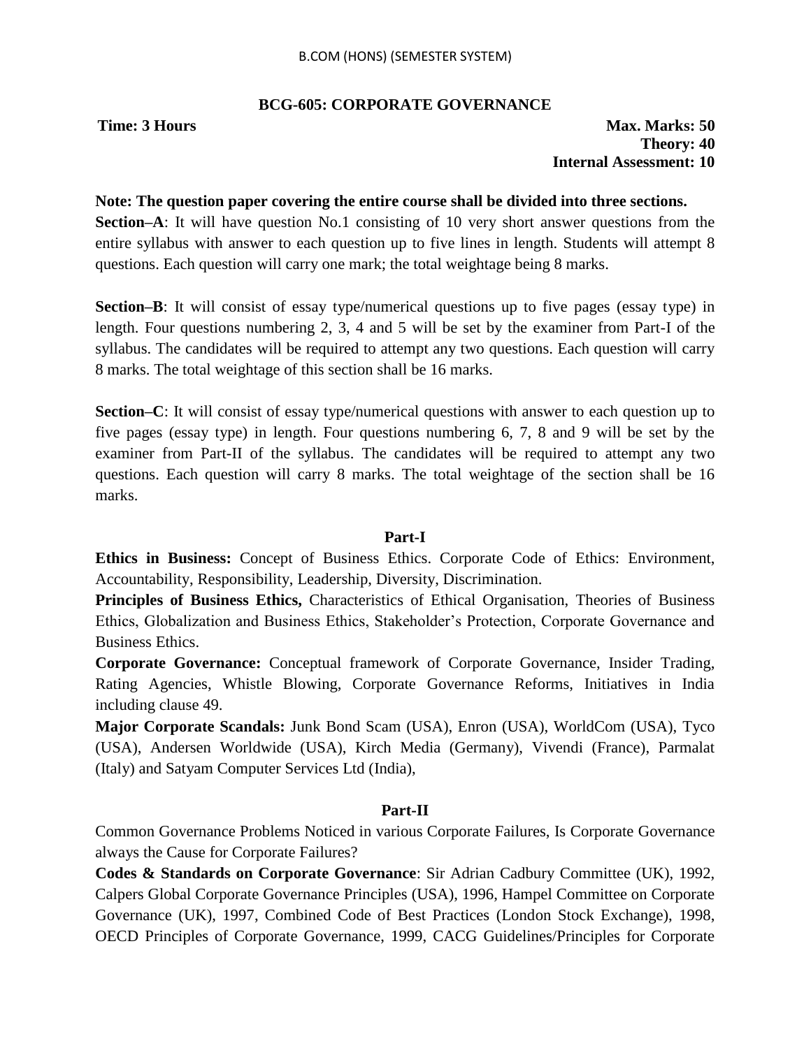B.COM (HONS) (SEMESTER SYSTEM)

## BCG-605: CORPORATE GOVERNANCE

**Time: 3 Hours**

**Max. Marks: 50**
**Theory: 40**
**Internal Assessment: 10**

**Note: The question paper covering the entire course shall be divided into three sections.**

**Section–A**: It will have question No.1 consisting of 10 very short answer questions from the entire syllabus with answer to each question up to five lines in length. Students will attempt 8 questions. Each question will carry one mark; the total weightage being 8 marks.

**Section–B**: It will consist of essay type/numerical questions up to five pages (essay type) in length. Four questions numbering 2, 3, 4 and 5 will be set by the examiner from Part-I of the syllabus. The candidates will be required to attempt any two questions. Each question will carry 8 marks. The total weightage of this section shall be 16 marks.

**Section–C**: It will consist of essay type/numerical questions with answer to each question up to five pages (essay type) in length. Four questions numbering 6, 7, 8 and 9 will be set by the examiner from Part-II of the syllabus. The candidates will be required to attempt any two questions. Each question will carry 8 marks. The total weightage of the section shall be 16 marks.

### Part-I

**Ethics in Business:** Concept of Business Ethics. Corporate Code of Ethics: Environment, Accountability, Responsibility, Leadership, Diversity, Discrimination.

**Principles of Business Ethics,** Characteristics of Ethical Organisation, Theories of Business Ethics, Globalization and Business Ethics, Stakeholder's Protection, Corporate Governance and Business Ethics.

**Corporate Governance:** Conceptual framework of Corporate Governance, Insider Trading, Rating Agencies, Whistle Blowing, Corporate Governance Reforms, Initiatives in India including clause 49.

**Major Corporate Scandals:** Junk Bond Scam (USA), Enron (USA), WorldCom (USA), Tyco (USA), Andersen Worldwide (USA), Kirch Media (Germany), Vivendi (France), Parmalat (Italy) and Satyam Computer Services Ltd (India),

### Part-II

Common Governance Problems Noticed in various Corporate Failures, Is Corporate Governance always the Cause for Corporate Failures?

**Codes & Standards on Corporate Governance**: Sir Adrian Cadbury Committee (UK), 1992, Calpers Global Corporate Governance Principles (USA), 1996, Hampel Committee on Corporate Governance (UK), 1997, Combined Code of Best Practices (London Stock Exchange), 1998, OECD Principles of Corporate Governance, 1999, CACG Guidelines/Principles for Corporate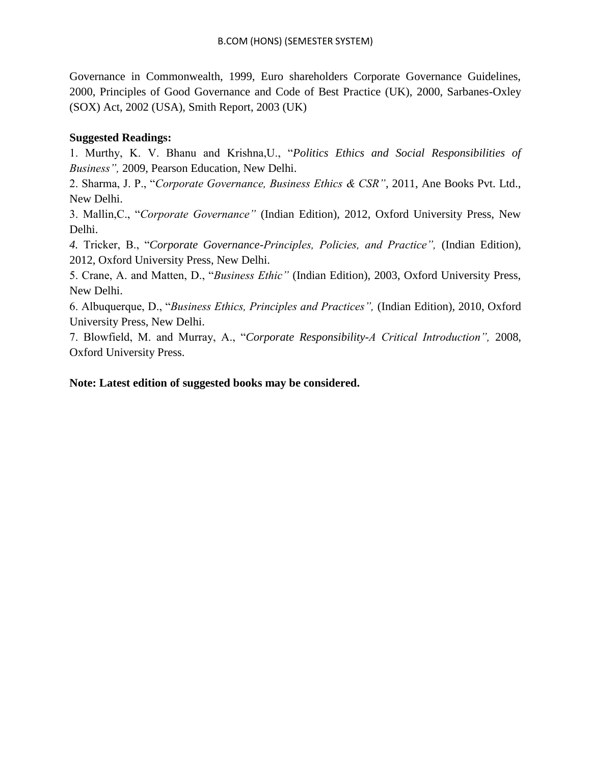Governance in Commonwealth, 1999, Euro shareholders Corporate Governance Guidelines, 2000, Principles of Good Governance and Code of Best Practice (UK), 2000, Sarbanes-Oxley (SOX) Act, 2002 (USA), Smith Report, 2003 (UK)

**Suggested Readings:**

1. Murthy, K. V. Bhanu and Krishna,U., "*Politics Ethics and Social Responsibilities of Business",* 2009, Pearson Education, New Delhi.
2. Sharma, J. P., "*Corporate Governance, Business Ethics & CSR"*, 2011, Ane Books Pvt. Ltd., New Delhi.
3. Mallin,C., "*Corporate Governance"* (Indian Edition), 2012, Oxford University Press, New Delhi.
4. Tricker, B., "*Corporate Governance-Principles, Policies, and Practice",* (Indian Edition), 2012, Oxford University Press, New Delhi.
5. Crane, A. and Matten, D., "*Business Ethic"* (Indian Edition), 2003, Oxford University Press, New Delhi.
6. Albuquerque, D., "*Business Ethics, Principles and Practices",* (Indian Edition), 2010, Oxford University Press, New Delhi.
7. Blowfield, M. and Murray, A., "*Corporate Responsibility-A Critical Introduction",* 2008, Oxford University Press.

**Note: Latest edition of suggested books may be considered.**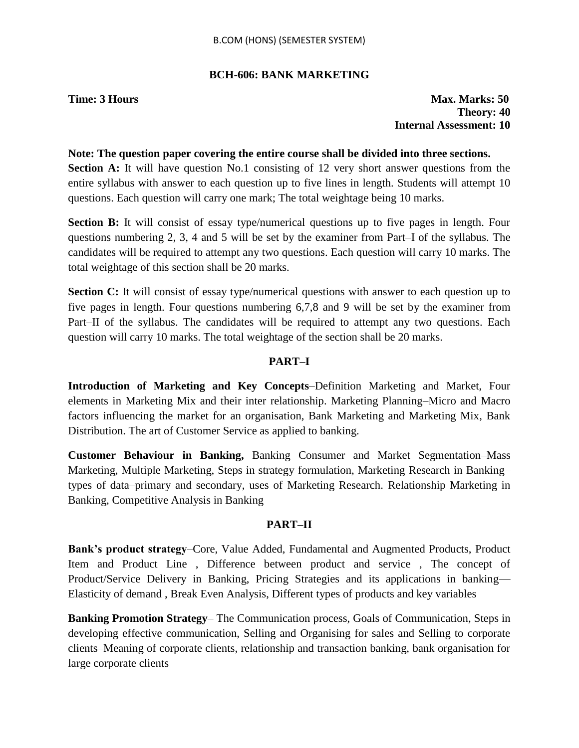## BCH-606: BANK MARKETING

**Time: 3 Hours**

**Max. Marks: 50**
**Theory: 40**
**Internal Assessment: 10**

**Note: The question paper covering the entire course shall be divided into three sections.**

**Section A:** It will have question No.1 consisting of 12 very short answer questions from the entire syllabus with answer to each question up to five lines in length. Students will attempt 10 questions. Each question will carry one mark; The total weightage being 10 marks.

**Section B:** It will consist of essay type/numerical questions up to five pages in length. Four questions numbering 2, 3, 4 and 5 will be set by the examiner from Part–I of the syllabus. The candidates will be required to attempt any two questions. Each question will carry 10 marks. The total weightage of this section shall be 20 marks.

**Section C:** It will consist of essay type/numerical questions with answer to each question up to five pages in length. Four questions numbering 6,7,8 and 9 will be set by the examiner from Part–II of the syllabus. The candidates will be required to attempt any two questions. Each question will carry 10 marks. The total weightage of the section shall be 20 marks.

### PART–I

**Introduction of Marketing and Key Concepts**–Definition Marketing and Market, Four elements in Marketing Mix and their inter relationship. Marketing Planning–Micro and Macro factors influencing the market for an organisation, Bank Marketing and Marketing Mix, Bank Distribution. The art of Customer Service as applied to banking.

**Customer Behaviour in Banking,** Banking Consumer and Market Segmentation–Mass Marketing, Multiple Marketing, Steps in strategy formulation, Marketing Research in Banking–types of data–primary and secondary, uses of Marketing Research. Relationship Marketing in Banking, Competitive Analysis in Banking

### PART–II

**Bank's product strategy**–Core, Value Added, Fundamental and Augmented Products, Product Item and Product Line , Difference between product and service , The concept of Product/Service Delivery in Banking, Pricing Strategies and its applications in banking— Elasticity of demand , Break Even Analysis, Different types of products and key variables

**Banking Promotion Strategy**– The Communication process, Goals of Communication, Steps in developing effective communication, Selling and Organising for sales and Selling to corporate clients–Meaning of corporate clients, relationship and transaction banking, bank organisation for large corporate clients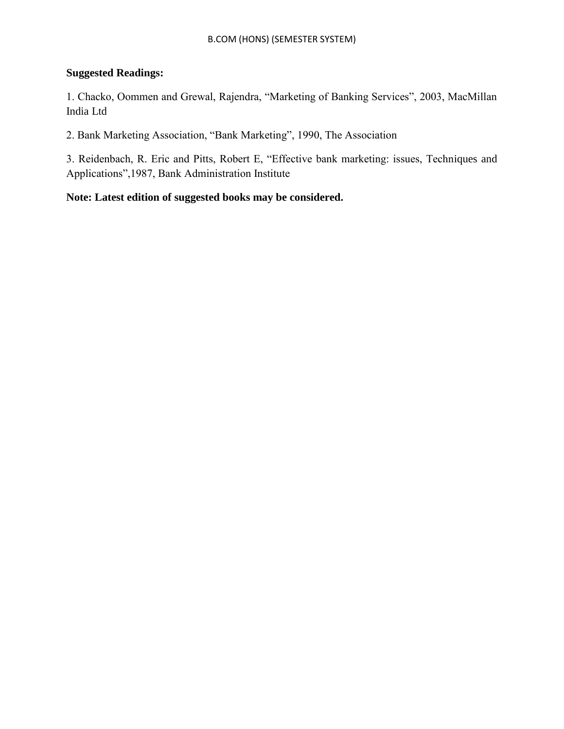**Suggested Readings:**

1. Chacko, Oommen and Grewal, Rajendra, "Marketing of Banking Services", 2003, MacMillan India Ltd

2. Bank Marketing Association, "Bank Marketing", 1990, The Association

3. Reidenbach, R. Eric and Pitts, Robert E, "Effective bank marketing: issues, Techniques and Applications",1987, Bank Administration Institute

**Note: Latest edition of suggested books may be considered.**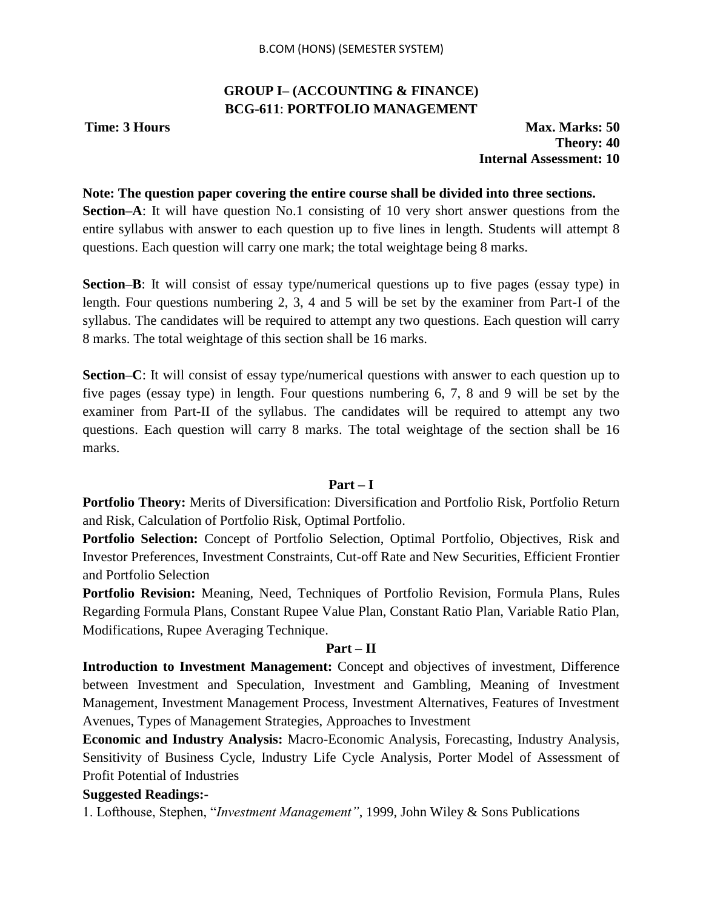## GROUP I– (ACCOUNTING & FINANCE)
## BCG-611: PORTFOLIO MANAGEMENT

**Time: 3 Hours** | **Max. Marks: 50**
**Theory: 40**
**Internal Assessment: 10**

**Note: The question paper covering the entire course shall be divided into three sections.**

**Section–A**: It will have question No.1 consisting of 10 very short answer questions from the entire syllabus with answer to each question up to five lines in length. Students will attempt 8 questions. Each question will carry one mark; the total weightage being 8 marks.

**Section–B**: It will consist of essay type/numerical questions up to five pages (essay type) in length. Four questions numbering 2, 3, 4 and 5 will be set by the examiner from Part-I of the syllabus. The candidates will be required to attempt any two questions. Each question will carry 8 marks. The total weightage of this section shall be 16 marks.

**Section–C**: It will consist of essay type/numerical questions with answer to each question up to five pages (essay type) in length. Four questions numbering 6, 7, 8 and 9 will be set by the examiner from Part-II of the syllabus. The candidates will be required to attempt any two questions. Each question will carry 8 marks. The total weightage of the section shall be 16 marks.

### Part – I

**Portfolio Theory:** Merits of Diversification: Diversification and Portfolio Risk, Portfolio Return and Risk, Calculation of Portfolio Risk, Optimal Portfolio.

**Portfolio Selection:** Concept of Portfolio Selection, Optimal Portfolio, Objectives, Risk and Investor Preferences, Investment Constraints, Cut-off Rate and New Securities, Efficient Frontier and Portfolio Selection

**Portfolio Revision:** Meaning, Need, Techniques of Portfolio Revision, Formula Plans, Rules Regarding Formula Plans, Constant Rupee Value Plan, Constant Ratio Plan, Variable Ratio Plan, Modifications, Rupee Averaging Technique.

### Part – II

**Introduction to Investment Management:** Concept and objectives of investment, Difference between Investment and Speculation, Investment and Gambling, Meaning of Investment Management, Investment Management Process, Investment Alternatives, Features of Investment Avenues, Types of Management Strategies, Approaches to Investment

**Economic and Industry Analysis:** Macro-Economic Analysis, Forecasting, Industry Analysis, Sensitivity of Business Cycle, Industry Life Cycle Analysis, Porter Model of Assessment of Profit Potential of Industries

**Suggested Readings:-**

1. Lofthouse, Stephen, "*Investment Management*", 1999, John Wiley & Sons Publications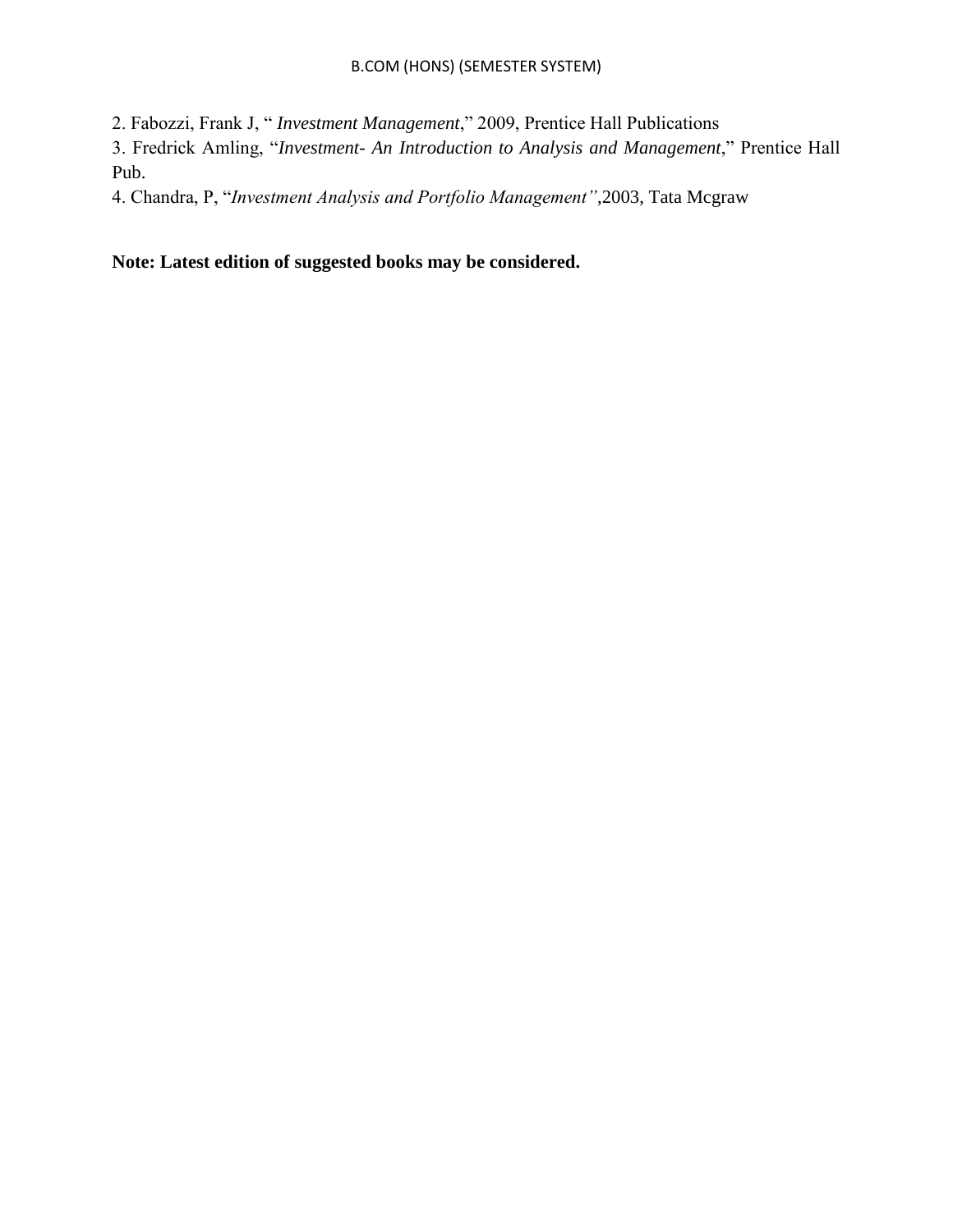2. Fabozzi, Frank J, " *Investment Management*," 2009, Prentice Hall Publications
3. Fredrick Amling, "*Investment- An Introduction to Analysis and Management*," Prentice Hall Pub.
4. Chandra, P, "*Investment Analysis and Portfolio Management"*,2003, Tata Mcgraw

**Note: Latest edition of suggested books may be considered.**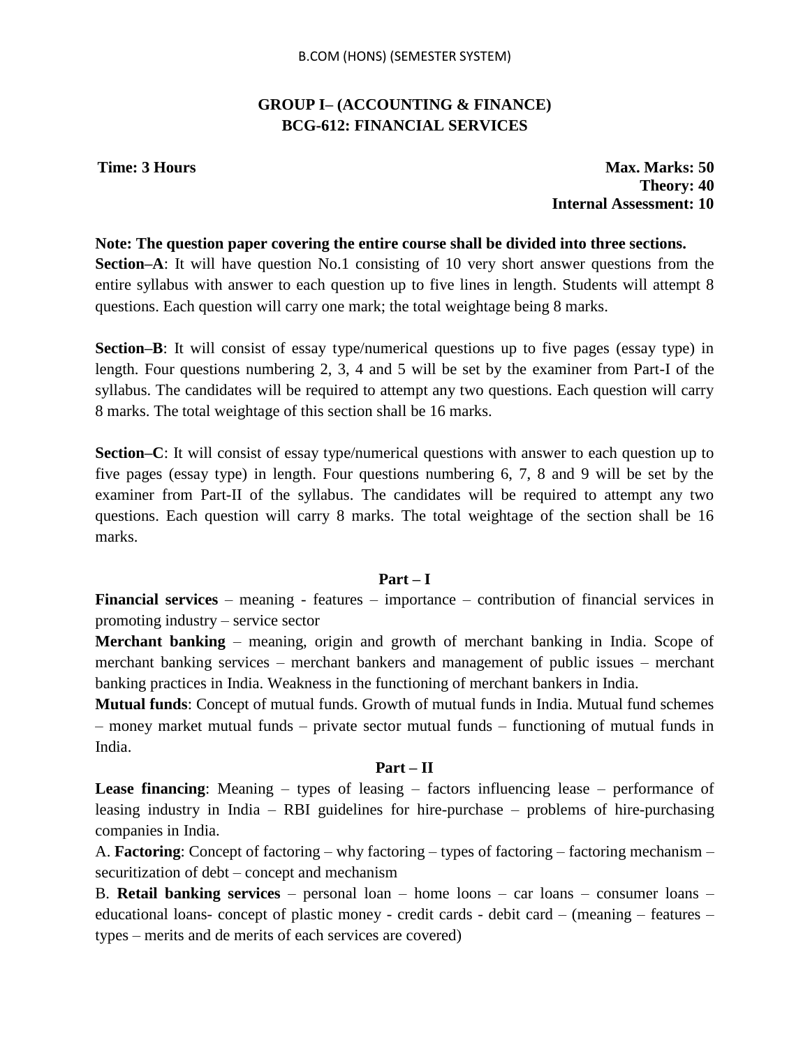## GROUP I– (ACCOUNTING & FINANCE)
## BCG-612: FINANCIAL SERVICES

**Time: 3 Hours** **Max. Marks: 50**
**Theory: 40**
**Internal Assessment: 10**

**Note: The question paper covering the entire course shall be divided into three sections.**

**Section–A**: It will have question No.1 consisting of 10 very short answer questions from the entire syllabus with answer to each question up to five lines in length. Students will attempt 8 questions. Each question will carry one mark; the total weightage being 8 marks.

**Section–B**: It will consist of essay type/numerical questions up to five pages (essay type) in length. Four questions numbering 2, 3, 4 and 5 will be set by the examiner from Part-I of the syllabus. The candidates will be required to attempt any two questions. Each question will carry 8 marks. The total weightage of this section shall be 16 marks.

**Section–C**: It will consist of essay type/numerical questions with answer to each question up to five pages (essay type) in length. Four questions numbering 6, 7, 8 and 9 will be set by the examiner from Part-II of the syllabus. The candidates will be required to attempt any two questions. Each question will carry 8 marks. The total weightage of the section shall be 16 marks.

### Part – I

**Financial services** – meaning - features – importance – contribution of financial services in promoting industry – service sector

**Merchant banking** – meaning, origin and growth of merchant banking in India. Scope of merchant banking services – merchant bankers and management of public issues – merchant banking practices in India. Weakness in the functioning of merchant bankers in India.

**Mutual funds**: Concept of mutual funds. Growth of mutual funds in India. Mutual fund schemes – money market mutual funds – private sector mutual funds – functioning of mutual funds in India.

### Part – II

**Lease financing**: Meaning – types of leasing – factors influencing lease – performance of leasing industry in India – RBI guidelines for hire-purchase – problems of hire-purchasing companies in India.

A. **Factoring**: Concept of factoring – why factoring – types of factoring – factoring mechanism – securitization of debt – concept and mechanism

B. **Retail banking services** – personal loan – home loons – car loans – consumer loans – educational loans- concept of plastic money - credit cards - debit card – (meaning – features – types – merits and de merits of each services are covered)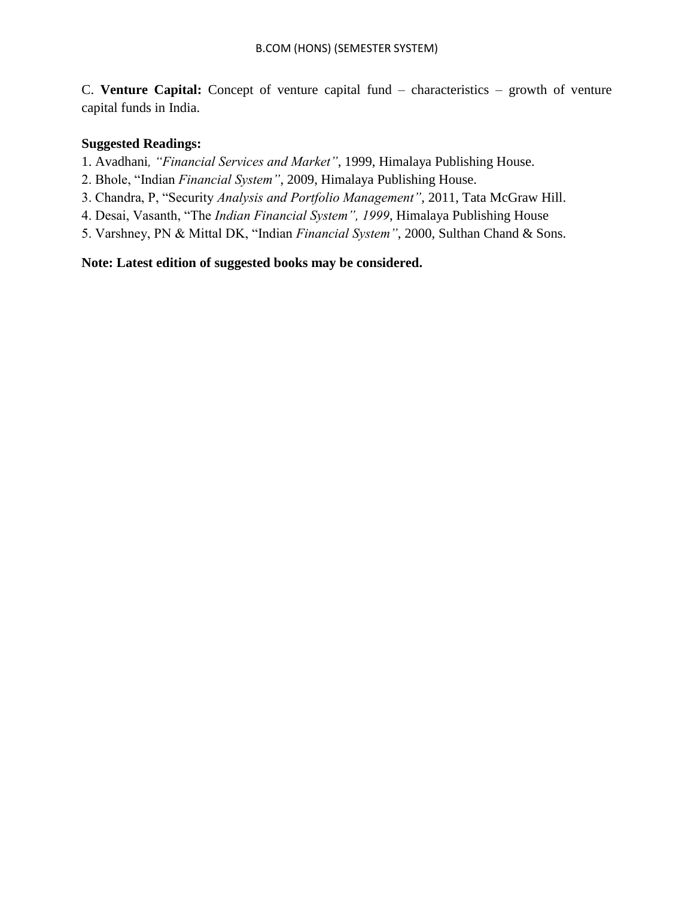C. **Venture Capital:** Concept of venture capital fund – characteristics – growth of venture capital funds in India.

**Suggested Readings:**

1. Avadhani*, "Financial Services and Market"*, 1999, Himalaya Publishing House.
2. Bhole, "Indian *Financial System"*, 2009, Himalaya Publishing House.
3. Chandra, P, "Security *Analysis and Portfolio Management"*, 2011, Tata McGraw Hill.
4. Desai, Vasanth, "The *Indian Financial System", 1999*, Himalaya Publishing House
5. Varshney, PN & Mittal DK, "Indian *Financial System"*, 2000, Sulthan Chand & Sons.

**Note: Latest edition of suggested books may be considered.**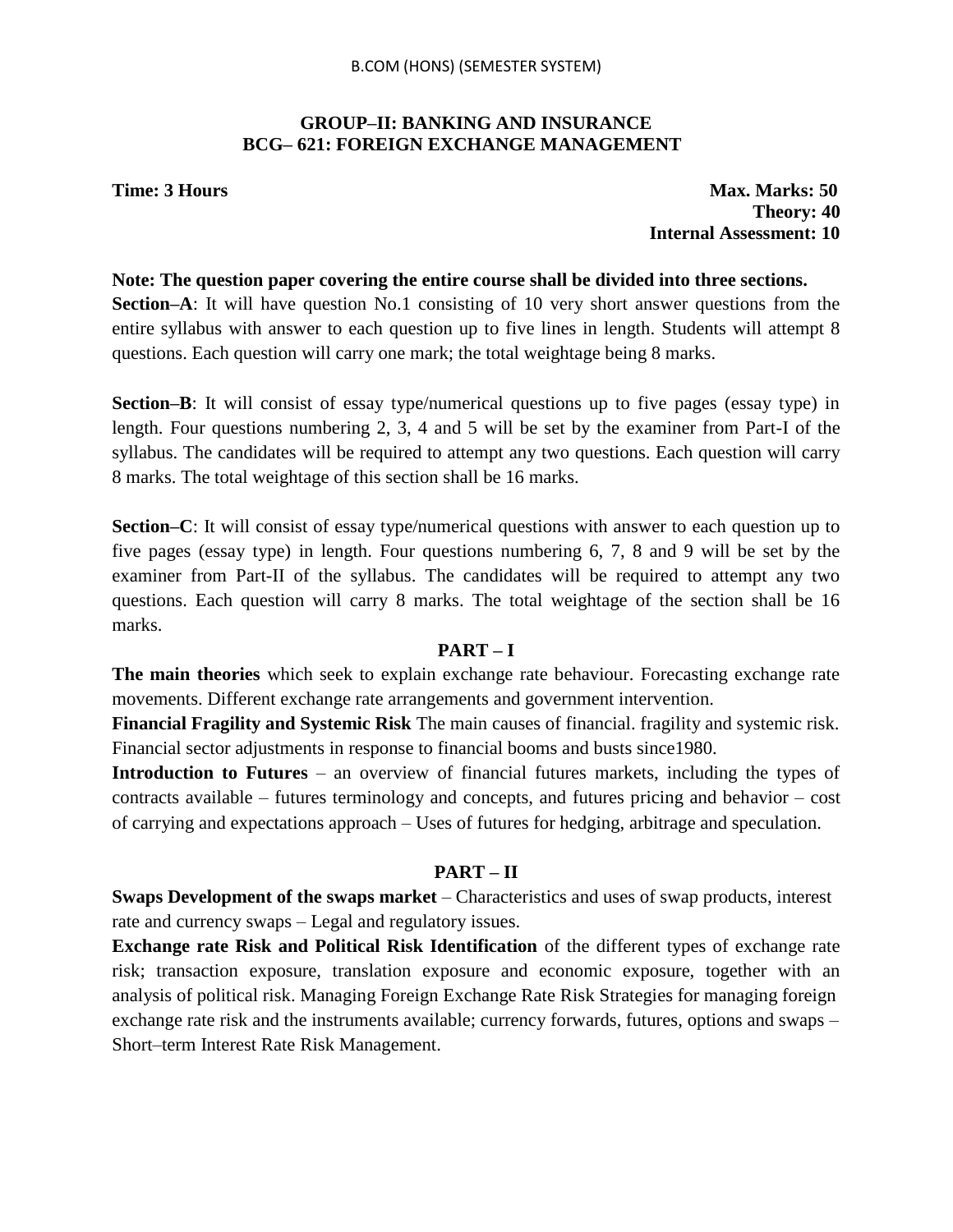## GROUP–II: BANKING AND INSURANCE
## BCG– 621: FOREIGN EXCHANGE MANAGEMENT

**Time: 3 Hours** | **Max. Marks: 50**
**Theory: 40**
**Internal Assessment: 10**

**Note: The question paper covering the entire course shall be divided into three sections.**

**Section–A**: It will have question No.1 consisting of 10 very short answer questions from the entire syllabus with answer to each question up to five lines in length. Students will attempt 8 questions. Each question will carry one mark; the total weightage being 8 marks.

**Section–B**: It will consist of essay type/numerical questions up to five pages (essay type) in length. Four questions numbering 2, 3, 4 and 5 will be set by the examiner from Part-I of the syllabus. The candidates will be required to attempt any two questions. Each question will carry 8 marks. The total weightage of this section shall be 16 marks.

**Section–C**: It will consist of essay type/numerical questions with answer to each question up to five pages (essay type) in length. Four questions numbering 6, 7, 8 and 9 will be set by the examiner from Part-II of the syllabus. The candidates will be required to attempt any two questions. Each question will carry 8 marks. The total weightage of the section shall be 16 marks.

### PART – I

**The main theories** which seek to explain exchange rate behaviour. Forecasting exchange rate movements. Different exchange rate arrangements and government intervention.

**Financial Fragility and Systemic Risk** The main causes of financial. fragility and systemic risk. Financial sector adjustments in response to financial booms and busts since1980.

**Introduction to Futures** – an overview of financial futures markets, including the types of contracts available – futures terminology and concepts, and futures pricing and behavior – cost of carrying and expectations approach – Uses of futures for hedging, arbitrage and speculation.

### PART – II

**Swaps Development of the swaps market** – Characteristics and uses of swap products, interest rate and currency swaps – Legal and regulatory issues.

**Exchange rate Risk and Political Risk Identification** of the different types of exchange rate risk; transaction exposure, translation exposure and economic exposure, together with an analysis of political risk. Managing Foreign Exchange Rate Risk Strategies for managing foreign exchange rate risk and the instruments available; currency forwards, futures, options and swaps – Short–term Interest Rate Risk Management.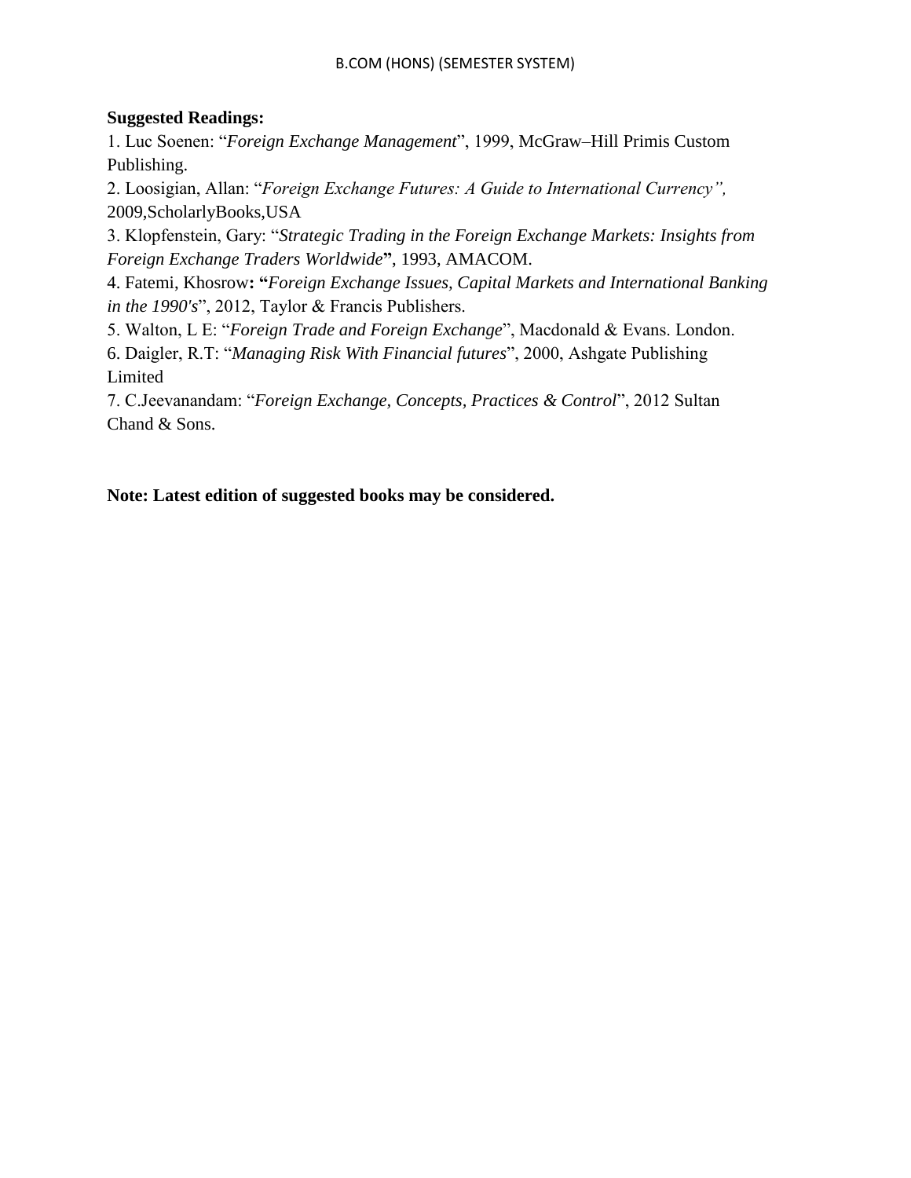**Suggested Readings:**

1. Luc Soenen: "*Foreign Exchange Management*", 1999, McGraw–Hill Primis Custom Publishing.
2. Loosigian, Allan: "*Foreign Exchange Futures: A Guide to International Currency",* 2009,ScholarlyBooks,USA
3. Klopfenstein, Gary: "*Strategic Trading in the Foreign Exchange Markets: Insights from Foreign Exchange Traders Worldwide*", 1993, AMACOM.
4. Fatemi, Khosrow**: "***Foreign Exchange Issues, Capital Markets and International Banking in the 1990's*", 2012, Taylor & Francis Publishers.
5. Walton, L E: "*Foreign Trade and Foreign Exchange*", Macdonald & Evans. London.
6. Daigler, R.T: "*Managing Risk With Financial futures*", 2000, Ashgate Publishing Limited
7. C.Jeevanandam: "*Foreign Exchange, Concepts, Practices & Control*", 2012 Sultan Chand & Sons.

**Note: Latest edition of suggested books may be considered.**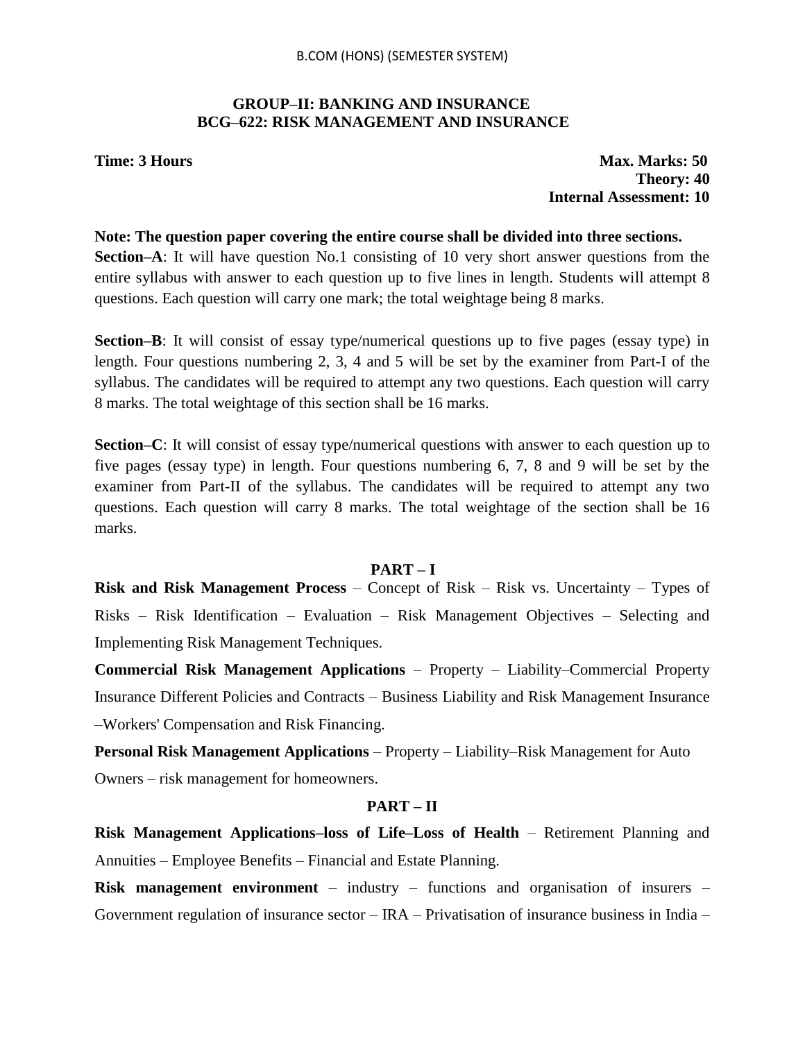## GROUP–II: BANKING AND INSURANCE
## BCG–622: RISK MANAGEMENT AND INSURANCE

**Time: 3 Hours** **Max. Marks: 50**
**Theory: 40**
**Internal Assessment: 10**

**Note: The question paper covering the entire course shall be divided into three sections.**

**Section–A**: It will have question No.1 consisting of 10 very short answer questions from the entire syllabus with answer to each question up to five lines in length. Students will attempt 8 questions. Each question will carry one mark; the total weightage being 8 marks.

**Section–B**: It will consist of essay type/numerical questions up to five pages (essay type) in length. Four questions numbering 2, 3, 4 and 5 will be set by the examiner from Part-I of the syllabus. The candidates will be required to attempt any two questions. Each question will carry 8 marks. The total weightage of this section shall be 16 marks.

**Section–C**: It will consist of essay type/numerical questions with answer to each question up to five pages (essay type) in length. Four questions numbering 6, 7, 8 and 9 will be set by the examiner from Part-II of the syllabus. The candidates will be required to attempt any two questions. Each question will carry 8 marks. The total weightage of the section shall be 16 marks.

### PART – I

**Risk and Risk Management Process** – Concept of Risk – Risk vs. Uncertainty – Types of Risks – Risk Identification – Evaluation – Risk Management Objectives – Selecting and Implementing Risk Management Techniques.

**Commercial Risk Management Applications** – Property – Liability–Commercial Property Insurance Different Policies and Contracts – Business Liability and Risk Management Insurance –Workers' Compensation and Risk Financing.

**Personal Risk Management Applications** – Property – Liability–Risk Management for Auto Owners – risk management for homeowners.

### PART – II

**Risk Management Applications–loss of Life–Loss of Health** – Retirement Planning and Annuities – Employee Benefits – Financial and Estate Planning.

**Risk management environment** – industry – functions and organisation of insurers – Government regulation of insurance sector – IRA – Privatisation of insurance business in India –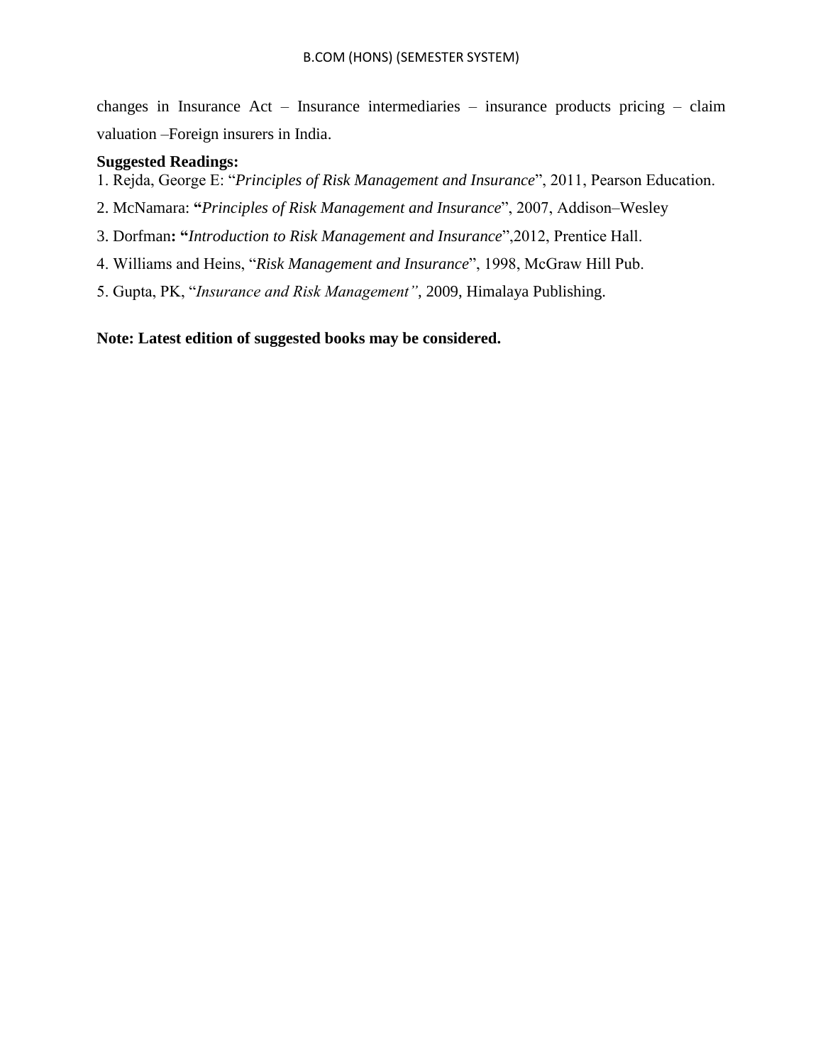changes in Insurance Act – Insurance intermediaries – insurance products pricing – claim valuation –Foreign insurers in India.

**Suggested Readings:**

1. Rejda, George E: "*Principles of Risk Management and Insurance*", 2011, Pearson Education.
2. McNamara: **"***Principles of Risk Management and Insurance*", 2007, Addison–Wesley
3. Dorfman**: "***Introduction to Risk Management and Insurance*",2012, Prentice Hall.
4. Williams and Heins, "*Risk Management and Insurance*", 1998, McGraw Hill Pub.
5. Gupta, PK, "*Insurance and Risk Management"*, 2009, Himalaya Publishing.

**Note: Latest edition of suggested books may be considered.**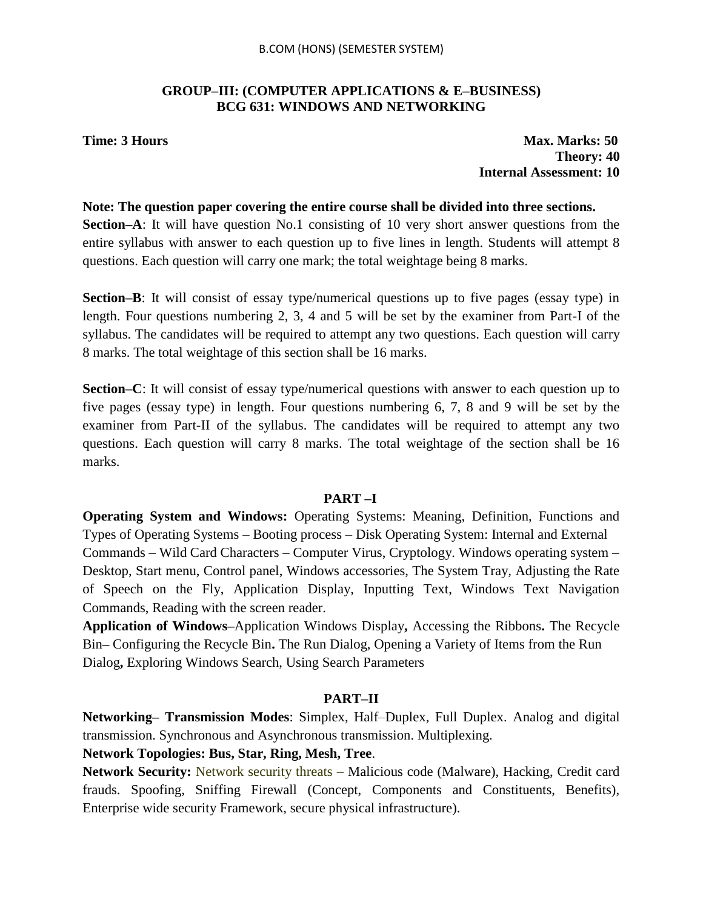## GROUP–III: (COMPUTER APPLICATIONS & E–BUSINESS)
## BCG 631: WINDOWS AND NETWORKING

**Time: 3 Hours** **Max. Marks: 50**
**Theory: 40**
**Internal Assessment: 10**

**Note: The question paper covering the entire course shall be divided into three sections.**

**Section–A**: It will have question No.1 consisting of 10 very short answer questions from the entire syllabus with answer to each question up to five lines in length. Students will attempt 8 questions. Each question will carry one mark; the total weightage being 8 marks.

**Section–B**: It will consist of essay type/numerical questions up to five pages (essay type) in length. Four questions numbering 2, 3, 4 and 5 will be set by the examiner from Part-I of the syllabus. The candidates will be required to attempt any two questions. Each question will carry 8 marks. The total weightage of this section shall be 16 marks.

**Section–C**: It will consist of essay type/numerical questions with answer to each question up to five pages (essay type) in length. Four questions numbering 6, 7, 8 and 9 will be set by the examiner from Part-II of the syllabus. The candidates will be required to attempt any two questions. Each question will carry 8 marks. The total weightage of the section shall be 16 marks.

### PART –I

**Operating System and Windows:** Operating Systems: Meaning, Definition, Functions and Types of Operating Systems – Booting process – Disk Operating System: Internal and External Commands – Wild Card Characters – Computer Virus, Cryptology. Windows operating system – Desktop, Start menu, Control panel, Windows accessories, The System Tray, Adjusting the Rate of Speech on the Fly, Application Display, Inputting Text, Windows Text Navigation Commands, Reading with the screen reader.

**Application of Windows–**Application Windows Display**,** Accessing the Ribbons**.** The Recycle Bin**–** Configuring the Recycle Bin**.** The Run Dialog, Opening a Variety of Items from the Run Dialog**,** Exploring Windows Search, Using Search Parameters

### PART–II

**Networking– Transmission Modes**: Simplex, Half–Duplex, Full Duplex. Analog and digital transmission. Synchronous and Asynchronous transmission. Multiplexing.

**Network Topologies: Bus, Star, Ring, Mesh, Tree**.

**Network Security:** Network security threats – Malicious code (Malware), Hacking, Credit card frauds. Spoofing, Sniffing Firewall (Concept, Components and Constituents, Benefits), Enterprise wide security Framework, secure physical infrastructure).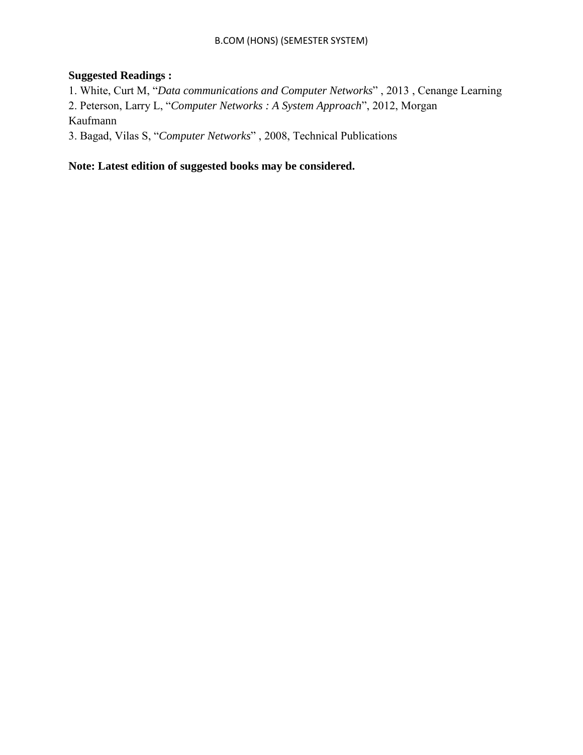**Suggested Readings :**

1. White, Curt M, "*Data communications and Computer Networks*" , 2013 , Cenange Learning
2. Peterson, Larry L, "*Computer Networks : A System Approach*", 2012, Morgan Kaufmann
3. Bagad, Vilas S, "*Computer Networks*" , 2008, Technical Publications

**Note: Latest edition of suggested books may be considered.**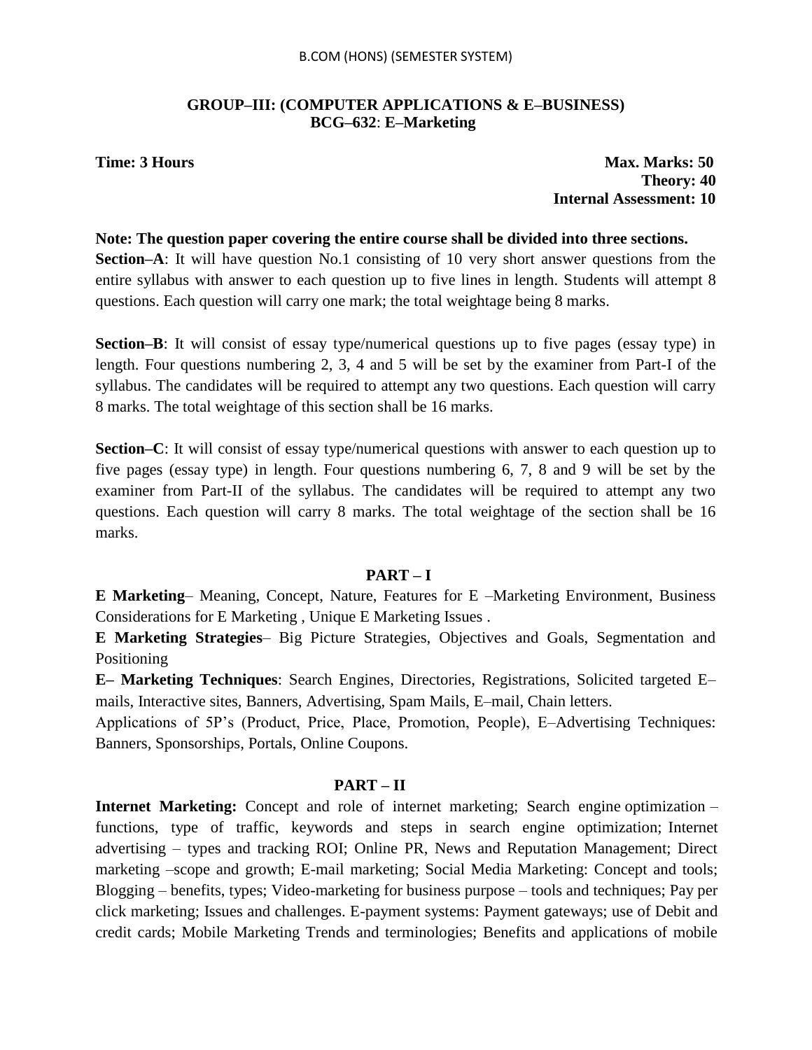## GROUP–III: (COMPUTER APPLICATIONS & E–BUSINESS)
## BCG–632: E–Marketing

**Time: 3 Hours** | **Max. Marks: 50**
**Theory: 40**
**Internal Assessment: 10**

**Note: The question paper covering the entire course shall be divided into three sections.**

**Section–A**: It will have question No.1 consisting of 10 very short answer questions from the entire syllabus with answer to each question up to five lines in length. Students will attempt 8 questions. Each question will carry one mark; the total weightage being 8 marks.

**Section–B**: It will consist of essay type/numerical questions up to five pages (essay type) in length. Four questions numbering 2, 3, 4 and 5 will be set by the examiner from Part-I of the syllabus. The candidates will be required to attempt any two questions. Each question will carry 8 marks. The total weightage of this section shall be 16 marks.

**Section–C**: It will consist of essay type/numerical questions with answer to each question up to five pages (essay type) in length. Four questions numbering 6, 7, 8 and 9 will be set by the examiner from Part-II of the syllabus. The candidates will be required to attempt any two questions. Each question will carry 8 marks. The total weightage of the section shall be 16 marks.

### PART – I

**E Marketing**– Meaning, Concept, Nature, Features for E –Marketing Environment, Business Considerations for E Marketing , Unique E Marketing Issues .

**E Marketing Strategies**– Big Picture Strategies, Objectives and Goals, Segmentation and Positioning

**E– Marketing Techniques**: Search Engines, Directories, Registrations, Solicited targeted E–mails, Interactive sites, Banners, Advertising, Spam Mails, E–mail, Chain letters.

Applications of 5P's (Product, Price, Place, Promotion, People), E–Advertising Techniques: Banners, Sponsorships, Portals, Online Coupons.

### PART – II

**Internet Marketing:** Concept and role of internet marketing; Search engine optimization – functions, type of traffic, keywords and steps in search engine optimization; Internet advertising – types and tracking ROI; Online PR, News and Reputation Management; Direct marketing –scope and growth; E-mail marketing; Social Media Marketing: Concept and tools; Blogging – benefits, types; Video-marketing for business purpose – tools and techniques; Pay per click marketing; Issues and challenges. E-payment systems: Payment gateways; use of Debit and credit cards; Mobile Marketing Trends and terminologies; Benefits and applications of mobile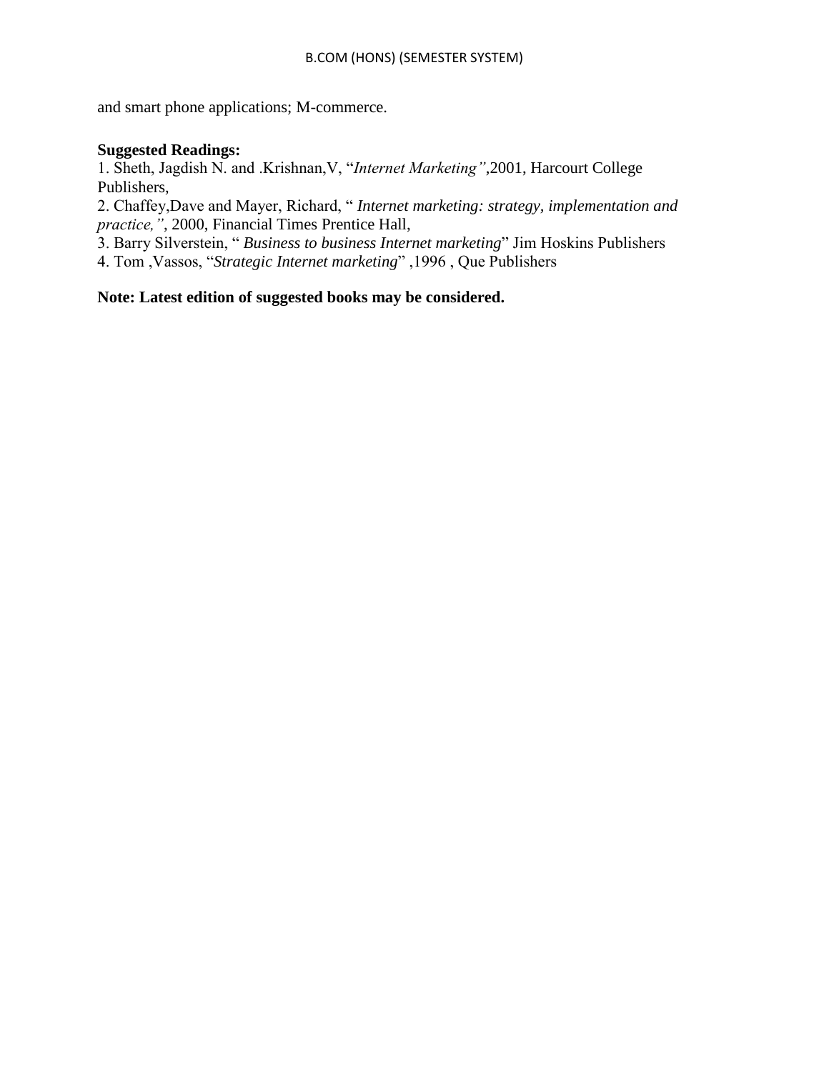and smart phone applications; M-commerce.

**Suggested Readings:**

1. Sheth, Jagdish N. and .Krishnan,V, "*Internet Marketing"*,2001, Harcourt College Publishers,
2. Chaffey,Dave and Mayer, Richard, " *Internet marketing: strategy, implementation and practice,"*, 2000, Financial Times Prentice Hall,
3. Barry Silverstein, " *Business to business Internet marketing*" Jim Hoskins Publishers
4. Tom ,Vassos, "*Strategic Internet marketing*" ,1996 , Que Publishers

**Note: Latest edition of suggested books may be considered.**